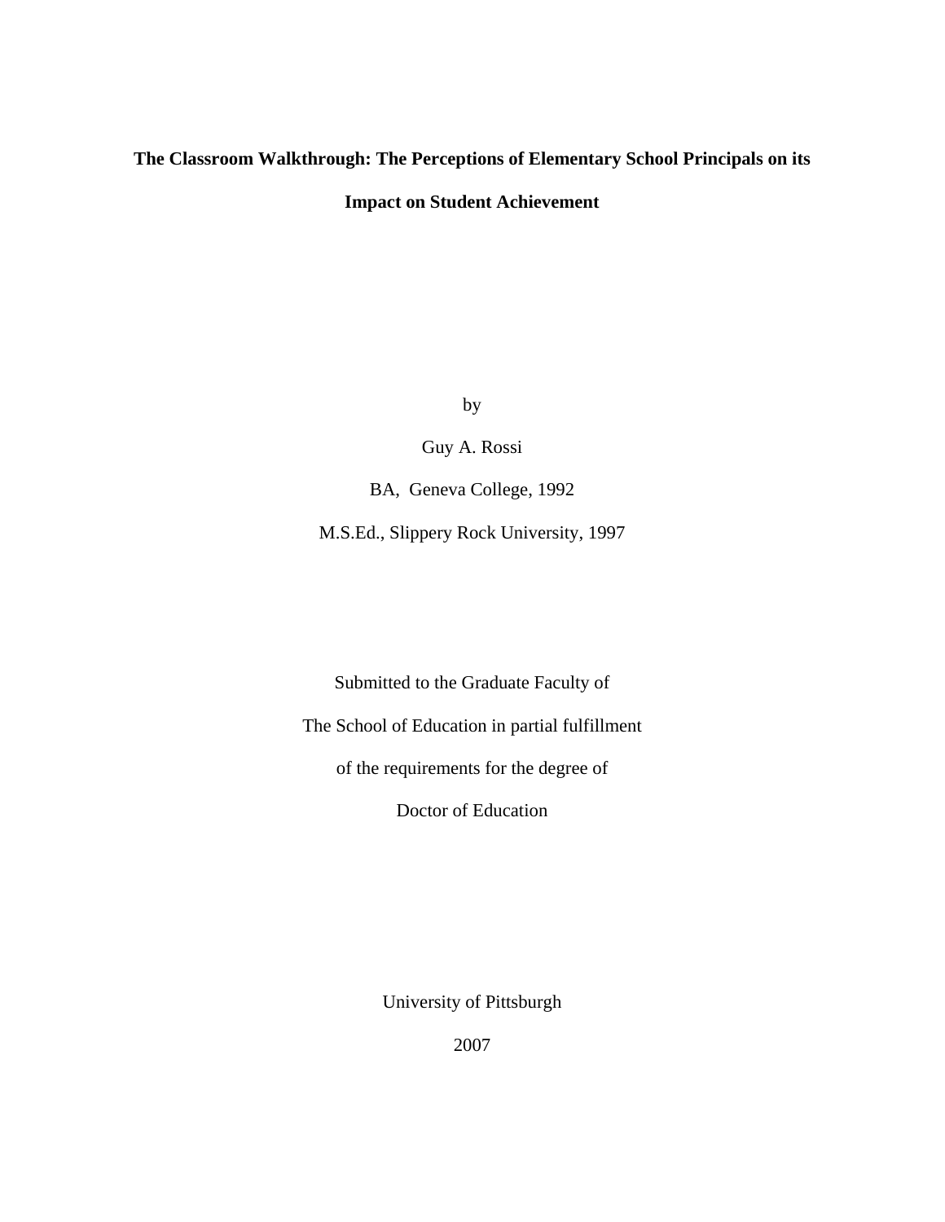# The Classroom Walkthrough: The Perceptions of Elementary School Principals on its Impact on Student Achievement

by

Guy A. Rossi

BA, Geneva College, 1992

M.S.Ed., Slippery Rock University, 1997

Submitted to the Graduate Faculty of

The School of Education in partial fulfillment

of the requirements for the degree of

Doctor of Education

University of Pittsburgh

2007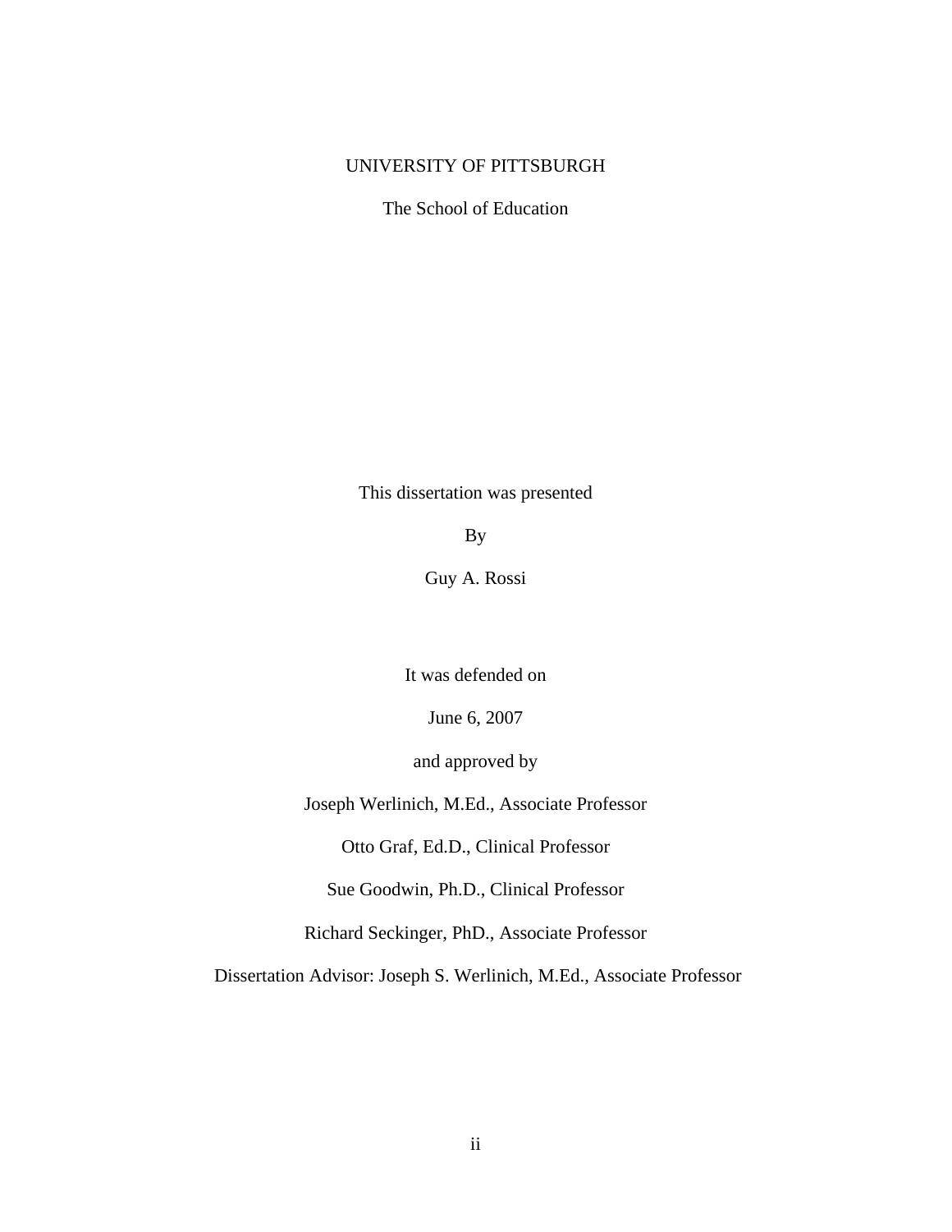UNIVERSITY OF PITTSBURGH

The School of Education

This dissertation was presented

By

Guy A. Rossi

It was defended on

June 6, 2007

and approved by

Joseph Werlinich, M.Ed., Associate Professor

Otto Graf, Ed.D., Clinical Professor

Sue Goodwin, Ph.D., Clinical Professor

Richard Seckinger, PhD., Associate Professor

Dissertation Advisor: Joseph S. Werlinich, M.Ed., Associate Professor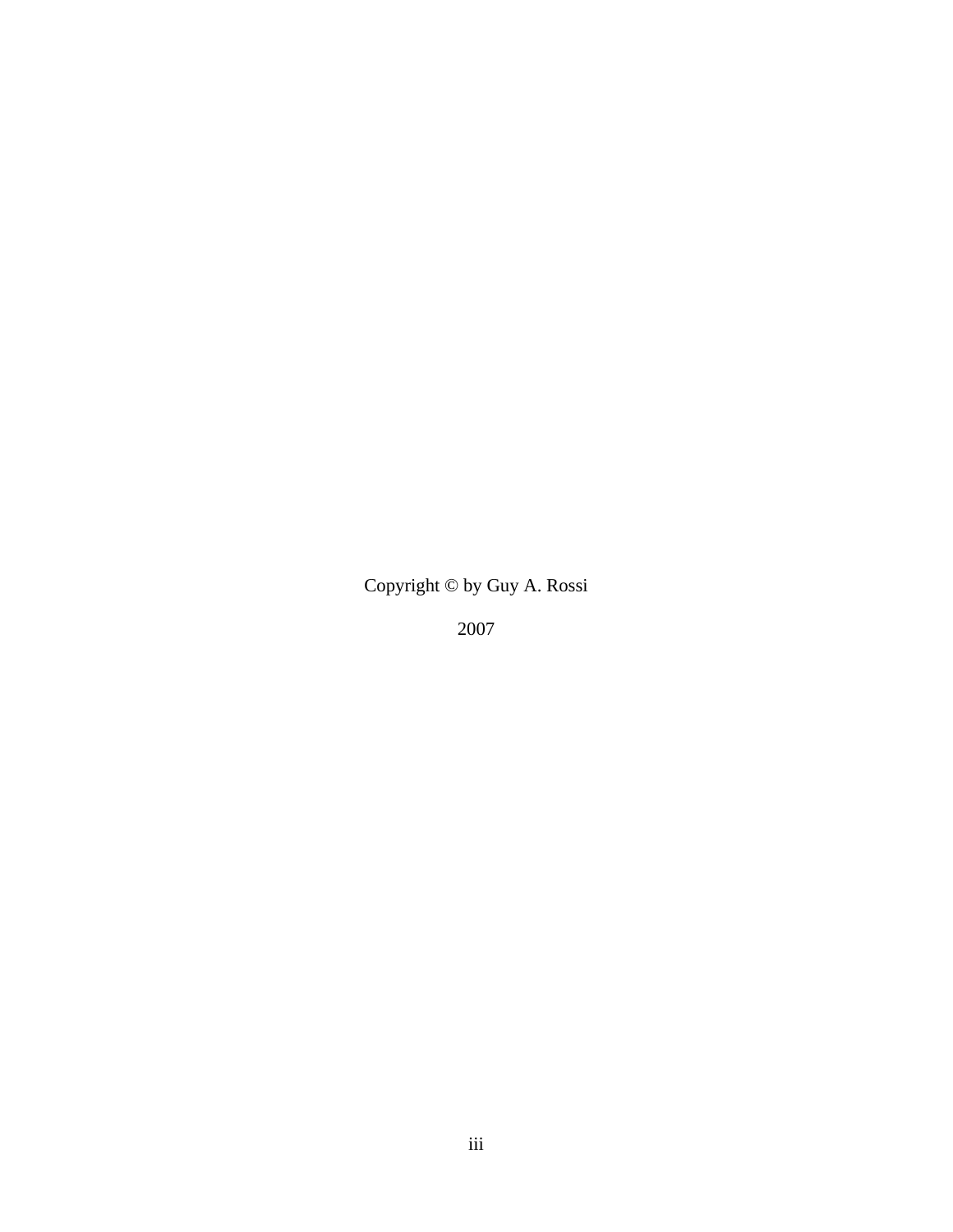Copyright © by Guy A. Rossi

2007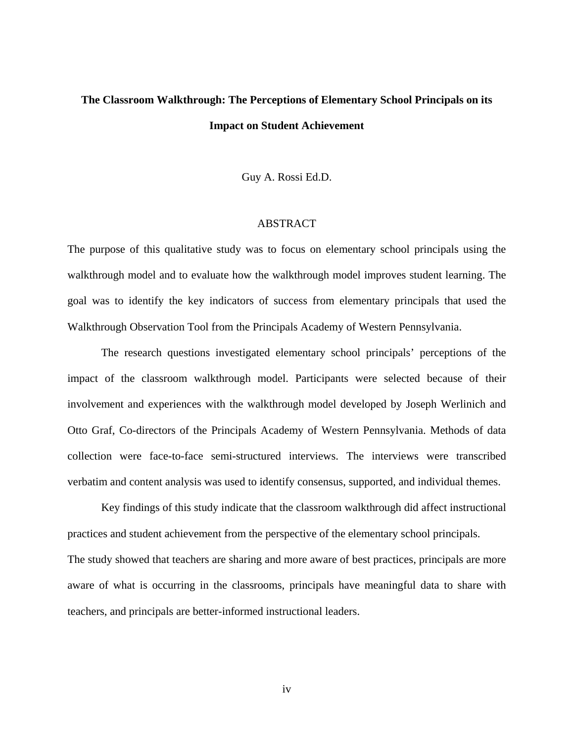**The Classroom Walkthrough: The Perceptions of Elementary School Principals on its Impact on Student Achievement**

Guy A. Rossi Ed.D.

ABSTRACT

The purpose of this qualitative study was to focus on elementary school principals using the walkthrough model and to evaluate how the walkthrough model improves student learning. The goal was to identify the key indicators of success from elementary principals that used the Walkthrough Observation Tool from the Principals Academy of Western Pennsylvania.

The research questions investigated elementary school principals' perceptions of the impact of the classroom walkthrough model. Participants were selected because of their involvement and experiences with the walkthrough model developed by Joseph Werlinich and Otto Graf, Co-directors of the Principals Academy of Western Pennsylvania. Methods of data collection were face-to-face semi-structured interviews. The interviews were transcribed verbatim and content analysis was used to identify consensus, supported, and individual themes.

Key findings of this study indicate that the classroom walkthrough did affect instructional practices and student achievement from the perspective of the elementary school principals. The study showed that teachers are sharing and more aware of best practices, principals are more aware of what is occurring in the classrooms, principals have meaningful data to share with teachers, and principals are better-informed instructional leaders.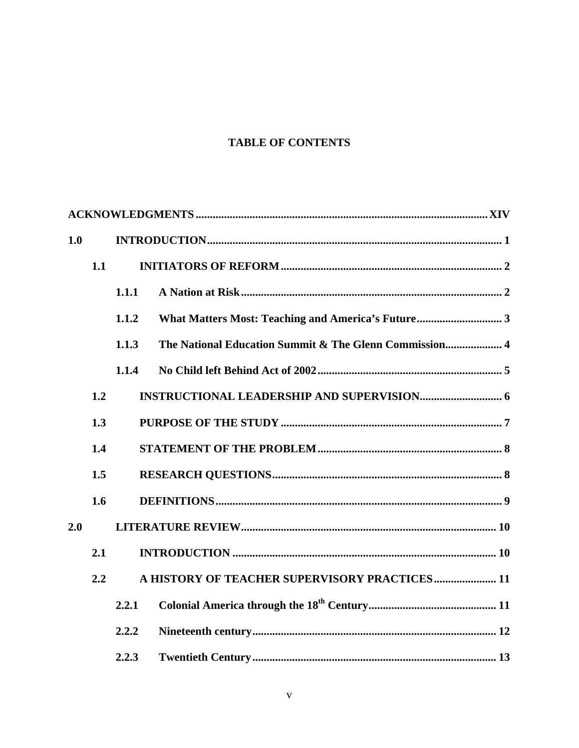## TABLE OF CONTENTS

ACKNOWLEDGMENTS ..... XIV

1.0 INTRODUCTION ..... 1

- 1.1 INITIATORS OF REFORM ..... 2
  - 1.1.1 A Nation at Risk ..... 2
  - 1.1.2 What Matters Most: Teaching and America's Future ..... 3
  - 1.1.3 The National Education Summit & The Glenn Commission ..... 4
  - 1.1.4 No Child left Behind Act of 2002 ..... 5
- 1.2 INSTRUCTIONAL LEADERSHIP AND SUPERVISION ..... 6
- 1.3 PURPOSE OF THE STUDY ..... 7
- 1.4 STATEMENT OF THE PROBLEM ..... 8
- 1.5 RESEARCH QUESTIONS ..... 8
- 1.6 DEFINITIONS ..... 9

2.0 LITERATURE REVIEW ..... 10

- 2.1 INTRODUCTION ..... 10
- 2.2 A HISTORY OF TEACHER SUPERVISORY PRACTICES ..... 11
  - 2.2.1 Colonial America through the 18th Century ..... 11
  - 2.2.2 Nineteenth century ..... 12
  - 2.2.3 Twentieth Century ..... 13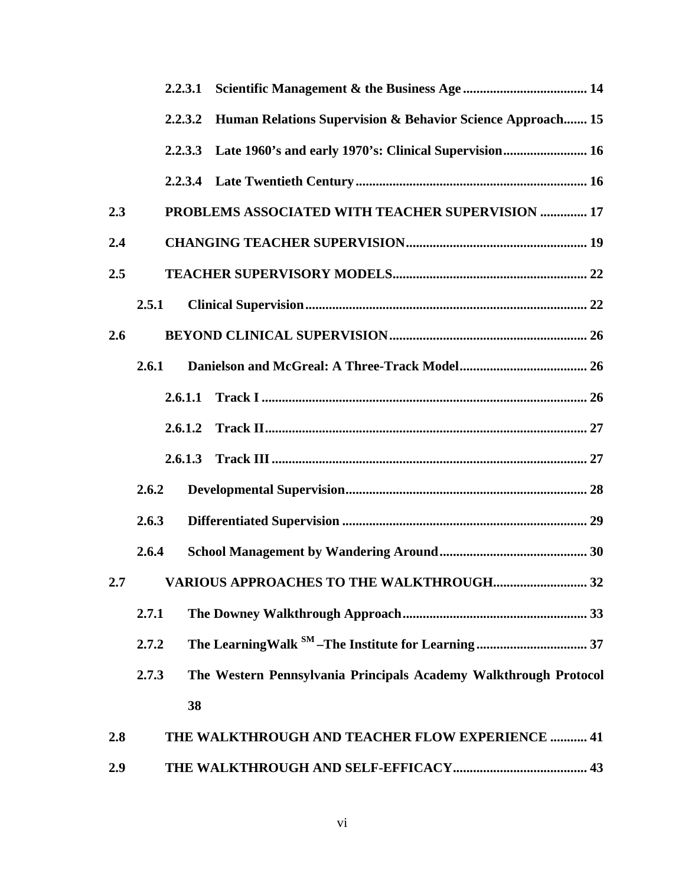2.2.3.1 Scientific Management & the Business Age ..................................... 14

2.2.3.2 Human Relations Supervision & Behavior Science Approach....... 15

2.2.3.3 Late 1960's and early 1970's: Clinical Supervision......................... 16

2.2.3.4 Late Twentieth Century.................................................................... 16

2.3 PROBLEMS ASSOCIATED WITH TEACHER SUPERVISION .............. 17

2.4 CHANGING TEACHER SUPERVISION...................................................... 19

2.5 TEACHER SUPERVISORY MODELS.......................................................... 22

2.5.1 Clinical Supervision.................................................................................... 22

2.6 BEYOND CLINICAL SUPERVISION........................................................... 26

2.6.1 Danielson and McGreal: A Three-Track Model...................................... 26

2.6.1.1 Track I ................................................................................................ 26

2.6.1.2 Track II................................................................................................ 27

2.6.1.3 Track III .............................................................................................. 27

2.6.2 Developmental Supervision........................................................................ 28

2.6.3 Differentiated Supervision ......................................................................... 29

2.6.4 School Management by Wandering Around............................................ 30

2.7 VARIOUS APPROACHES TO THE WALKTHROUGH............................ 32

2.7.1 The Downey Walkthrough Approach....................................................... 33

2.7.2 The LearningWalk SM –The Institute for Learning ................................. 37

2.7.3 The Western Pennsylvania Principals Academy Walkthrough Protocol 38

2.8 THE WALKTHROUGH AND TEACHER FLOW EXPERIENCE ........... 41

2.9 THE WALKTHROUGH AND SELF-EFFICACY........................................ 43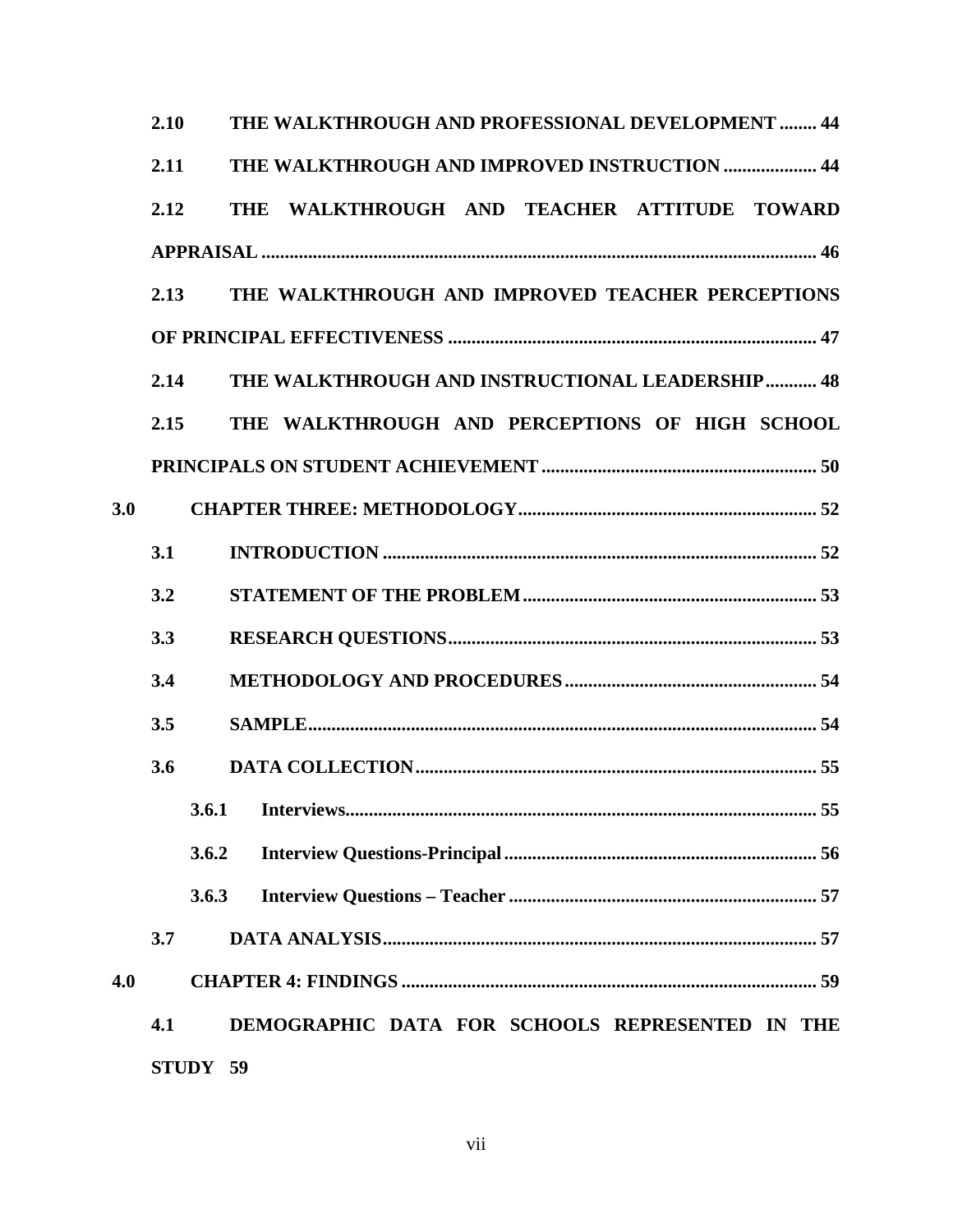2.10 THE WALKTHROUGH AND PROFESSIONAL DEVELOPMENT ........ 44

2.11 THE WALKTHROUGH AND IMPROVED INSTRUCTION .................... 44

2.12 THE WALKTHROUGH AND TEACHER ATTITUDE TOWARD APPRAISAL ...................................................................................................................... 46

2.13 THE WALKTHROUGH AND IMPROVED TEACHER PERCEPTIONS OF PRINCIPAL EFFECTIVENESS .............................................................................. 47

2.14 THE WALKTHROUGH AND INSTRUCTIONAL LEADERSHIP ........... 48

2.15 THE WALKTHROUGH AND PERCEPTIONS OF HIGH SCHOOL PRINCIPALS ON STUDENT ACHIEVEMENT ........................................................... 50

3.0 CHAPTER THREE: METHODOLOGY ................................................................ 52

3.1 INTRODUCTION ............................................................................................ 52

3.2 STATEMENT OF THE PROBLEM ............................................................... 53

3.3 RESEARCH QUESTIONS ............................................................................... 53

3.4 METHODOLOGY AND PROCEDURES ...................................................... 54

3.5 SAMPLE ............................................................................................................ 54

3.6 DATA COLLECTION ...................................................................................... 55

3.6.1 Interviews ...................................................................................................... 55

3.6.2 Interview Questions-Principal ................................................................... 56

3.6.3 Interview Questions – Teacher .................................................................. 57

3.7 DATA ANALYSIS ............................................................................................. 57

4.0 CHAPTER 4: FINDINGS ......................................................................................... 59

4.1 DEMOGRAPHIC DATA FOR SCHOOLS REPRESENTED IN THE STUDY 59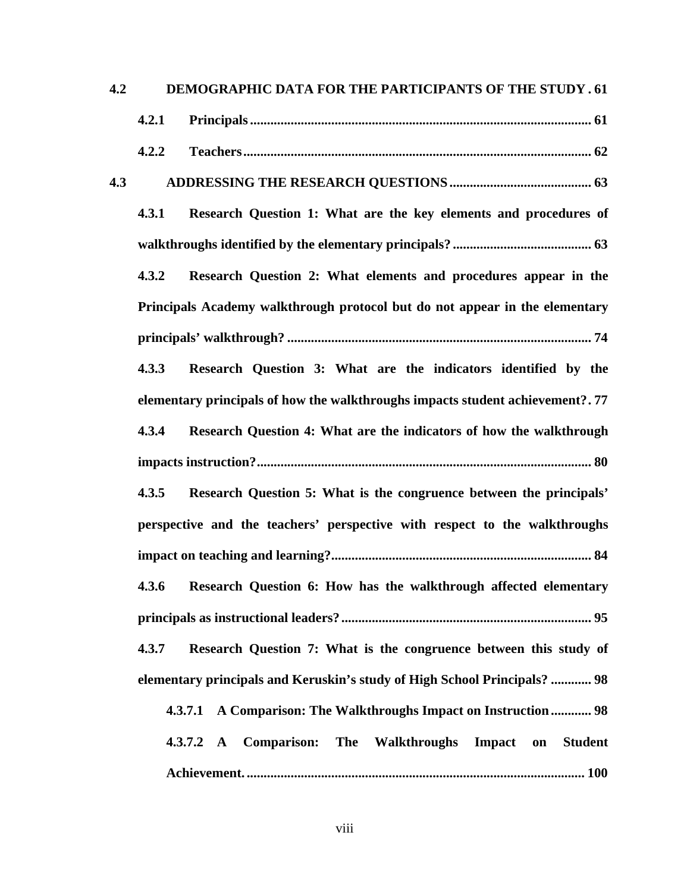**4.2 DEMOGRAPHIC DATA FOR THE PARTICIPANTS OF THE STUDY . 61**

**4.2.1 Principals ..................................................................................................... 61**

**4.2.2 Teachers ...................................................................................................... 62**

**4.3 ADDRESSING THE RESEARCH QUESTIONS .......................................... 63**

**4.3.1 Research Question 1: What are the key elements and procedures of walkthroughs identified by the elementary principals? ......................................... 63**

**4.3.2 Research Question 2: What elements and procedures appear in the Principals Academy walkthrough protocol but do not appear in the elementary principals' walkthrough? .......................................................................................... 74**

**4.3.3 Research Question 3: What are the indicators identified by the elementary principals of how the walkthroughs impacts student achievement? . 77**

**4.3.4 Research Question 4: What are the indicators of how the walkthrough impacts instruction? ................................................................................................... 80**

**4.3.5 Research Question 5: What is the congruence between the principals' perspective and the teachers' perspective with respect to the walkthroughs impact on teaching and learning? ............................................................................ 84**

**4.3.6 Research Question 6: How has the walkthrough affected elementary principals as instructional leaders? ......................................................................... 95**

**4.3.7 Research Question 7: What is the congruence between this study of elementary principals and Keruskin's study of High School Principals? ............ 98**

**4.3.7.1 A Comparison: The Walkthroughs Impact on Instruction ............ 98**

**4.3.7.2 A Comparison: The Walkthroughs Impact on Student Achievement. .................................................................................................. 100**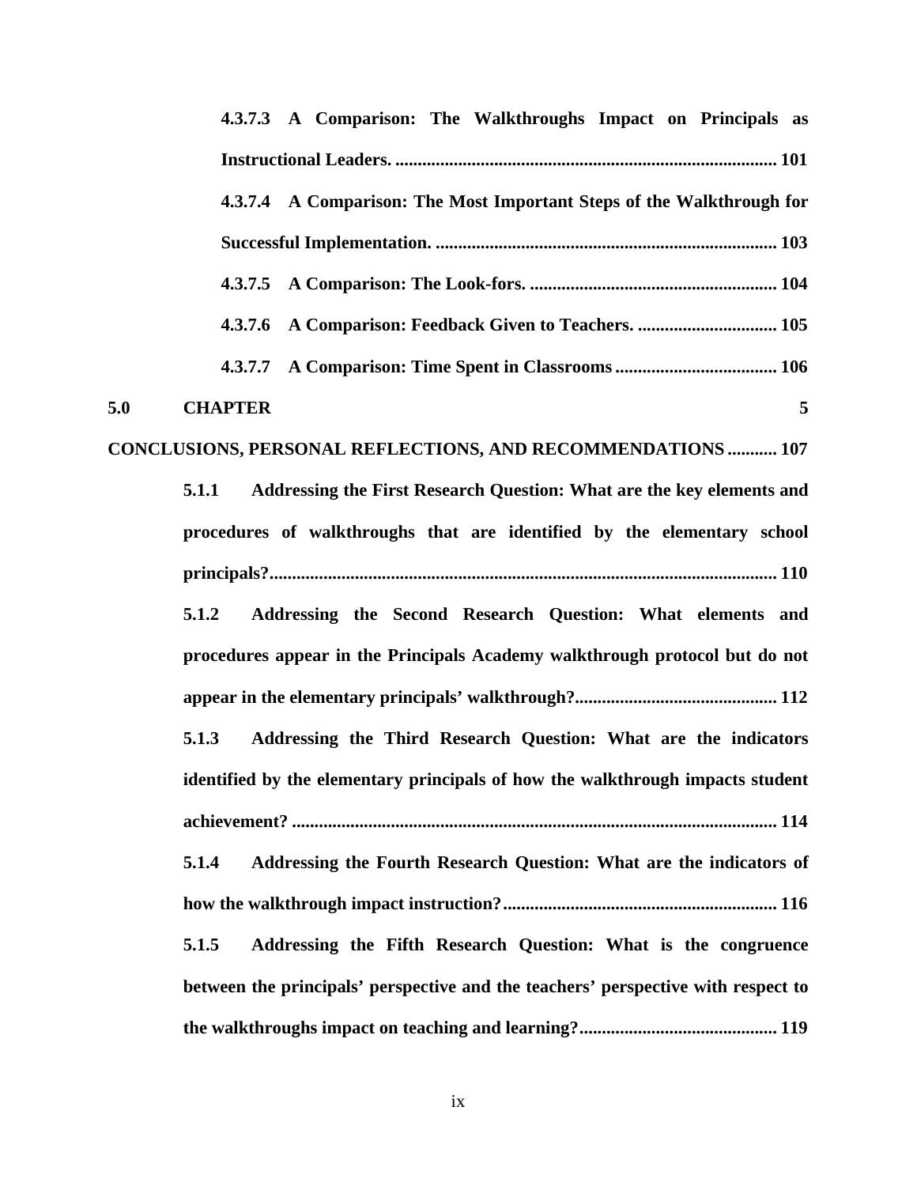**4.3.7.3 A Comparison: The Walkthroughs Impact on Principals as Instructional Leaders. ..................................................................................... 101**

**4.3.7.4 A Comparison: The Most Important Steps of the Walkthrough for Successful Implementation. ............................................................................ 103**

**4.3.7.5 A Comparison: The Look-fors. ....................................................... 104**

**4.3.7.6 A Comparison: Feedback Given to Teachers. ............................... 105**

**4.3.7.7 A Comparison: Time Spent in Classrooms .................................... 106**

**5.0 CHAPTER 5**

**CONCLUSIONS, PERSONAL REFLECTIONS, AND RECOMMENDATIONS ........... 107**

**5.1.1 Addressing the First Research Question: What are the key elements and procedures of walkthroughs that are identified by the elementary school principals?................................................................................................................ 110**

**5.1.2 Addressing the Second Research Question: What elements and procedures appear in the Principals Academy walkthrough protocol but do not appear in the elementary principals' walkthrough?............................................ 112**

**5.1.3 Addressing the Third Research Question: What are the indicators identified by the elementary principals of how the walkthrough impacts student achievement? ........................................................................................................... 114**

**5.1.4 Addressing the Fourth Research Question: What are the indicators of how the walkthrough impact instruction?............................................................. 116**

**5.1.5 Addressing the Fifth Research Question: What is the congruence between the principals' perspective and the teachers' perspective with respect to the walkthroughs impact on teaching and learning?............................................ 119**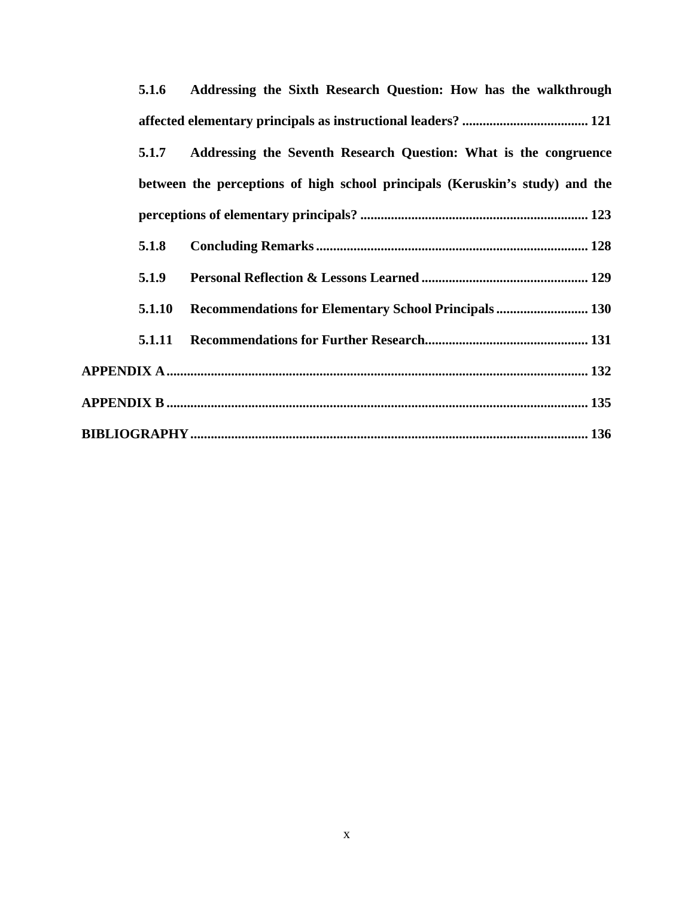**5.1.6 Addressing the Sixth Research Question: How has the walkthrough affected elementary principals as instructional leaders? ..................................... 121**

**5.1.7 Addressing the Seventh Research Question: What is the congruence between the perceptions of high school principals (Keruskin's study) and the perceptions of elementary principals? ................................................................... 123**

**5.1.8 Concluding Remarks ................................................................................ 128**

**5.1.9 Personal Reflection & Lessons Learned ................................................. 129**

**5.1.10 Recommendations for Elementary School Principals ........................... 130**

**5.1.11 Recommendations for Further Research................................................ 131**

**APPENDIX A ........................................................................................................... 132**

**APPENDIX B ........................................................................................................... 135**

**BIBLIOGRAPHY ..................................................................................................... 136**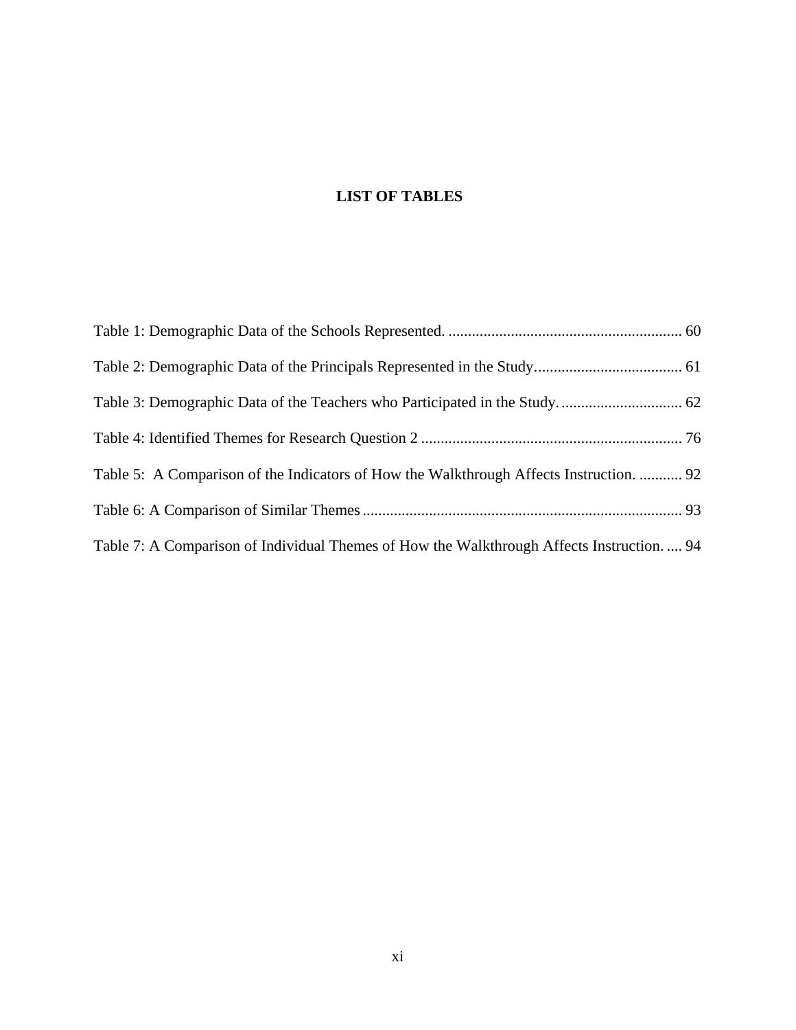# LIST OF TABLES

Table 1: Demographic Data of the Schools Represented. ........................................................... 60

Table 2: Demographic Data of the Principals Represented in the Study..................................... 61

Table 3: Demographic Data of the Teachers who Participated in the Study. .............................. 62

Table 4: Identified Themes for Research Question 2 .................................................................. 76

Table 5: A Comparison of the Indicators of How the Walkthrough Affects Instruction. ........... 92

Table 6: A Comparison of Similar Themes ................................................................................. 93

Table 7: A Comparison of Individual Themes of How the Walkthrough Affects Instruction. .... 94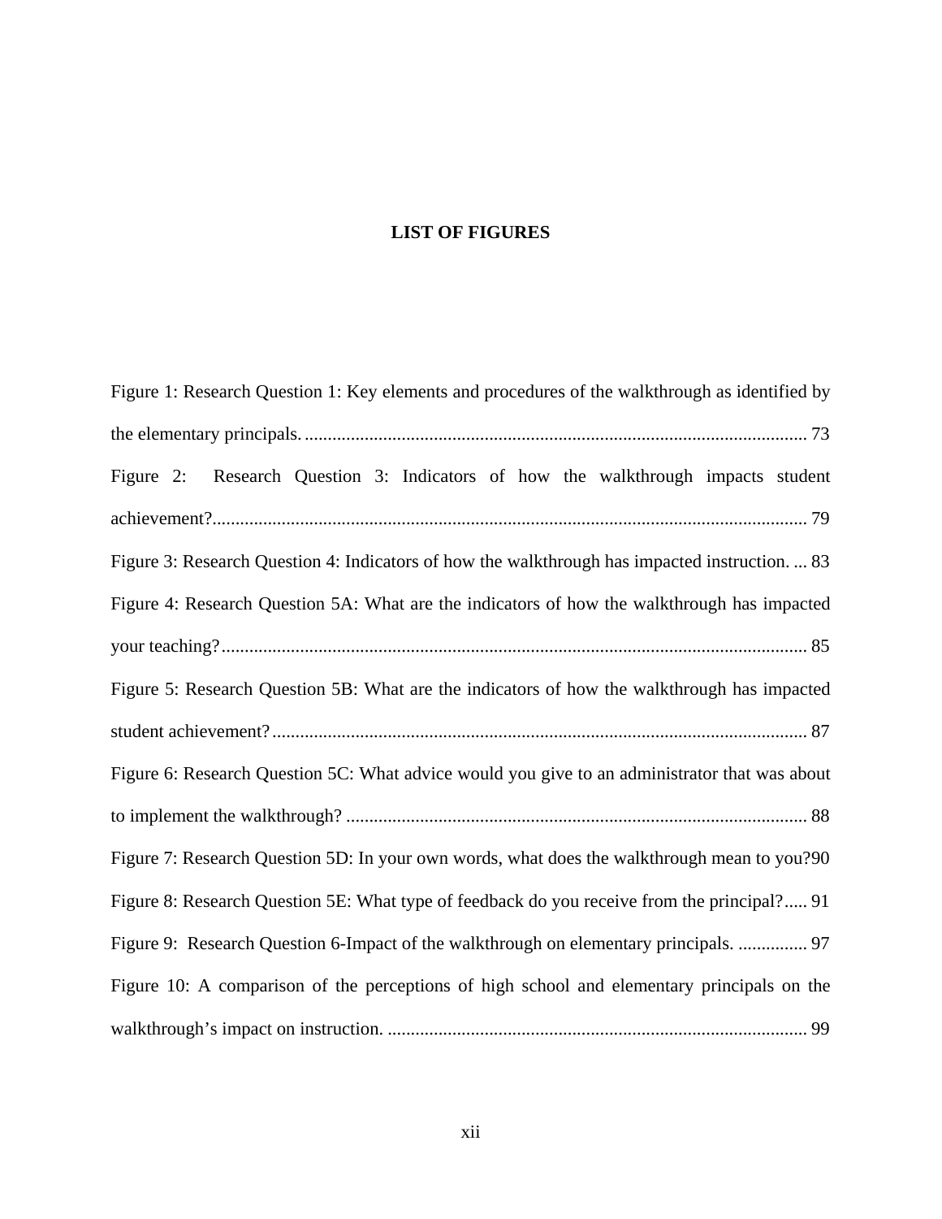# LIST OF FIGURES

Figure 1: Research Question 1: Key elements and procedures of the walkthrough as identified by the elementary principals. 73

Figure 2: Research Question 3: Indicators of how the walkthrough impacts student achievement? 79

Figure 3: Research Question 4: Indicators of how the walkthrough has impacted instruction. 83

Figure 4: Research Question 5A: What are the indicators of how the walkthrough has impacted your teaching? 85

Figure 5: Research Question 5B: What are the indicators of how the walkthrough has impacted student achievement? 87

Figure 6: Research Question 5C: What advice would you give to an administrator that was about to implement the walkthrough? 88

Figure 7: Research Question 5D: In your own words, what does the walkthrough mean to you? 90

Figure 8: Research Question 5E: What type of feedback do you receive from the principal? 91

Figure 9: Research Question 6-Impact of the walkthrough on elementary principals. 97

Figure 10: A comparison of the perceptions of high school and elementary principals on the walkthrough's impact on instruction. 99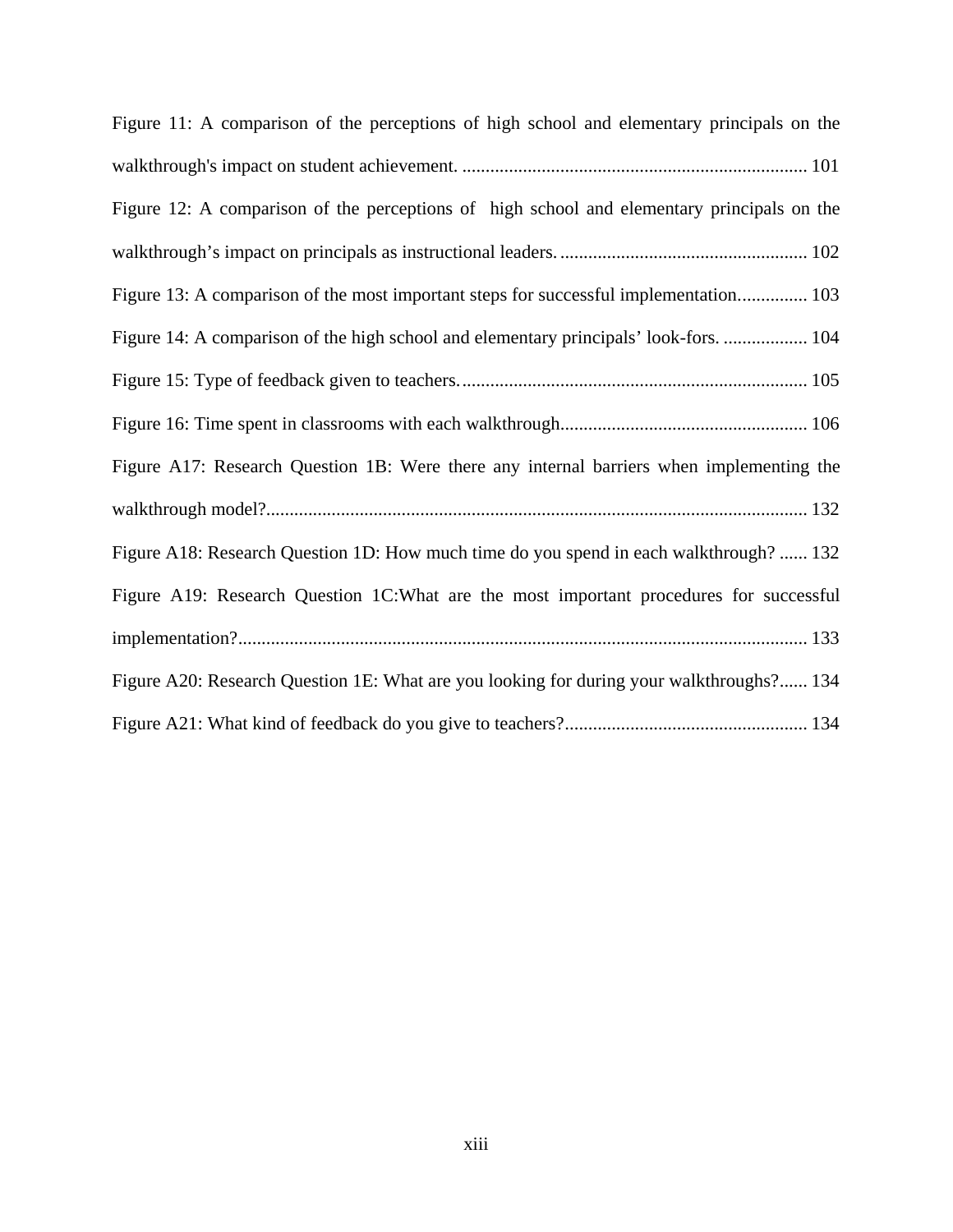Figure 11: A comparison of the perceptions of high school and elementary principals on the walkthrough's impact on student achievement. .......................................................................... 101

Figure 12: A comparison of the perceptions of high school and elementary principals on the walkthrough’s impact on principals as instructional leaders. ..................................................... 102

Figure 13: A comparison of the most important steps for successful implementation............... 103

Figure 14: A comparison of the high school and elementary principals’ look-fors. .................. 104

Figure 15: Type of feedback given to teachers. .......................................................................... 105

Figure 16: Time spent in classrooms with each walkthrough..................................................... 106

Figure A17: Research Question 1B: Were there any internal barriers when implementing the walkthrough model?.................................................................................................................... 132

Figure A18: Research Question 1D: How much time do you spend in each walkthrough? ...... 132

Figure A19: Research Question 1C:What are the most important procedures for successful implementation?.......................................................................................................................... 133

Figure A20: Research Question 1E: What are you looking for during your walkthroughs?...... 134

Figure A21: What kind of feedback do you give to teachers?.................................................... 134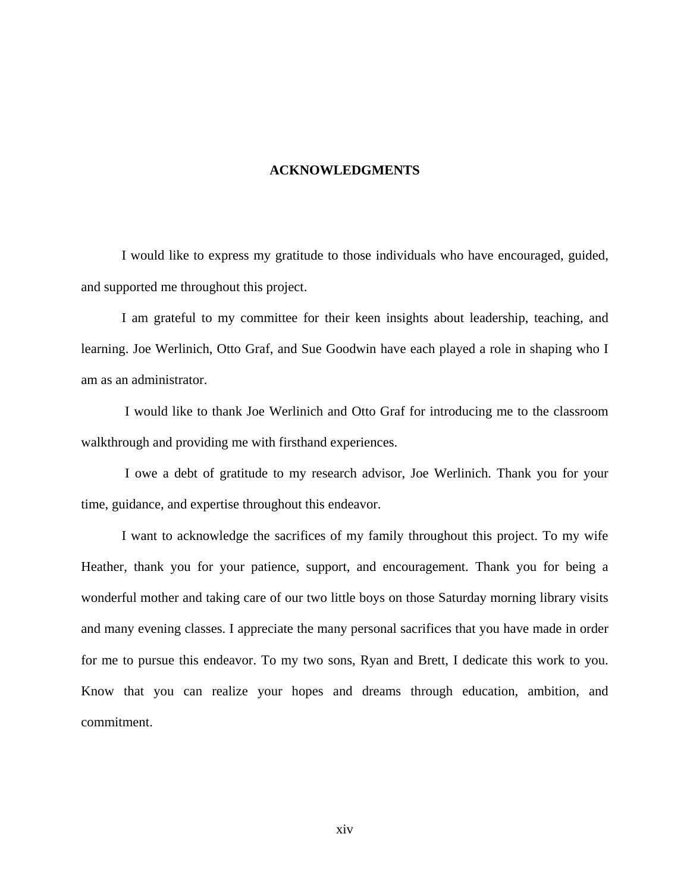# ACKNOWLEDGMENTS

I would like to express my gratitude to those individuals who have encouraged, guided, and supported me throughout this project.

I am grateful to my committee for their keen insights about leadership, teaching, and learning. Joe Werlinich, Otto Graf, and Sue Goodwin have each played a role in shaping who I am as an administrator.

I would like to thank Joe Werlinich and Otto Graf for introducing me to the classroom walkthrough and providing me with firsthand experiences.

I owe a debt of gratitude to my research advisor, Joe Werlinich. Thank you for your time, guidance, and expertise throughout this endeavor.

I want to acknowledge the sacrifices of my family throughout this project. To my wife Heather, thank you for your patience, support, and encouragement. Thank you for being a wonderful mother and taking care of our two little boys on those Saturday morning library visits and many evening classes. I appreciate the many personal sacrifices that you have made in order for me to pursue this endeavor. To my two sons, Ryan and Brett, I dedicate this work to you. Know that you can realize your hopes and dreams through education, ambition, and commitment.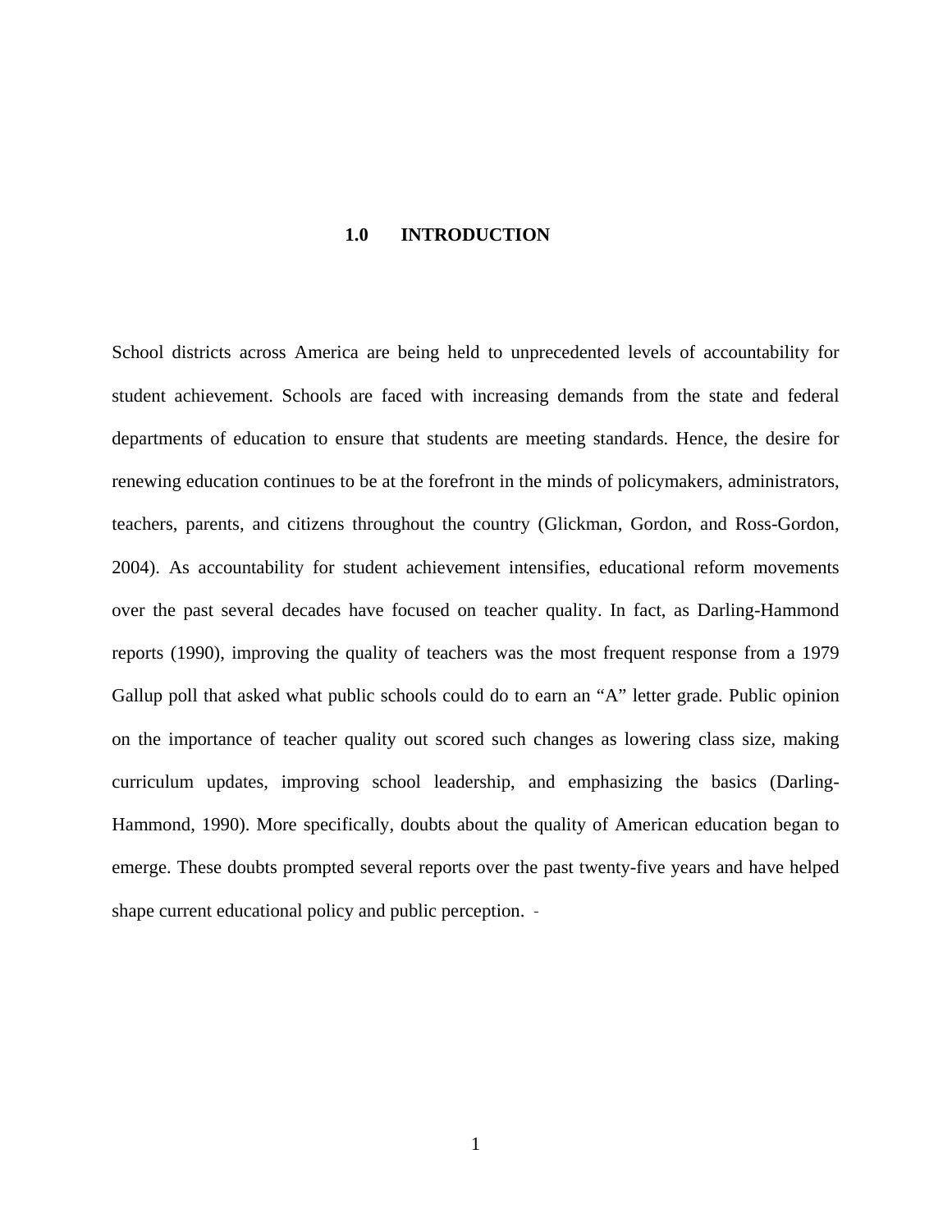# 1.0 INTRODUCTION

School districts across America are being held to unprecedented levels of accountability for student achievement. Schools are faced with increasing demands from the state and federal departments of education to ensure that students are meeting standards. Hence, the desire for renewing education continues to be at the forefront in the minds of policymakers, administrators, teachers, parents, and citizens throughout the country (Glickman, Gordon, and Ross-Gordon, 2004). As accountability for student achievement intensifies, educational reform movements over the past several decades have focused on teacher quality. In fact, as Darling-Hammond reports (1990), improving the quality of teachers was the most frequent response from a 1979 Gallup poll that asked what public schools could do to earn an "A" letter grade. Public opinion on the importance of teacher quality out scored such changes as lowering class size, making curriculum updates, improving school leadership, and emphasizing the basics (Darling-Hammond, 1990). More specifically, doubts about the quality of American education began to emerge. These doubts prompted several reports over the past twenty-five years and have helped shape current educational policy and public perception.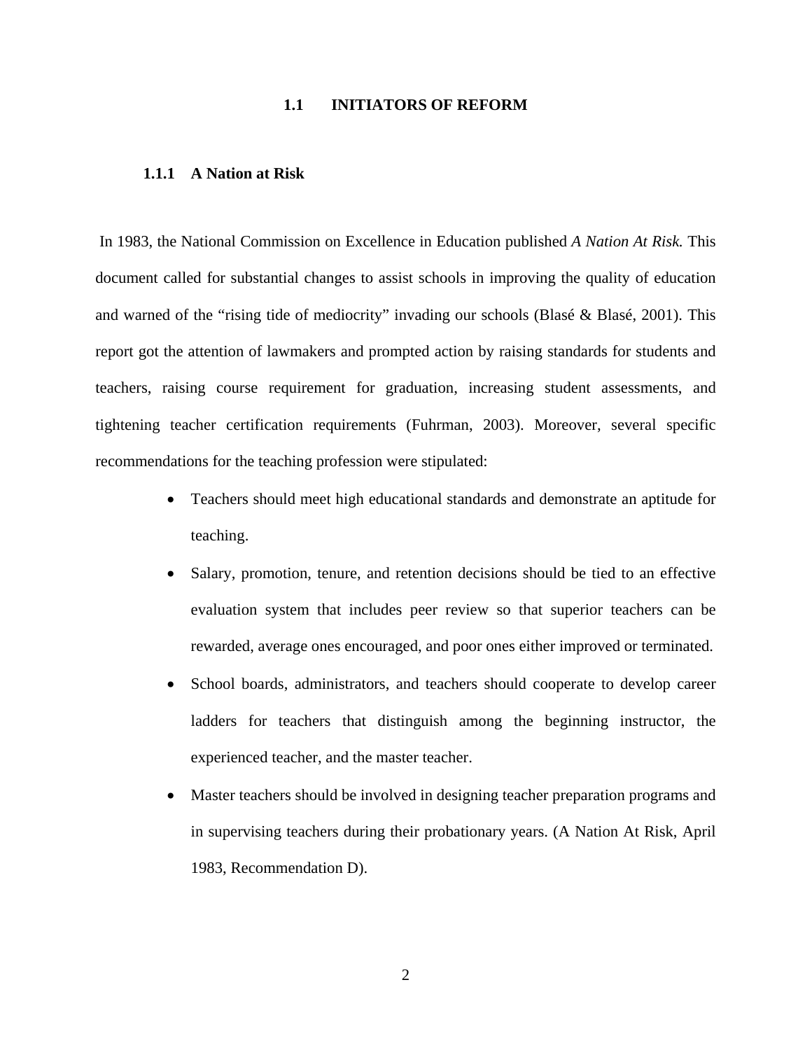## 1.1 INITIATORS OF REFORM

### 1.1.1 A Nation at Risk

In 1983, the National Commission on Excellence in Education published *A Nation At Risk.* This document called for substantial changes to assist schools in improving the quality of education and warned of the "rising tide of mediocrity" invading our schools (Blasé & Blasé, 2001). This report got the attention of lawmakers and prompted action by raising standards for students and teachers, raising course requirement for graduation, increasing student assessments, and tightening teacher certification requirements (Fuhrman, 2003). Moreover, several specific recommendations for the teaching profession were stipulated:

- Teachers should meet high educational standards and demonstrate an aptitude for teaching.
- Salary, promotion, tenure, and retention decisions should be tied to an effective evaluation system that includes peer review so that superior teachers can be rewarded, average ones encouraged, and poor ones either improved or terminated.
- School boards, administrators, and teachers should cooperate to develop career ladders for teachers that distinguish among the beginning instructor, the experienced teacher, and the master teacher.
- Master teachers should be involved in designing teacher preparation programs and in supervising teachers during their probationary years. (A Nation At Risk, April 1983, Recommendation D).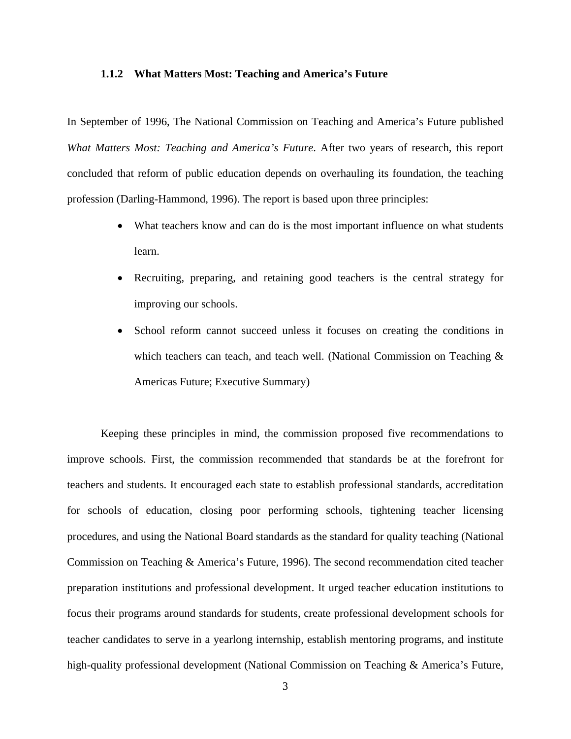### 1.1.2 What Matters Most: Teaching and America's Future

In September of 1996, The National Commission on Teaching and America's Future published *What Matters Most: Teaching and America's Future*. After two years of research, this report concluded that reform of public education depends on overhauling its foundation, the teaching profession (Darling-Hammond, 1996). The report is based upon three principles:

- What teachers know and can do is the most important influence on what students learn.
- Recruiting, preparing, and retaining good teachers is the central strategy for improving our schools.
- School reform cannot succeed unless it focuses on creating the conditions in which teachers can teach, and teach well. (National Commission on Teaching & Americas Future; Executive Summary)

Keeping these principles in mind, the commission proposed five recommendations to improve schools. First, the commission recommended that standards be at the forefront for teachers and students. It encouraged each state to establish professional standards, accreditation for schools of education, closing poor performing schools, tightening teacher licensing procedures, and using the National Board standards as the standard for quality teaching (National Commission on Teaching & America's Future, 1996). The second recommendation cited teacher preparation institutions and professional development. It urged teacher education institutions to focus their programs around standards for students, create professional development schools for teacher candidates to serve in a yearlong internship, establish mentoring programs, and institute high-quality professional development (National Commission on Teaching & America's Future,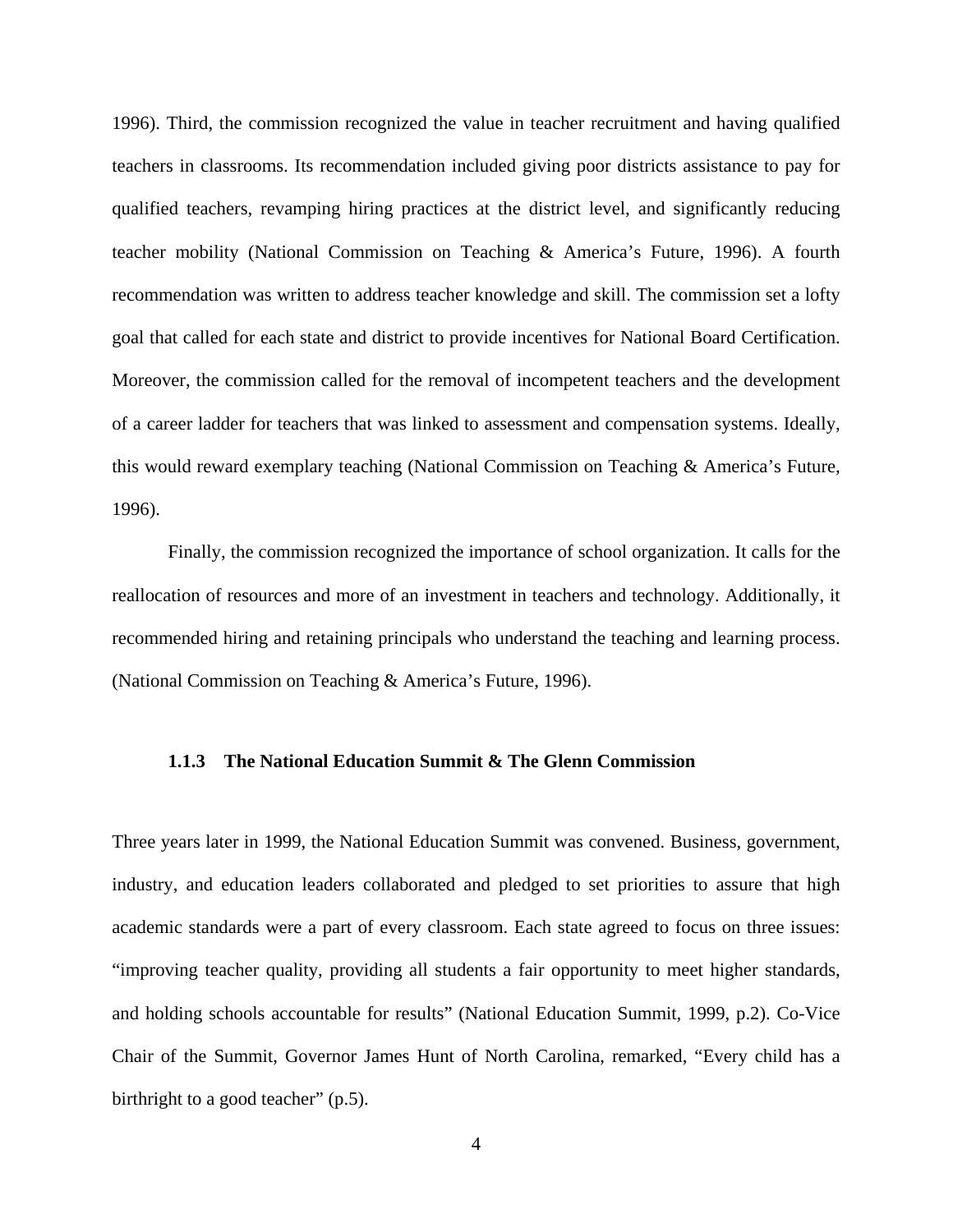1996). Third, the commission recognized the value in teacher recruitment and having qualified teachers in classrooms. Its recommendation included giving poor districts assistance to pay for qualified teachers, revamping hiring practices at the district level, and significantly reducing teacher mobility (National Commission on Teaching & America's Future, 1996). A fourth recommendation was written to address teacher knowledge and skill. The commission set a lofty goal that called for each state and district to provide incentives for National Board Certification. Moreover, the commission called for the removal of incompetent teachers and the development of a career ladder for teachers that was linked to assessment and compensation systems. Ideally, this would reward exemplary teaching (National Commission on Teaching & America's Future, 1996).

Finally, the commission recognized the importance of school organization. It calls for the reallocation of resources and more of an investment in teachers and technology. Additionally, it recommended hiring and retaining principals who understand the teaching and learning process. (National Commission on Teaching & America's Future, 1996).

### 1.1.3 The National Education Summit & The Glenn Commission

Three years later in 1999, the National Education Summit was convened. Business, government, industry, and education leaders collaborated and pledged to set priorities to assure that high academic standards were a part of every classroom. Each state agreed to focus on three issues: "improving teacher quality, providing all students a fair opportunity to meet higher standards, and holding schools accountable for results" (National Education Summit, 1999, p.2). Co-Vice Chair of the Summit, Governor James Hunt of North Carolina, remarked, "Every child has a birthright to a good teacher" (p.5).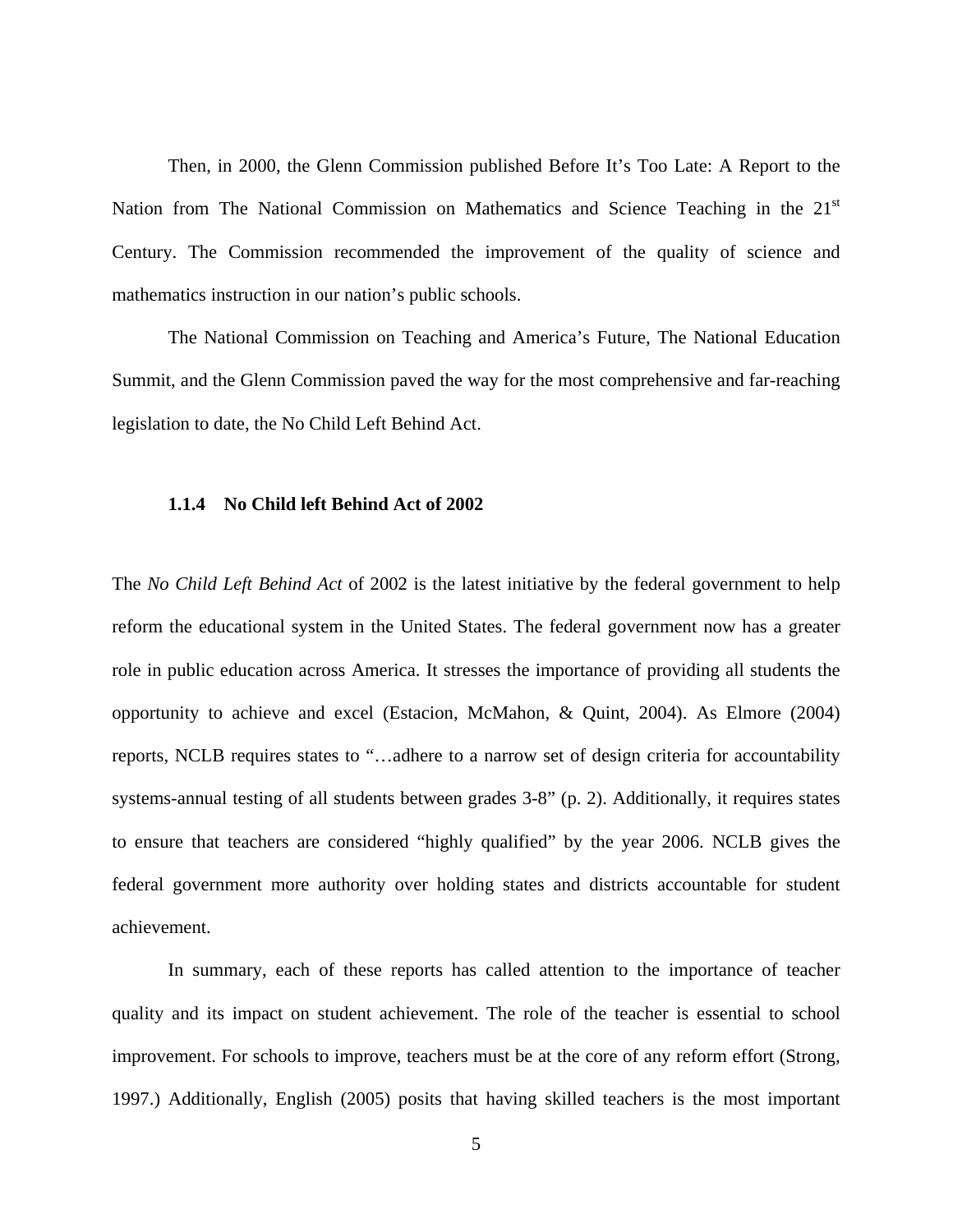Then, in 2000, the Glenn Commission published Before It's Too Late: A Report to the Nation from The National Commission on Mathematics and Science Teaching in the 21st Century. The Commission recommended the improvement of the quality of science and mathematics instruction in our nation's public schools.

The National Commission on Teaching and America's Future, The National Education Summit, and the Glenn Commission paved the way for the most comprehensive and far-reaching legislation to date, the No Child Left Behind Act.

#### 1.1.4 No Child left Behind Act of 2002

The *No Child Left Behind Act* of 2002 is the latest initiative by the federal government to help reform the educational system in the United States. The federal government now has a greater role in public education across America. It stresses the importance of providing all students the opportunity to achieve and excel (Estacion, McMahon, & Quint, 2004). As Elmore (2004) reports, NCLB requires states to "…adhere to a narrow set of design criteria for accountability systems-annual testing of all students between grades 3-8" (p. 2). Additionally, it requires states to ensure that teachers are considered "highly qualified" by the year 2006. NCLB gives the federal government more authority over holding states and districts accountable for student achievement.

In summary, each of these reports has called attention to the importance of teacher quality and its impact on student achievement. The role of the teacher is essential to school improvement. For schools to improve, teachers must be at the core of any reform effort (Strong, 1997.) Additionally, English (2005) posits that having skilled teachers is the most important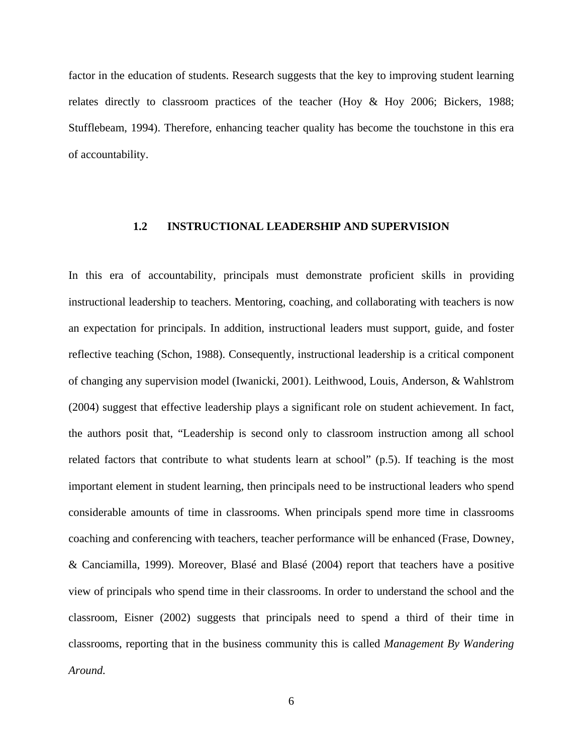factor in the education of students. Research suggests that the key to improving student learning relates directly to classroom practices of the teacher (Hoy & Hoy 2006; Bickers, 1988; Stufflebeam, 1994). Therefore, enhancing teacher quality has become the touchstone in this era of accountability.

## 1.2 INSTRUCTIONAL LEADERSHIP AND SUPERVISION

In this era of accountability, principals must demonstrate proficient skills in providing instructional leadership to teachers. Mentoring, coaching, and collaborating with teachers is now an expectation for principals. In addition, instructional leaders must support, guide, and foster reflective teaching (Schon, 1988). Consequently, instructional leadership is a critical component of changing any supervision model (Iwanicki, 2001). Leithwood, Louis, Anderson, & Wahlstrom (2004) suggest that effective leadership plays a significant role on student achievement. In fact, the authors posit that, "Leadership is second only to classroom instruction among all school related factors that contribute to what students learn at school" (p.5). If teaching is the most important element in student learning, then principals need to be instructional leaders who spend considerable amounts of time in classrooms. When principals spend more time in classrooms coaching and conferencing with teachers, teacher performance will be enhanced (Frase, Downey, & Canciamilla, 1999). Moreover, Blasé and Blasé (2004) report that teachers have a positive view of principals who spend time in their classrooms. In order to understand the school and the classroom, Eisner (2002) suggests that principals need to spend a third of their time in classrooms, reporting that in the business community this is called *Management By Wandering Around.*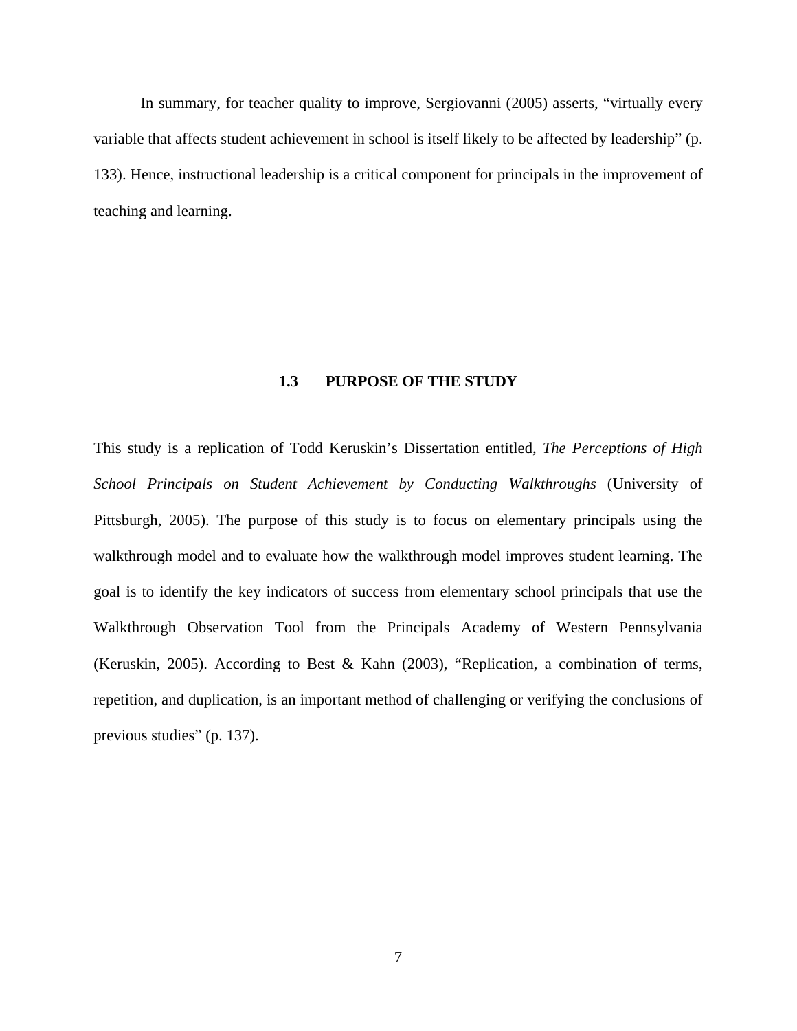In summary, for teacher quality to improve, Sergiovanni (2005) asserts, “virtually every variable that affects student achievement in school is itself likely to be affected by leadership” (p. 133). Hence, instructional leadership is a critical component for principals in the improvement of teaching and learning.

## 1.3 PURPOSE OF THE STUDY

This study is a replication of Todd Keruskin’s Dissertation entitled, *The Perceptions of High School Principals on Student Achievement by Conducting Walkthroughs* (University of Pittsburgh, 2005). The purpose of this study is to focus on elementary principals using the walkthrough model and to evaluate how the walkthrough model improves student learning. The goal is to identify the key indicators of success from elementary school principals that use the Walkthrough Observation Tool from the Principals Academy of Western Pennsylvania (Keruskin, 2005). According to Best & Kahn (2003), “Replication, a combination of terms, repetition, and duplication, is an important method of challenging or verifying the conclusions of previous studies” (p. 137).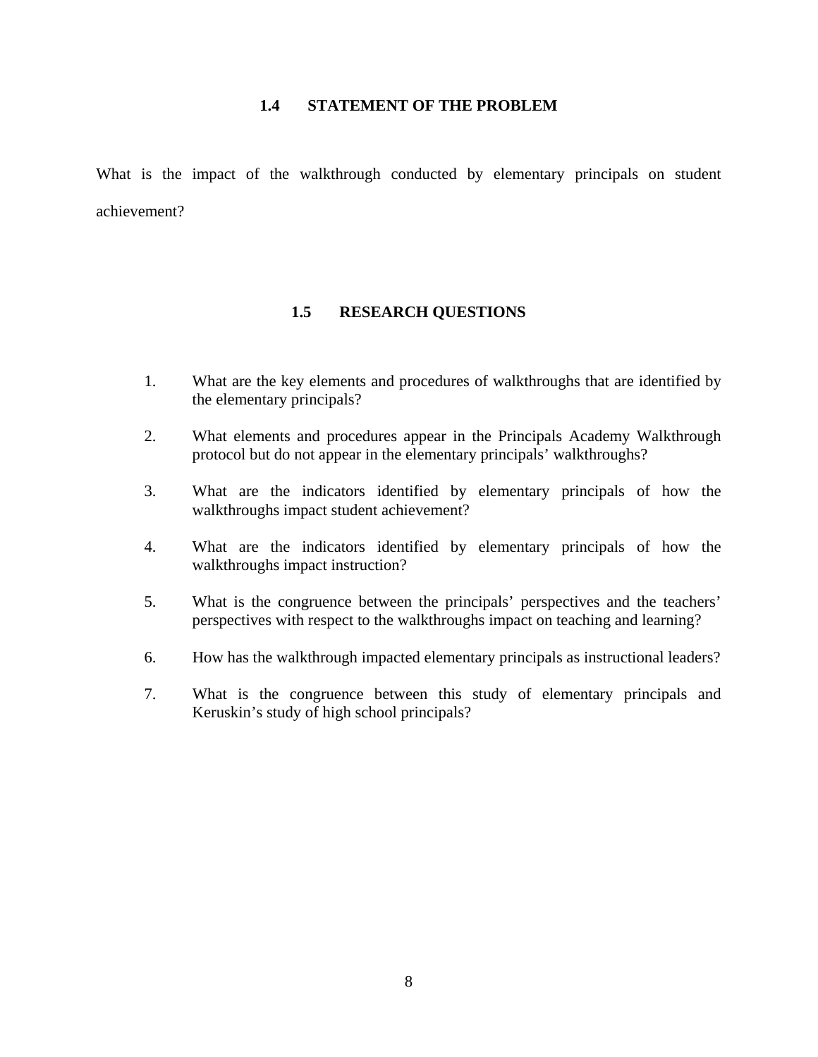## 1.4 STATEMENT OF THE PROBLEM

What is the impact of the walkthrough conducted by elementary principals on student achievement?

## 1.5 RESEARCH QUESTIONS

1. What are the key elements and procedures of walkthroughs that are identified by the elementary principals?
2. What elements and procedures appear in the Principals Academy Walkthrough protocol but do not appear in the elementary principals' walkthroughs?
3. What are the indicators identified by elementary principals of how the walkthroughs impact student achievement?
4. What are the indicators identified by elementary principals of how the walkthroughs impact instruction?
5. What is the congruence between the principals' perspectives and the teachers' perspectives with respect to the walkthroughs impact on teaching and learning?
6. How has the walkthrough impacted elementary principals as instructional leaders?
7. What is the congruence between this study of elementary principals and Keruskin's study of high school principals?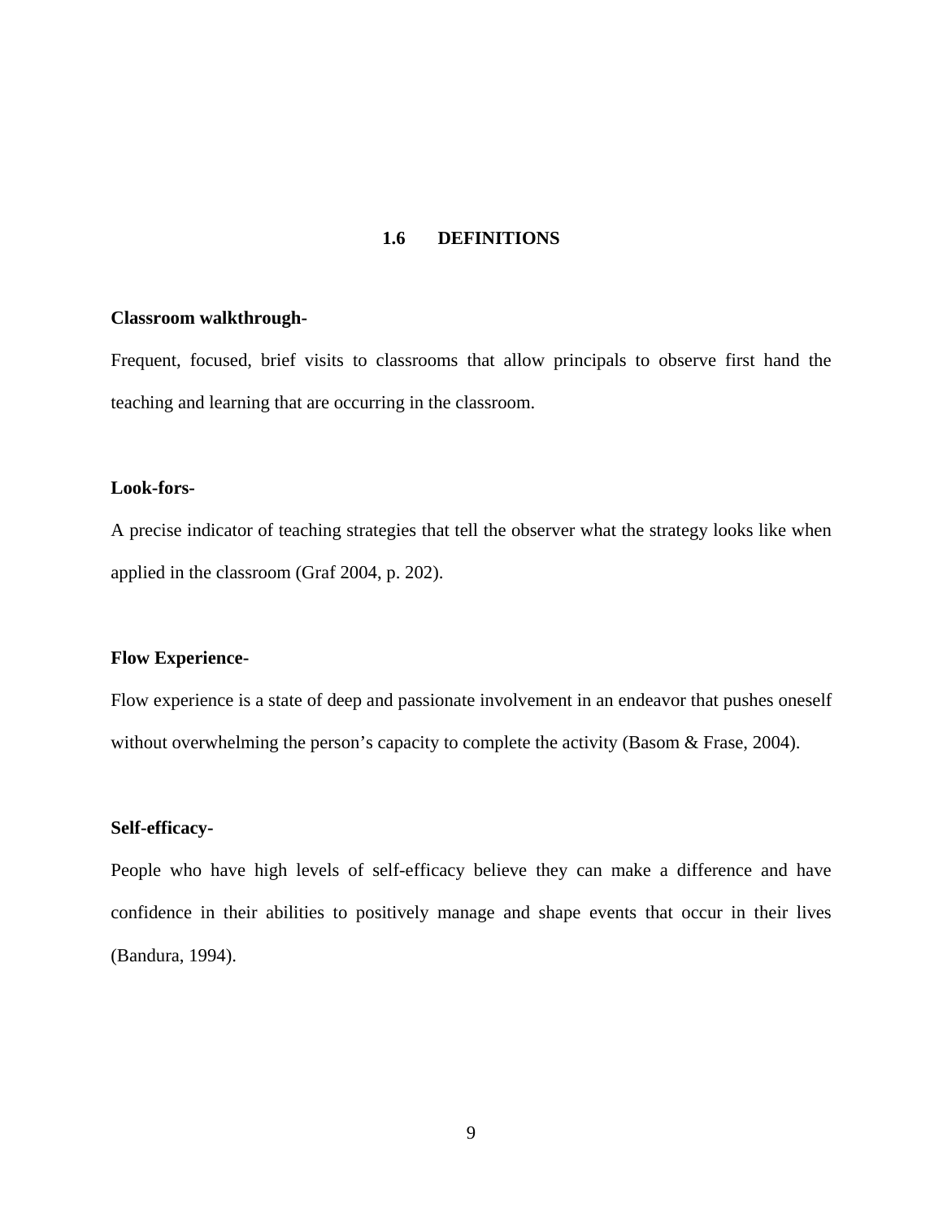## 1.6 DEFINITIONS

**Classroom walkthrough-**

Frequent, focused, brief visits to classrooms that allow principals to observe first hand the teaching and learning that are occurring in the classroom.

**Look-fors-**

A precise indicator of teaching strategies that tell the observer what the strategy looks like when applied in the classroom (Graf 2004, p. 202).

**Flow Experience-**

Flow experience is a state of deep and passionate involvement in an endeavor that pushes oneself without overwhelming the person's capacity to complete the activity (Basom & Frase, 2004).

**Self-efficacy-**

People who have high levels of self-efficacy believe they can make a difference and have confidence in their abilities to positively manage and shape events that occur in their lives (Bandura, 1994).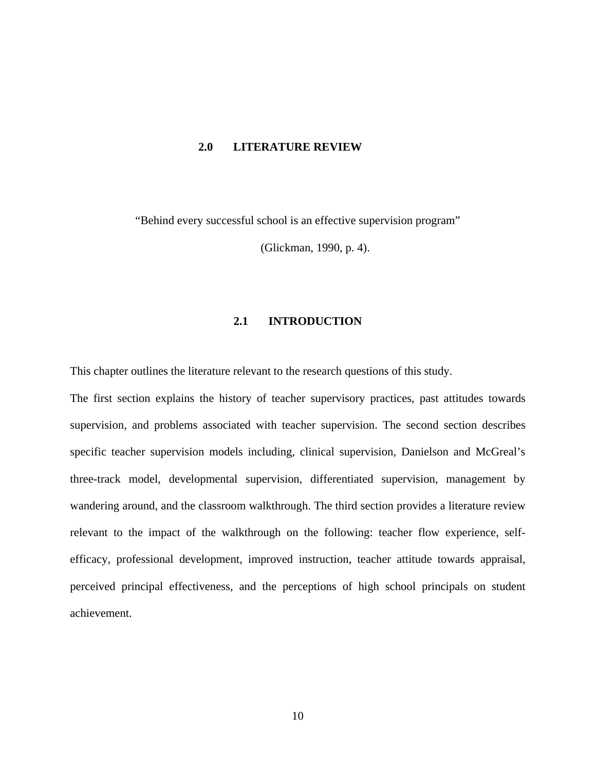# 2.0 LITERATURE REVIEW

"Behind every successful school is an effective supervision program"

(Glickman, 1990, p. 4).

## 2.1 INTRODUCTION

This chapter outlines the literature relevant to the research questions of this study.

The first section explains the history of teacher supervisory practices, past attitudes towards supervision, and problems associated with teacher supervision. The second section describes specific teacher supervision models including, clinical supervision, Danielson and McGreal's three-track model, developmental supervision, differentiated supervision, management by wandering around, and the classroom walkthrough. The third section provides a literature review relevant to the impact of the walkthrough on the following: teacher flow experience, self-efficacy, professional development, improved instruction, teacher attitude towards appraisal, perceived principal effectiveness, and the perceptions of high school principals on student achievement.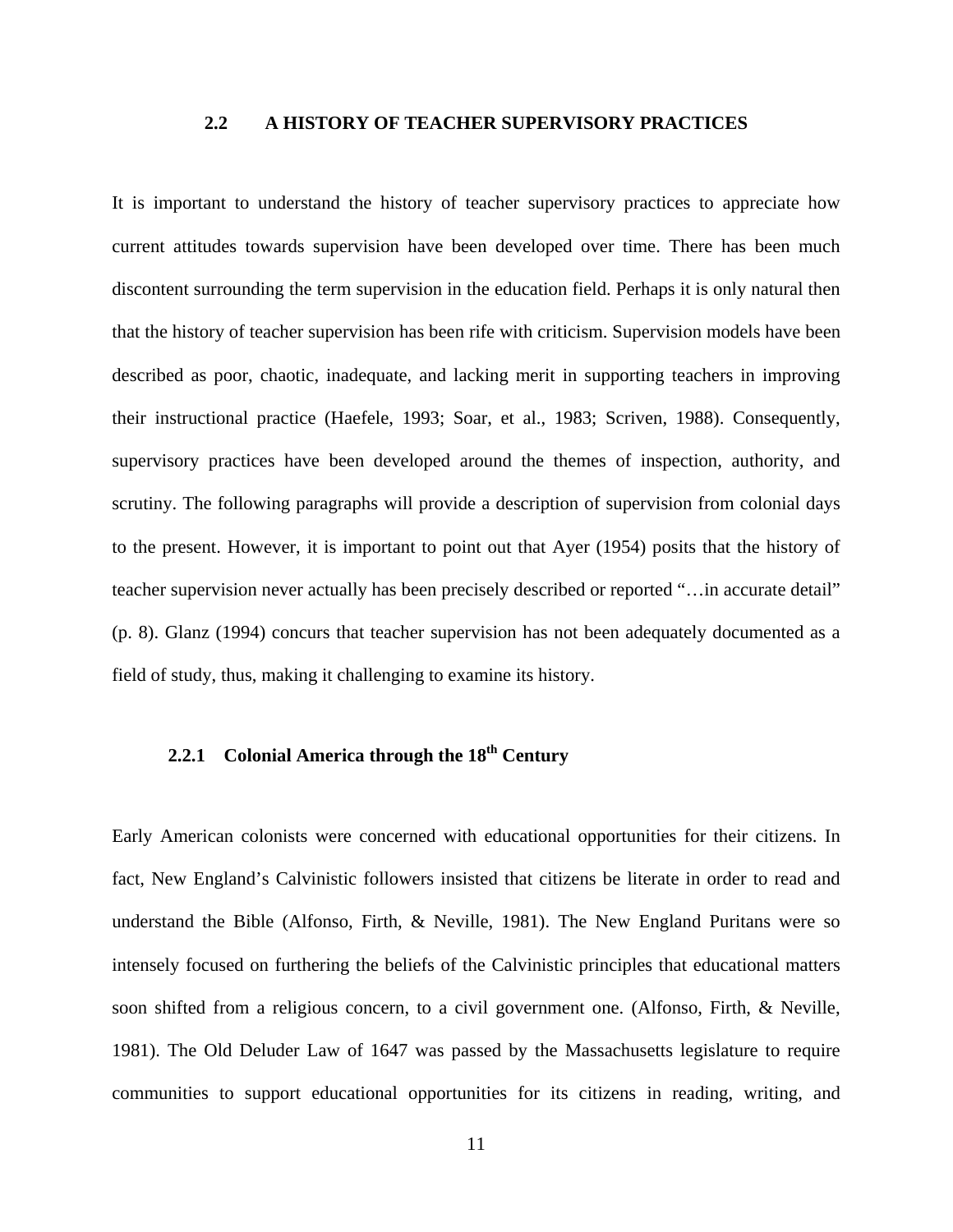## 2.2 A HISTORY OF TEACHER SUPERVISORY PRACTICES

It is important to understand the history of teacher supervisory practices to appreciate how current attitudes towards supervision have been developed over time. There has been much discontent surrounding the term supervision in the education field. Perhaps it is only natural then that the history of teacher supervision has been rife with criticism. Supervision models have been described as poor, chaotic, inadequate, and lacking merit in supporting teachers in improving their instructional practice (Haefele, 1993; Soar, et al., 1983; Scriven, 1988). Consequently, supervisory practices have been developed around the themes of inspection, authority, and scrutiny. The following paragraphs will provide a description of supervision from colonial days to the present. However, it is important to point out that Ayer (1954) posits that the history of teacher supervision never actually has been precisely described or reported "…in accurate detail" (p. 8). Glanz (1994) concurs that teacher supervision has not been adequately documented as a field of study, thus, making it challenging to examine its history.

### 2.2.1 Colonial America through the 18th Century

Early American colonists were concerned with educational opportunities for their citizens. In fact, New England's Calvinistic followers insisted that citizens be literate in order to read and understand the Bible (Alfonso, Firth, & Neville, 1981). The New England Puritans were so intensely focused on furthering the beliefs of the Calvinistic principles that educational matters soon shifted from a religious concern, to a civil government one. (Alfonso, Firth, & Neville, 1981). The Old Deluder Law of 1647 was passed by the Massachusetts legislature to require communities to support educational opportunities for its citizens in reading, writing, and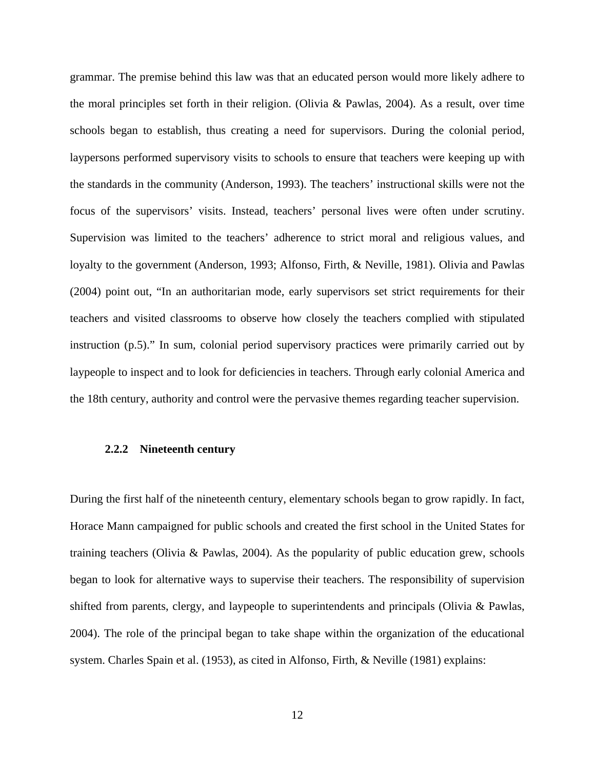grammar. The premise behind this law was that an educated person would more likely adhere to the moral principles set forth in their religion. (Olivia & Pawlas, 2004). As a result, over time schools began to establish, thus creating a need for supervisors. During the colonial period, laypersons performed supervisory visits to schools to ensure that teachers were keeping up with the standards in the community (Anderson, 1993). The teachers' instructional skills were not the focus of the supervisors' visits. Instead, teachers' personal lives were often under scrutiny. Supervision was limited to the teachers' adherence to strict moral and religious values, and loyalty to the government (Anderson, 1993; Alfonso, Firth, & Neville, 1981). Olivia and Pawlas (2004) point out, "In an authoritarian mode, early supervisors set strict requirements for their teachers and visited classrooms to observe how closely the teachers complied with stipulated instruction (p.5)." In sum, colonial period supervisory practices were primarily carried out by laypeople to inspect and to look for deficiencies in teachers. Through early colonial America and the 18th century, authority and control were the pervasive themes regarding teacher supervision.

### 2.2.2 Nineteenth century

During the first half of the nineteenth century, elementary schools began to grow rapidly. In fact, Horace Mann campaigned for public schools and created the first school in the United States for training teachers (Olivia & Pawlas, 2004). As the popularity of public education grew, schools began to look for alternative ways to supervise their teachers. The responsibility of supervision shifted from parents, clergy, and laypeople to superintendents and principals (Olivia & Pawlas, 2004). The role of the principal began to take shape within the organization of the educational system. Charles Spain et al. (1953), as cited in Alfonso, Firth, & Neville (1981) explains: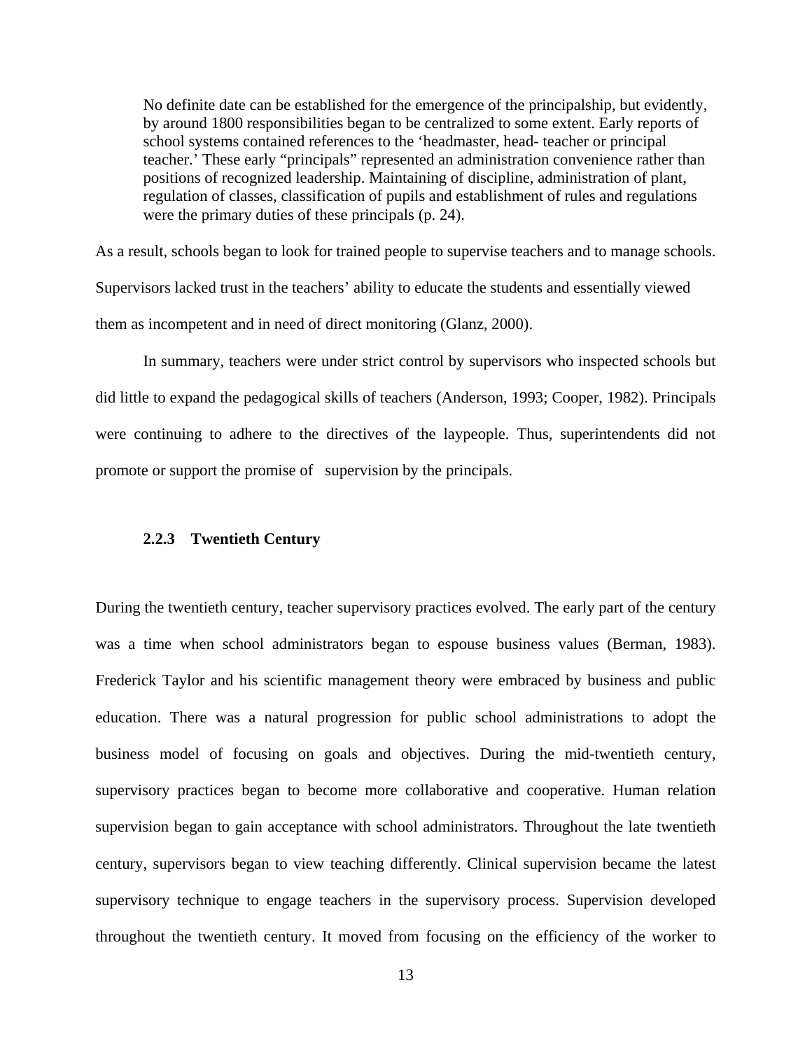> No definite date can be established for the emergence of the principalship, but evidently, by around 1800 responsibilities began to be centralized to some extent. Early reports of school systems contained references to the 'headmaster, head- teacher or principal teacher.' These early "principals" represented an administration convenience rather than positions of recognized leadership. Maintaining of discipline, administration of plant, regulation of classes, classification of pupils and establishment of rules and regulations were the primary duties of these principals (p. 24).

As a result, schools began to look for trained people to supervise teachers and to manage schools. Supervisors lacked trust in the teachers' ability to educate the students and essentially viewed them as incompetent and in need of direct monitoring (Glanz, 2000).

In summary, teachers were under strict control by supervisors who inspected schools but did little to expand the pedagogical skills of teachers (Anderson, 1993; Cooper, 1982). Principals were continuing to adhere to the directives of the laypeople. Thus, superintendents did not promote or support the promise of supervision by the principals.

### 2.2.3 Twentieth Century

During the twentieth century, teacher supervisory practices evolved. The early part of the century was a time when school administrators began to espouse business values (Berman, 1983). Frederick Taylor and his scientific management theory were embraced by business and public education. There was a natural progression for public school administrations to adopt the business model of focusing on goals and objectives. During the mid-twentieth century, supervisory practices began to become more collaborative and cooperative. Human relation supervision began to gain acceptance with school administrators. Throughout the late twentieth century, supervisors began to view teaching differently. Clinical supervision became the latest supervisory technique to engage teachers in the supervisory process. Supervision developed throughout the twentieth century. It moved from focusing on the efficiency of the worker to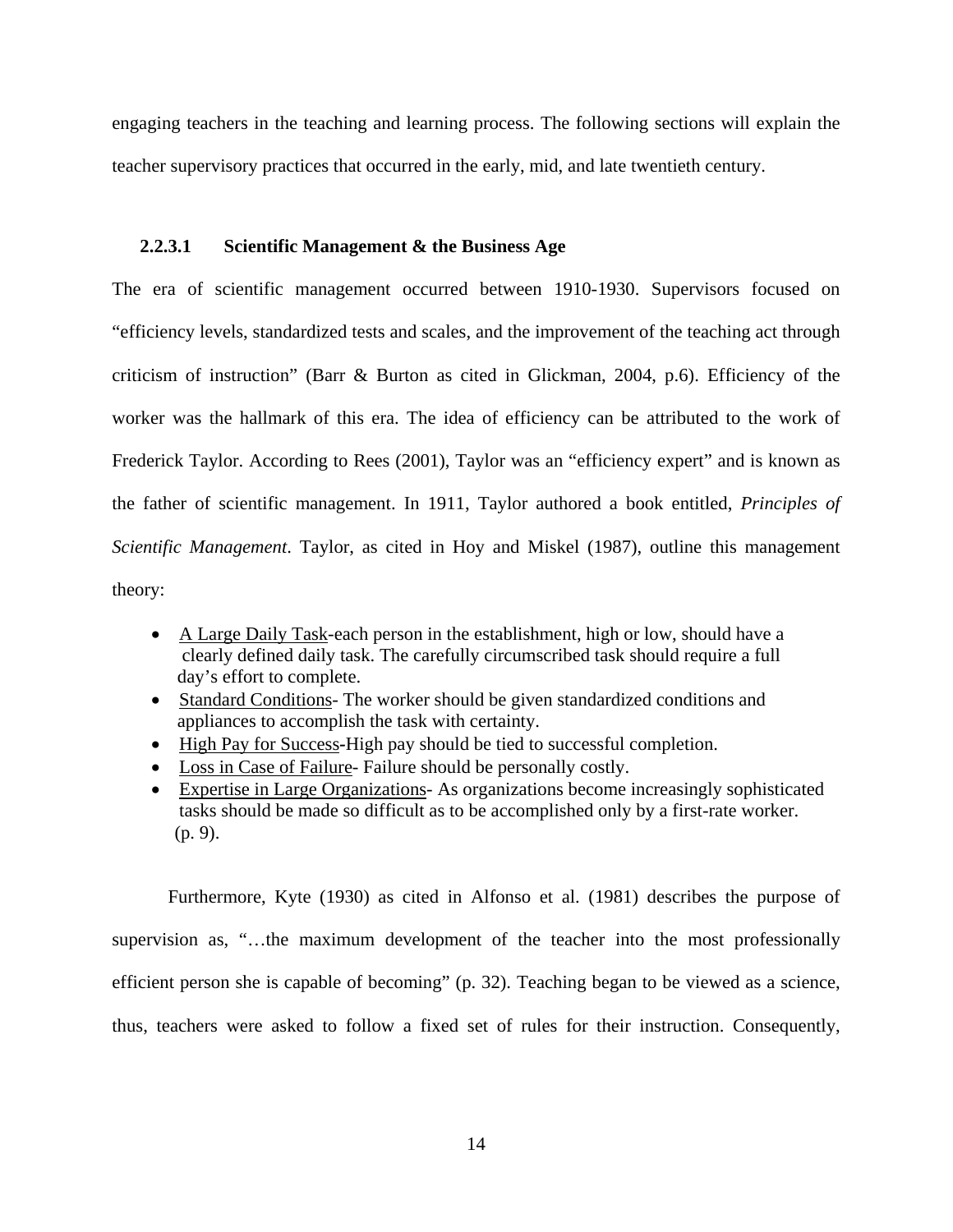engaging teachers in the teaching and learning process. The following sections will explain the teacher supervisory practices that occurred in the early, mid, and late twentieth century.

#### 2.2.3.1 Scientific Management & the Business Age

The era of scientific management occurred between 1910-1930. Supervisors focused on "efficiency levels, standardized tests and scales, and the improvement of the teaching act through criticism of instruction" (Barr & Burton as cited in Glickman, 2004, p.6). Efficiency of the worker was the hallmark of this era. The idea of efficiency can be attributed to the work of Frederick Taylor. According to Rees (2001), Taylor was an "efficiency expert" and is known as the father of scientific management. In 1911, Taylor authored a book entitled, *Principles of Scientific Management*. Taylor, as cited in Hoy and Miskel (1987), outline this management theory:

- <u>A Large Daily Task</u>-each person in the establishment, high or low, should have a clearly defined daily task. The carefully circumscribed task should require a full day's effort to complete.
- <u>Standard Conditions</u>- The worker should be given standardized conditions and appliances to accomplish the task with certainty.
- <u>High Pay for Success</u>-High pay should be tied to successful completion.
- <u>Loss in Case of Failure</u>- Failure should be personally costly.
- <u>Expertise in Large Organizations</u>- As organizations become increasingly sophisticated tasks should be made so difficult as to be accomplished only by a first-rate worker. (p. 9).

Furthermore, Kyte (1930) as cited in Alfonso et al. (1981) describes the purpose of supervision as, "…the maximum development of the teacher into the most professionally efficient person she is capable of becoming" (p. 32). Teaching began to be viewed as a science, thus, teachers were asked to follow a fixed set of rules for their instruction. Consequently,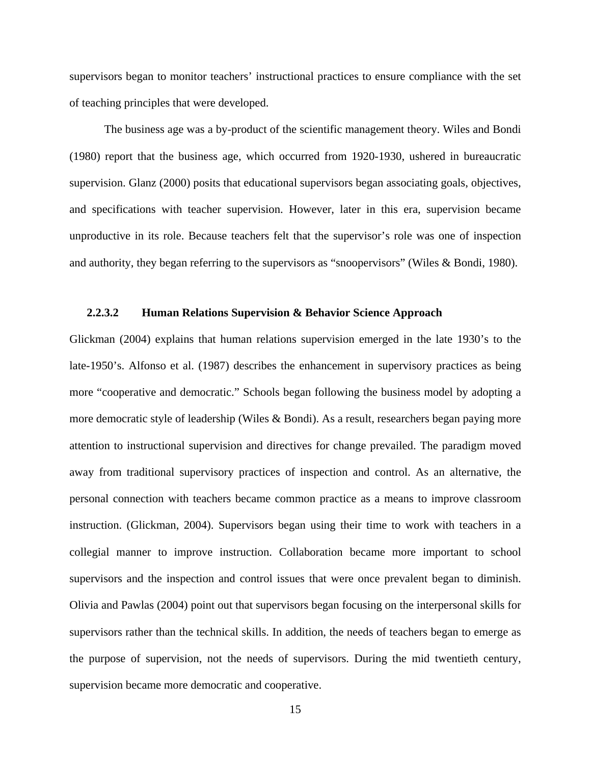supervisors began to monitor teachers' instructional practices to ensure compliance with the set of teaching principles that were developed.

The business age was a by-product of the scientific management theory. Wiles and Bondi (1980) report that the business age, which occurred from 1920-1930, ushered in bureaucratic supervision. Glanz (2000) posits that educational supervisors began associating goals, objectives, and specifications with teacher supervision. However, later in this era, supervision became unproductive in its role. Because teachers felt that the supervisor's role was one of inspection and authority, they began referring to the supervisors as "snoopervisors" (Wiles & Bondi, 1980).

#### 2.2.3.2 Human Relations Supervision & Behavior Science Approach

Glickman (2004) explains that human relations supervision emerged in the late 1930's to the late-1950's. Alfonso et al. (1987) describes the enhancement in supervisory practices as being more "cooperative and democratic." Schools began following the business model by adopting a more democratic style of leadership (Wiles & Bondi). As a result, researchers began paying more attention to instructional supervision and directives for change prevailed. The paradigm moved away from traditional supervisory practices of inspection and control. As an alternative, the personal connection with teachers became common practice as a means to improve classroom instruction. (Glickman, 2004). Supervisors began using their time to work with teachers in a collegial manner to improve instruction. Collaboration became more important to school supervisors and the inspection and control issues that were once prevalent began to diminish. Olivia and Pawlas (2004) point out that supervisors began focusing on the interpersonal skills for supervisors rather than the technical skills. In addition, the needs of teachers began to emerge as the purpose of supervision, not the needs of supervisors. During the mid twentieth century, supervision became more democratic and cooperative.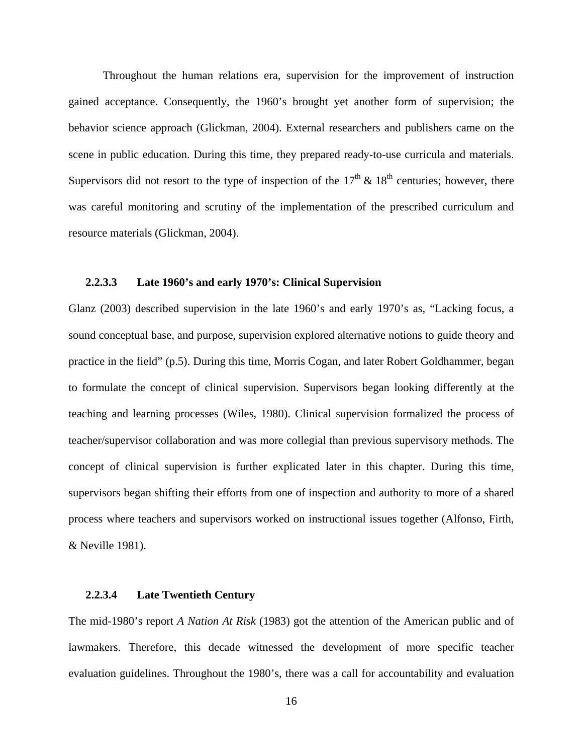Throughout the human relations era, supervision for the improvement of instruction gained acceptance. Consequently, the 1960's brought yet another form of supervision; the behavior science approach (Glickman, 2004). External researchers and publishers came on the scene in public education. During this time, they prepared ready-to-use curricula and materials. Supervisors did not resort to the type of inspection of the $17^{th}$ & $18^{th}$ centuries; however, there was careful monitoring and scrutiny of the implementation of the prescribed curriculum and resource materials (Glickman, 2004).

#### 2.2.3.3 Late 1960's and early 1970's: Clinical Supervision

Glanz (2003) described supervision in the late 1960's and early 1970's as, "Lacking focus, a sound conceptual base, and purpose, supervision explored alternative notions to guide theory and practice in the field" (p.5). During this time, Morris Cogan, and later Robert Goldhammer, began to formulate the concept of clinical supervision. Supervisors began looking differently at the teaching and learning processes (Wiles, 1980). Clinical supervision formalized the process of teacher/supervisor collaboration and was more collegial than previous supervisory methods. The concept of clinical supervision is further explicated later in this chapter. During this time, supervisors began shifting their efforts from one of inspection and authority to more of a shared process where teachers and supervisors worked on instructional issues together (Alfonso, Firth, & Neville 1981).

#### 2.2.3.4 Late Twentieth Century

The mid-1980's report *A Nation At Risk* (1983) got the attention of the American public and of lawmakers. Therefore, this decade witnessed the development of more specific teacher evaluation guidelines. Throughout the 1980's, there was a call for accountability and evaluation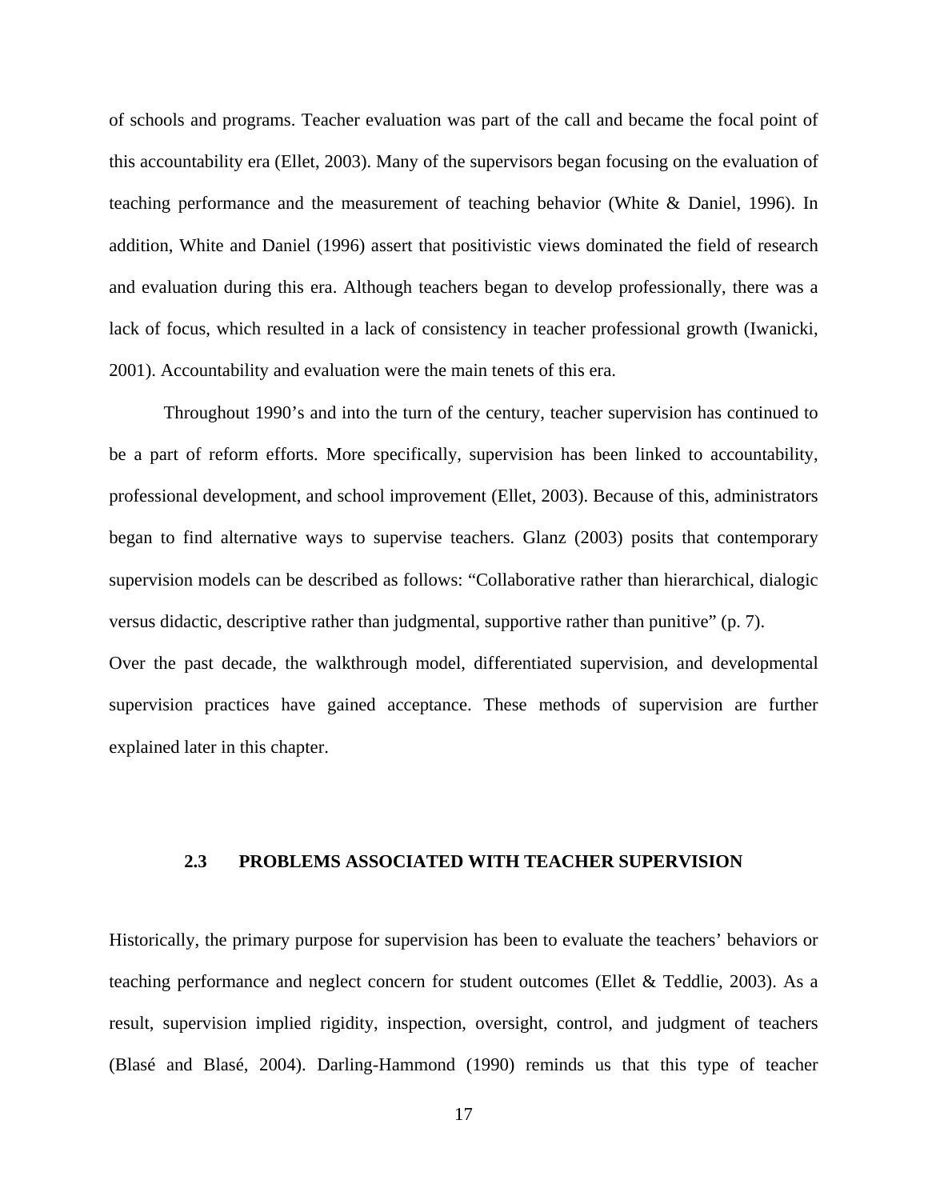of schools and programs. Teacher evaluation was part of the call and became the focal point of this accountability era (Ellet, 2003). Many of the supervisors began focusing on the evaluation of teaching performance and the measurement of teaching behavior (White & Daniel, 1996). In addition, White and Daniel (1996) assert that positivistic views dominated the field of research and evaluation during this era. Although teachers began to develop professionally, there was a lack of focus, which resulted in a lack of consistency in teacher professional growth (Iwanicki, 2001). Accountability and evaluation were the main tenets of this era.

Throughout 1990's and into the turn of the century, teacher supervision has continued to be a part of reform efforts. More specifically, supervision has been linked to accountability, professional development, and school improvement (Ellet, 2003). Because of this, administrators began to find alternative ways to supervise teachers. Glanz (2003) posits that contemporary supervision models can be described as follows: "Collaborative rather than hierarchical, dialogic versus didactic, descriptive rather than judgmental, supportive rather than punitive" (p. 7).
Over the past decade, the walkthrough model, differentiated supervision, and developmental supervision practices have gained acceptance. These methods of supervision are further explained later in this chapter.

### 2.3 PROBLEMS ASSOCIATED WITH TEACHER SUPERVISION

Historically, the primary purpose for supervision has been to evaluate the teachers' behaviors or teaching performance and neglect concern for student outcomes (Ellet & Teddlie, 2003). As a result, supervision implied rigidity, inspection, oversight, control, and judgment of teachers (Blasé and Blasé, 2004). Darling-Hammond (1990) reminds us that this type of teacher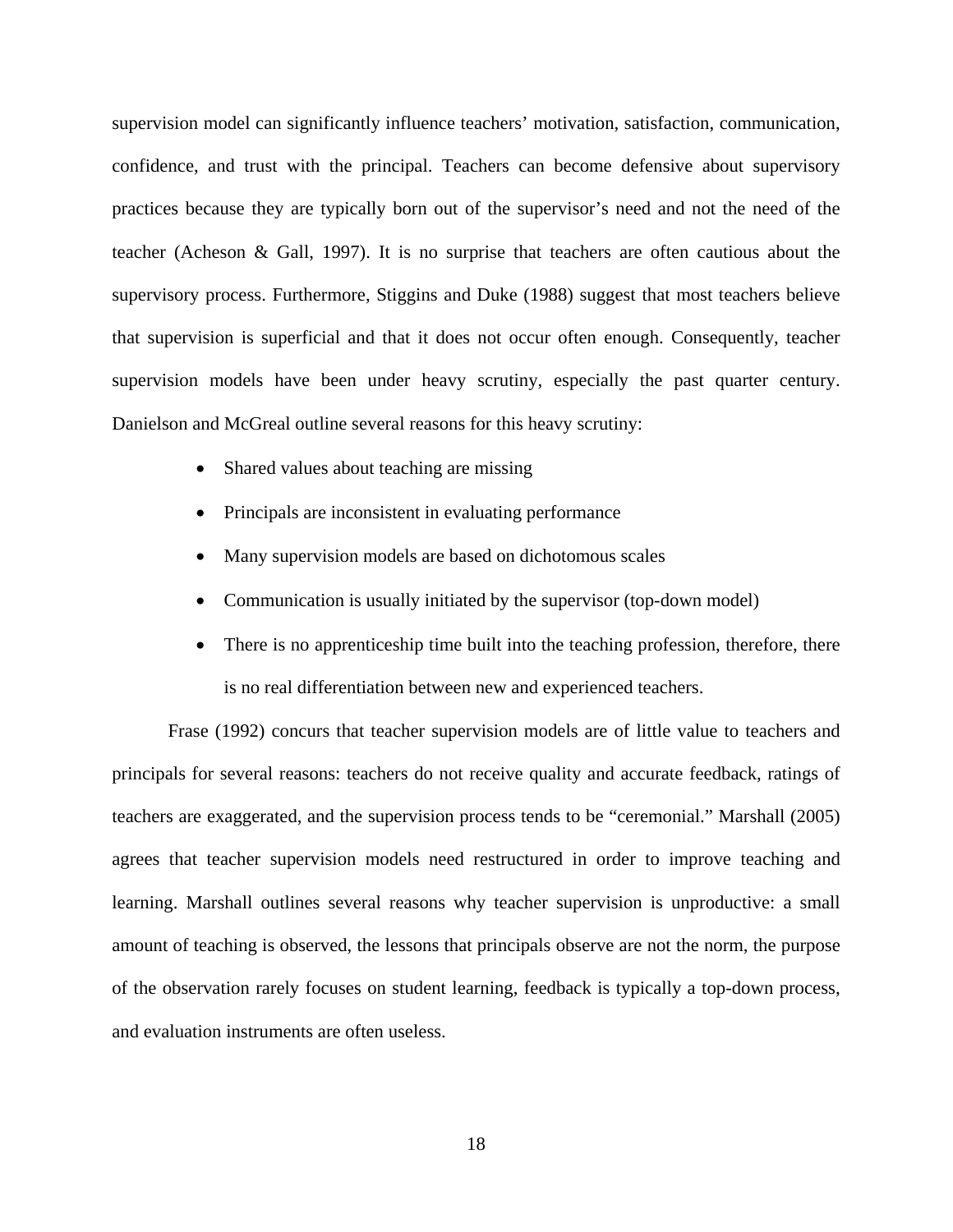supervision model can significantly influence teachers' motivation, satisfaction, communication, confidence, and trust with the principal. Teachers can become defensive about supervisory practices because they are typically born out of the supervisor's need and not the need of the teacher (Acheson & Gall, 1997). It is no surprise that teachers are often cautious about the supervisory process. Furthermore, Stiggins and Duke (1988) suggest that most teachers believe that supervision is superficial and that it does not occur often enough. Consequently, teacher supervision models have been under heavy scrutiny, especially the past quarter century. Danielson and McGreal outline several reasons for this heavy scrutiny:

- Shared values about teaching are missing
- Principals are inconsistent in evaluating performance
- Many supervision models are based on dichotomous scales
- Communication is usually initiated by the supervisor (top-down model)
- There is no apprenticeship time built into the teaching profession, therefore, there is no real differentiation between new and experienced teachers.

Frase (1992) concurs that teacher supervision models are of little value to teachers and principals for several reasons: teachers do not receive quality and accurate feedback, ratings of teachers are exaggerated, and the supervision process tends to be "ceremonial." Marshall (2005) agrees that teacher supervision models need restructured in order to improve teaching and learning. Marshall outlines several reasons why teacher supervision is unproductive: a small amount of teaching is observed, the lessons that principals observe are not the norm, the purpose of the observation rarely focuses on student learning, feedback is typically a top-down process, and evaluation instruments are often useless.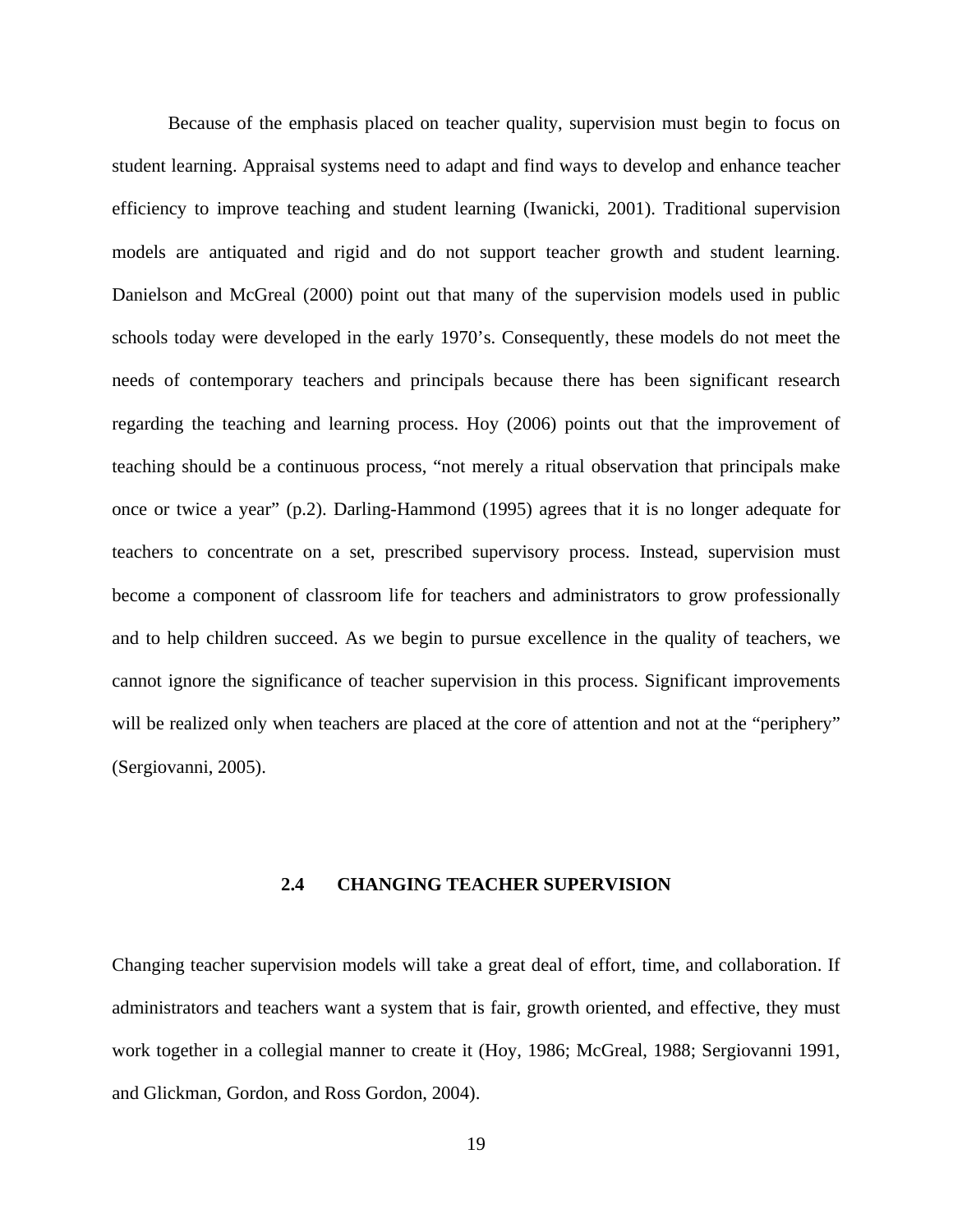Because of the emphasis placed on teacher quality, supervision must begin to focus on student learning. Appraisal systems need to adapt and find ways to develop and enhance teacher efficiency to improve teaching and student learning (Iwanicki, 2001). Traditional supervision models are antiquated and rigid and do not support teacher growth and student learning. Danielson and McGreal (2000) point out that many of the supervision models used in public schools today were developed in the early 1970's. Consequently, these models do not meet the needs of contemporary teachers and principals because there has been significant research regarding the teaching and learning process. Hoy (2006) points out that the improvement of teaching should be a continuous process, "not merely a ritual observation that principals make once or twice a year" (p.2). Darling-Hammond (1995) agrees that it is no longer adequate for teachers to concentrate on a set, prescribed supervisory process. Instead, supervision must become a component of classroom life for teachers and administrators to grow professionally and to help children succeed. As we begin to pursue excellence in the quality of teachers, we cannot ignore the significance of teacher supervision in this process. Significant improvements will be realized only when teachers are placed at the core of attention and not at the "periphery" (Sergiovanni, 2005).

## 2.4 CHANGING TEACHER SUPERVISION

Changing teacher supervision models will take a great deal of effort, time, and collaboration. If administrators and teachers want a system that is fair, growth oriented, and effective, they must work together in a collegial manner to create it (Hoy, 1986; McGreal, 1988; Sergiovanni 1991, and Glickman, Gordon, and Ross Gordon, 2004).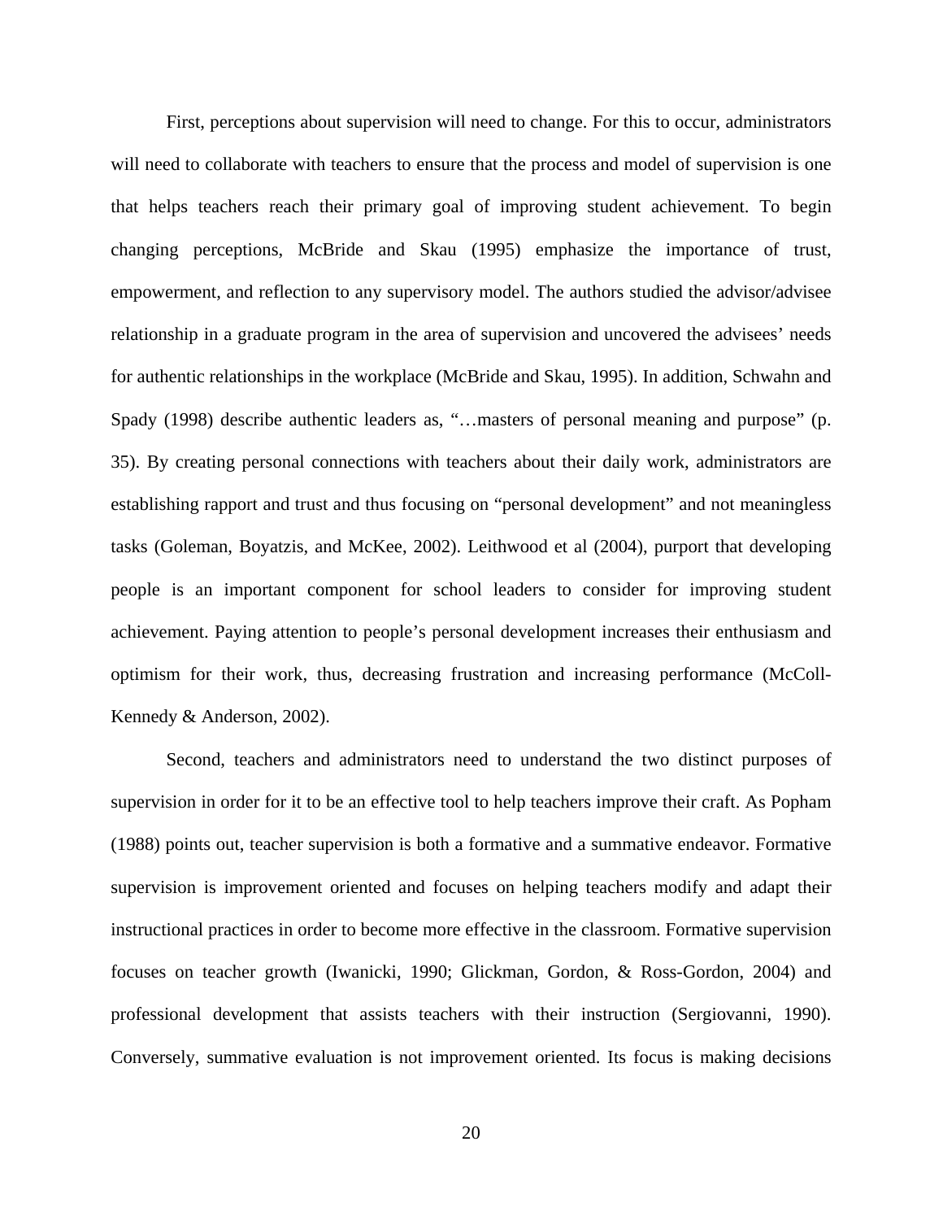First, perceptions about supervision will need to change. For this to occur, administrators will need to collaborate with teachers to ensure that the process and model of supervision is one that helps teachers reach their primary goal of improving student achievement. To begin changing perceptions, McBride and Skau (1995) emphasize the importance of trust, empowerment, and reflection to any supervisory model. The authors studied the advisor/advisee relationship in a graduate program in the area of supervision and uncovered the advisees' needs for authentic relationships in the workplace (McBride and Skau, 1995). In addition, Schwahn and Spady (1998) describe authentic leaders as, "…masters of personal meaning and purpose" (p. 35). By creating personal connections with teachers about their daily work, administrators are establishing rapport and trust and thus focusing on "personal development" and not meaningless tasks (Goleman, Boyatzis, and McKee, 2002). Leithwood et al (2004), purport that developing people is an important component for school leaders to consider for improving student achievement. Paying attention to people's personal development increases their enthusiasm and optimism for their work, thus, decreasing frustration and increasing performance (McColl-Kennedy & Anderson, 2002).

Second, teachers and administrators need to understand the two distinct purposes of supervision in order for it to be an effective tool to help teachers improve their craft. As Popham (1988) points out, teacher supervision is both a formative and a summative endeavor. Formative supervision is improvement oriented and focuses on helping teachers modify and adapt their instructional practices in order to become more effective in the classroom. Formative supervision focuses on teacher growth (Iwanicki, 1990; Glickman, Gordon, & Ross-Gordon, 2004) and professional development that assists teachers with their instruction (Sergiovanni, 1990). Conversely, summative evaluation is not improvement oriented. Its focus is making decisions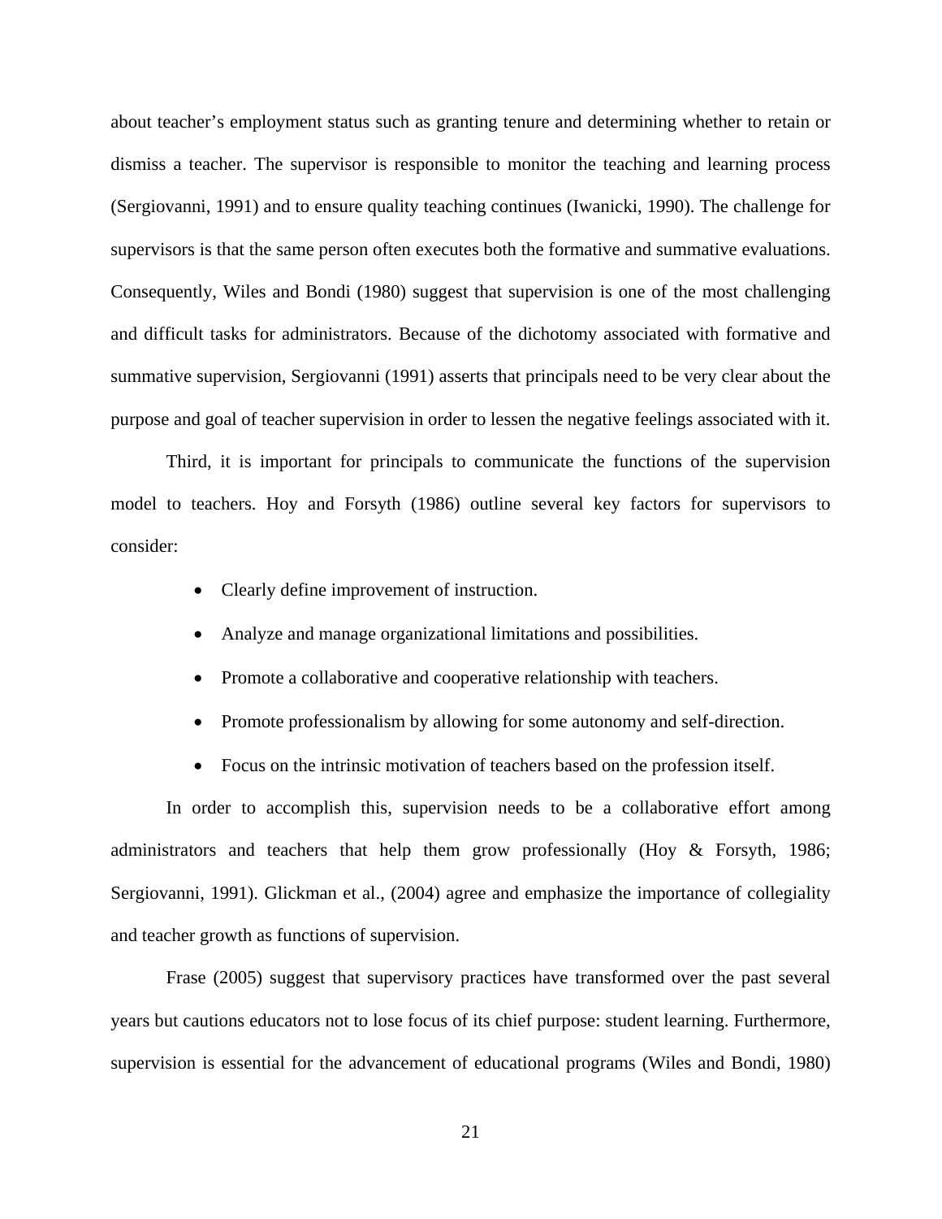about teacher's employment status such as granting tenure and determining whether to retain or dismiss a teacher. The supervisor is responsible to monitor the teaching and learning process (Sergiovanni, 1991) and to ensure quality teaching continues (Iwanicki, 1990). The challenge for supervisors is that the same person often executes both the formative and summative evaluations. Consequently, Wiles and Bondi (1980) suggest that supervision is one of the most challenging and difficult tasks for administrators. Because of the dichotomy associated with formative and summative supervision, Sergiovanni (1991) asserts that principals need to be very clear about the purpose and goal of teacher supervision in order to lessen the negative feelings associated with it.

Third, it is important for principals to communicate the functions of the supervision model to teachers. Hoy and Forsyth (1986) outline several key factors for supervisors to consider:

- Clearly define improvement of instruction.
- Analyze and manage organizational limitations and possibilities.
- Promote a collaborative and cooperative relationship with teachers.
- Promote professionalism by allowing for some autonomy and self-direction.
- Focus on the intrinsic motivation of teachers based on the profession itself.

In order to accomplish this, supervision needs to be a collaborative effort among administrators and teachers that help them grow professionally (Hoy & Forsyth, 1986; Sergiovanni, 1991). Glickman et al., (2004) agree and emphasize the importance of collegiality and teacher growth as functions of supervision.

Frase (2005) suggest that supervisory practices have transformed over the past several years but cautions educators not to lose focus of its chief purpose: student learning. Furthermore, supervision is essential for the advancement of educational programs (Wiles and Bondi, 1980)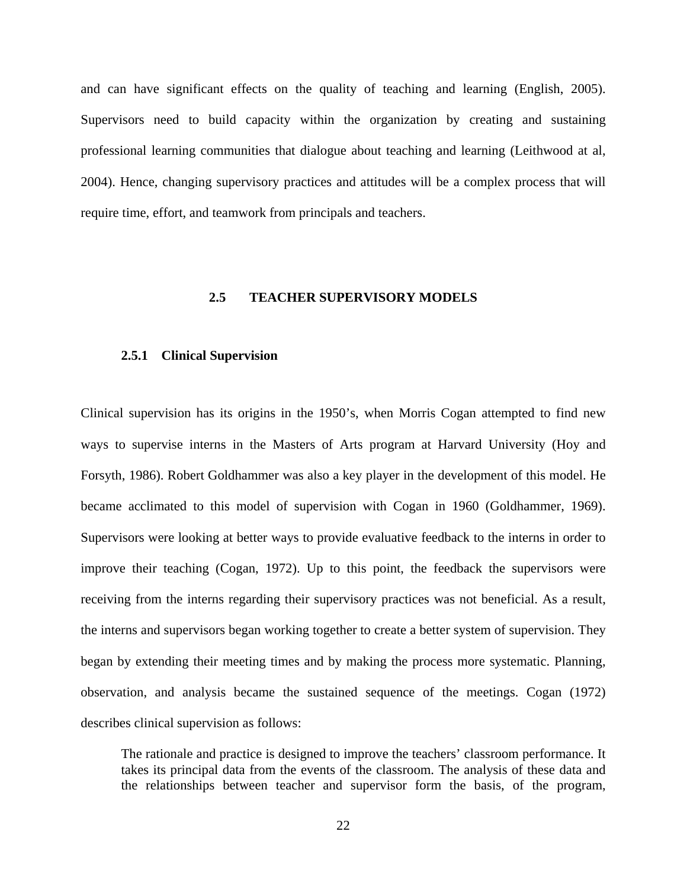and can have significant effects on the quality of teaching and learning (English, 2005). Supervisors need to build capacity within the organization by creating and sustaining professional learning communities that dialogue about teaching and learning (Leithwood at al, 2004). Hence, changing supervisory practices and attitudes will be a complex process that will require time, effort, and teamwork from principals and teachers.

## 2.5 TEACHER SUPERVISORY MODELS

### 2.5.1 Clinical Supervision

Clinical supervision has its origins in the 1950's, when Morris Cogan attempted to find new ways to supervise interns in the Masters of Arts program at Harvard University (Hoy and Forsyth, 1986). Robert Goldhammer was also a key player in the development of this model. He became acclimated to this model of supervision with Cogan in 1960 (Goldhammer, 1969). Supervisors were looking at better ways to provide evaluative feedback to the interns in order to improve their teaching (Cogan, 1972). Up to this point, the feedback the supervisors were receiving from the interns regarding their supervisory practices was not beneficial. As a result, the interns and supervisors began working together to create a better system of supervision. They began by extending their meeting times and by making the process more systematic. Planning, observation, and analysis became the sustained sequence of the meetings. Cogan (1972) describes clinical supervision as follows:

> The rationale and practice is designed to improve the teachers' classroom performance. It takes its principal data from the events of the classroom. The analysis of these data and the relationships between teacher and supervisor form the basis, of the program,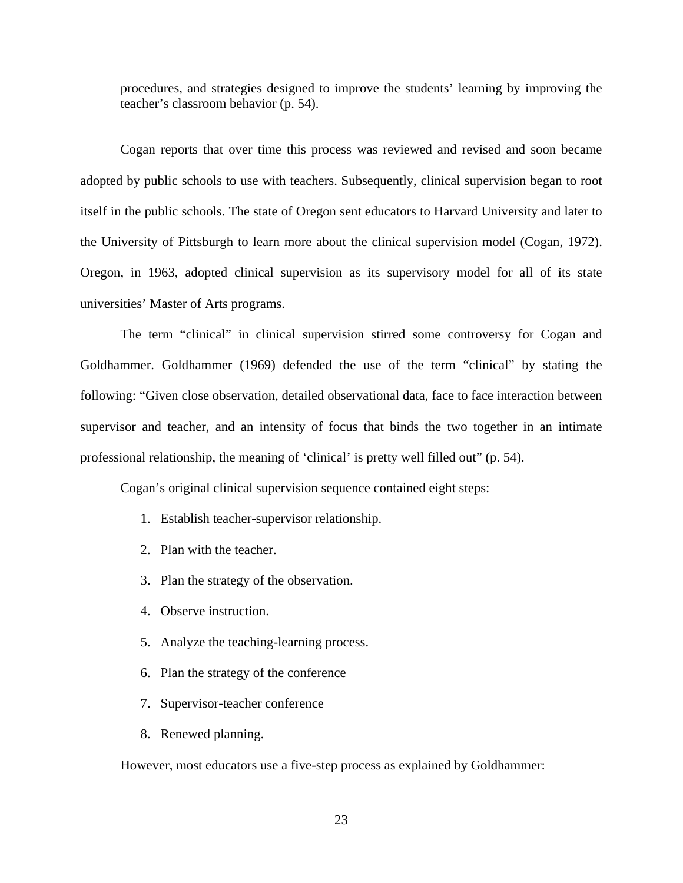> procedures, and strategies designed to improve the students' learning by improving the teacher's classroom behavior (p. 54).

Cogan reports that over time this process was reviewed and revised and soon became adopted by public schools to use with teachers. Subsequently, clinical supervision began to root itself in the public schools. The state of Oregon sent educators to Harvard University and later to the University of Pittsburgh to learn more about the clinical supervision model (Cogan, 1972). Oregon, in 1963, adopted clinical supervision as its supervisory model for all of its state universities' Master of Arts programs.

The term "clinical" in clinical supervision stirred some controversy for Cogan and Goldhammer. Goldhammer (1969) defended the use of the term "clinical" by stating the following: "Given close observation, detailed observational data, face to face interaction between supervisor and teacher, and an intensity of focus that binds the two together in an intimate professional relationship, the meaning of 'clinical' is pretty well filled out" (p. 54).

Cogan's original clinical supervision sequence contained eight steps:

1. Establish teacher-supervisor relationship.
2. Plan with the teacher.
3. Plan the strategy of the observation.
4. Observe instruction.
5. Analyze the teaching-learning process.
6. Plan the strategy of the conference
7. Supervisor-teacher conference
8. Renewed planning.

However, most educators use a five-step process as explained by Goldhammer: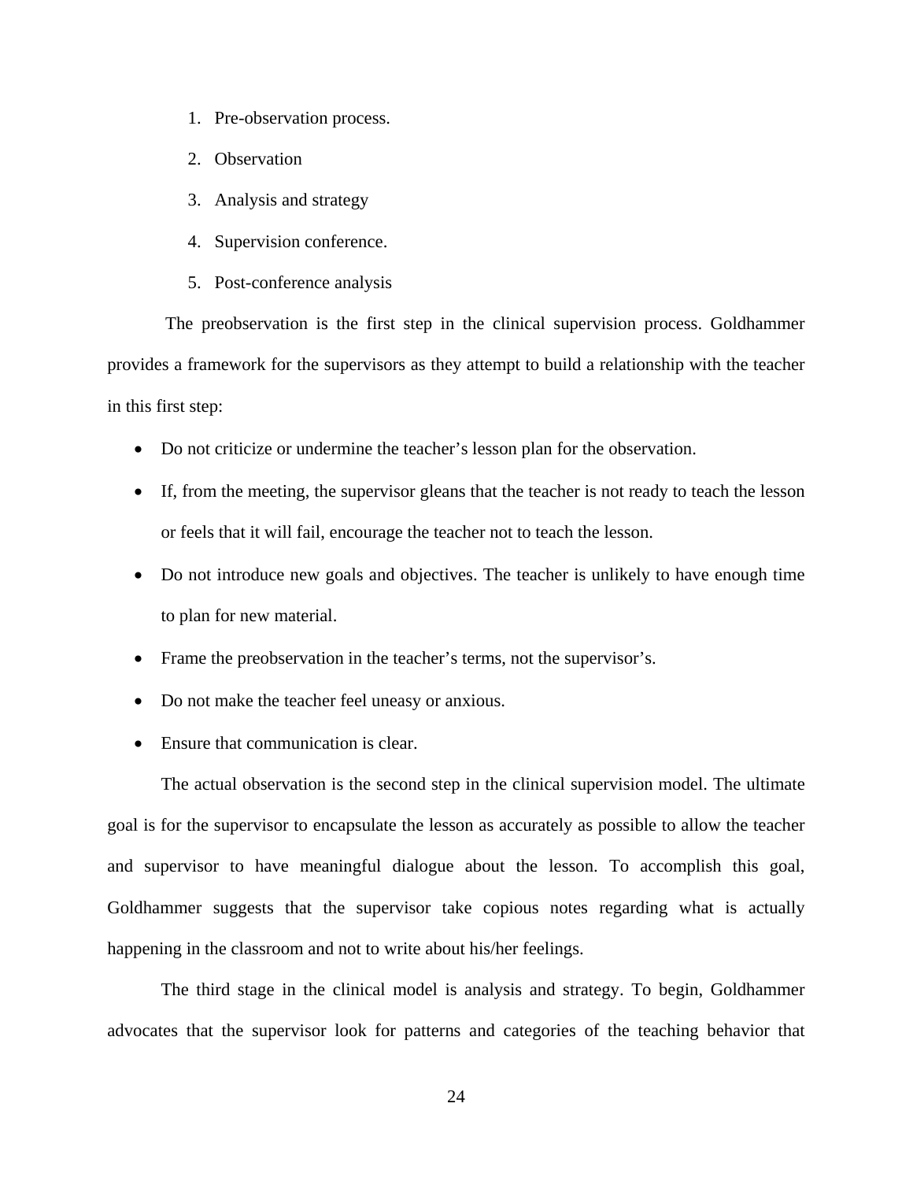1. Pre-observation process.
2. Observation
3. Analysis and strategy
4. Supervision conference.
5. Post-conference analysis

The preobservation is the first step in the clinical supervision process. Goldhammer provides a framework for the supervisors as they attempt to build a relationship with the teacher in this first step:

- Do not criticize or undermine the teacher's lesson plan for the observation.
- If, from the meeting, the supervisor gleans that the teacher is not ready to teach the lesson or feels that it will fail, encourage the teacher not to teach the lesson.
- Do not introduce new goals and objectives. The teacher is unlikely to have enough time to plan for new material.
- Frame the preobservation in the teacher's terms, not the supervisor's.
- Do not make the teacher feel uneasy or anxious.
- Ensure that communication is clear.

The actual observation is the second step in the clinical supervision model. The ultimate goal is for the supervisor to encapsulate the lesson as accurately as possible to allow the teacher and supervisor to have meaningful dialogue about the lesson. To accomplish this goal, Goldhammer suggests that the supervisor take copious notes regarding what is actually happening in the classroom and not to write about his/her feelings.

The third stage in the clinical model is analysis and strategy. To begin, Goldhammer advocates that the supervisor look for patterns and categories of the teaching behavior that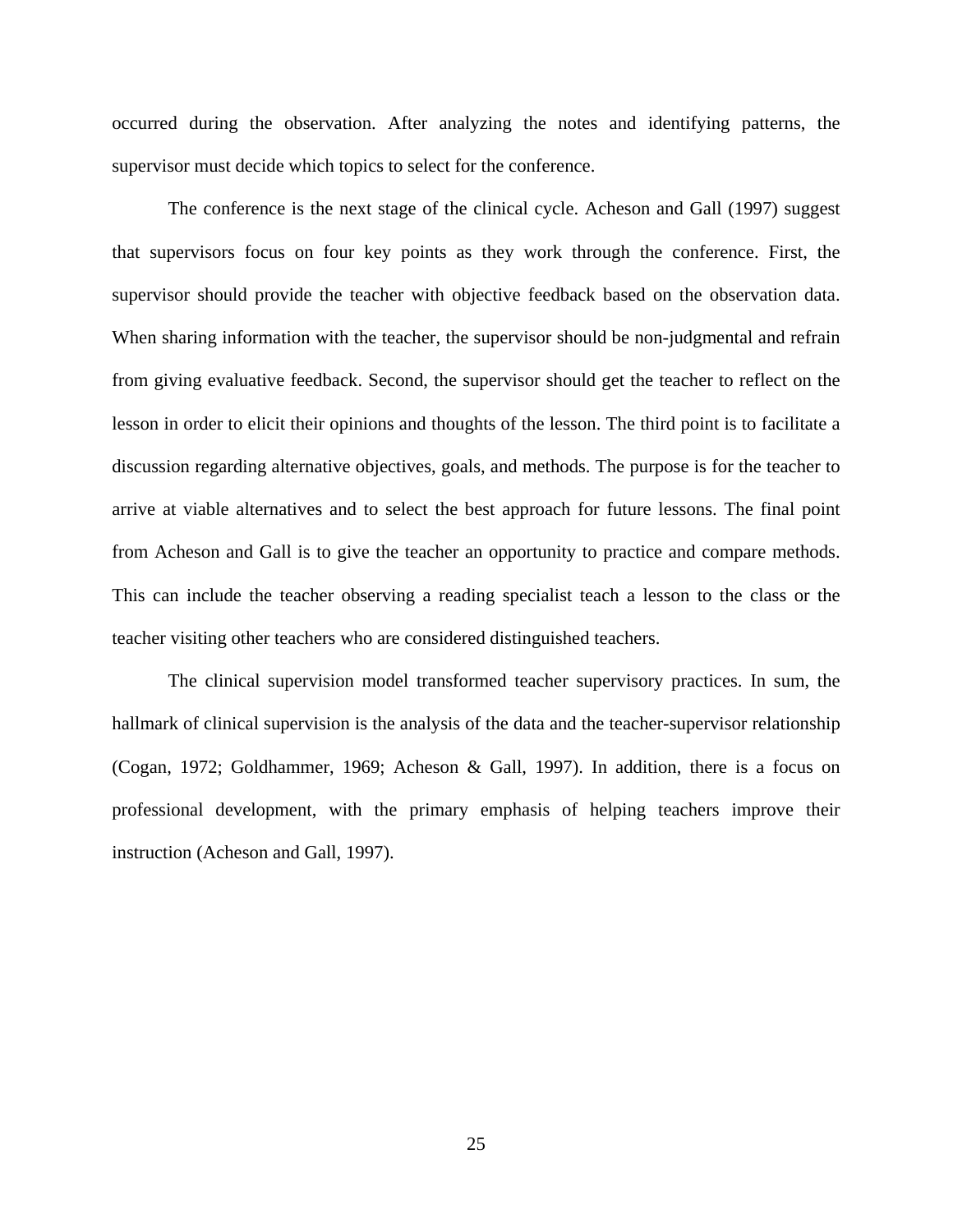occurred during the observation. After analyzing the notes and identifying patterns, the supervisor must decide which topics to select for the conference.

The conference is the next stage of the clinical cycle. Acheson and Gall (1997) suggest that supervisors focus on four key points as they work through the conference. First, the supervisor should provide the teacher with objective feedback based on the observation data. When sharing information with the teacher, the supervisor should be non-judgmental and refrain from giving evaluative feedback. Second, the supervisor should get the teacher to reflect on the lesson in order to elicit their opinions and thoughts of the lesson. The third point is to facilitate a discussion regarding alternative objectives, goals, and methods. The purpose is for the teacher to arrive at viable alternatives and to select the best approach for future lessons. The final point from Acheson and Gall is to give the teacher an opportunity to practice and compare methods. This can include the teacher observing a reading specialist teach a lesson to the class or the teacher visiting other teachers who are considered distinguished teachers.

The clinical supervision model transformed teacher supervisory practices. In sum, the hallmark of clinical supervision is the analysis of the data and the teacher-supervisor relationship (Cogan, 1972; Goldhammer, 1969; Acheson & Gall, 1997). In addition, there is a focus on professional development, with the primary emphasis of helping teachers improve their instruction (Acheson and Gall, 1997).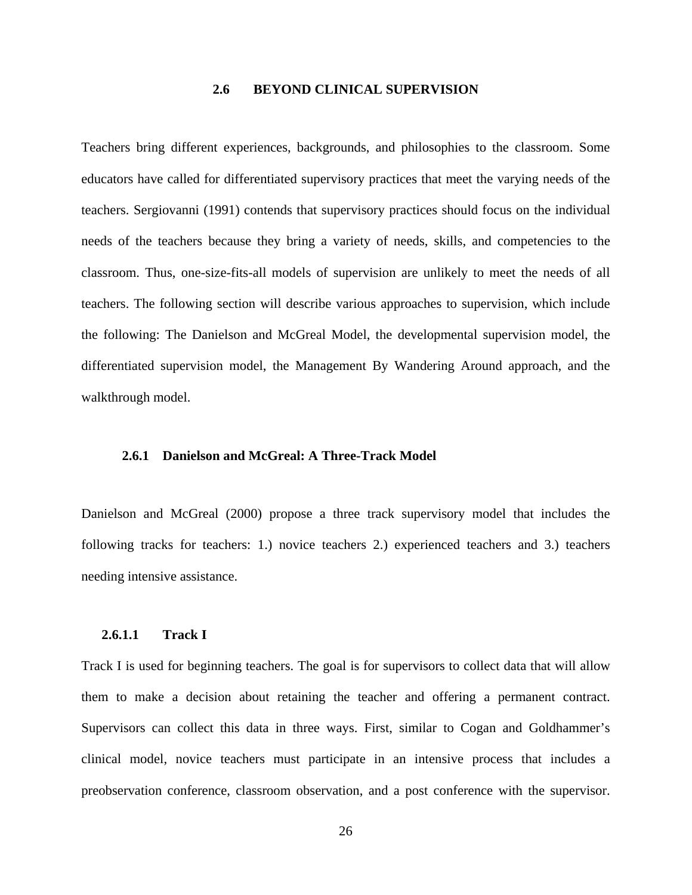## 2.6 BEYOND CLINICAL SUPERVISION

Teachers bring different experiences, backgrounds, and philosophies to the classroom. Some educators have called for differentiated supervisory practices that meet the varying needs of the teachers. Sergiovanni (1991) contends that supervisory practices should focus on the individual needs of the teachers because they bring a variety of needs, skills, and competencies to the classroom. Thus, one-size-fits-all models of supervision are unlikely to meet the needs of all teachers. The following section will describe various approaches to supervision, which include the following: The Danielson and McGreal Model, the developmental supervision model, the differentiated supervision model, the Management By Wandering Around approach, and the walkthrough model.

### 2.6.1 Danielson and McGreal: A Three-Track Model

Danielson and McGreal (2000) propose a three track supervisory model that includes the following tracks for teachers: 1.) novice teachers 2.) experienced teachers and 3.) teachers needing intensive assistance.

#### 2.6.1.1 Track I

Track I is used for beginning teachers. The goal is for supervisors to collect data that will allow them to make a decision about retaining the teacher and offering a permanent contract. Supervisors can collect this data in three ways. First, similar to Cogan and Goldhammer's clinical model, novice teachers must participate in an intensive process that includes a preobservation conference, classroom observation, and a post conference with the supervisor.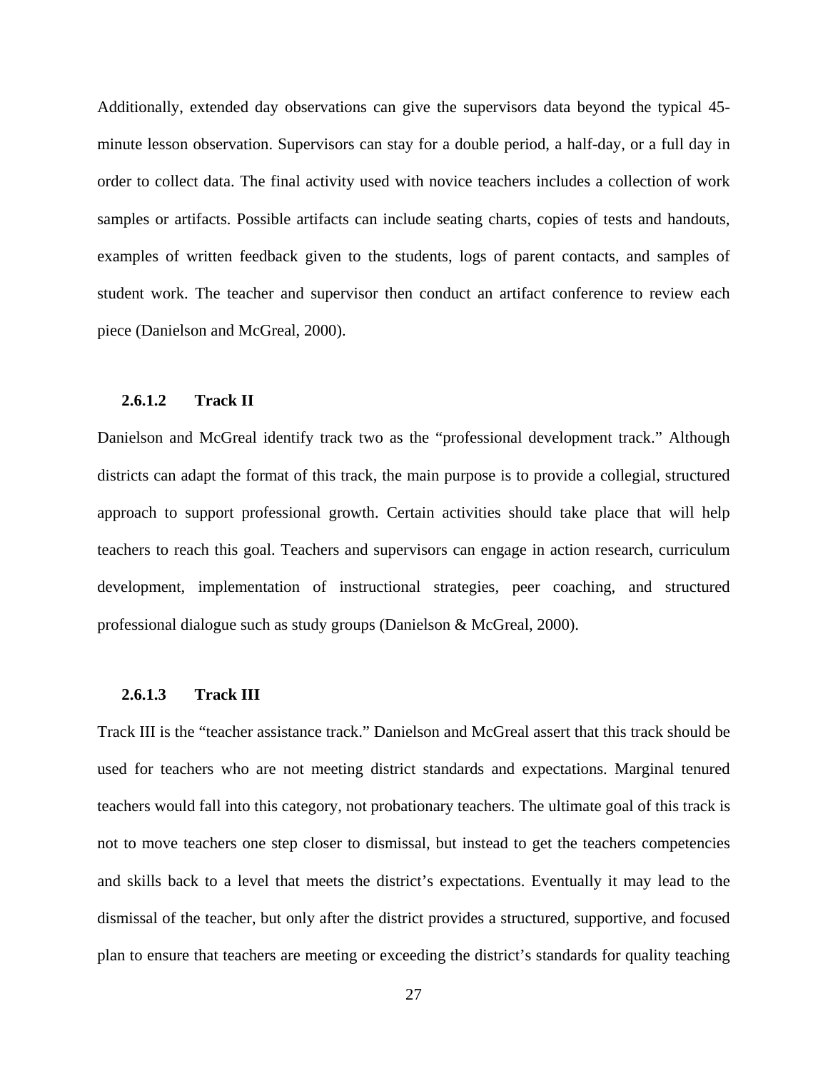Additionally, extended day observations can give the supervisors data beyond the typical 45-minute lesson observation. Supervisors can stay for a double period, a half-day, or a full day in order to collect data. The final activity used with novice teachers includes a collection of work samples or artifacts. Possible artifacts can include seating charts, copies of tests and handouts, examples of written feedback given to the students, logs of parent contacts, and samples of student work. The teacher and supervisor then conduct an artifact conference to review each piece (Danielson and McGreal, 2000).

#### 2.6.1.2 Track II

Danielson and McGreal identify track two as the "professional development track." Although districts can adapt the format of this track, the main purpose is to provide a collegial, structured approach to support professional growth. Certain activities should take place that will help teachers to reach this goal. Teachers and supervisors can engage in action research, curriculum development, implementation of instructional strategies, peer coaching, and structured professional dialogue such as study groups (Danielson & McGreal, 2000).

#### 2.6.1.3 Track III

Track III is the "teacher assistance track." Danielson and McGreal assert that this track should be used for teachers who are not meeting district standards and expectations. Marginal tenured teachers would fall into this category, not probationary teachers. The ultimate goal of this track is not to move teachers one step closer to dismissal, but instead to get the teachers competencies and skills back to a level that meets the district's expectations. Eventually it may lead to the dismissal of the teacher, but only after the district provides a structured, supportive, and focused plan to ensure that teachers are meeting or exceeding the district's standards for quality teaching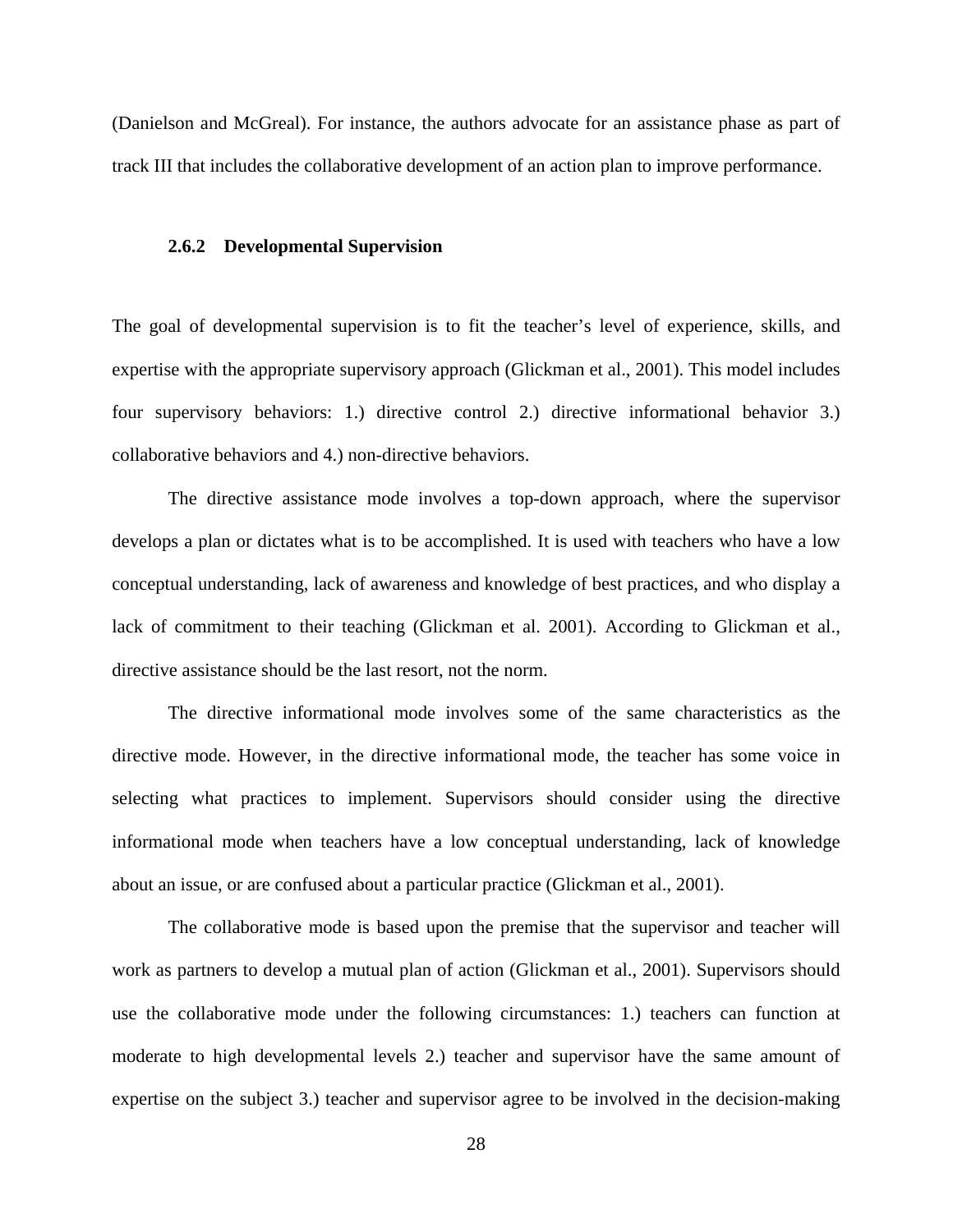(Danielson and McGreal). For instance, the authors advocate for an assistance phase as part of track III that includes the collaborative development of an action plan to improve performance.

### 2.6.2 Developmental Supervision

The goal of developmental supervision is to fit the teacher's level of experience, skills, and expertise with the appropriate supervisory approach (Glickman et al., 2001). This model includes four supervisory behaviors: 1.) directive control 2.) directive informational behavior 3.) collaborative behaviors and 4.) non-directive behaviors.

The directive assistance mode involves a top-down approach, where the supervisor develops a plan or dictates what is to be accomplished. It is used with teachers who have a low conceptual understanding, lack of awareness and knowledge of best practices, and who display a lack of commitment to their teaching (Glickman et al. 2001). According to Glickman et al., directive assistance should be the last resort, not the norm.

The directive informational mode involves some of the same characteristics as the directive mode. However, in the directive informational mode, the teacher has some voice in selecting what practices to implement. Supervisors should consider using the directive informational mode when teachers have a low conceptual understanding, lack of knowledge about an issue, or are confused about a particular practice (Glickman et al., 2001).

The collaborative mode is based upon the premise that the supervisor and teacher will work as partners to develop a mutual plan of action (Glickman et al., 2001). Supervisors should use the collaborative mode under the following circumstances: 1.) teachers can function at moderate to high developmental levels 2.) teacher and supervisor have the same amount of expertise on the subject 3.) teacher and supervisor agree to be involved in the decision-making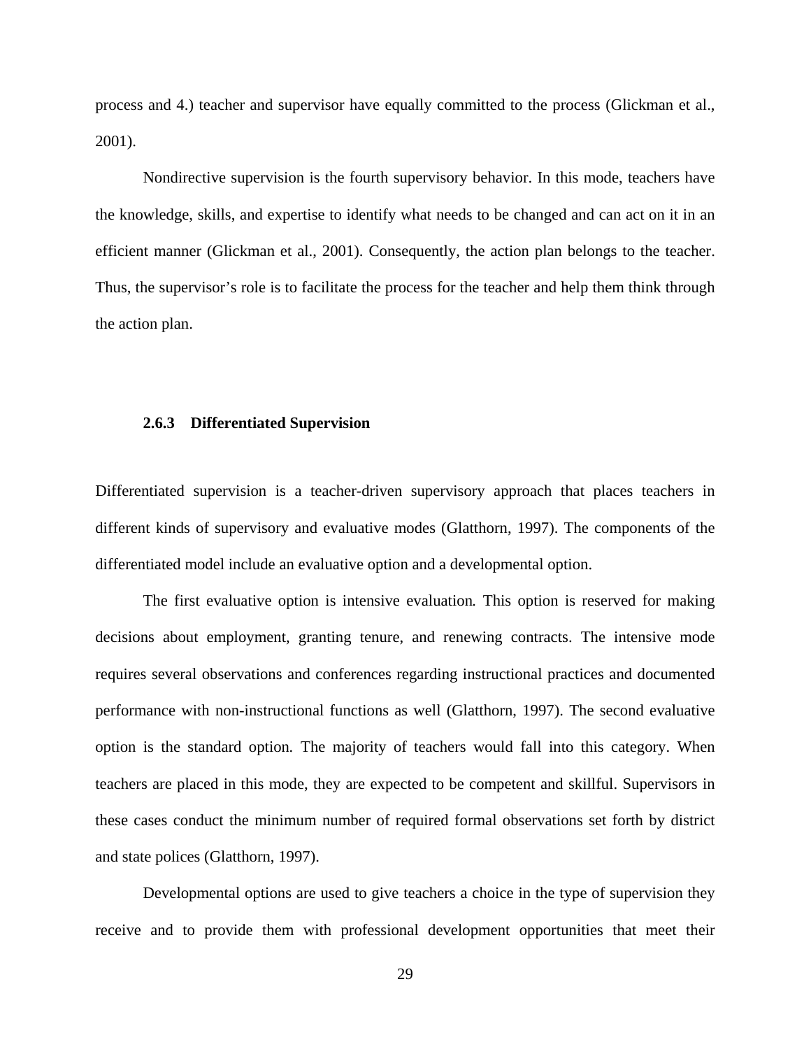process and 4.) teacher and supervisor have equally committed to the process (Glickman et al., 2001).

Nondirective supervision is the fourth supervisory behavior. In this mode, teachers have the knowledge, skills, and expertise to identify what needs to be changed and can act on it in an efficient manner (Glickman et al., 2001). Consequently, the action plan belongs to the teacher. Thus, the supervisor's role is to facilitate the process for the teacher and help them think through the action plan.

### 2.6.3 Differentiated Supervision

Differentiated supervision is a teacher-driven supervisory approach that places teachers in different kinds of supervisory and evaluative modes (Glatthorn, 1997). The components of the differentiated model include an evaluative option and a developmental option.

The first evaluative option is intensive evaluation*.* This option is reserved for making decisions about employment, granting tenure, and renewing contracts. The intensive mode requires several observations and conferences regarding instructional practices and documented performance with non-instructional functions as well (Glatthorn, 1997). The second evaluative option is the standard option*.* The majority of teachers would fall into this category. When teachers are placed in this mode, they are expected to be competent and skillful. Supervisors in these cases conduct the minimum number of required formal observations set forth by district and state polices (Glatthorn, 1997).

Developmental options are used to give teachers a choice in the type of supervision they receive and to provide them with professional development opportunities that meet their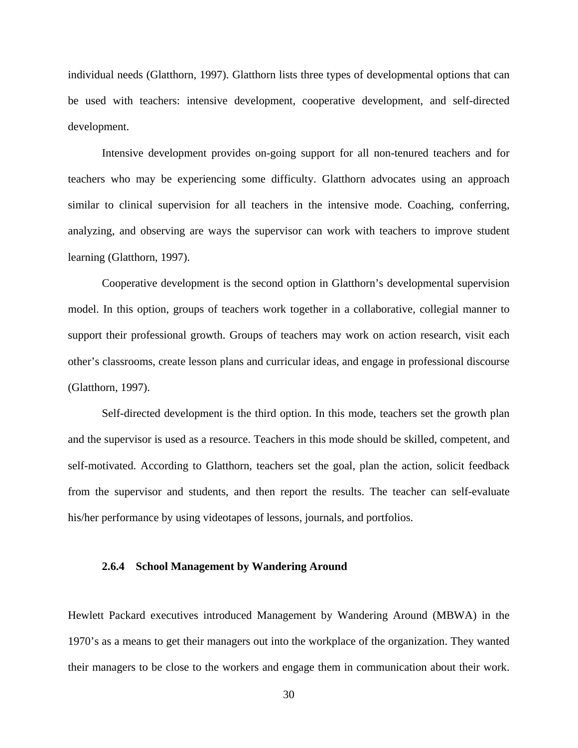individual needs (Glatthorn, 1997). Glatthorn lists three types of developmental options that can be used with teachers: intensive development, cooperative development, and self-directed development.

Intensive development provides on-going support for all non-tenured teachers and for teachers who may be experiencing some difficulty. Glatthorn advocates using an approach similar to clinical supervision for all teachers in the intensive mode. Coaching, conferring, analyzing, and observing are ways the supervisor can work with teachers to improve student learning (Glatthorn, 1997).

Cooperative development is the second option in Glatthorn's developmental supervision model. In this option, groups of teachers work together in a collaborative, collegial manner to support their professional growth. Groups of teachers may work on action research, visit each other's classrooms, create lesson plans and curricular ideas, and engage in professional discourse (Glatthorn, 1997).

Self-directed development is the third option. In this mode, teachers set the growth plan and the supervisor is used as a resource. Teachers in this mode should be skilled, competent, and self-motivated. According to Glatthorn, teachers set the goal, plan the action, solicit feedback from the supervisor and students, and then report the results. The teacher can self-evaluate his/her performance by using videotapes of lessons, journals, and portfolios.

### 2.6.4 School Management by Wandering Around

Hewlett Packard executives introduced Management by Wandering Around (MBWA) in the 1970's as a means to get their managers out into the workplace of the organization. They wanted their managers to be close to the workers and engage them in communication about their work.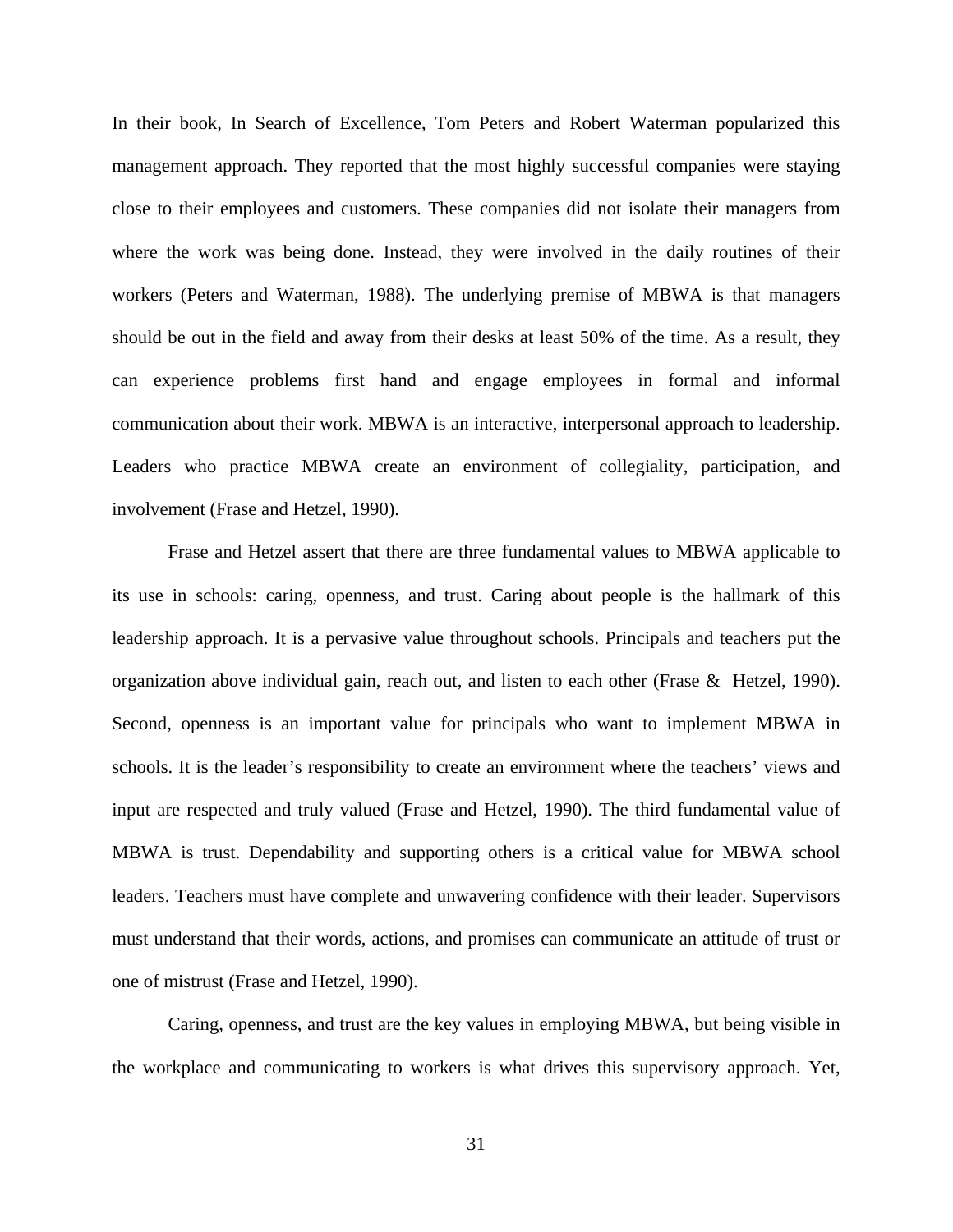In their book, In Search of Excellence, Tom Peters and Robert Waterman popularized this management approach. They reported that the most highly successful companies were staying close to their employees and customers. These companies did not isolate their managers from where the work was being done. Instead, they were involved in the daily routines of their workers (Peters and Waterman, 1988). The underlying premise of MBWA is that managers should be out in the field and away from their desks at least 50% of the time. As a result, they can experience problems first hand and engage employees in formal and informal communication about their work. MBWA is an interactive, interpersonal approach to leadership. Leaders who practice MBWA create an environment of collegiality, participation, and involvement (Frase and Hetzel, 1990).

Frase and Hetzel assert that there are three fundamental values to MBWA applicable to its use in schools: caring, openness, and trust. Caring about people is the hallmark of this leadership approach. It is a pervasive value throughout schools. Principals and teachers put the organization above individual gain, reach out, and listen to each other (Frase & Hetzel, 1990). Second, openness is an important value for principals who want to implement MBWA in schools. It is the leader's responsibility to create an environment where the teachers' views and input are respected and truly valued (Frase and Hetzel, 1990). The third fundamental value of MBWA is trust. Dependability and supporting others is a critical value for MBWA school leaders. Teachers must have complete and unwavering confidence with their leader. Supervisors must understand that their words, actions, and promises can communicate an attitude of trust or one of mistrust (Frase and Hetzel, 1990).

Caring, openness, and trust are the key values in employing MBWA, but being visible in the workplace and communicating to workers is what drives this supervisory approach. Yet,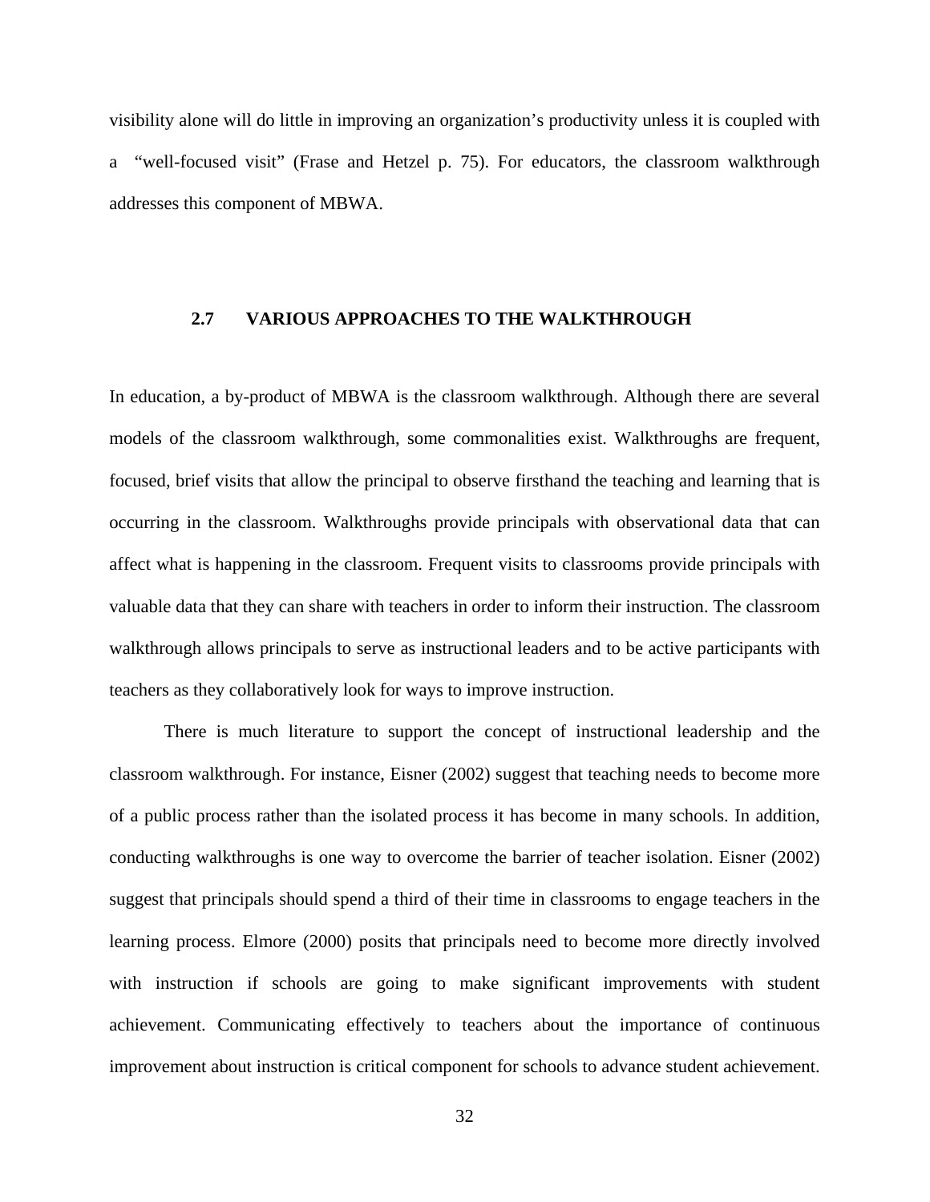visibility alone will do little in improving an organization's productivity unless it is coupled with a "well-focused visit" (Frase and Hetzel p. 75). For educators, the classroom walkthrough addresses this component of MBWA.

## 2.7 VARIOUS APPROACHES TO THE WALKTHROUGH

In education, a by-product of MBWA is the classroom walkthrough. Although there are several models of the classroom walkthrough, some commonalities exist. Walkthroughs are frequent, focused, brief visits that allow the principal to observe firsthand the teaching and learning that is occurring in the classroom. Walkthroughs provide principals with observational data that can affect what is happening in the classroom. Frequent visits to classrooms provide principals with valuable data that they can share with teachers in order to inform their instruction. The classroom walkthrough allows principals to serve as instructional leaders and to be active participants with teachers as they collaboratively look for ways to improve instruction.

There is much literature to support the concept of instructional leadership and the classroom walkthrough. For instance, Eisner (2002) suggest that teaching needs to become more of a public process rather than the isolated process it has become in many schools. In addition, conducting walkthroughs is one way to overcome the barrier of teacher isolation. Eisner (2002) suggest that principals should spend a third of their time in classrooms to engage teachers in the learning process. Elmore (2000) posits that principals need to become more directly involved with instruction if schools are going to make significant improvements with student achievement. Communicating effectively to teachers about the importance of continuous improvement about instruction is critical component for schools to advance student achievement.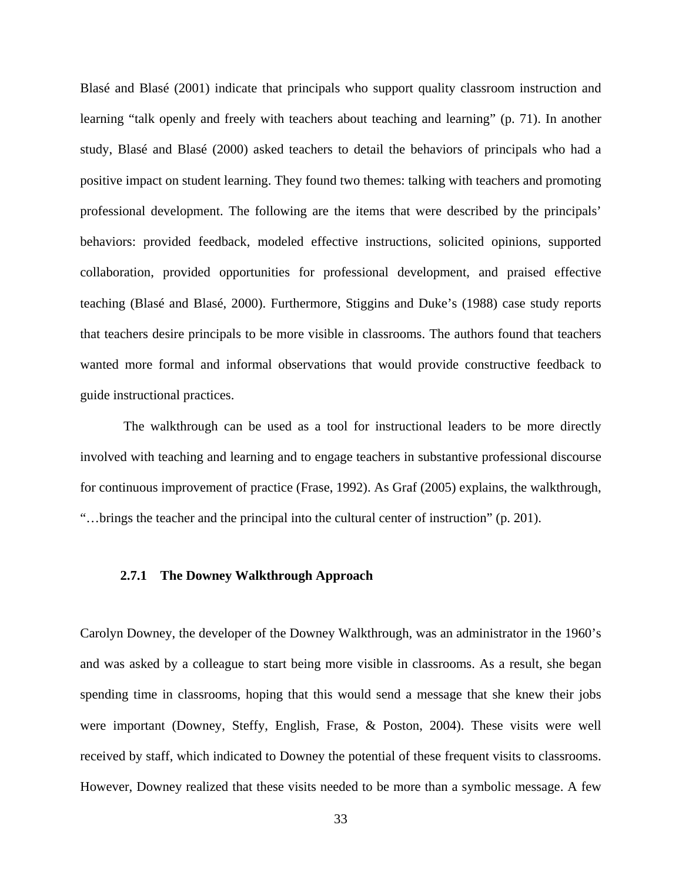Blasé and Blasé (2001) indicate that principals who support quality classroom instruction and learning "talk openly and freely with teachers about teaching and learning" (p. 71). In another study, Blasé and Blasé (2000) asked teachers to detail the behaviors of principals who had a positive impact on student learning. They found two themes: talking with teachers and promoting professional development. The following are the items that were described by the principals' behaviors: provided feedback, modeled effective instructions, solicited opinions, supported collaboration, provided opportunities for professional development, and praised effective teaching (Blasé and Blasé, 2000). Furthermore, Stiggins and Duke's (1988) case study reports that teachers desire principals to be more visible in classrooms. The authors found that teachers wanted more formal and informal observations that would provide constructive feedback to guide instructional practices.

The walkthrough can be used as a tool for instructional leaders to be more directly involved with teaching and learning and to engage teachers in substantive professional discourse for continuous improvement of practice (Frase, 1992). As Graf (2005) explains, the walkthrough, "…brings the teacher and the principal into the cultural center of instruction" (p. 201).

### 2.7.1 The Downey Walkthrough Approach

Carolyn Downey, the developer of the Downey Walkthrough, was an administrator in the 1960's and was asked by a colleague to start being more visible in classrooms. As a result, she began spending time in classrooms, hoping that this would send a message that she knew their jobs were important (Downey, Steffy, English, Frase, & Poston, 2004). These visits were well received by staff, which indicated to Downey the potential of these frequent visits to classrooms. However, Downey realized that these visits needed to be more than a symbolic message. A few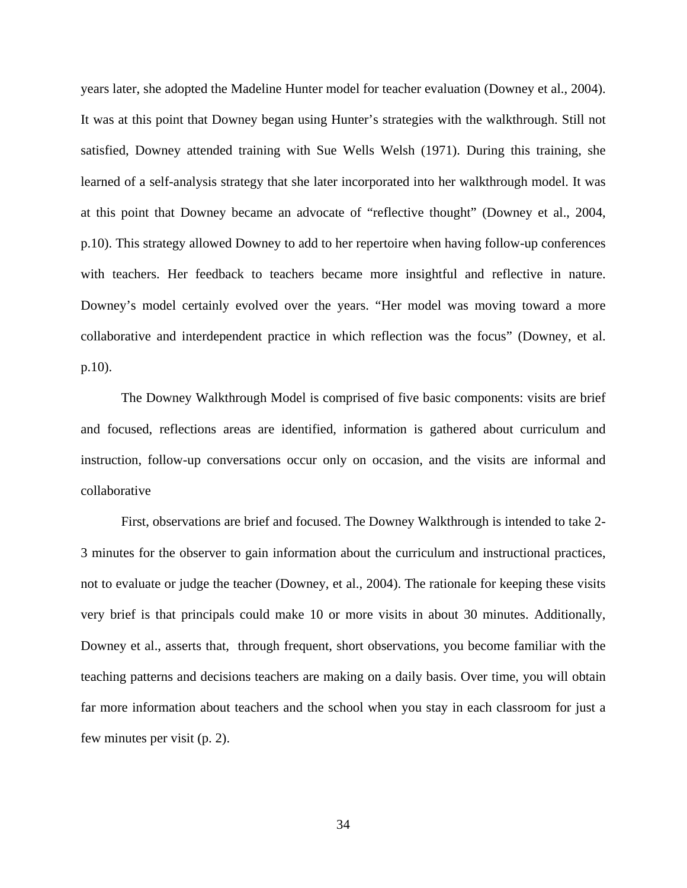years later, she adopted the Madeline Hunter model for teacher evaluation (Downey et al., 2004). It was at this point that Downey began using Hunter's strategies with the walkthrough. Still not satisfied, Downey attended training with Sue Wells Welsh (1971). During this training, she learned of a self-analysis strategy that she later incorporated into her walkthrough model. It was at this point that Downey became an advocate of "reflective thought" (Downey et al., 2004, p.10). This strategy allowed Downey to add to her repertoire when having follow-up conferences with teachers. Her feedback to teachers became more insightful and reflective in nature. Downey's model certainly evolved over the years. "Her model was moving toward a more collaborative and interdependent practice in which reflection was the focus" (Downey, et al. p.10).

The Downey Walkthrough Model is comprised of five basic components: visits are brief and focused, reflections areas are identified, information is gathered about curriculum and instruction, follow-up conversations occur only on occasion, and the visits are informal and collaborative

First, observations are brief and focused. The Downey Walkthrough is intended to take 2-3 minutes for the observer to gain information about the curriculum and instructional practices, not to evaluate or judge the teacher (Downey, et al., 2004). The rationale for keeping these visits very brief is that principals could make 10 or more visits in about 30 minutes. Additionally, Downey et al., asserts that, through frequent, short observations, you become familiar with the teaching patterns and decisions teachers are making on a daily basis. Over time, you will obtain far more information about teachers and the school when you stay in each classroom for just a few minutes per visit (p. 2).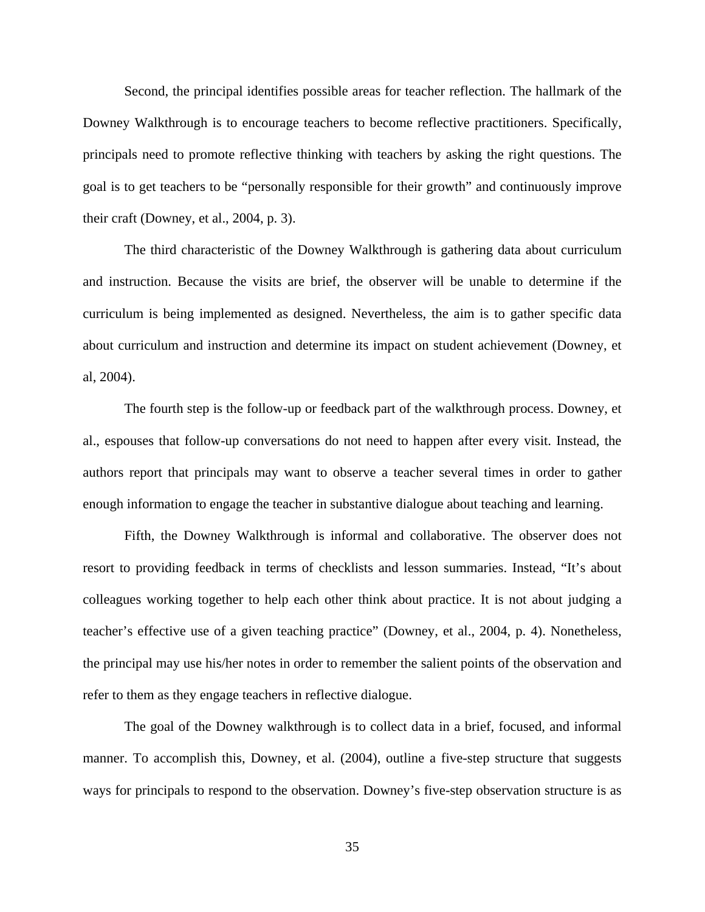Second, the principal identifies possible areas for teacher reflection. The hallmark of the Downey Walkthrough is to encourage teachers to become reflective practitioners. Specifically, principals need to promote reflective thinking with teachers by asking the right questions. The goal is to get teachers to be "personally responsible for their growth" and continuously improve their craft (Downey, et al., 2004, p. 3).

The third characteristic of the Downey Walkthrough is gathering data about curriculum and instruction. Because the visits are brief, the observer will be unable to determine if the curriculum is being implemented as designed. Nevertheless, the aim is to gather specific data about curriculum and instruction and determine its impact on student achievement (Downey, et al, 2004).

The fourth step is the follow-up or feedback part of the walkthrough process. Downey, et al., espouses that follow-up conversations do not need to happen after every visit. Instead, the authors report that principals may want to observe a teacher several times in order to gather enough information to engage the teacher in substantive dialogue about teaching and learning.

Fifth, the Downey Walkthrough is informal and collaborative. The observer does not resort to providing feedback in terms of checklists and lesson summaries. Instead, "It's about colleagues working together to help each other think about practice. It is not about judging a teacher's effective use of a given teaching practice" (Downey, et al., 2004, p. 4). Nonetheless, the principal may use his/her notes in order to remember the salient points of the observation and refer to them as they engage teachers in reflective dialogue.

The goal of the Downey walkthrough is to collect data in a brief, focused, and informal manner. To accomplish this, Downey, et al. (2004), outline a five-step structure that suggests ways for principals to respond to the observation. Downey's five-step observation structure is as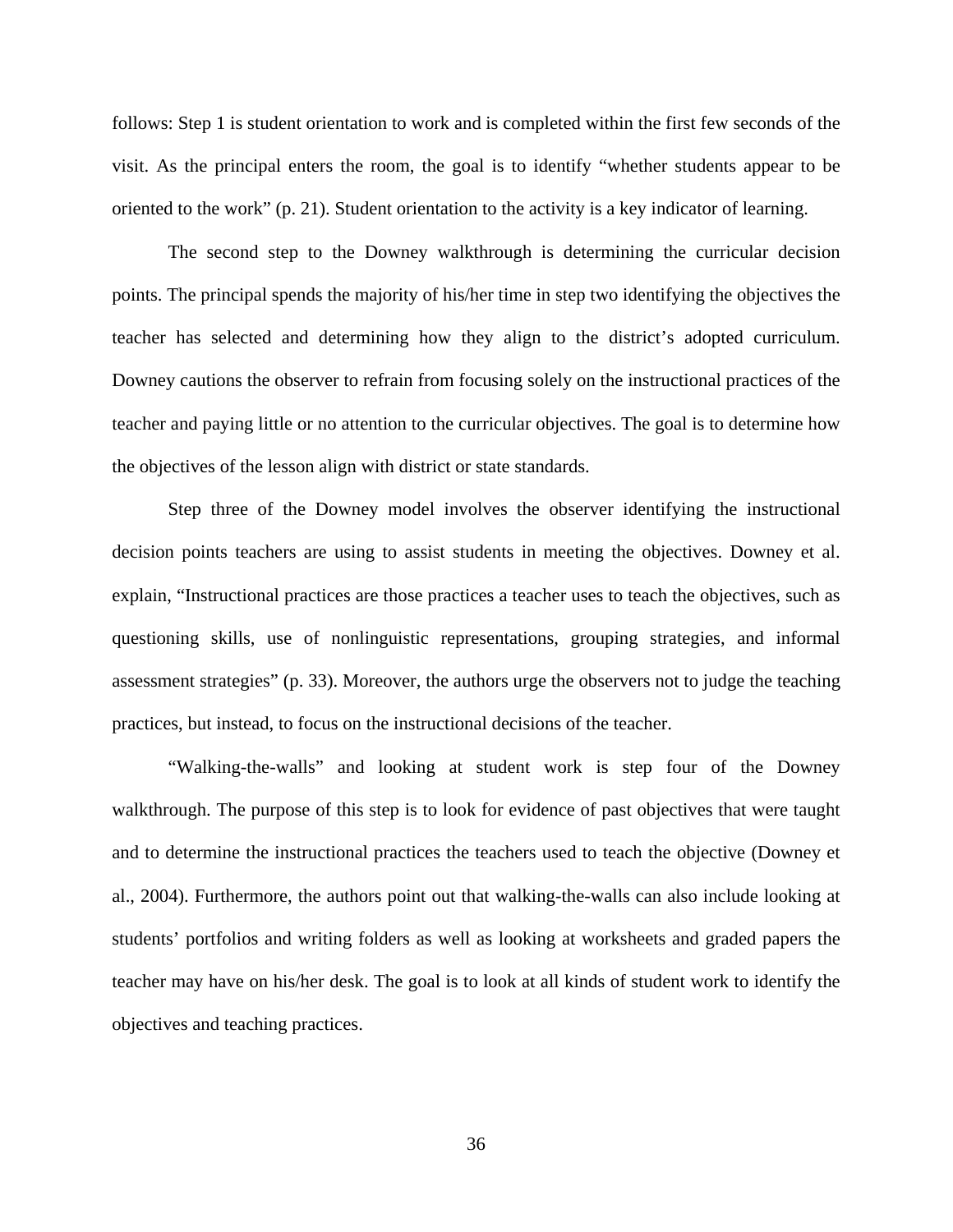follows: Step 1 is student orientation to work and is completed within the first few seconds of the visit. As the principal enters the room, the goal is to identify "whether students appear to be oriented to the work" (p. 21). Student orientation to the activity is a key indicator of learning.

The second step to the Downey walkthrough is determining the curricular decision points. The principal spends the majority of his/her time in step two identifying the objectives the teacher has selected and determining how they align to the district's adopted curriculum. Downey cautions the observer to refrain from focusing solely on the instructional practices of the teacher and paying little or no attention to the curricular objectives. The goal is to determine how the objectives of the lesson align with district or state standards.

Step three of the Downey model involves the observer identifying the instructional decision points teachers are using to assist students in meeting the objectives. Downey et al. explain, "Instructional practices are those practices a teacher uses to teach the objectives, such as questioning skills, use of nonlinguistic representations, grouping strategies, and informal assessment strategies" (p. 33). Moreover, the authors urge the observers not to judge the teaching practices, but instead, to focus on the instructional decisions of the teacher.

"Walking-the-walls" and looking at student work is step four of the Downey walkthrough. The purpose of this step is to look for evidence of past objectives that were taught and to determine the instructional practices the teachers used to teach the objective (Downey et al., 2004). Furthermore, the authors point out that walking-the-walls can also include looking at students' portfolios and writing folders as well as looking at worksheets and graded papers the teacher may have on his/her desk. The goal is to look at all kinds of student work to identify the objectives and teaching practices.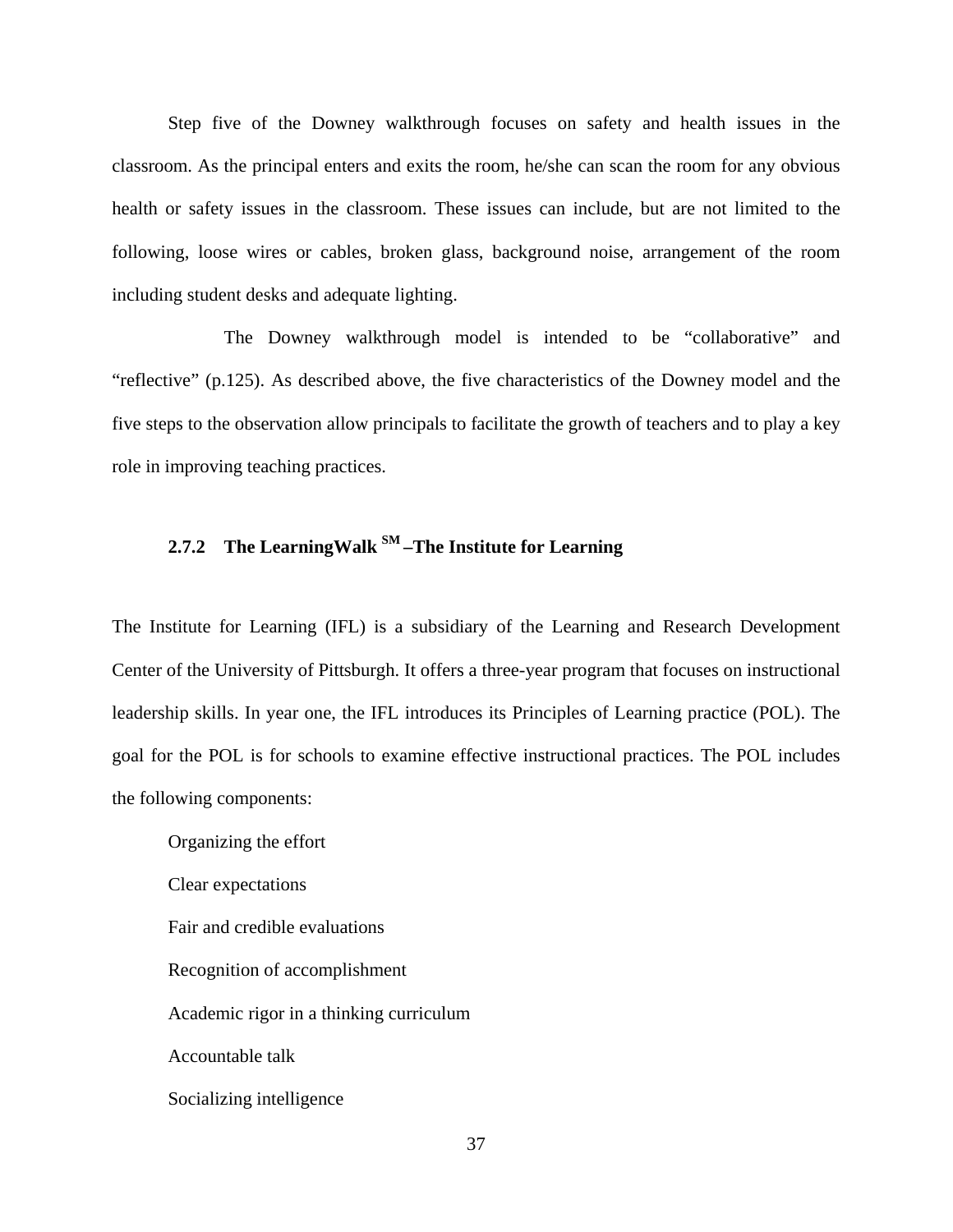Step five of the Downey walkthrough focuses on safety and health issues in the classroom. As the principal enters and exits the room, he/she can scan the room for any obvious health or safety issues in the classroom. These issues can include, but are not limited to the following, loose wires or cables, broken glass, background noise, arrangement of the room including student desks and adequate lighting.

The Downey walkthrough model is intended to be "collaborative" and "reflective" (p.125). As described above, the five characteristics of the Downey model and the five steps to the observation allow principals to facilitate the growth of teachers and to play a key role in improving teaching practices.

### 2.7.2 The LearningWalk SM –The Institute for Learning

The Institute for Learning (IFL) is a subsidiary of the Learning and Research Development Center of the University of Pittsburgh. It offers a three-year program that focuses on instructional leadership skills. In year one, the IFL introduces its Principles of Learning practice (POL). The goal for the POL is for schools to examine effective instructional practices. The POL includes the following components:

Organizing the effort

Clear expectations

Fair and credible evaluations

Recognition of accomplishment

Academic rigor in a thinking curriculum

Accountable talk

Socializing intelligence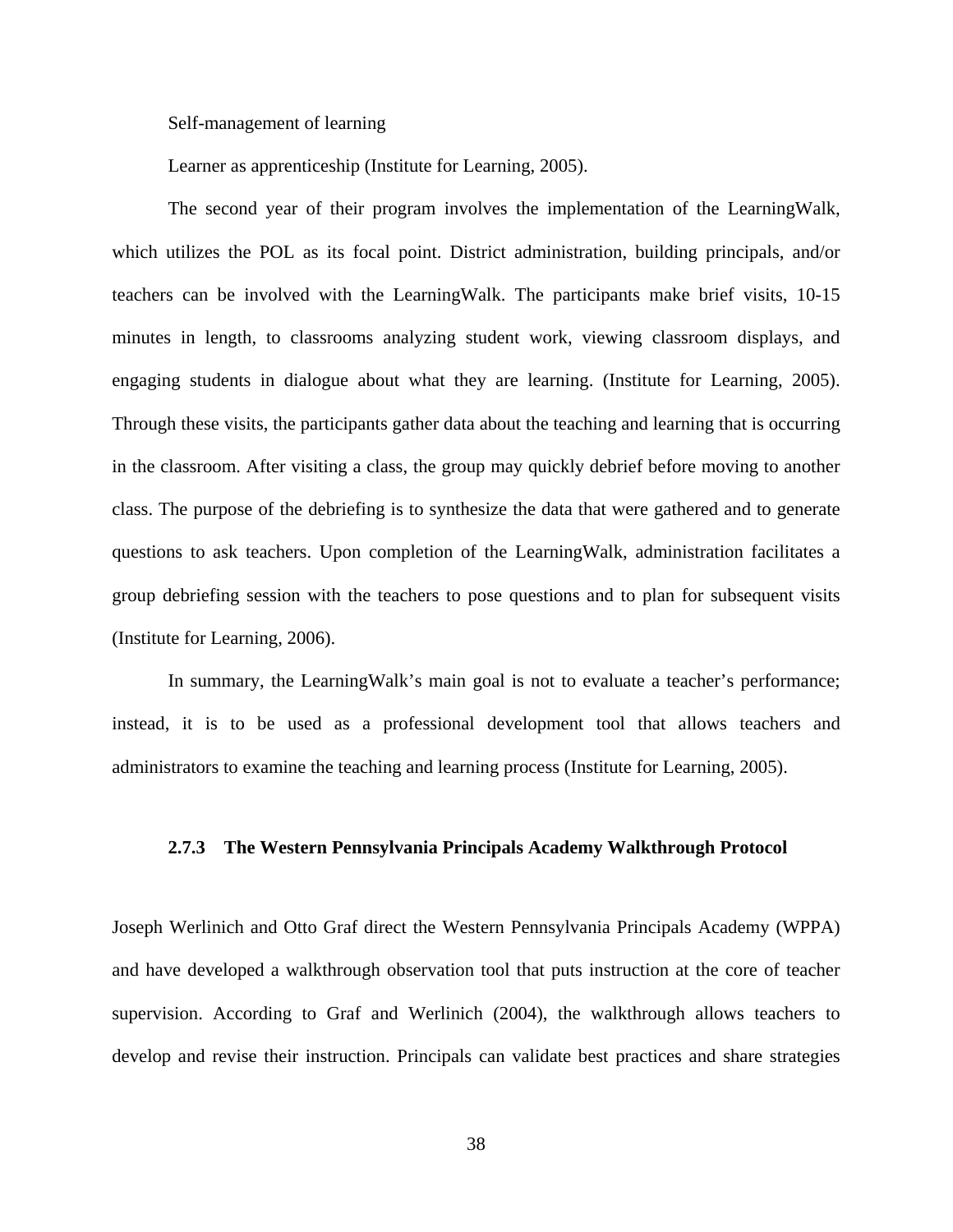Self-management of learning

Learner as apprenticeship (Institute for Learning, 2005).

The second year of their program involves the implementation of the LearningWalk, which utilizes the POL as its focal point. District administration, building principals, and/or teachers can be involved with the LearningWalk. The participants make brief visits, 10-15 minutes in length, to classrooms analyzing student work, viewing classroom displays, and engaging students in dialogue about what they are learning. (Institute for Learning, 2005). Through these visits, the participants gather data about the teaching and learning that is occurring in the classroom. After visiting a class, the group may quickly debrief before moving to another class. The purpose of the debriefing is to synthesize the data that were gathered and to generate questions to ask teachers. Upon completion of the LearningWalk, administration facilitates a group debriefing session with the teachers to pose questions and to plan for subsequent visits (Institute for Learning, 2006).

In summary, the LearningWalk's main goal is not to evaluate a teacher's performance; instead, it is to be used as a professional development tool that allows teachers and administrators to examine the teaching and learning process (Institute for Learning, 2005).

### 2.7.3 The Western Pennsylvania Principals Academy Walkthrough Protocol

Joseph Werlinich and Otto Graf direct the Western Pennsylvania Principals Academy (WPPA) and have developed a walkthrough observation tool that puts instruction at the core of teacher supervision. According to Graf and Werlinich (2004), the walkthrough allows teachers to develop and revise their instruction. Principals can validate best practices and share strategies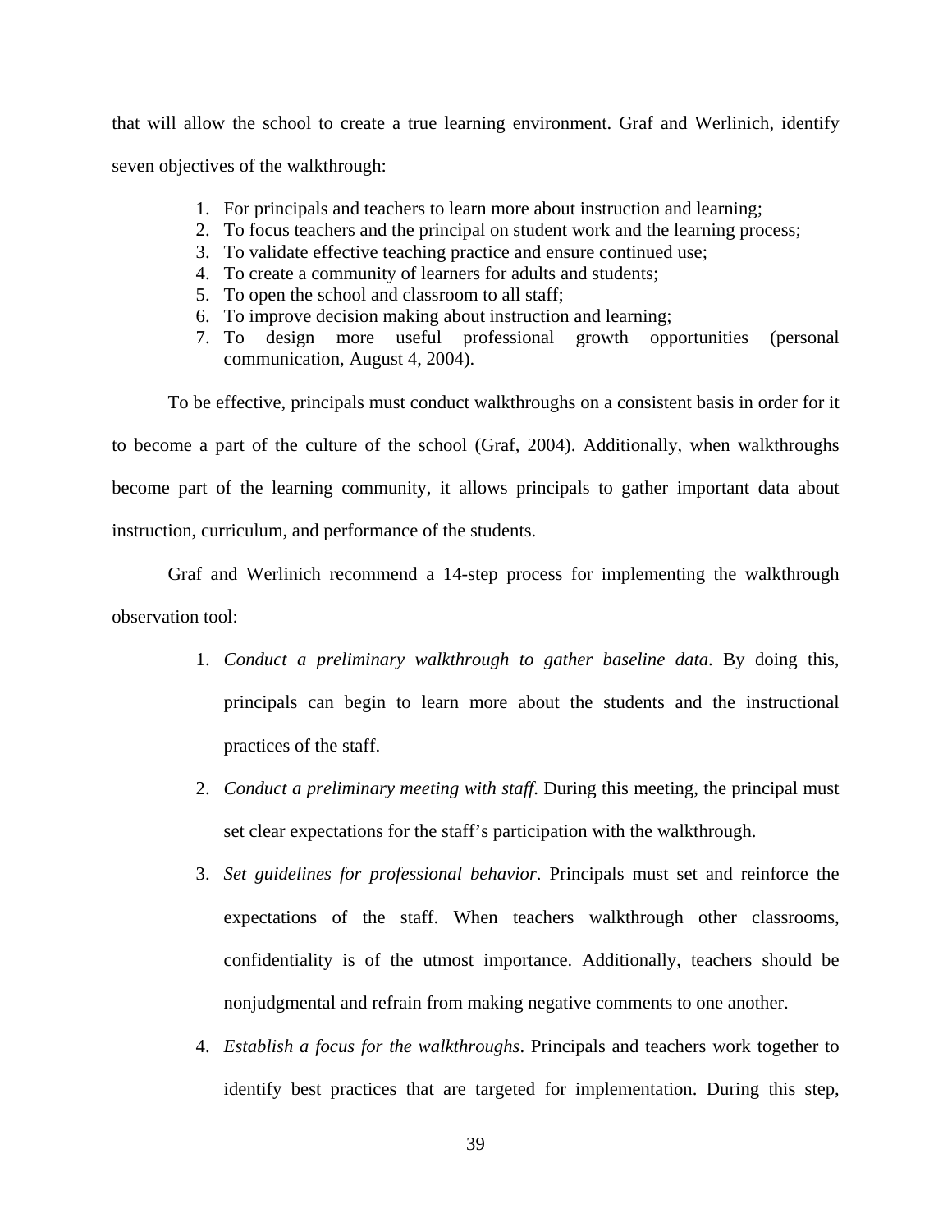that will allow the school to create a true learning environment. Graf and Werlinich, identify seven objectives of the walkthrough:

1. For principals and teachers to learn more about instruction and learning;
2. To focus teachers and the principal on student work and the learning process;
3. To validate effective teaching practice and ensure continued use;
4. To create a community of learners for adults and students;
5. To open the school and classroom to all staff;
6. To improve decision making about instruction and learning;
7. To design more useful professional growth opportunities (personal communication, August 4, 2004).

To be effective, principals must conduct walkthroughs on a consistent basis in order for it to become a part of the culture of the school (Graf, 2004). Additionally, when walkthroughs become part of the learning community, it allows principals to gather important data about instruction, curriculum, and performance of the students.

Graf and Werlinich recommend a 14-step process for implementing the walkthrough observation tool:

1. *Conduct a preliminary walkthrough to gather baseline data*. By doing this, principals can begin to learn more about the students and the instructional practices of the staff.
2. *Conduct a preliminary meeting with staff*. During this meeting, the principal must set clear expectations for the staff's participation with the walkthrough.
3. *Set guidelines for professional behavior*. Principals must set and reinforce the expectations of the staff. When teachers walkthrough other classrooms, confidentiality is of the utmost importance. Additionally, teachers should be nonjudgmental and refrain from making negative comments to one another.
4. *Establish a focus for the walkthroughs*. Principals and teachers work together to identify best practices that are targeted for implementation. During this step,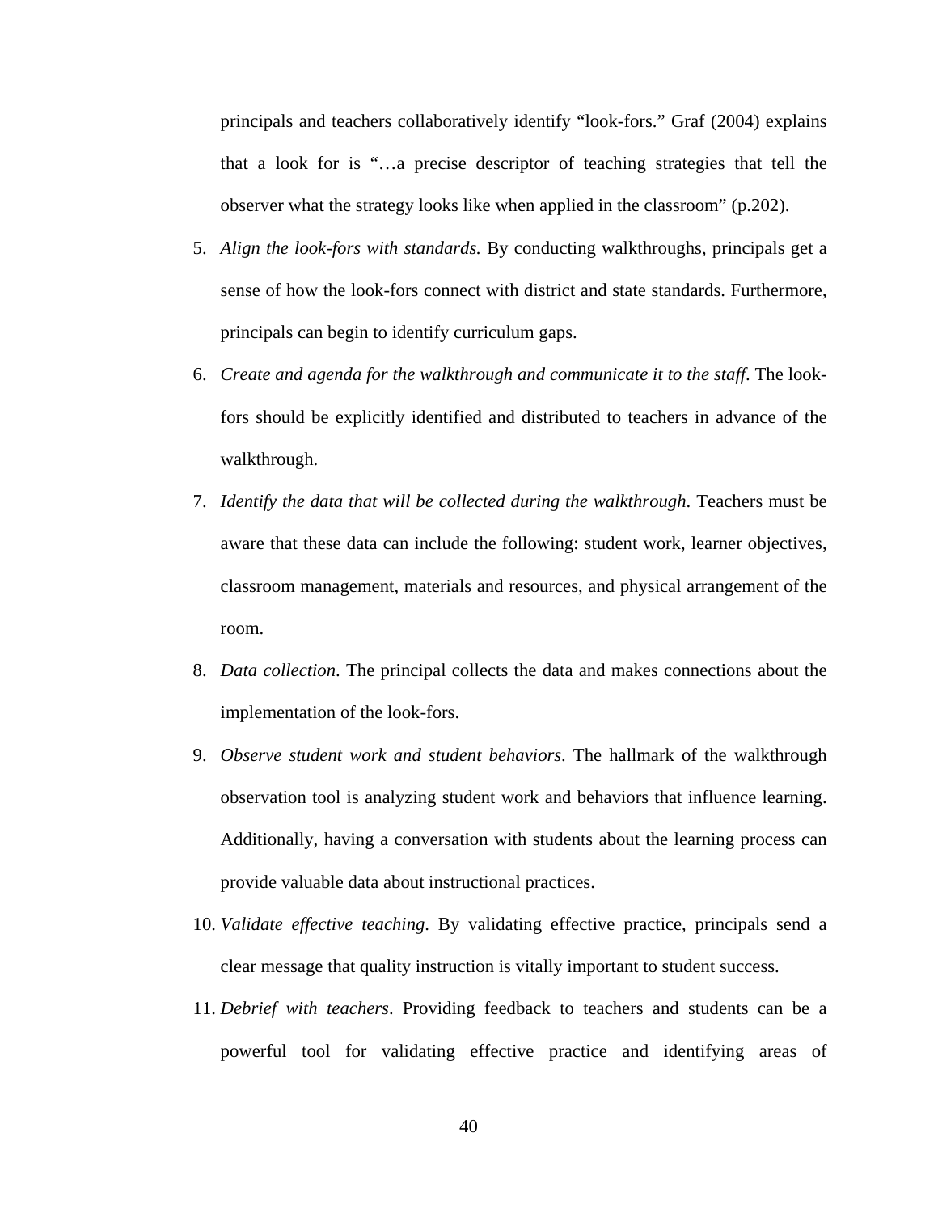principals and teachers collaboratively identify "look-fors." Graf (2004) explains that a look for is "…a precise descriptor of teaching strategies that tell the observer what the strategy looks like when applied in the classroom" (p.202).

5. *Align the look-fors with standards.* By conducting walkthroughs, principals get a sense of how the look-fors connect with district and state standards. Furthermore, principals can begin to identify curriculum gaps.
6. *Create and agenda for the walkthrough and communicate it to the staff*. The look-fors should be explicitly identified and distributed to teachers in advance of the walkthrough.
7. *Identify the data that will be collected during the walkthrough*. Teachers must be aware that these data can include the following: student work, learner objectives, classroom management, materials and resources, and physical arrangement of the room.
8. *Data collection*. The principal collects the data and makes connections about the implementation of the look-fors.
9. *Observe student work and student behaviors*. The hallmark of the walkthrough observation tool is analyzing student work and behaviors that influence learning. Additionally, having a conversation with students about the learning process can provide valuable data about instructional practices.
10. *Validate effective teaching*. By validating effective practice, principals send a clear message that quality instruction is vitally important to student success.
11. *Debrief with teachers*. Providing feedback to teachers and students can be a powerful tool for validating effective practice and identifying areas of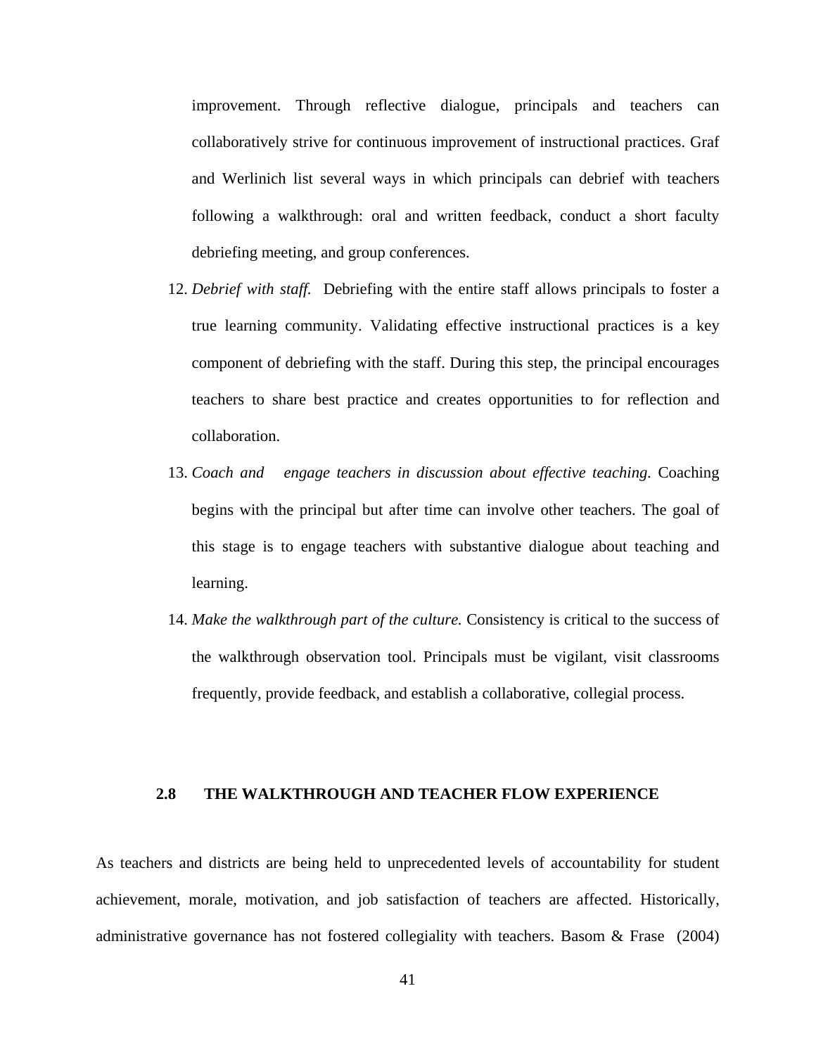improvement. Through reflective dialogue, principals and teachers can collaboratively strive for continuous improvement of instructional practices. Graf and Werlinich list several ways in which principals can debrief with teachers following a walkthrough: oral and written feedback, conduct a short faculty debriefing meeting, and group conferences.

12. *Debrief with staff.* Debriefing with the entire staff allows principals to foster a true learning community. Validating effective instructional practices is a key component of debriefing with the staff. During this step, the principal encourages teachers to share best practice and creates opportunities to for reflection and collaboration.
13. *Coach and engage teachers in discussion about effective teaching.* Coaching begins with the principal but after time can involve other teachers. The goal of this stage is to engage teachers with substantive dialogue about teaching and learning.
14. *Make the walkthrough part of the culture.* Consistency is critical to the success of the walkthrough observation tool. Principals must be vigilant, visit classrooms frequently, provide feedback, and establish a collaborative, collegial process.

## 2.8 THE WALKTHROUGH AND TEACHER FLOW EXPERIENCE

As teachers and districts are being held to unprecedented levels of accountability for student achievement, morale, motivation, and job satisfaction of teachers are affected. Historically, administrative governance has not fostered collegiality with teachers. Basom & Frase (2004)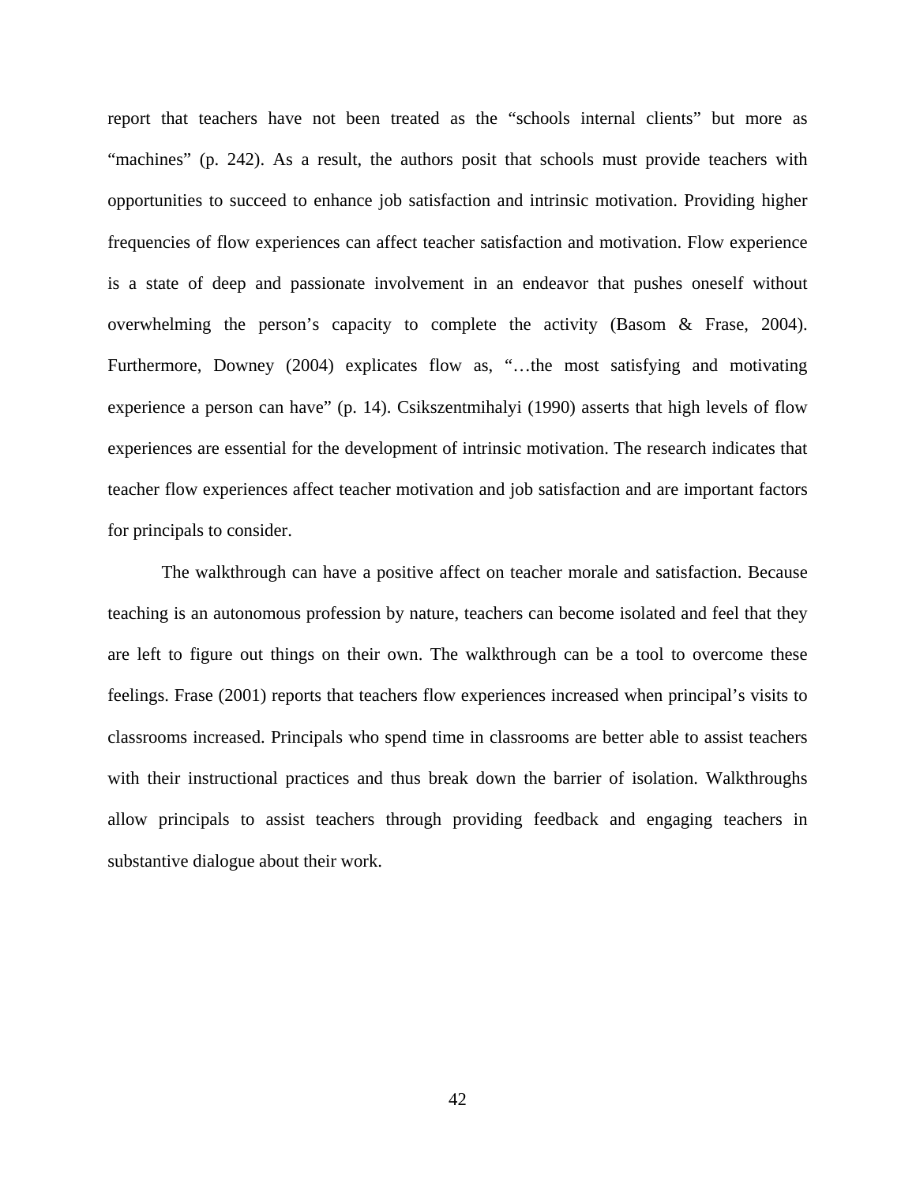report that teachers have not been treated as the "schools internal clients" but more as "machines" (p. 242). As a result, the authors posit that schools must provide teachers with opportunities to succeed to enhance job satisfaction and intrinsic motivation. Providing higher frequencies of flow experiences can affect teacher satisfaction and motivation. Flow experience is a state of deep and passionate involvement in an endeavor that pushes oneself without overwhelming the person's capacity to complete the activity (Basom & Frase, 2004). Furthermore, Downey (2004) explicates flow as, "…the most satisfying and motivating experience a person can have" (p. 14). Csikszentmihalyi (1990) asserts that high levels of flow experiences are essential for the development of intrinsic motivation. The research indicates that teacher flow experiences affect teacher motivation and job satisfaction and are important factors for principals to consider.

The walkthrough can have a positive affect on teacher morale and satisfaction. Because teaching is an autonomous profession by nature, teachers can become isolated and feel that they are left to figure out things on their own. The walkthrough can be a tool to overcome these feelings. Frase (2001) reports that teachers flow experiences increased when principal's visits to classrooms increased. Principals who spend time in classrooms are better able to assist teachers with their instructional practices and thus break down the barrier of isolation. Walkthroughs allow principals to assist teachers through providing feedback and engaging teachers in substantive dialogue about their work.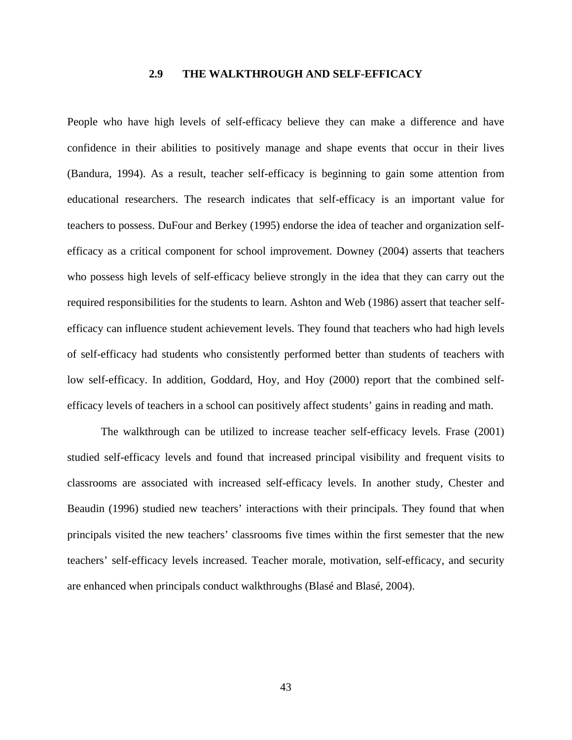## 2.9 THE WALKTHROUGH AND SELF-EFFICACY

People who have high levels of self-efficacy believe they can make a difference and have confidence in their abilities to positively manage and shape events that occur in their lives (Bandura, 1994). As a result, teacher self-efficacy is beginning to gain some attention from educational researchers. The research indicates that self-efficacy is an important value for teachers to possess. DuFour and Berkey (1995) endorse the idea of teacher and organization self-efficacy as a critical component for school improvement. Downey (2004) asserts that teachers who possess high levels of self-efficacy believe strongly in the idea that they can carry out the required responsibilities for the students to learn. Ashton and Web (1986) assert that teacher self-efficacy can influence student achievement levels. They found that teachers who had high levels of self-efficacy had students who consistently performed better than students of teachers with low self-efficacy. In addition, Goddard, Hoy, and Hoy (2000) report that the combined self-efficacy levels of teachers in a school can positively affect students' gains in reading and math.

The walkthrough can be utilized to increase teacher self-efficacy levels. Frase (2001) studied self-efficacy levels and found that increased principal visibility and frequent visits to classrooms are associated with increased self-efficacy levels. In another study, Chester and Beaudin (1996) studied new teachers' interactions with their principals. They found that when principals visited the new teachers' classrooms five times within the first semester that the new teachers' self-efficacy levels increased. Teacher morale, motivation, self-efficacy, and security are enhanced when principals conduct walkthroughs (Blasé and Blasé, 2004).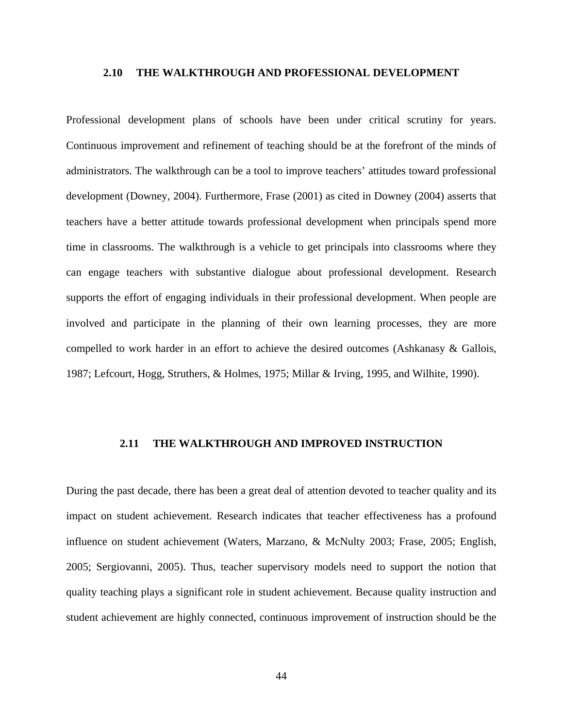## 2.10 THE WALKTHROUGH AND PROFESSIONAL DEVELOPMENT

Professional development plans of schools have been under critical scrutiny for years. Continuous improvement and refinement of teaching should be at the forefront of the minds of administrators. The walkthrough can be a tool to improve teachers' attitudes toward professional development (Downey, 2004). Furthermore, Frase (2001) as cited in Downey (2004) asserts that teachers have a better attitude towards professional development when principals spend more time in classrooms. The walkthrough is a vehicle to get principals into classrooms where they can engage teachers with substantive dialogue about professional development. Research supports the effort of engaging individuals in their professional development. When people are involved and participate in the planning of their own learning processes, they are more compelled to work harder in an effort to achieve the desired outcomes (Ashkanasy & Gallois, 1987; Lefcourt, Hogg, Struthers, & Holmes, 1975; Millar & Irving, 1995, and Wilhite, 1990).

## 2.11 THE WALKTHROUGH AND IMPROVED INSTRUCTION

During the past decade, there has been a great deal of attention devoted to teacher quality and its impact on student achievement. Research indicates that teacher effectiveness has a profound influence on student achievement (Waters, Marzano, & McNulty 2003; Frase, 2005; English, 2005; Sergiovanni, 2005). Thus, teacher supervisory models need to support the notion that quality teaching plays a significant role in student achievement. Because quality instruction and student achievement are highly connected, continuous improvement of instruction should be the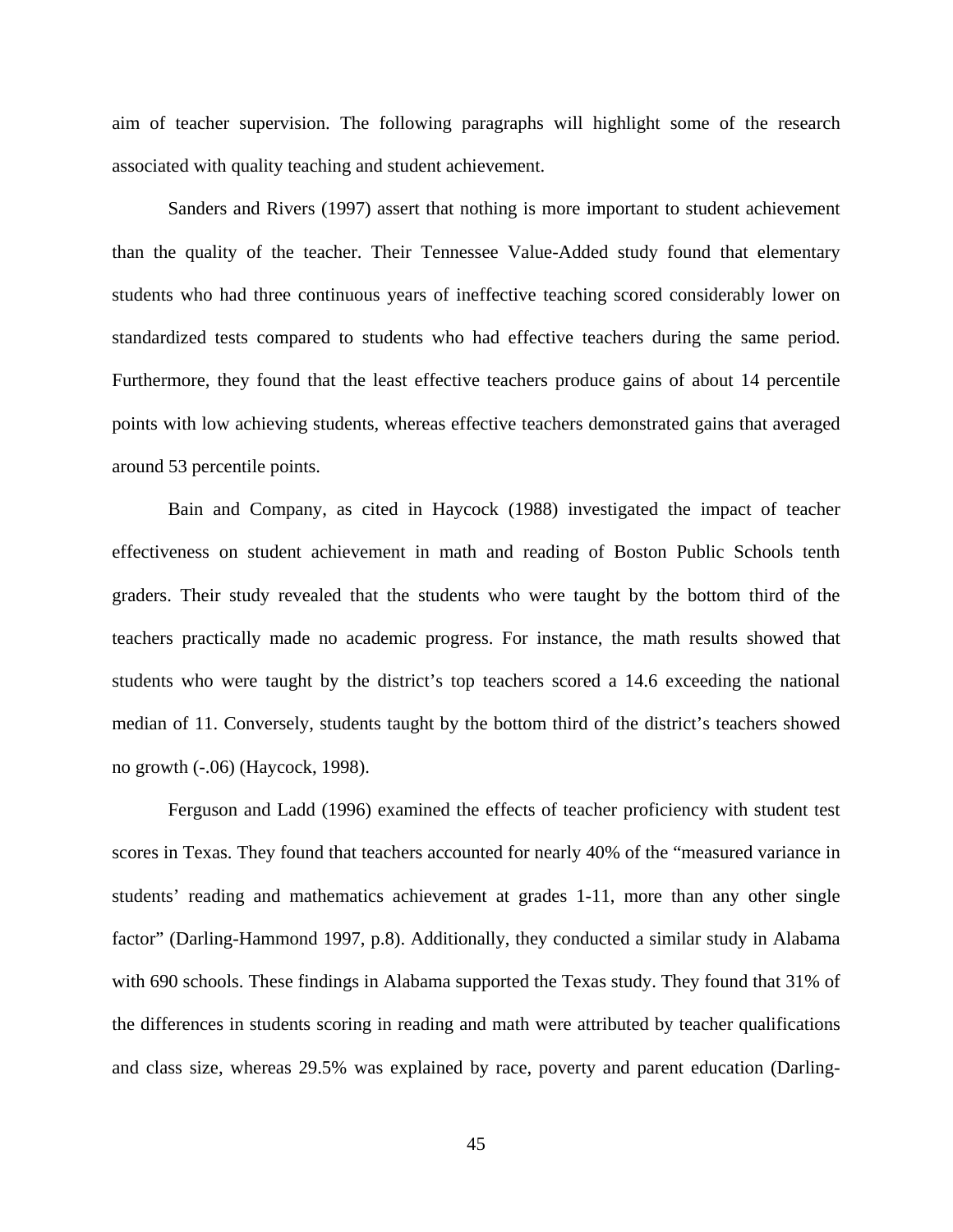aim of teacher supervision. The following paragraphs will highlight some of the research associated with quality teaching and student achievement.

Sanders and Rivers (1997) assert that nothing is more important to student achievement than the quality of the teacher. Their Tennessee Value-Added study found that elementary students who had three continuous years of ineffective teaching scored considerably lower on standardized tests compared to students who had effective teachers during the same period. Furthermore, they found that the least effective teachers produce gains of about 14 percentile points with low achieving students, whereas effective teachers demonstrated gains that averaged around 53 percentile points.

Bain and Company, as cited in Haycock (1988) investigated the impact of teacher effectiveness on student achievement in math and reading of Boston Public Schools tenth graders. Their study revealed that the students who were taught by the bottom third of the teachers practically made no academic progress. For instance, the math results showed that students who were taught by the district's top teachers scored a 14.6 exceeding the national median of 11. Conversely, students taught by the bottom third of the district's teachers showed no growth (-.06) (Haycock, 1998).

Ferguson and Ladd (1996) examined the effects of teacher proficiency with student test scores in Texas. They found that teachers accounted for nearly 40% of the "measured variance in students' reading and mathematics achievement at grades 1-11, more than any other single factor" (Darling-Hammond 1997, p.8). Additionally, they conducted a similar study in Alabama with 690 schools. These findings in Alabama supported the Texas study. They found that 31% of the differences in students scoring in reading and math were attributed by teacher qualifications and class size, whereas 29.5% was explained by race, poverty and parent education (Darling-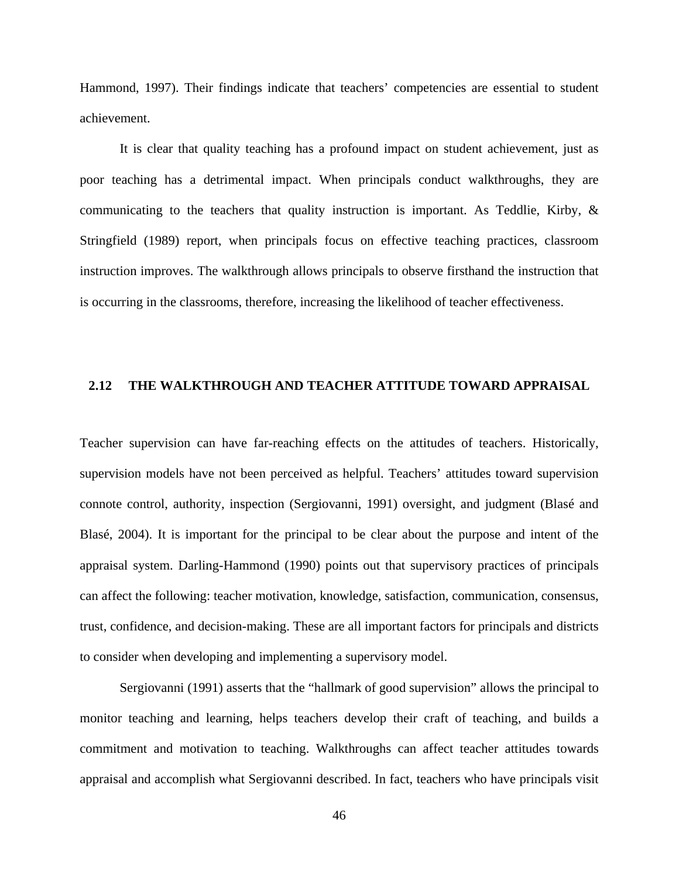Hammond, 1997). Their findings indicate that teachers' competencies are essential to student achievement.

It is clear that quality teaching has a profound impact on student achievement, just as poor teaching has a detrimental impact. When principals conduct walkthroughs, they are communicating to the teachers that quality instruction is important. As Teddlie, Kirby, & Stringfield (1989) report, when principals focus on effective teaching practices, classroom instruction improves. The walkthrough allows principals to observe firsthand the instruction that is occurring in the classrooms, therefore, increasing the likelihood of teacher effectiveness.

## 2.12 THE WALKTHROUGH AND TEACHER ATTITUDE TOWARD APPRAISAL

Teacher supervision can have far-reaching effects on the attitudes of teachers. Historically, supervision models have not been perceived as helpful. Teachers' attitudes toward supervision connote control, authority, inspection (Sergiovanni, 1991) oversight, and judgment (Blasé and Blasé, 2004). It is important for the principal to be clear about the purpose and intent of the appraisal system. Darling-Hammond (1990) points out that supervisory practices of principals can affect the following: teacher motivation, knowledge, satisfaction, communication, consensus, trust, confidence, and decision-making. These are all important factors for principals and districts to consider when developing and implementing a supervisory model.

Sergiovanni (1991) asserts that the "hallmark of good supervision" allows the principal to monitor teaching and learning, helps teachers develop their craft of teaching, and builds a commitment and motivation to teaching. Walkthroughs can affect teacher attitudes towards appraisal and accomplish what Sergiovanni described. In fact, teachers who have principals visit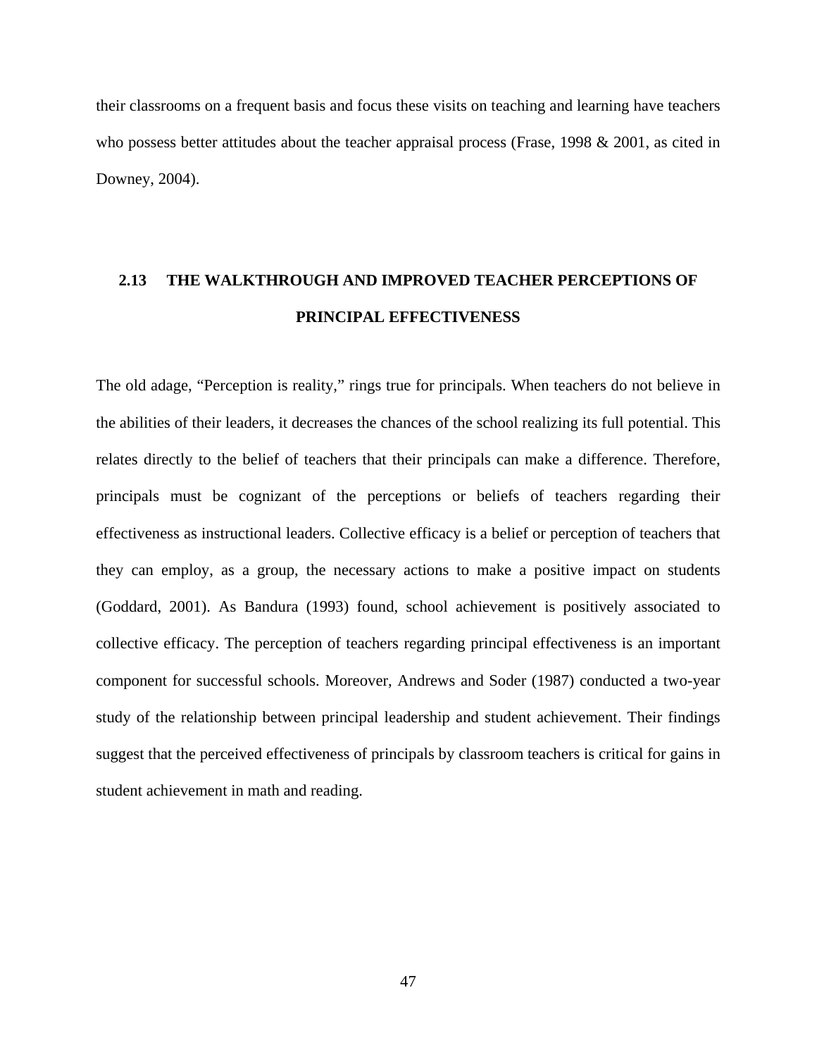their classrooms on a frequent basis and focus these visits on teaching and learning have teachers who possess better attitudes about the teacher appraisal process (Frase, 1998 & 2001, as cited in Downey, 2004).

## 2.13 THE WALKTHROUGH AND IMPROVED TEACHER PERCEPTIONS OF PRINCIPAL EFFECTIVENESS

The old adage, "Perception is reality," rings true for principals. When teachers do not believe in the abilities of their leaders, it decreases the chances of the school realizing its full potential. This relates directly to the belief of teachers that their principals can make a difference. Therefore, principals must be cognizant of the perceptions or beliefs of teachers regarding their effectiveness as instructional leaders. Collective efficacy is a belief or perception of teachers that they can employ, as a group, the necessary actions to make a positive impact on students (Goddard, 2001). As Bandura (1993) found, school achievement is positively associated to collective efficacy. The perception of teachers regarding principal effectiveness is an important component for successful schools. Moreover, Andrews and Soder (1987) conducted a two-year study of the relationship between principal leadership and student achievement. Their findings suggest that the perceived effectiveness of principals by classroom teachers is critical for gains in student achievement in math and reading.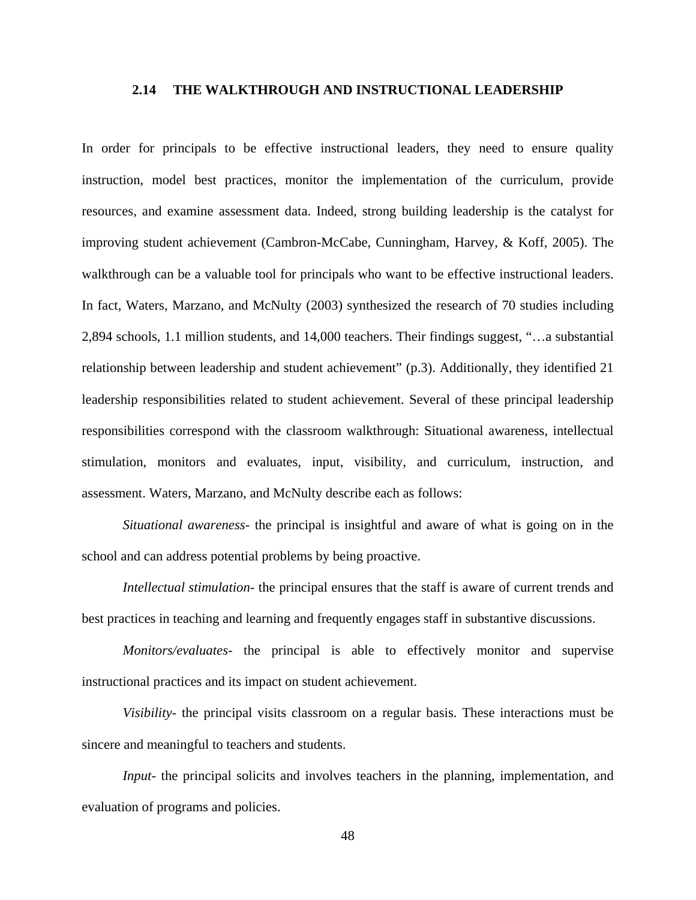## 2.14 THE WALKTHROUGH AND INSTRUCTIONAL LEADERSHIP

In order for principals to be effective instructional leaders, they need to ensure quality instruction, model best practices, monitor the implementation of the curriculum, provide resources, and examine assessment data. Indeed, strong building leadership is the catalyst for improving student achievement (Cambron-McCabe, Cunningham, Harvey, & Koff, 2005). The walkthrough can be a valuable tool for principals who want to be effective instructional leaders. In fact, Waters, Marzano, and McNulty (2003) synthesized the research of 70 studies including 2,894 schools, 1.1 million students, and 14,000 teachers. Their findings suggest, "…a substantial relationship between leadership and student achievement" (p.3). Additionally, they identified 21 leadership responsibilities related to student achievement. Several of these principal leadership responsibilities correspond with the classroom walkthrough: Situational awareness, intellectual stimulation, monitors and evaluates, input, visibility, and curriculum, instruction, and assessment. Waters, Marzano, and McNulty describe each as follows:

*Situational awareness*- the principal is insightful and aware of what is going on in the school and can address potential problems by being proactive.

*Intellectual stimulation*- the principal ensures that the staff is aware of current trends and best practices in teaching and learning and frequently engages staff in substantive discussions.

*Monitors/evaluates*- the principal is able to effectively monitor and supervise instructional practices and its impact on student achievement.

*Visibility*- the principal visits classroom on a regular basis. These interactions must be sincere and meaningful to teachers and students.

*Input*- the principal solicits and involves teachers in the planning, implementation, and evaluation of programs and policies.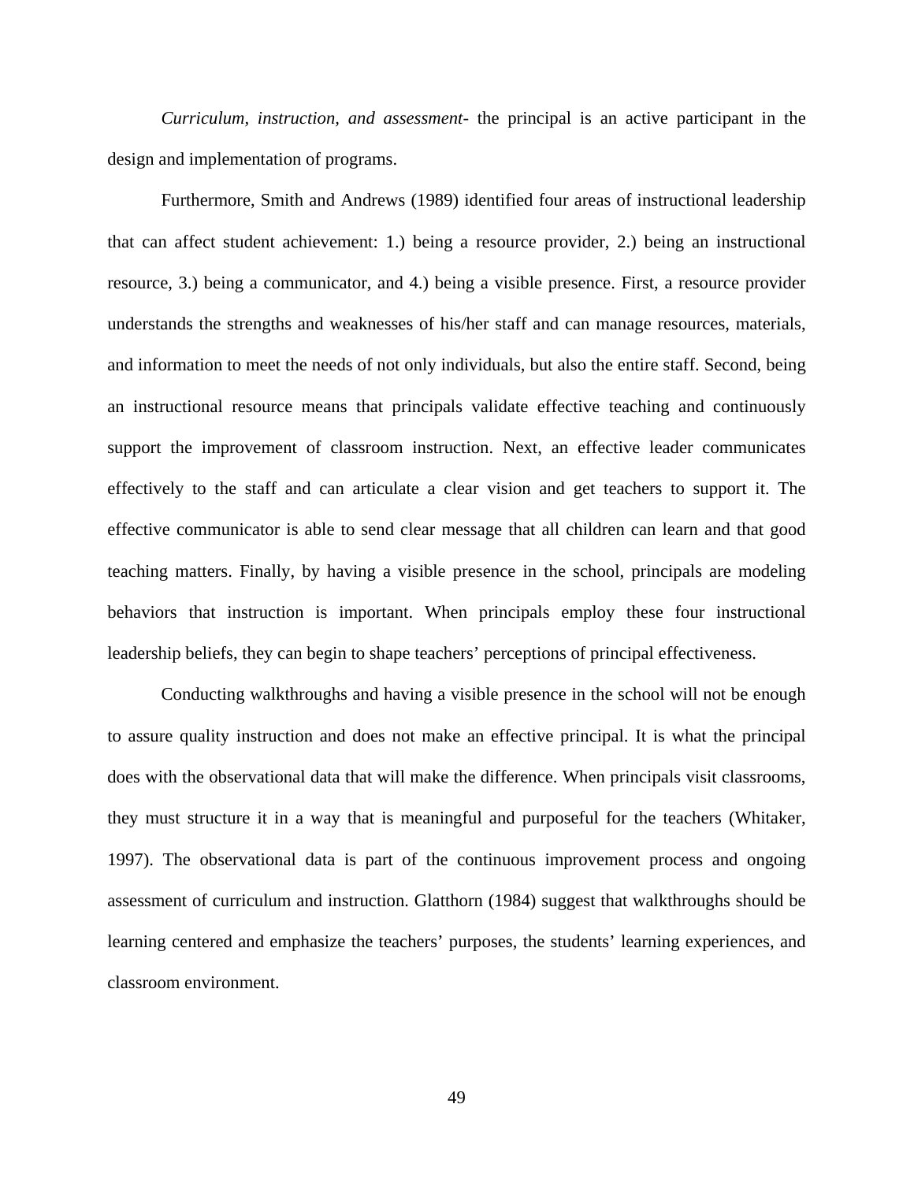*Curriculum, instruction, and assessment-* the principal is an active participant in the design and implementation of programs.

Furthermore, Smith and Andrews (1989) identified four areas of instructional leadership that can affect student achievement: 1.) being a resource provider, 2.) being an instructional resource, 3.) being a communicator, and 4.) being a visible presence. First, a resource provider understands the strengths and weaknesses of his/her staff and can manage resources, materials, and information to meet the needs of not only individuals, but also the entire staff. Second, being an instructional resource means that principals validate effective teaching and continuously support the improvement of classroom instruction. Next, an effective leader communicates effectively to the staff and can articulate a clear vision and get teachers to support it. The effective communicator is able to send clear message that all children can learn and that good teaching matters. Finally, by having a visible presence in the school, principals are modeling behaviors that instruction is important. When principals employ these four instructional leadership beliefs, they can begin to shape teachers' perceptions of principal effectiveness.

Conducting walkthroughs and having a visible presence in the school will not be enough to assure quality instruction and does not make an effective principal. It is what the principal does with the observational data that will make the difference. When principals visit classrooms, they must structure it in a way that is meaningful and purposeful for the teachers (Whitaker, 1997). The observational data is part of the continuous improvement process and ongoing assessment of curriculum and instruction. Glatthorn (1984) suggest that walkthroughs should be learning centered and emphasize the teachers' purposes, the students' learning experiences, and classroom environment.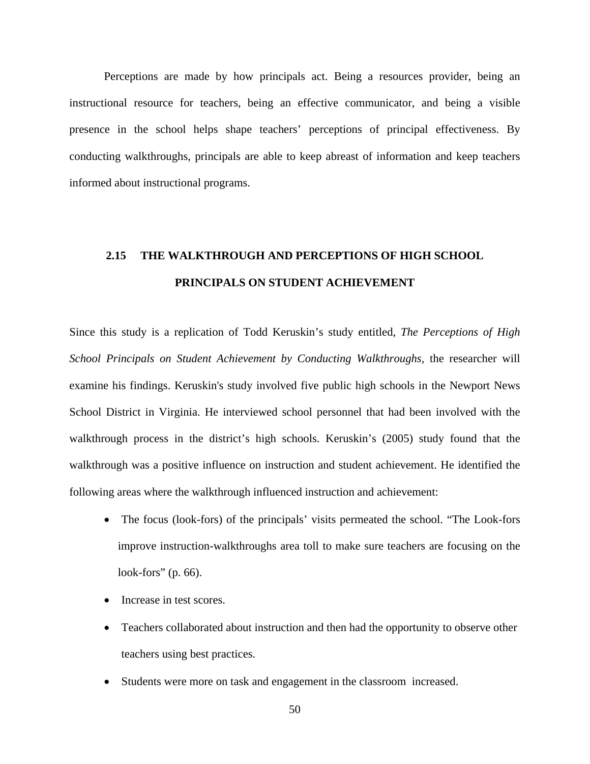Perceptions are made by how principals act. Being a resources provider, being an instructional resource for teachers, being an effective communicator, and being a visible presence in the school helps shape teachers' perceptions of principal effectiveness. By conducting walkthroughs, principals are able to keep abreast of information and keep teachers informed about instructional programs.

## 2.15 THE WALKTHROUGH AND PERCEPTIONS OF HIGH SCHOOL PRINCIPALS ON STUDENT ACHIEVEMENT

Since this study is a replication of Todd Keruskin's study entitled, *The Perceptions of High School Principals on Student Achievement by Conducting Walkthroughs*, the researcher will examine his findings. Keruskin's study involved five public high schools in the Newport News School District in Virginia. He interviewed school personnel that had been involved with the walkthrough process in the district's high schools. Keruskin's (2005) study found that the walkthrough was a positive influence on instruction and student achievement. He identified the following areas where the walkthrough influenced instruction and achievement:

- The focus (look-fors) of the principals' visits permeated the school. "The Look-fors improve instruction-walkthroughs area toll to make sure teachers are focusing on the look-fors" (p. 66).
- Increase in test scores.
- Teachers collaborated about instruction and then had the opportunity to observe other teachers using best practices.
- Students were more on task and engagement in the classroom increased.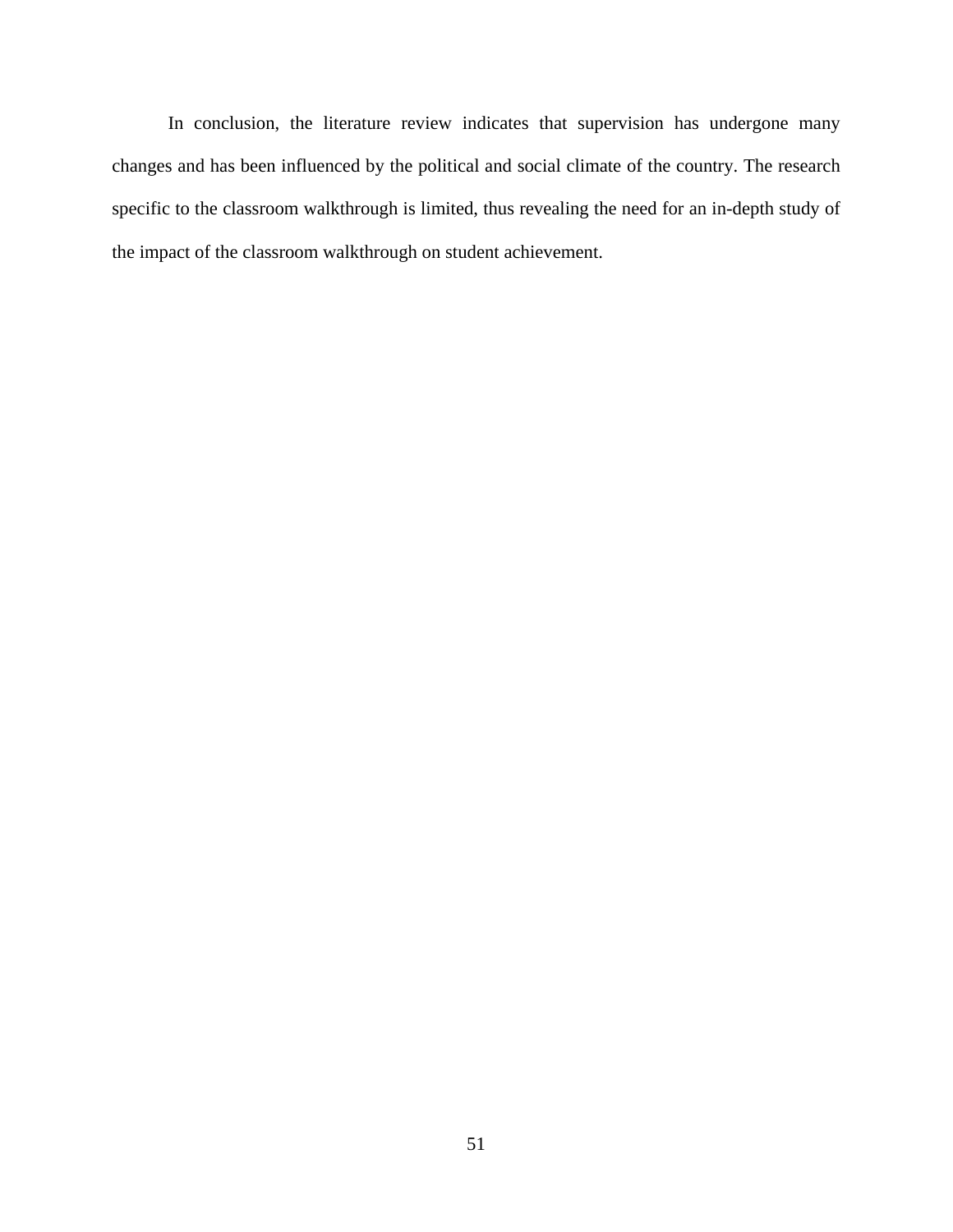In conclusion, the literature review indicates that supervision has undergone many changes and has been influenced by the political and social climate of the country. The research specific to the classroom walkthrough is limited, thus revealing the need for an in-depth study of the impact of the classroom walkthrough on student achievement.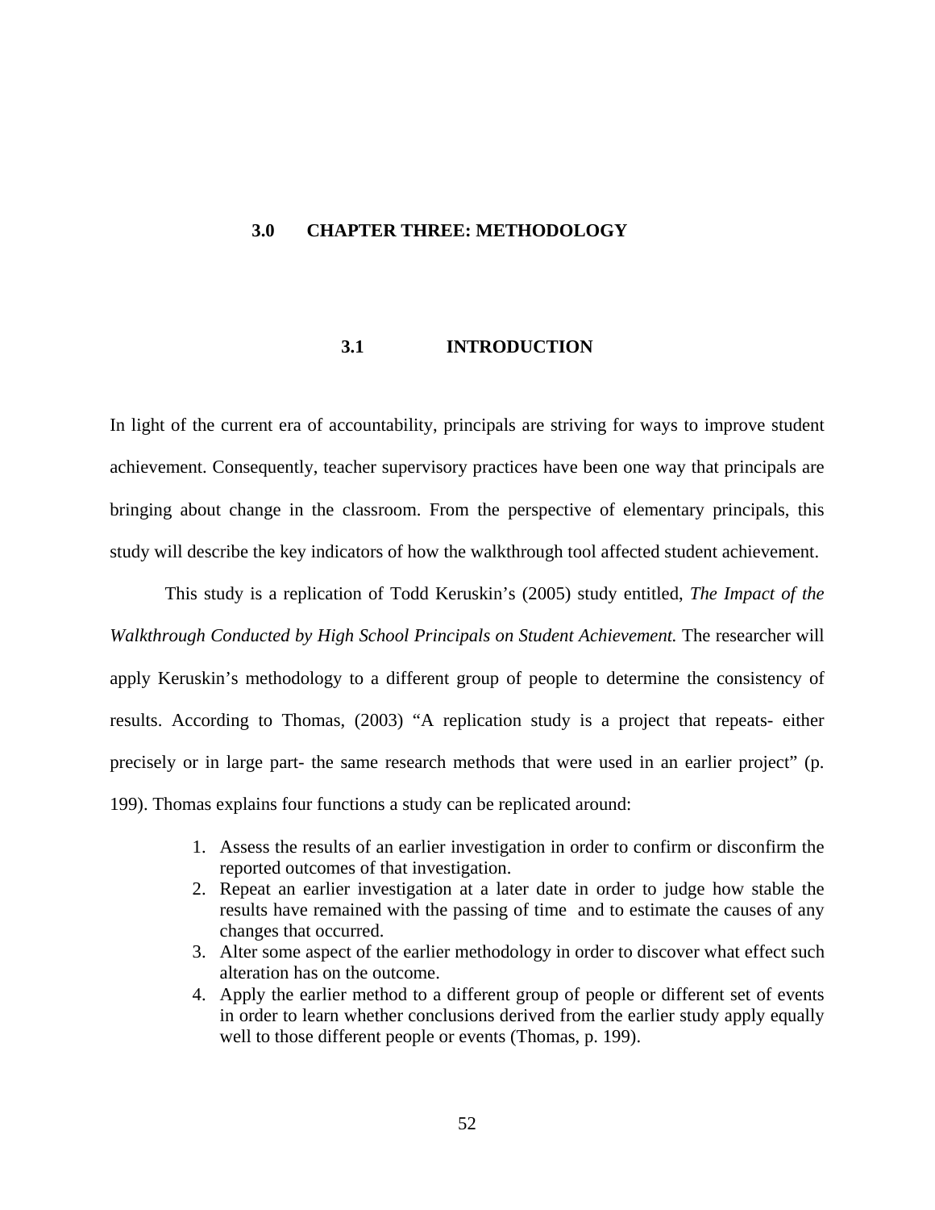# 3.0 CHAPTER THREE: METHODOLOGY

## 3.1 INTRODUCTION

In light of the current era of accountability, principals are striving for ways to improve student achievement. Consequently, teacher supervisory practices have been one way that principals are bringing about change in the classroom. From the perspective of elementary principals, this study will describe the key indicators of how the walkthrough tool affected student achievement.

This study is a replication of Todd Keruskin's (2005) study entitled, *The Impact of the Walkthrough Conducted by High School Principals on Student Achievement.* The researcher will apply Keruskin's methodology to a different group of people to determine the consistency of results. According to Thomas, (2003) "A replication study is a project that repeats- either precisely or in large part- the same research methods that were used in an earlier project" (p. 199). Thomas explains four functions a study can be replicated around:

1. Assess the results of an earlier investigation in order to confirm or disconfirm the reported outcomes of that investigation.
2. Repeat an earlier investigation at a later date in order to judge how stable the results have remained with the passing of time and to estimate the causes of any changes that occurred.
3. Alter some aspect of the earlier methodology in order to discover what effect such alteration has on the outcome.
4. Apply the earlier method to a different group of people or different set of events in order to learn whether conclusions derived from the earlier study apply equally well to those different people or events (Thomas, p. 199).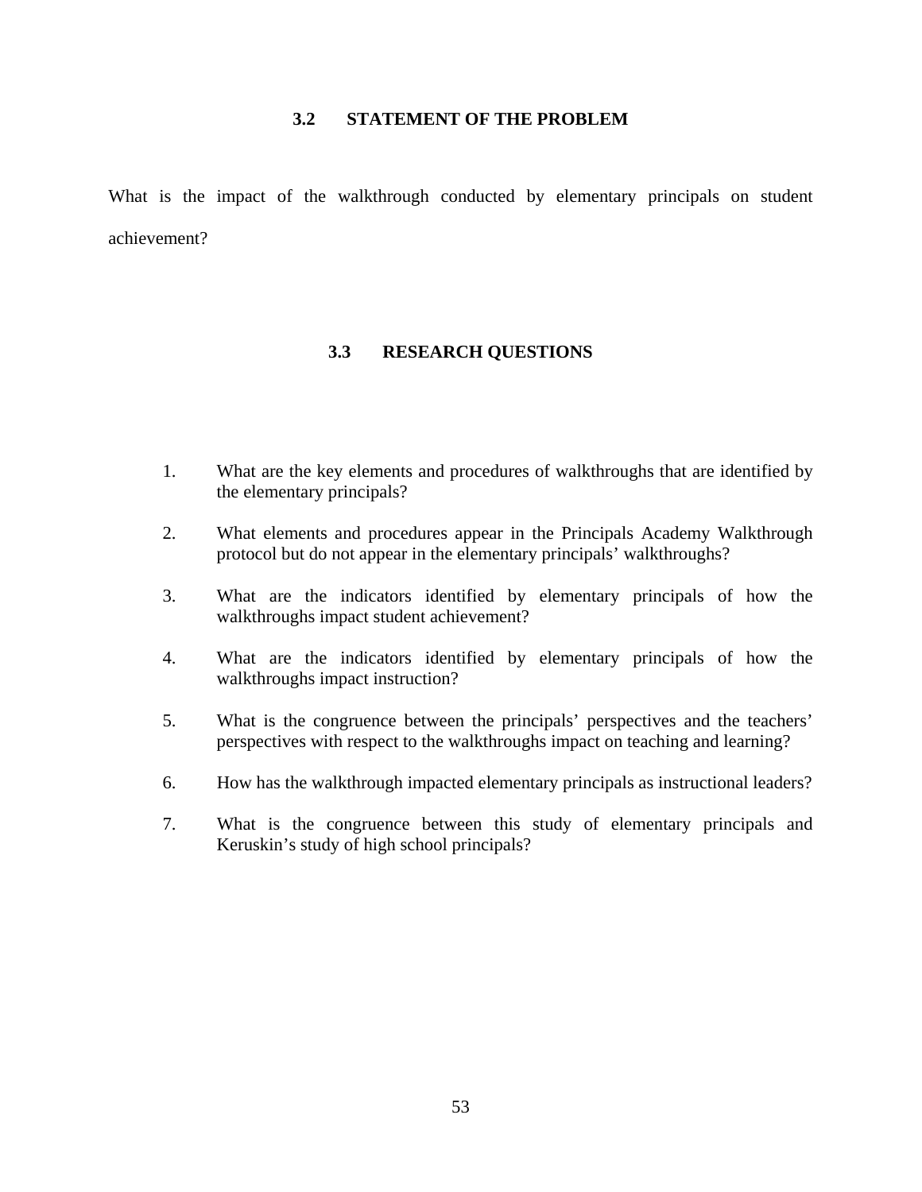## 3.2 STATEMENT OF THE PROBLEM

What is the impact of the walkthrough conducted by elementary principals on student achievement?

## 3.3 RESEARCH QUESTIONS

1. What are the key elements and procedures of walkthroughs that are identified by the elementary principals?
2. What elements and procedures appear in the Principals Academy Walkthrough protocol but do not appear in the elementary principals' walkthroughs?
3. What are the indicators identified by elementary principals of how the walkthroughs impact student achievement?
4. What are the indicators identified by elementary principals of how the walkthroughs impact instruction?
5. What is the congruence between the principals' perspectives and the teachers' perspectives with respect to the walkthroughs impact on teaching and learning?
6. How has the walkthrough impacted elementary principals as instructional leaders?
7. What is the congruence between this study of elementary principals and Keruskin's study of high school principals?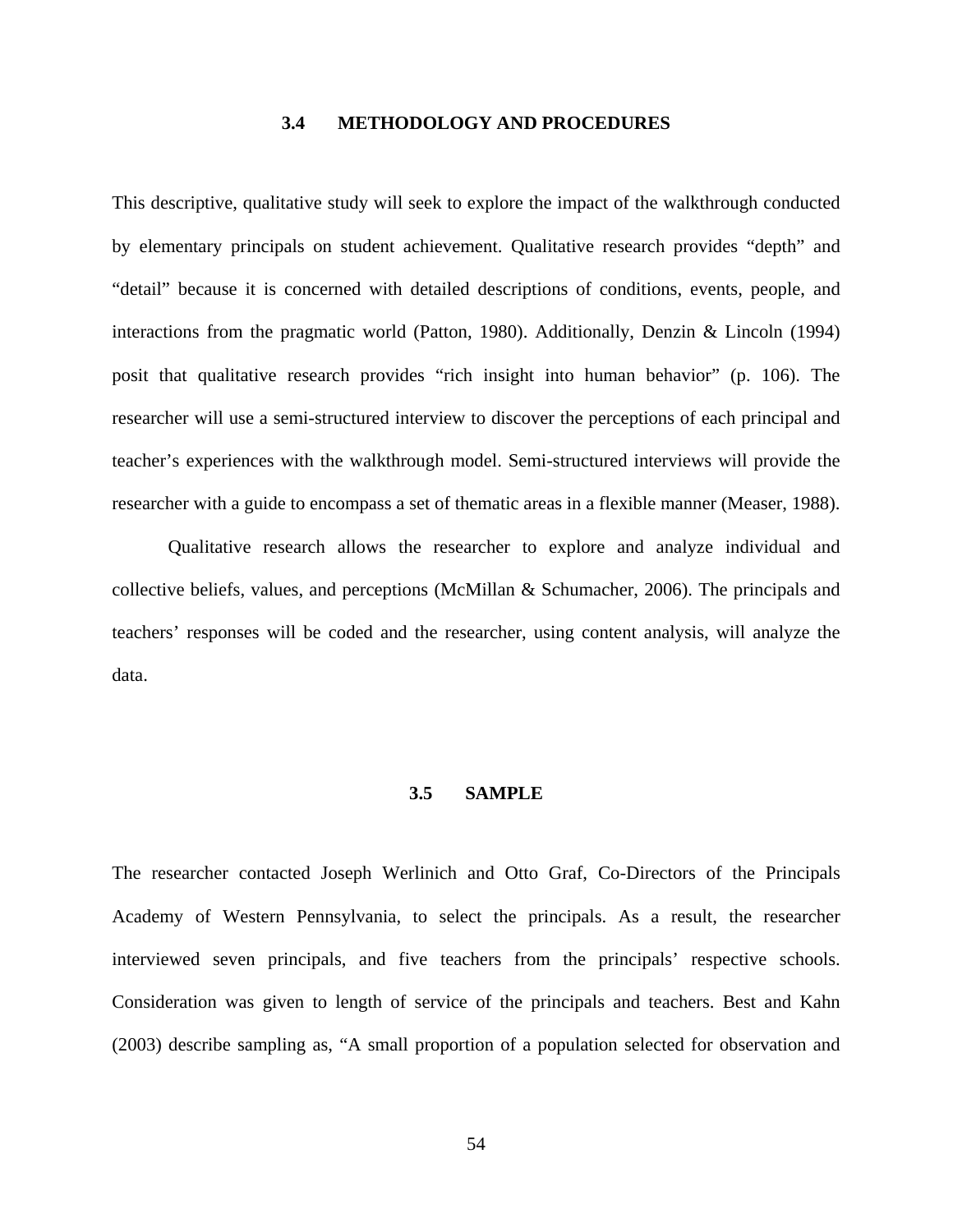## 3.4 METHODOLOGY AND PROCEDURES

This descriptive, qualitative study will seek to explore the impact of the walkthrough conducted by elementary principals on student achievement. Qualitative research provides "depth" and "detail" because it is concerned with detailed descriptions of conditions, events, people, and interactions from the pragmatic world (Patton, 1980). Additionally, Denzin & Lincoln (1994) posit that qualitative research provides "rich insight into human behavior" (p. 106). The researcher will use a semi-structured interview to discover the perceptions of each principal and teacher's experiences with the walkthrough model. Semi-structured interviews will provide the researcher with a guide to encompass a set of thematic areas in a flexible manner (Measer, 1988).

Qualitative research allows the researcher to explore and analyze individual and collective beliefs, values, and perceptions (McMillan & Schumacher, 2006). The principals and teachers' responses will be coded and the researcher, using content analysis, will analyze the data.

## 3.5 SAMPLE

The researcher contacted Joseph Werlinich and Otto Graf, Co-Directors of the Principals Academy of Western Pennsylvania, to select the principals. As a result, the researcher interviewed seven principals, and five teachers from the principals' respective schools. Consideration was given to length of service of the principals and teachers. Best and Kahn (2003) describe sampling as, "A small proportion of a population selected for observation and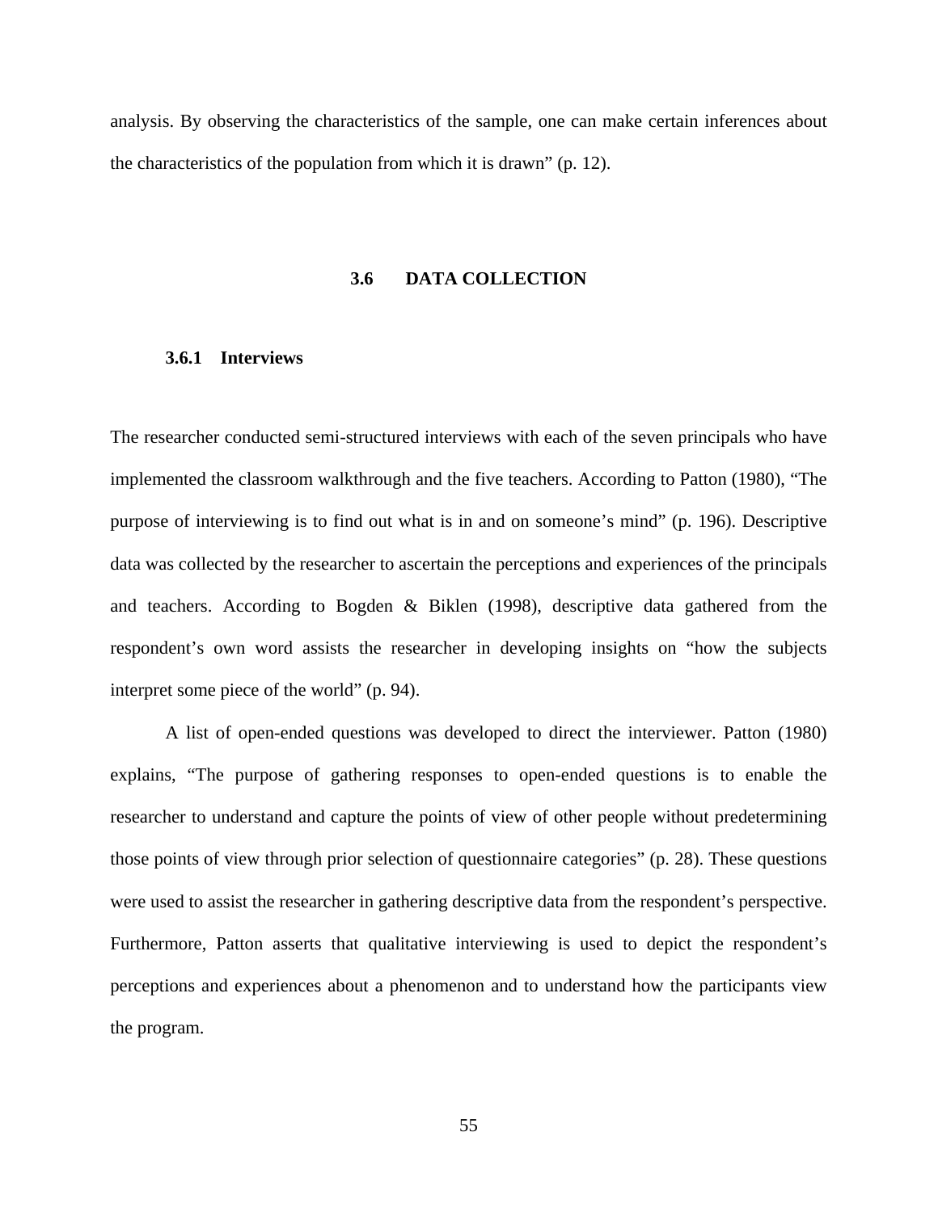analysis. By observing the characteristics of the sample, one can make certain inferences about the characteristics of the population from which it is drawn" (p. 12).

## 3.6 DATA COLLECTION

### 3.6.1 Interviews

The researcher conducted semi-structured interviews with each of the seven principals who have implemented the classroom walkthrough and the five teachers. According to Patton (1980), "The purpose of interviewing is to find out what is in and on someone's mind" (p. 196). Descriptive data was collected by the researcher to ascertain the perceptions and experiences of the principals and teachers. According to Bogden & Biklen (1998), descriptive data gathered from the respondent's own word assists the researcher in developing insights on "how the subjects interpret some piece of the world" (p. 94).

A list of open-ended questions was developed to direct the interviewer. Patton (1980) explains, "The purpose of gathering responses to open-ended questions is to enable the researcher to understand and capture the points of view of other people without predetermining those points of view through prior selection of questionnaire categories" (p. 28). These questions were used to assist the researcher in gathering descriptive data from the respondent's perspective. Furthermore, Patton asserts that qualitative interviewing is used to depict the respondent's perceptions and experiences about a phenomenon and to understand how the participants view the program.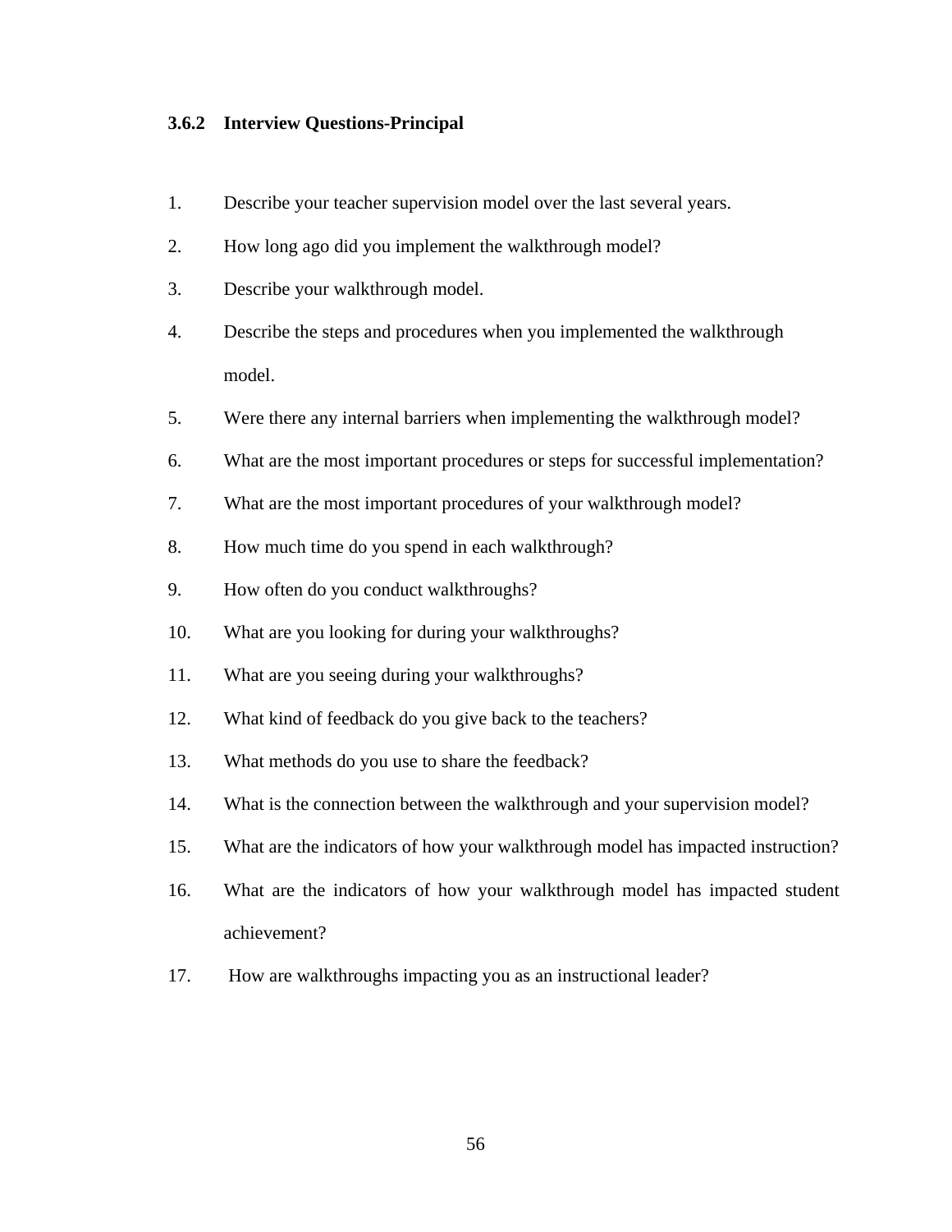### 3.6.2 Interview Questions-Principal

1. Describe your teacher supervision model over the last several years.
2. How long ago did you implement the walkthrough model?
3. Describe your walkthrough model.
4. Describe the steps and procedures when you implemented the walkthrough model.
5. Were there any internal barriers when implementing the walkthrough model?
6. What are the most important procedures or steps for successful implementation?
7. What are the most important procedures of your walkthrough model?
8. How much time do you spend in each walkthrough?
9. How often do you conduct walkthroughs?
10. What are you looking for during your walkthroughs?
11. What are you seeing during your walkthroughs?
12. What kind of feedback do you give back to the teachers?
13. What methods do you use to share the feedback?
14. What is the connection between the walkthrough and your supervision model?
15. What are the indicators of how your walkthrough model has impacted instruction?
16. What are the indicators of how your walkthrough model has impacted student achievement?
17. How are walkthroughs impacting you as an instructional leader?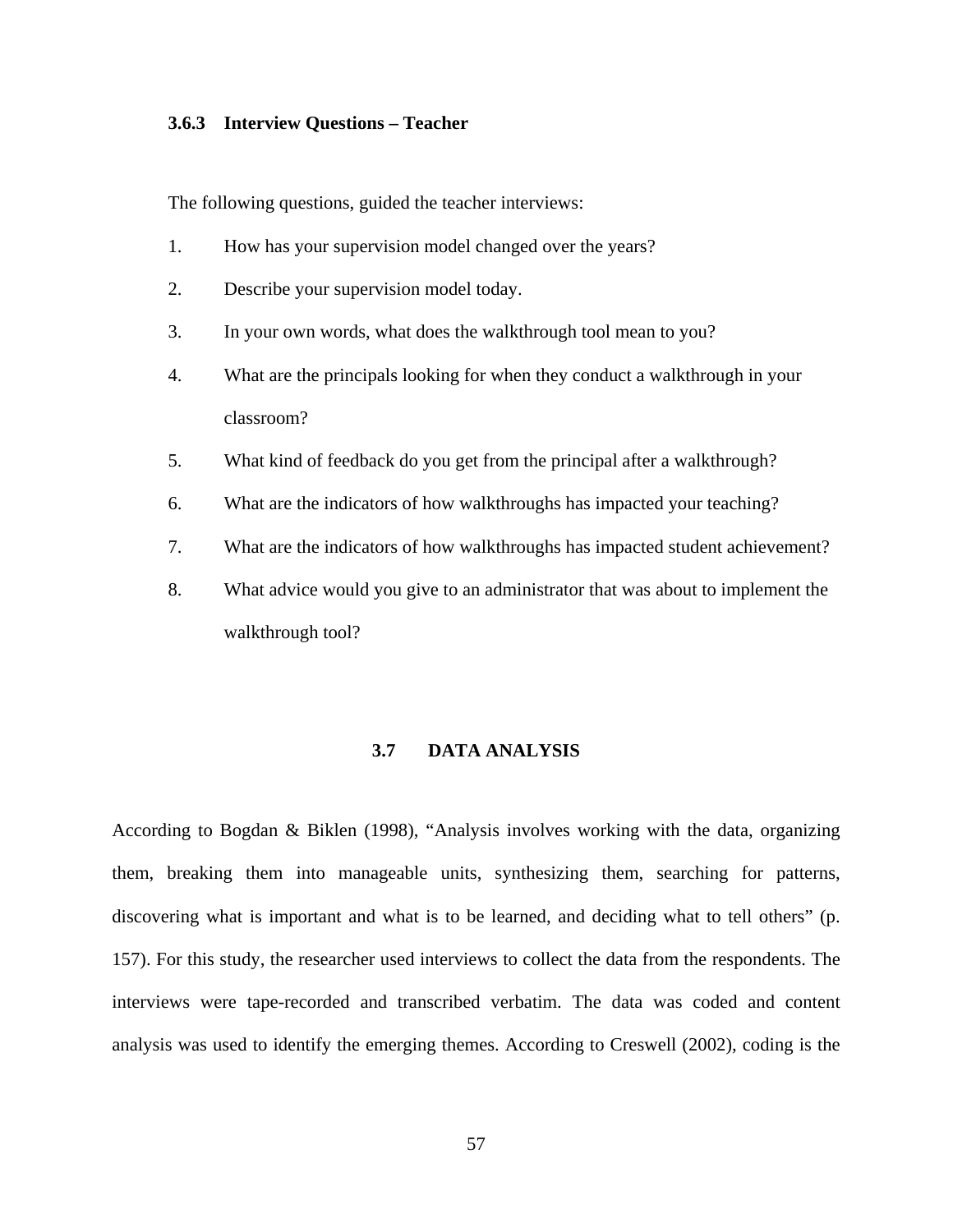### 3.6.3 Interview Questions – Teacher

The following questions, guided the teacher interviews:

1. How has your supervision model changed over the years?
2. Describe your supervision model today.
3. In your own words, what does the walkthrough tool mean to you?
4. What are the principals looking for when they conduct a walkthrough in your classroom?
5. What kind of feedback do you get from the principal after a walkthrough?
6. What are the indicators of how walkthroughs has impacted your teaching?
7. What are the indicators of how walkthroughs has impacted student achievement?
8. What advice would you give to an administrator that was about to implement the walkthrough tool?

## 3.7 DATA ANALYSIS

According to Bogdan & Biklen (1998), "Analysis involves working with the data, organizing them, breaking them into manageable units, synthesizing them, searching for patterns, discovering what is important and what is to be learned, and deciding what to tell others" (p. 157). For this study, the researcher used interviews to collect the data from the respondents. The interviews were tape-recorded and transcribed verbatim. The data was coded and content analysis was used to identify the emerging themes. According to Creswell (2002), coding is the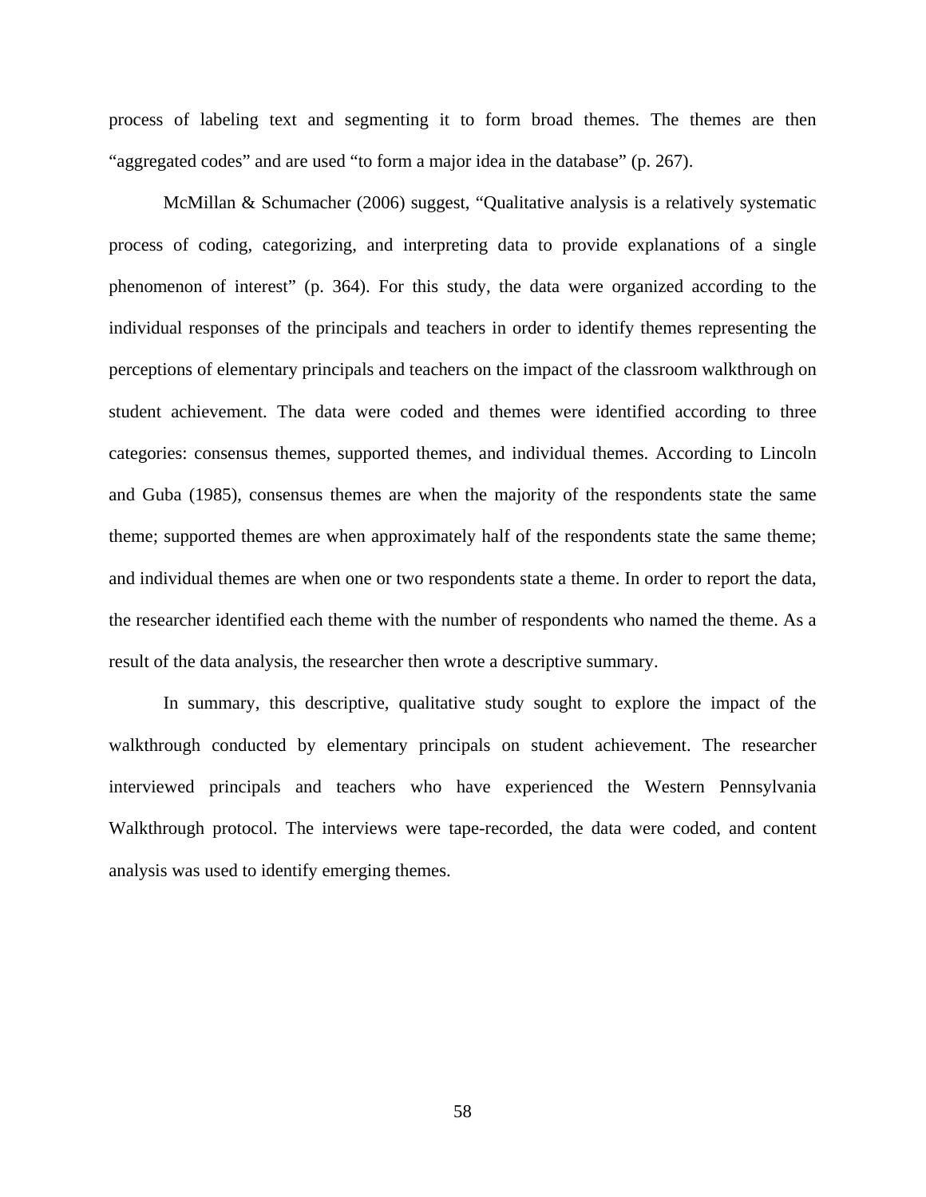process of labeling text and segmenting it to form broad themes. The themes are then "aggregated codes" and are used "to form a major idea in the database" (p. 267).

McMillan & Schumacher (2006) suggest, "Qualitative analysis is a relatively systematic process of coding, categorizing, and interpreting data to provide explanations of a single phenomenon of interest" (p. 364). For this study, the data were organized according to the individual responses of the principals and teachers in order to identify themes representing the perceptions of elementary principals and teachers on the impact of the classroom walkthrough on student achievement. The data were coded and themes were identified according to three categories: consensus themes, supported themes, and individual themes. According to Lincoln and Guba (1985), consensus themes are when the majority of the respondents state the same theme; supported themes are when approximately half of the respondents state the same theme; and individual themes are when one or two respondents state a theme. In order to report the data, the researcher identified each theme with the number of respondents who named the theme. As a result of the data analysis, the researcher then wrote a descriptive summary.

In summary, this descriptive, qualitative study sought to explore the impact of the walkthrough conducted by elementary principals on student achievement. The researcher interviewed principals and teachers who have experienced the Western Pennsylvania Walkthrough protocol. The interviews were tape-recorded, the data were coded, and content analysis was used to identify emerging themes.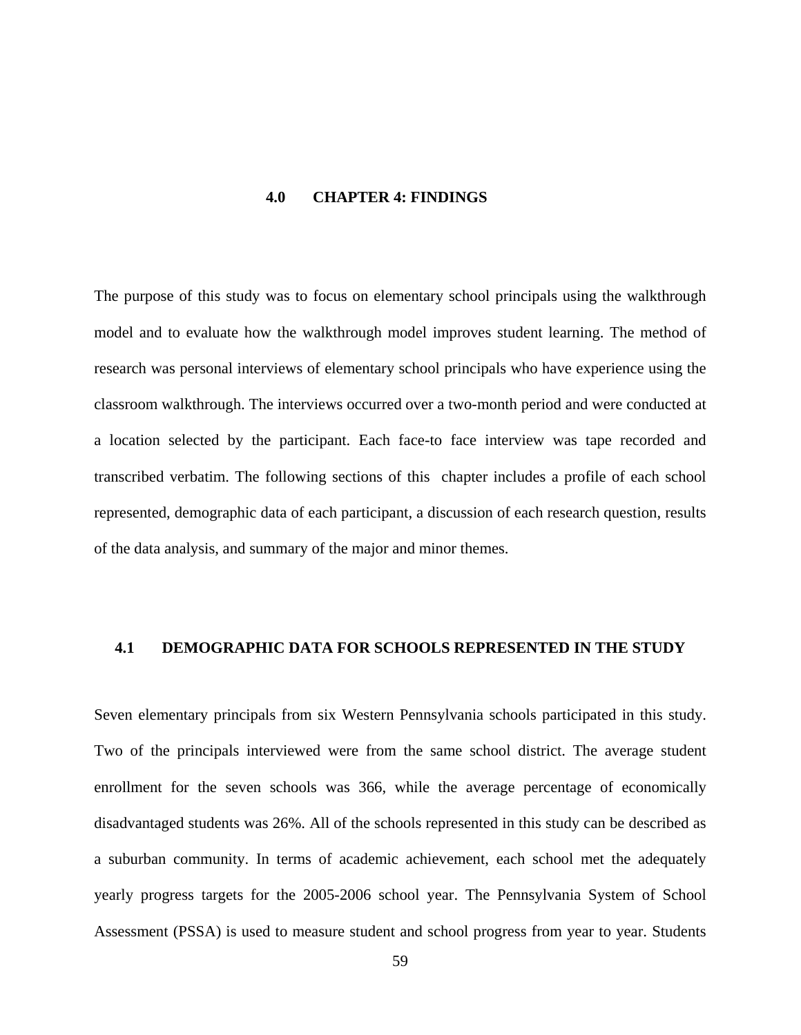# 4.0 CHAPTER 4: FINDINGS

The purpose of this study was to focus on elementary school principals using the walkthrough model and to evaluate how the walkthrough model improves student learning. The method of research was personal interviews of elementary school principals who have experience using the classroom walkthrough. The interviews occurred over a two-month period and were conducted at a location selected by the participant. Each face-to face interview was tape recorded and transcribed verbatim. The following sections of this chapter includes a profile of each school represented, demographic data of each participant, a discussion of each research question, results of the data analysis, and summary of the major and minor themes.

## 4.1 DEMOGRAPHIC DATA FOR SCHOOLS REPRESENTED IN THE STUDY

Seven elementary principals from six Western Pennsylvania schools participated in this study. Two of the principals interviewed were from the same school district. The average student enrollment for the seven schools was 366, while the average percentage of economically disadvantaged students was 26%. All of the schools represented in this study can be described as a suburban community. In terms of academic achievement, each school met the adequately yearly progress targets for the 2005-2006 school year. The Pennsylvania System of School Assessment (PSSA) is used to measure student and school progress from year to year. Students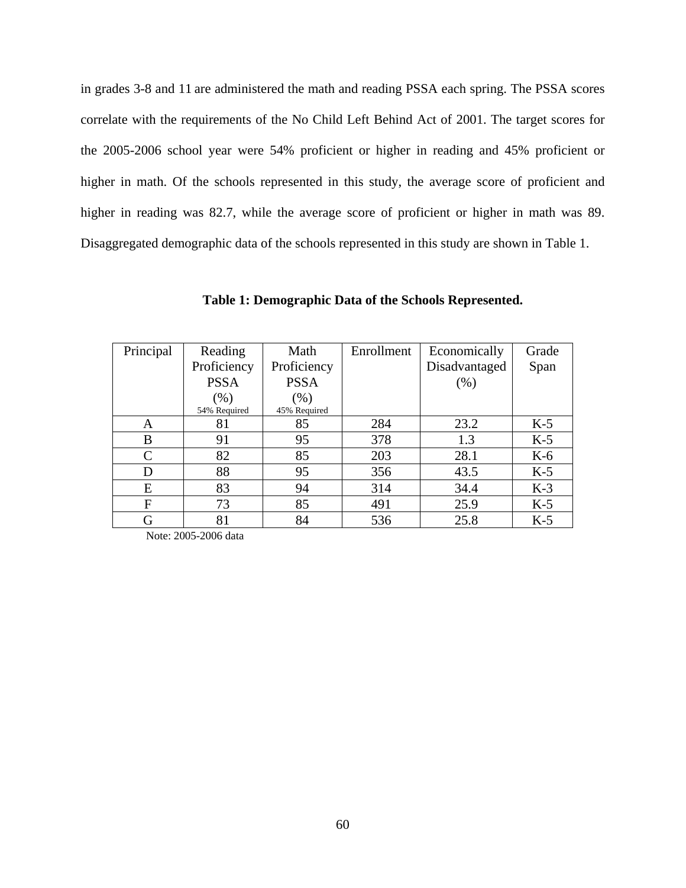in grades 3-8 and 11 are administered the math and reading PSSA each spring. The PSSA scores correlate with the requirements of the No Child Left Behind Act of 2001. The target scores for the 2005-2006 school year were 54% proficient or higher in reading and 45% proficient or higher in math. Of the schools represented in this study, the average score of proficient and higher in reading was 82.7, while the average score of proficient or higher in math was 89. Disaggregated demographic data of the schools represented in this study are shown in Table 1.

**Table 1: Demographic Data of the Schools Represented.**

| Principal | Reading Proficiency PSSA (%) 54% Required | Math Proficiency PSSA (%) 45% Required | Enrollment | Economically Disadvantaged (%) | Grade Span |
|---|---|---|---|---|---|
| A | 81 | 85 | 284 | 23.2 | K-5 |
| B | 91 | 95 | 378 | 1.3 | K-5 |
| C | 82 | 85 | 203 | 28.1 | K-6 |
| D | 88 | 95 | 356 | 43.5 | K-5 |
| E | 83 | 94 | 314 | 34.4 | K-3 |
| F | 73 | 85 | 491 | 25.9 | K-5 |
| G | 81 | 84 | 536 | 25.8 | K-5 |

Note: 2005-2006 data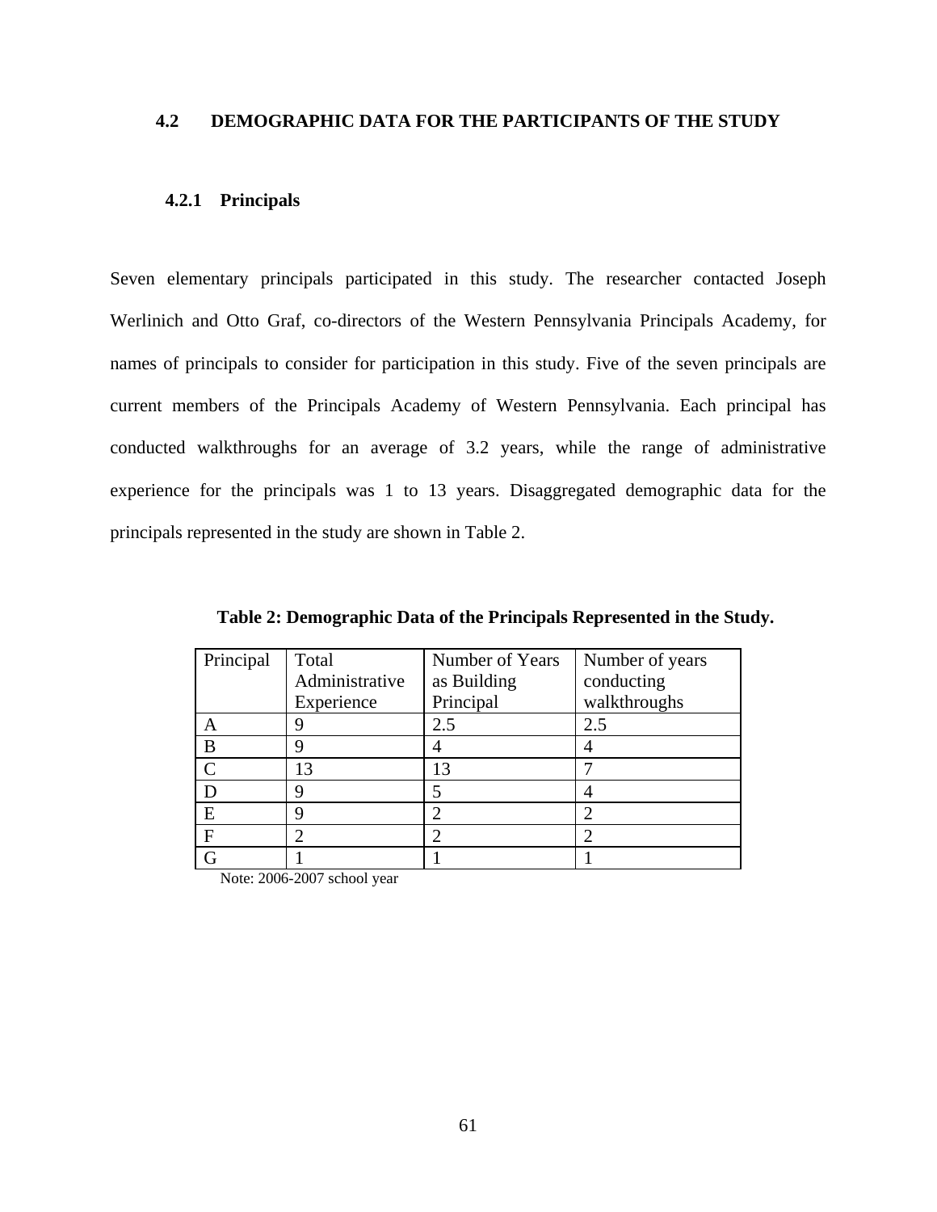## 4.2 DEMOGRAPHIC DATA FOR THE PARTICIPANTS OF THE STUDY

### 4.2.1 Principals

Seven elementary principals participated in this study. The researcher contacted Joseph Werlinich and Otto Graf, co-directors of the Western Pennsylvania Principals Academy, for names of principals to consider for participation in this study. Five of the seven principals are current members of the Principals Academy of Western Pennsylvania. Each principal has conducted walkthroughs for an average of 3.2 years, while the range of administrative experience for the principals was 1 to 13 years. Disaggregated demographic data for the principals represented in the study are shown in Table 2.

**Table 2: Demographic Data of the Principals Represented in the Study.**

| Principal | Total Administrative Experience | Number of Years as Building Principal | Number of years conducting walkthroughs |
|---|---|---|---|
| A | 9 | 2.5 | 2.5 |
| B | 9 | 4 | 4 |
| C | 13 | 13 | 7 |
| D | 9 | 5 | 4 |
| E | 9 | 2 | 2 |
| F | 2 | 2 | 2 |
| G | 1 | 1 | 1 |

Note: 2006-2007 school year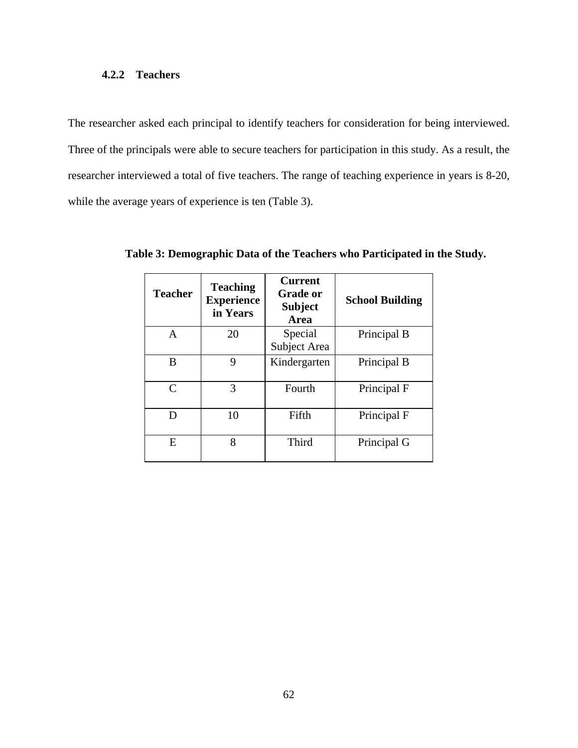### 4.2.2 Teachers

The researcher asked each principal to identify teachers for consideration for being interviewed. Three of the principals were able to secure teachers for participation in this study. As a result, the researcher interviewed a total of five teachers. The range of teaching experience in years is 8-20, while the average years of experience is ten (Table 3).

**Table 3: Demographic Data of the Teachers who Participated in the Study.**

| Teacher | Teaching Experience in Years | Current Grade or Subject Area | School Building |
|---|---|---|---|
| A | 20 | Special Subject Area | Principal B |
| B | 9 | Kindergarten | Principal B |
| C | 3 | Fourth | Principal F |
| D | 10 | Fifth | Principal F |
| E | 8 | Third | Principal G |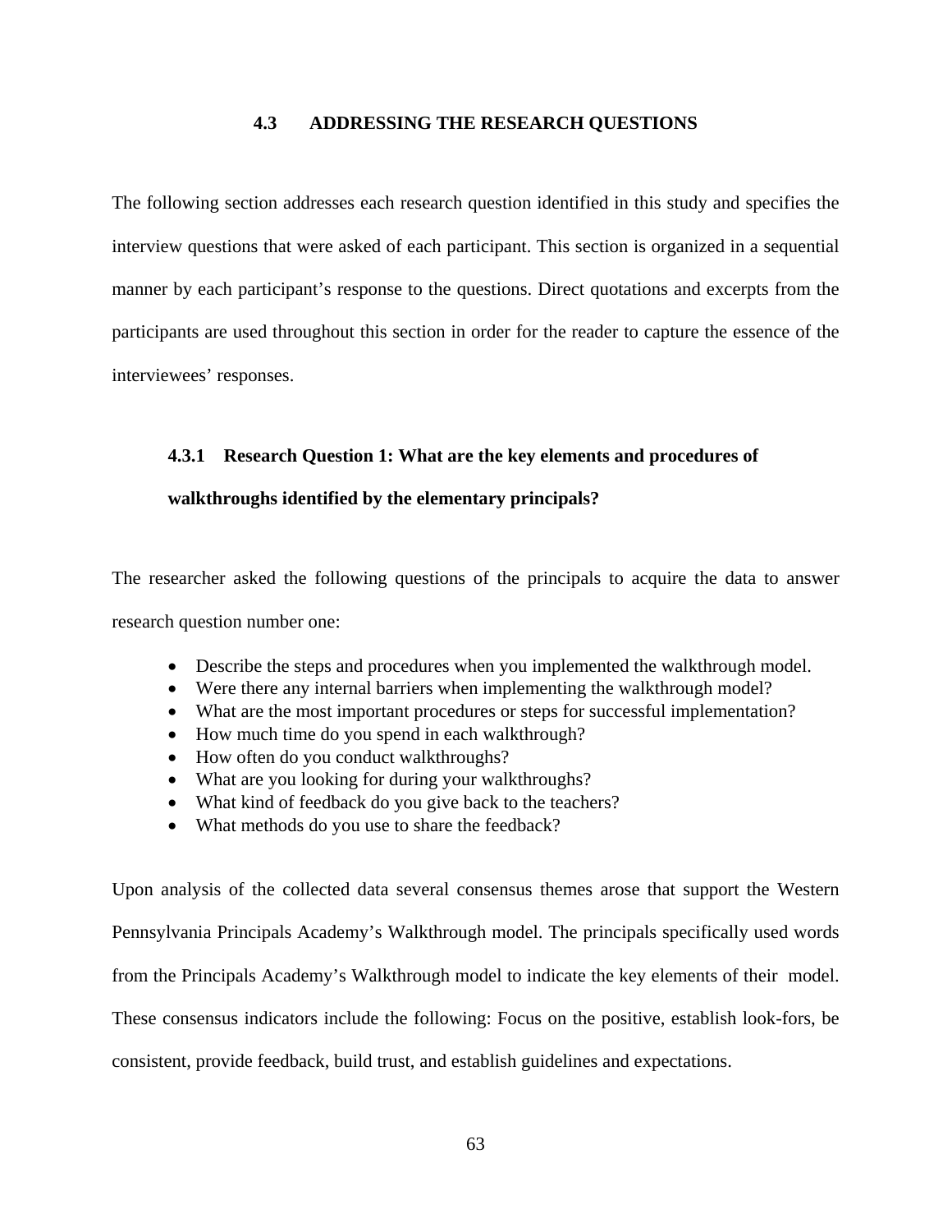## 4.3 ADDRESSING THE RESEARCH QUESTIONS

The following section addresses each research question identified in this study and specifies the interview questions that were asked of each participant. This section is organized in a sequential manner by each participant's response to the questions. Direct quotations and excerpts from the participants are used throughout this section in order for the reader to capture the essence of the interviewees' responses.

### 4.3.1 Research Question 1: What are the key elements and procedures of walkthroughs identified by the elementary principals?

The researcher asked the following questions of the principals to acquire the data to answer research question number one:

- Describe the steps and procedures when you implemented the walkthrough model.
- Were there any internal barriers when implementing the walkthrough model?
- What are the most important procedures or steps for successful implementation?
- How much time do you spend in each walkthrough?
- How often do you conduct walkthroughs?
- What are you looking for during your walkthroughs?
- What kind of feedback do you give back to the teachers?
- What methods do you use to share the feedback?

Upon analysis of the collected data several consensus themes arose that support the Western Pennsylvania Principals Academy's Walkthrough model. The principals specifically used words from the Principals Academy's Walkthrough model to indicate the key elements of their model. These consensus indicators include the following: Focus on the positive, establish look-fors, be consistent, provide feedback, build trust, and establish guidelines and expectations.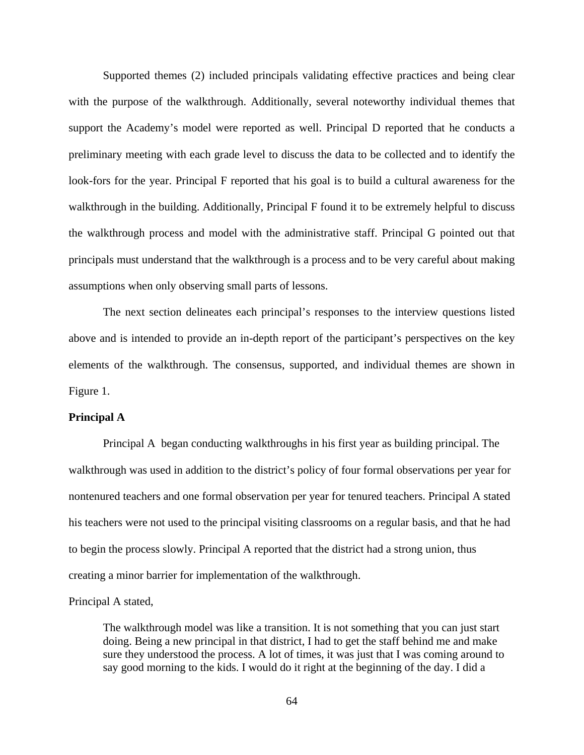Supported themes (2) included principals validating effective practices and being clear with the purpose of the walkthrough. Additionally, several noteworthy individual themes that support the Academy's model were reported as well. Principal D reported that he conducts a preliminary meeting with each grade level to discuss the data to be collected and to identify the look-fors for the year. Principal F reported that his goal is to build a cultural awareness for the walkthrough in the building. Additionally, Principal F found it to be extremely helpful to discuss the walkthrough process and model with the administrative staff. Principal G pointed out that principals must understand that the walkthrough is a process and to be very careful about making assumptions when only observing small parts of lessons.

The next section delineates each principal's responses to the interview questions listed above and is intended to provide an in-depth report of the participant's perspectives on the key elements of the walkthrough. The consensus, supported, and individual themes are shown in Figure 1.

**Principal A**

Principal A began conducting walkthroughs in his first year as building principal. The walkthrough was used in addition to the district's policy of four formal observations per year for nontenured teachers and one formal observation per year for tenured teachers. Principal A stated his teachers were not used to the principal visiting classrooms on a regular basis, and that he had to begin the process slowly. Principal A reported that the district had a strong union, thus creating a minor barrier for implementation of the walkthrough.

Principal A stated,

> The walkthrough model was like a transition. It is not something that you can just start doing. Being a new principal in that district, I had to get the staff behind me and make sure they understood the process. A lot of times, it was just that I was coming around to say good morning to the kids. I would do it right at the beginning of the day. I did a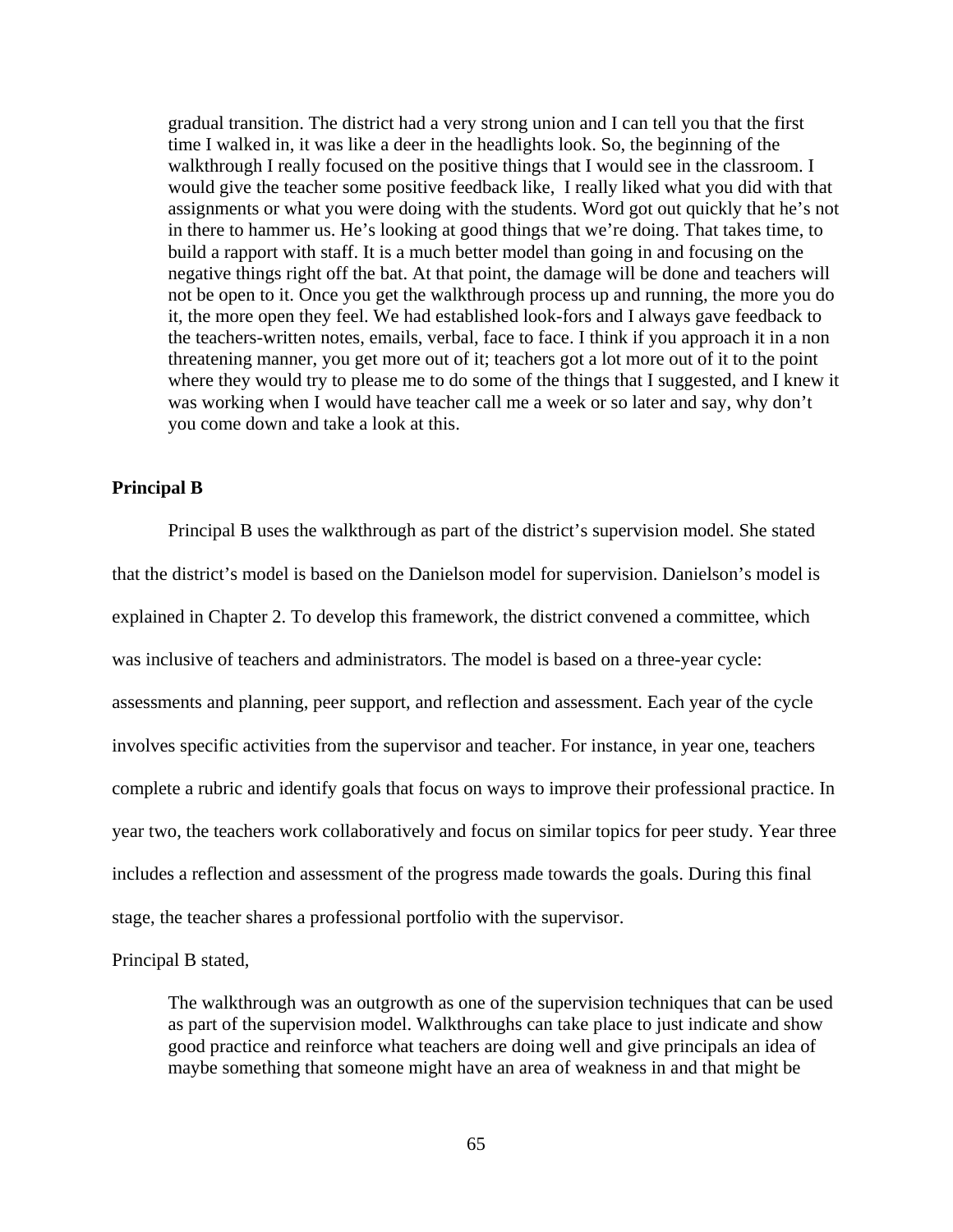> gradual transition. The district had a very strong union and I can tell you that the first time I walked in, it was like a deer in the headlights look. So, the beginning of the walkthrough I really focused on the positive things that I would see in the classroom. I would give the teacher some positive feedback like, I really liked what you did with that assignments or what you were doing with the students. Word got out quickly that he's not in there to hammer us. He's looking at good things that we're doing. That takes time, to build a rapport with staff. It is a much better model than going in and focusing on the negative things right off the bat. At that point, the damage will be done and teachers will not be open to it. Once you get the walkthrough process up and running, the more you do it, the more open they feel. We had established look-fors and I always gave feedback to the teachers-written notes, emails, verbal, face to face. I think if you approach it in a non threatening manner, you get more out of it; teachers got a lot more out of it to the point where they would try to please me to do some of the things that I suggested, and I knew it was working when I would have teacher call me a week or so later and say, why don't you come down and take a look at this.

**Principal B**

Principal B uses the walkthrough as part of the district's supervision model. She stated that the district's model is based on the Danielson model for supervision. Danielson's model is explained in Chapter 2. To develop this framework, the district convened a committee, which was inclusive of teachers and administrators. The model is based on a three-year cycle: assessments and planning, peer support, and reflection and assessment. Each year of the cycle involves specific activities from the supervisor and teacher. For instance, in year one, teachers complete a rubric and identify goals that focus on ways to improve their professional practice. In year two, the teachers work collaboratively and focus on similar topics for peer study. Year three includes a reflection and assessment of the progress made towards the goals. During this final stage, the teacher shares a professional portfolio with the supervisor.

Principal B stated,

> The walkthrough was an outgrowth as one of the supervision techniques that can be used as part of the supervision model. Walkthroughs can take place to just indicate and show good practice and reinforce what teachers are doing well and give principals an idea of maybe something that someone might have an area of weakness in and that might be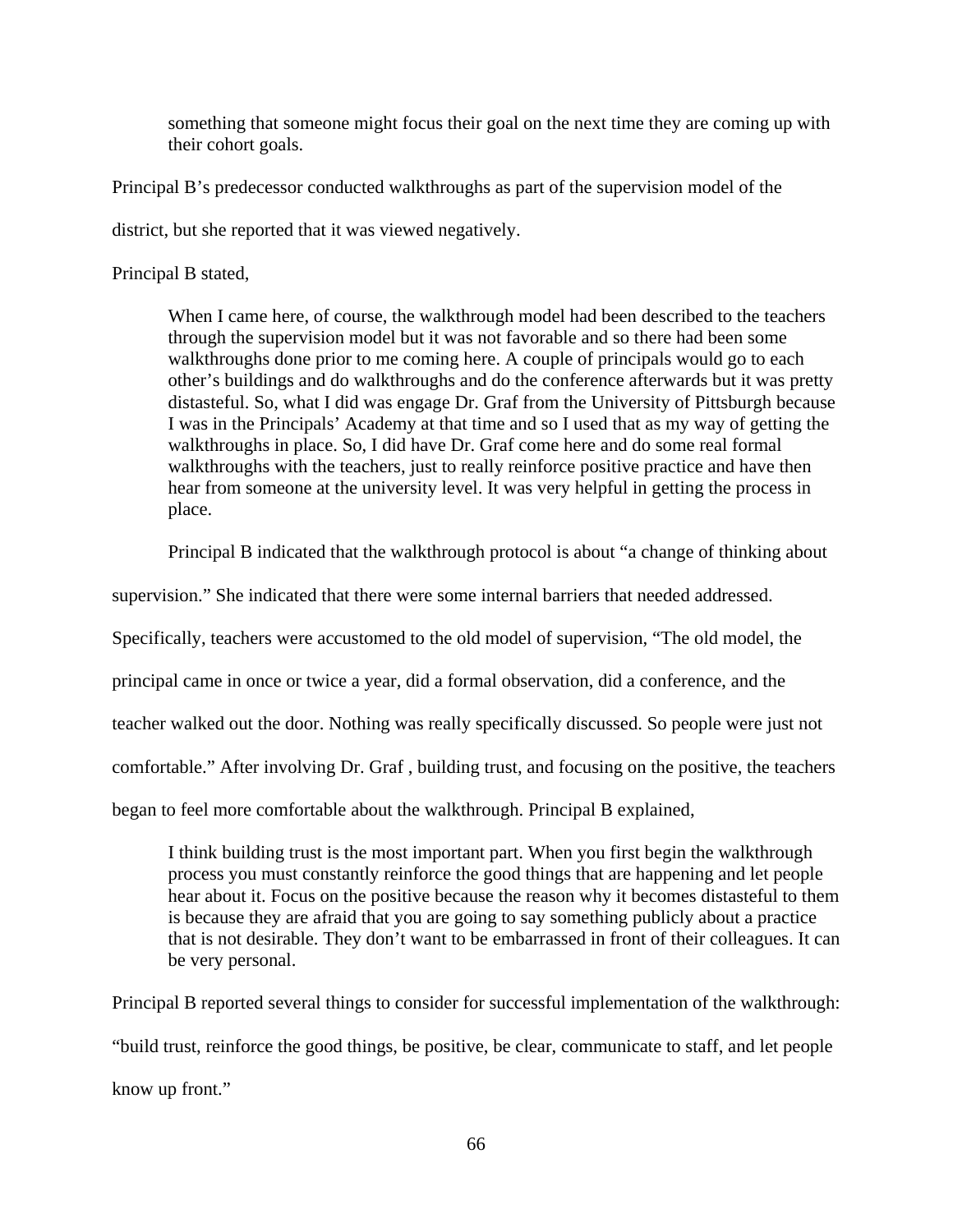> something that someone might focus their goal on the next time they are coming up with their cohort goals.

Principal B's predecessor conducted walkthroughs as part of the supervision model of the district, but she reported that it was viewed negatively.

Principal B stated,

> When I came here, of course, the walkthrough model had been described to the teachers through the supervision model but it was not favorable and so there had been some walkthroughs done prior to me coming here. A couple of principals would go to each other's buildings and do walkthroughs and do the conference afterwards but it was pretty distasteful. So, what I did was engage Dr. Graf from the University of Pittsburgh because I was in the Principals' Academy at that time and so I used that as my way of getting the walkthroughs in place. So, I did have Dr. Graf come here and do some real formal walkthroughs with the teachers, just to really reinforce positive practice and have then hear from someone at the university level. It was very helpful in getting the process in place.

Principal B indicated that the walkthrough protocol is about "a change of thinking about supervision." She indicated that there were some internal barriers that needed addressed. Specifically, teachers were accustomed to the old model of supervision, "The old model, the principal came in once or twice a year, did a formal observation, did a conference, and the teacher walked out the door. Nothing was really specifically discussed. So people were just not comfortable." After involving Dr. Graf , building trust, and focusing on the positive, the teachers began to feel more comfortable about the walkthrough. Principal B explained,

> I think building trust is the most important part. When you first begin the walkthrough process you must constantly reinforce the good things that are happening and let people hear about it. Focus on the positive because the reason why it becomes distasteful to them is because they are afraid that you are going to say something publicly about a practice that is not desirable. They don't want to be embarrassed in front of their colleagues. It can be very personal.

Principal B reported several things to consider for successful implementation of the walkthrough: "build trust, reinforce the good things, be positive, be clear, communicate to staff, and let people know up front."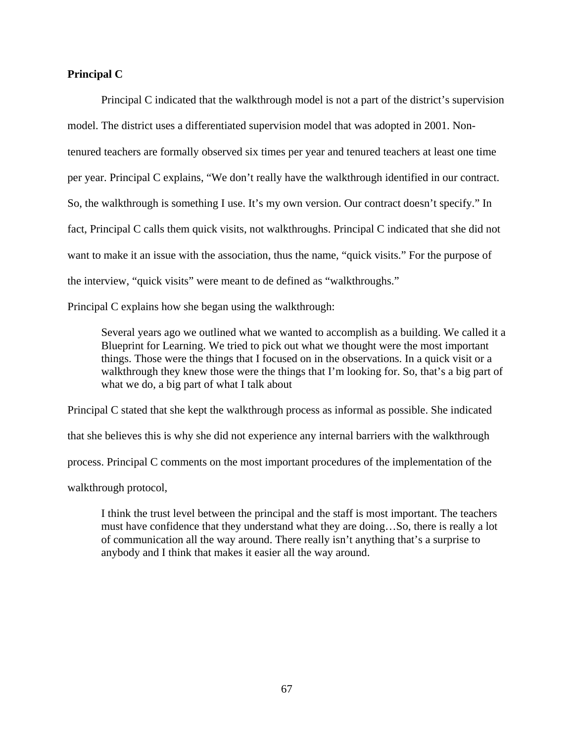**Principal C**

Principal C indicated that the walkthrough model is not a part of the district's supervision model. The district uses a differentiated supervision model that was adopted in 2001. Non-tenured teachers are formally observed six times per year and tenured teachers at least one time per year. Principal C explains, "We don't really have the walkthrough identified in our contract. So, the walkthrough is something I use. It's my own version. Our contract doesn't specify." In fact, Principal C calls them quick visits, not walkthroughs. Principal C indicated that she did not want to make it an issue with the association, thus the name, "quick visits." For the purpose of the interview, "quick visits" were meant to de defined as "walkthroughs."

Principal C explains how she began using the walkthrough:

> Several years ago we outlined what we wanted to accomplish as a building. We called it a Blueprint for Learning. We tried to pick out what we thought were the most important things. Those were the things that I focused on in the observations. In a quick visit or a walkthrough they knew those were the things that I'm looking for. So, that's a big part of what we do, a big part of what I talk about

Principal C stated that she kept the walkthrough process as informal as possible. She indicated that she believes this is why she did not experience any internal barriers with the walkthrough process. Principal C comments on the most important procedures of the implementation of the walkthrough protocol,

> I think the trust level between the principal and the staff is most important. The teachers must have confidence that they understand what they are doing…So, there is really a lot of communication all the way around. There really isn't anything that's a surprise to anybody and I think that makes it easier all the way around.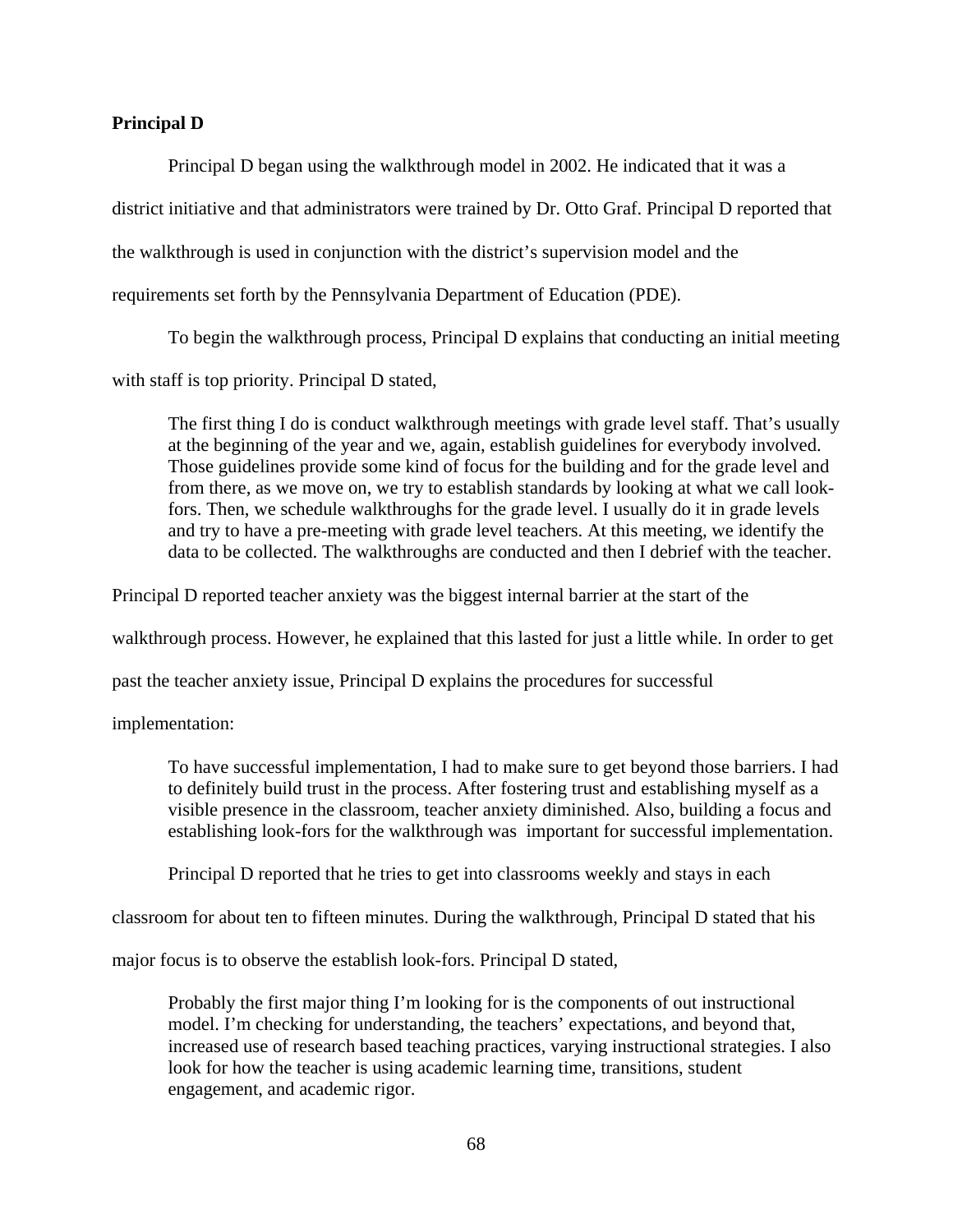**Principal D**

Principal D began using the walkthrough model in 2002. He indicated that it was a district initiative and that administrators were trained by Dr. Otto Graf. Principal D reported that the walkthrough is used in conjunction with the district's supervision model and the requirements set forth by the Pennsylvania Department of Education (PDE).

To begin the walkthrough process, Principal D explains that conducting an initial meeting with staff is top priority. Principal D stated,

> The first thing I do is conduct walkthrough meetings with grade level staff. That's usually at the beginning of the year and we, again, establish guidelines for everybody involved. Those guidelines provide some kind of focus for the building and for the grade level and from there, as we move on, we try to establish standards by looking at what we call look-fors. Then, we schedule walkthroughs for the grade level. I usually do it in grade levels and try to have a pre-meeting with grade level teachers. At this meeting, we identify the data to be collected. The walkthroughs are conducted and then I debrief with the teacher.

Principal D reported teacher anxiety was the biggest internal barrier at the start of the walkthrough process. However, he explained that this lasted for just a little while. In order to get past the teacher anxiety issue, Principal D explains the procedures for successful implementation:

> To have successful implementation, I had to make sure to get beyond those barriers. I had to definitely build trust in the process. After fostering trust and establishing myself as a visible presence in the classroom, teacher anxiety diminished. Also, building a focus and establishing look-fors for the walkthrough was important for successful implementation.

Principal D reported that he tries to get into classrooms weekly and stays in each classroom for about ten to fifteen minutes. During the walkthrough, Principal D stated that his major focus is to observe the establish look-fors. Principal D stated,

> Probably the first major thing I'm looking for is the components of out instructional model. I'm checking for understanding, the teachers' expectations, and beyond that, increased use of research based teaching practices, varying instructional strategies. I also look for how the teacher is using academic learning time, transitions, student engagement, and academic rigor.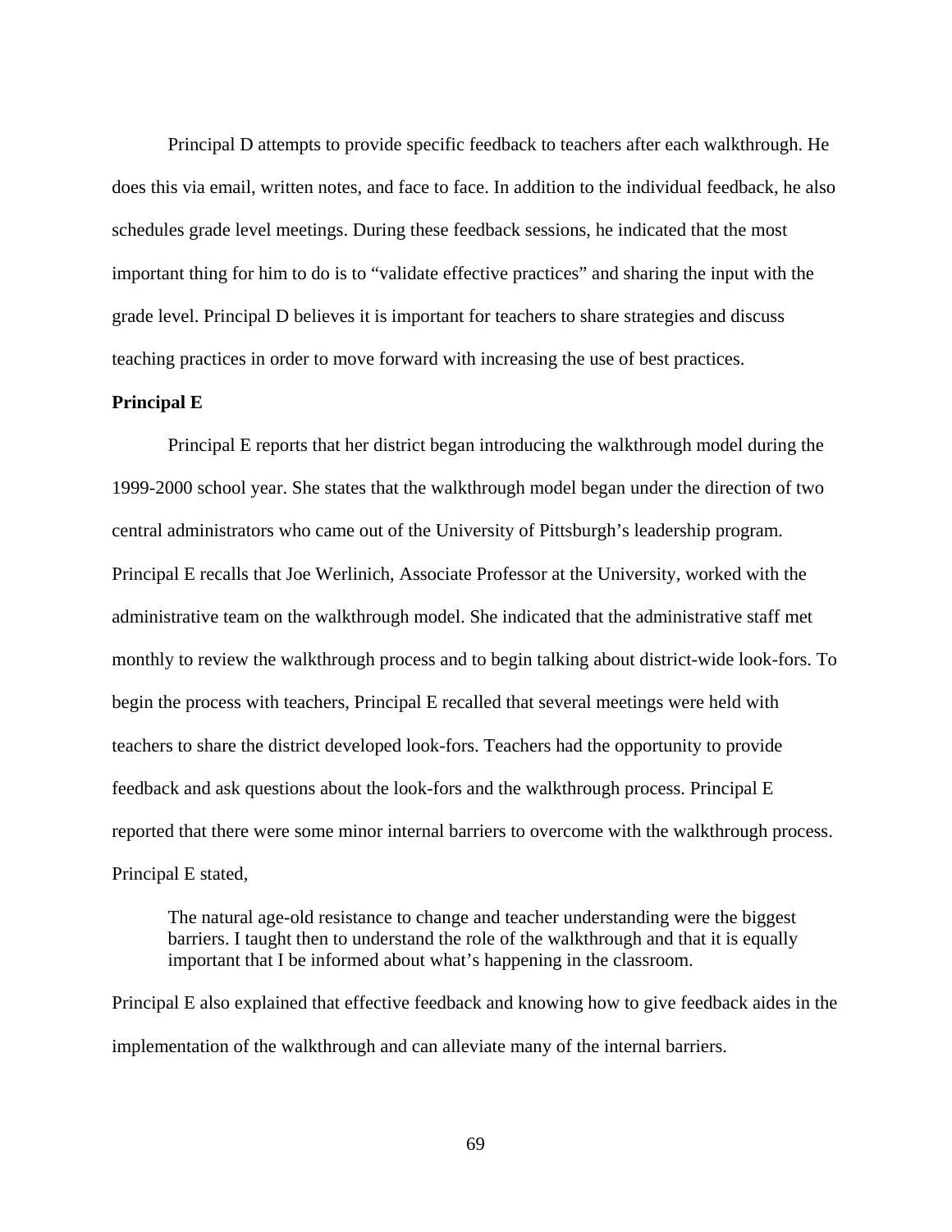Principal D attempts to provide specific feedback to teachers after each walkthrough. He does this via email, written notes, and face to face. In addition to the individual feedback, he also schedules grade level meetings. During these feedback sessions, he indicated that the most important thing for him to do is to "validate effective practices" and sharing the input with the grade level. Principal D believes it is important for teachers to share strategies and discuss teaching practices in order to move forward with increasing the use of best practices.

**Principal E**

Principal E reports that her district began introducing the walkthrough model during the 1999-2000 school year. She states that the walkthrough model began under the direction of two central administrators who came out of the University of Pittsburgh's leadership program. Principal E recalls that Joe Werlinich, Associate Professor at the University, worked with the administrative team on the walkthrough model. She indicated that the administrative staff met monthly to review the walkthrough process and to begin talking about district-wide look-fors. To begin the process with teachers, Principal E recalled that several meetings were held with teachers to share the district developed look-fors. Teachers had the opportunity to provide feedback and ask questions about the look-fors and the walkthrough process. Principal E reported that there were some minor internal barriers to overcome with the walkthrough process. Principal E stated,

> The natural age-old resistance to change and teacher understanding were the biggest barriers. I taught then to understand the role of the walkthrough and that it is equally important that I be informed about what's happening in the classroom.

Principal E also explained that effective feedback and knowing how to give feedback aides in the implementation of the walkthrough and can alleviate many of the internal barriers.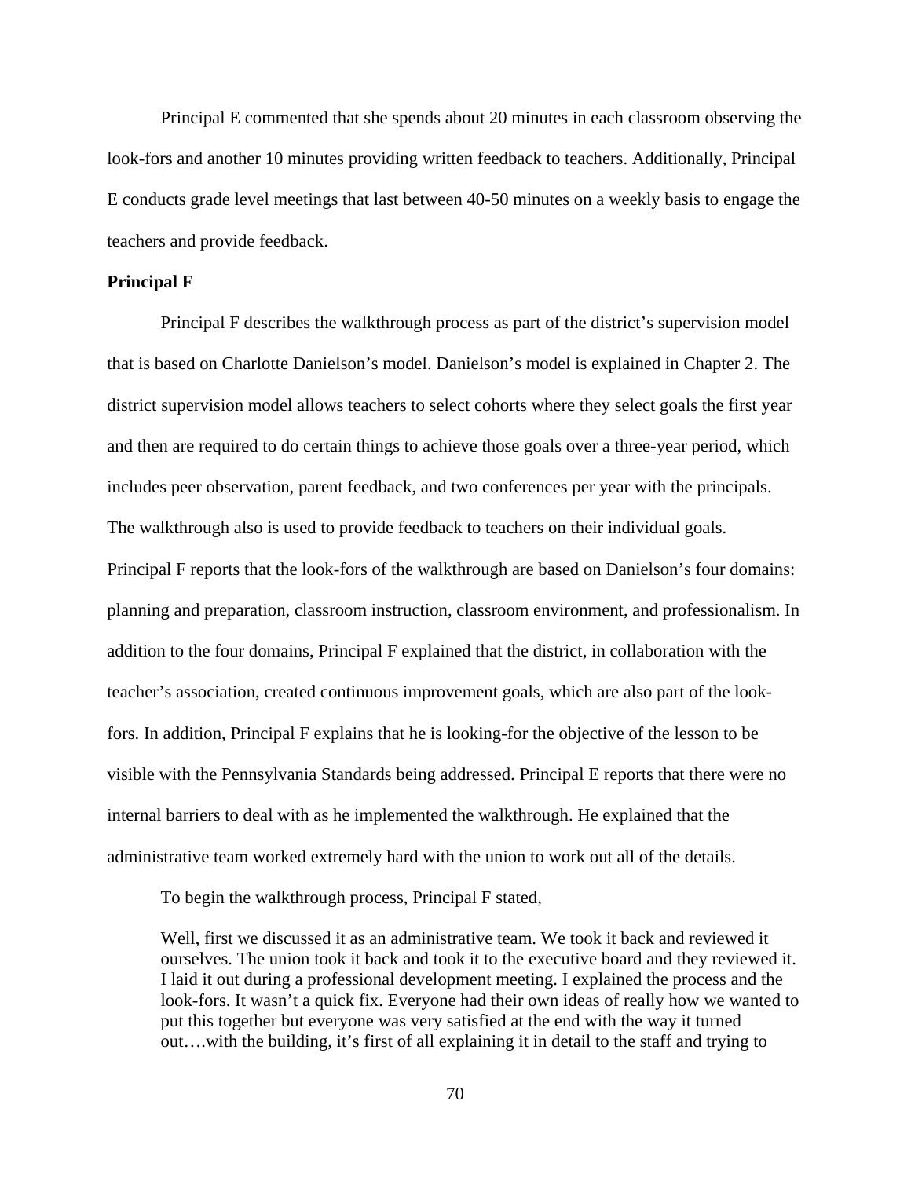Principal E commented that she spends about 20 minutes in each classroom observing the look-fors and another 10 minutes providing written feedback to teachers. Additionally, Principal E conducts grade level meetings that last between 40-50 minutes on a weekly basis to engage the teachers and provide feedback.

**Principal F**

Principal F describes the walkthrough process as part of the district's supervision model that is based on Charlotte Danielson's model. Danielson's model is explained in Chapter 2. The district supervision model allows teachers to select cohorts where they select goals the first year and then are required to do certain things to achieve those goals over a three-year period, which includes peer observation, parent feedback, and two conferences per year with the principals. The walkthrough also is used to provide feedback to teachers on their individual goals. Principal F reports that the look-fors of the walkthrough are based on Danielson's four domains: planning and preparation, classroom instruction, classroom environment, and professionalism. In addition to the four domains, Principal F explained that the district, in collaboration with the teacher's association, created continuous improvement goals, which are also part of the look-fors. In addition, Principal F explains that he is looking-for the objective of the lesson to be visible with the Pennsylvania Standards being addressed. Principal E reports that there were no internal barriers to deal with as he implemented the walkthrough. He explained that the administrative team worked extremely hard with the union to work out all of the details.

To begin the walkthrough process, Principal F stated,

> Well, first we discussed it as an administrative team. We took it back and reviewed it ourselves. The union took it back and took it to the executive board and they reviewed it. I laid it out during a professional development meeting. I explained the process and the look-fors. It wasn't a quick fix. Everyone had their own ideas of really how we wanted to put this together but everyone was very satisfied at the end with the way it turned out….with the building, it's first of all explaining it in detail to the staff and trying to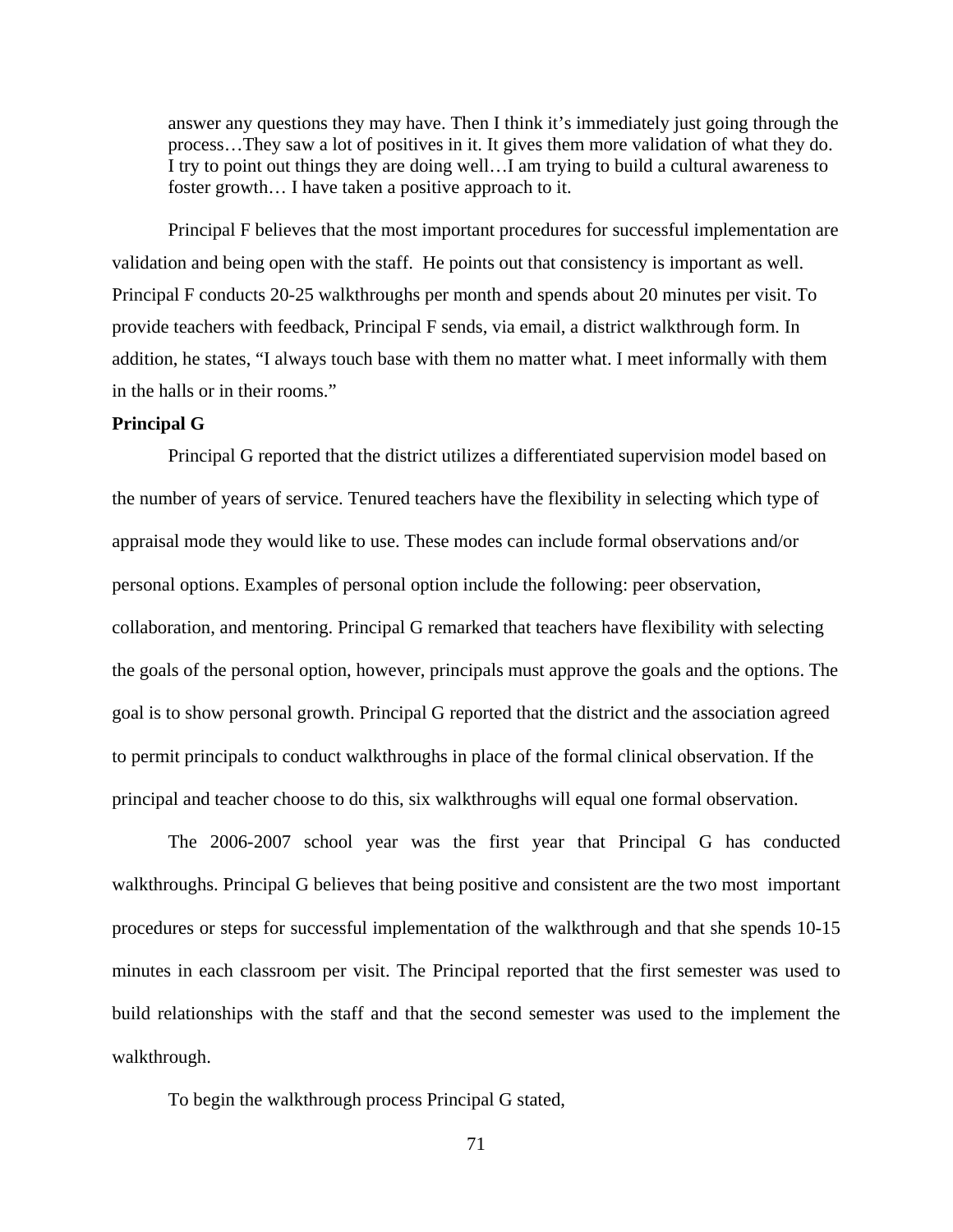> answer any questions they may have. Then I think it's immediately just going through the process…They saw a lot of positives in it. It gives them more validation of what they do. I try to point out things they are doing well…I am trying to build a cultural awareness to foster growth… I have taken a positive approach to it.

Principal F believes that the most important procedures for successful implementation are validation and being open with the staff. He points out that consistency is important as well. Principal F conducts 20-25 walkthroughs per month and spends about 20 minutes per visit. To provide teachers with feedback, Principal F sends, via email, a district walkthrough form. In addition, he states, "I always touch base with them no matter what. I meet informally with them in the halls or in their rooms."

**Principal G**

Principal G reported that the district utilizes a differentiated supervision model based on the number of years of service. Tenured teachers have the flexibility in selecting which type of appraisal mode they would like to use. These modes can include formal observations and/or personal options. Examples of personal option include the following: peer observation, collaboration, and mentoring. Principal G remarked that teachers have flexibility with selecting the goals of the personal option, however, principals must approve the goals and the options. The goal is to show personal growth. Principal G reported that the district and the association agreed to permit principals to conduct walkthroughs in place of the formal clinical observation. If the principal and teacher choose to do this, six walkthroughs will equal one formal observation.

The 2006-2007 school year was the first year that Principal G has conducted walkthroughs. Principal G believes that being positive and consistent are the two most important procedures or steps for successful implementation of the walkthrough and that she spends 10-15 minutes in each classroom per visit. The Principal reported that the first semester was used to build relationships with the staff and that the second semester was used to the implement the walkthrough.

To begin the walkthrough process Principal G stated,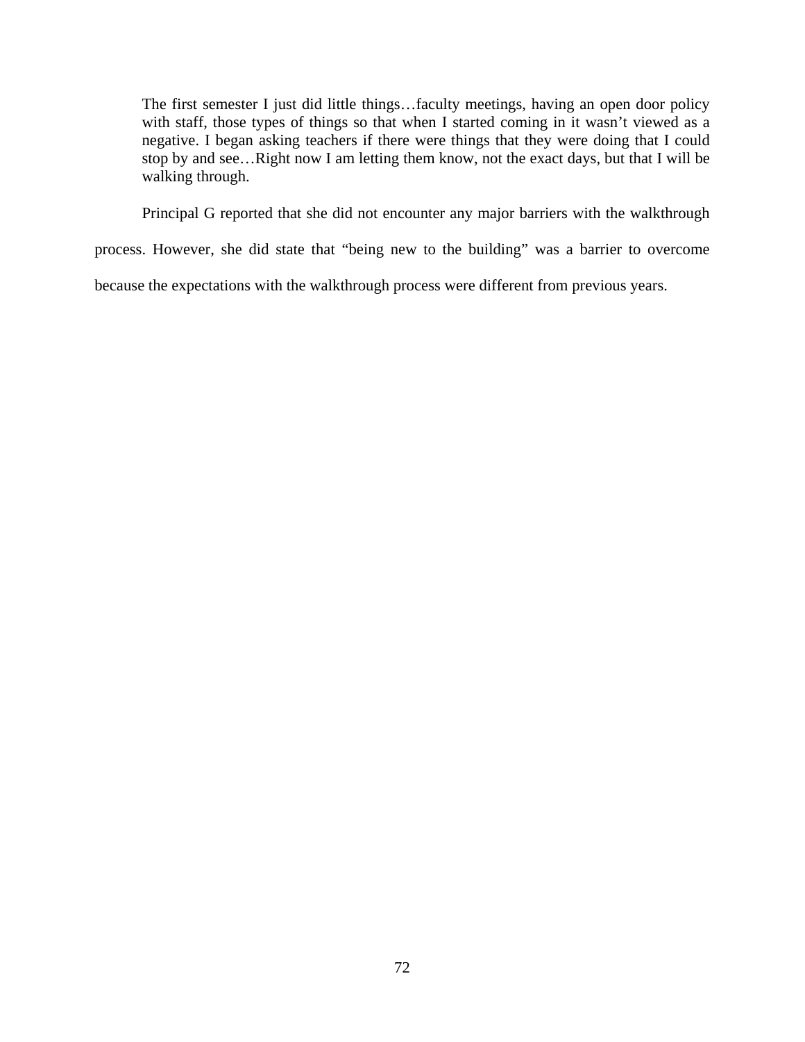> The first semester I just did little things…faculty meetings, having an open door policy with staff, those types of things so that when I started coming in it wasn't viewed as a negative. I began asking teachers if there were things that they were doing that I could stop by and see…Right now I am letting them know, not the exact days, but that I will be walking through.

Principal G reported that she did not encounter any major barriers with the walkthrough process. However, she did state that "being new to the building" was a barrier to overcome because the expectations with the walkthrough process were different from previous years.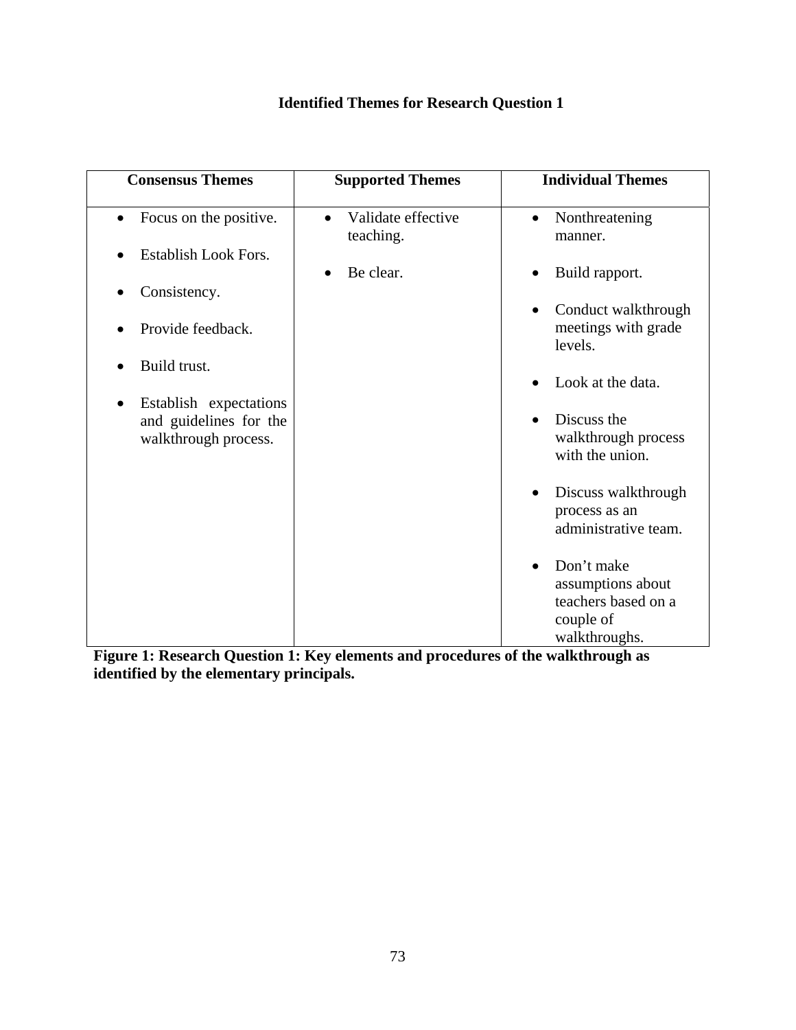**Identified Themes for Research Question 1**

| Consensus Themes | Supported Themes | Individual Themes |
|---|---|---|
| • Focus on the positive.<br>• Establish Look Fors.<br>• Consistency.<br>• Provide feedback.<br>• Build trust.<br>• Establish expectations and guidelines for the walkthrough process. | • Validate effective teaching.<br>• Be clear. | • Nonthreatening manner.<br>• Build rapport.<br>• Conduct walkthrough meetings with grade levels.<br>• Look at the data.<br>• Discuss the walkthrough process with the union.<br>• Discuss walkthrough process as an administrative team.<br>• Don't make assumptions about teachers based on a couple of walkthroughs. |

**Figure 1: Research Question 1: Key elements and procedures of the walkthrough as identified by the elementary principals.**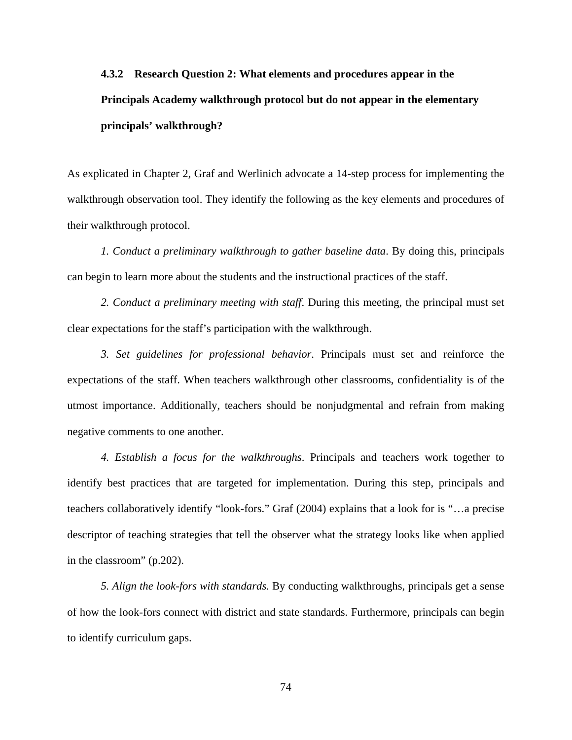### 4.3.2 Research Question 2: What elements and procedures appear in the Principals Academy walkthrough protocol but do not appear in the elementary principals' walkthrough?

As explicated in Chapter 2, Graf and Werlinich advocate a 14-step process for implementing the walkthrough observation tool. They identify the following as the key elements and procedures of their walkthrough protocol.

*1. Conduct a preliminary walkthrough to gather baseline data*. By doing this, principals can begin to learn more about the students and the instructional practices of the staff.

*2. Conduct a preliminary meeting with staff*. During this meeting, the principal must set clear expectations for the staff's participation with the walkthrough.

*3. Set guidelines for professional behavior*. Principals must set and reinforce the expectations of the staff. When teachers walkthrough other classrooms, confidentiality is of the utmost importance. Additionally, teachers should be nonjudgmental and refrain from making negative comments to one another.

*4. Establish a focus for the walkthroughs*. Principals and teachers work together to identify best practices that are targeted for implementation. During this step, principals and teachers collaboratively identify "look-fors." Graf (2004) explains that a look for is "…a precise descriptor of teaching strategies that tell the observer what the strategy looks like when applied in the classroom" (p.202).

*5. Align the look-fors with standards.* By conducting walkthroughs, principals get a sense of how the look-fors connect with district and state standards. Furthermore, principals can begin to identify curriculum gaps.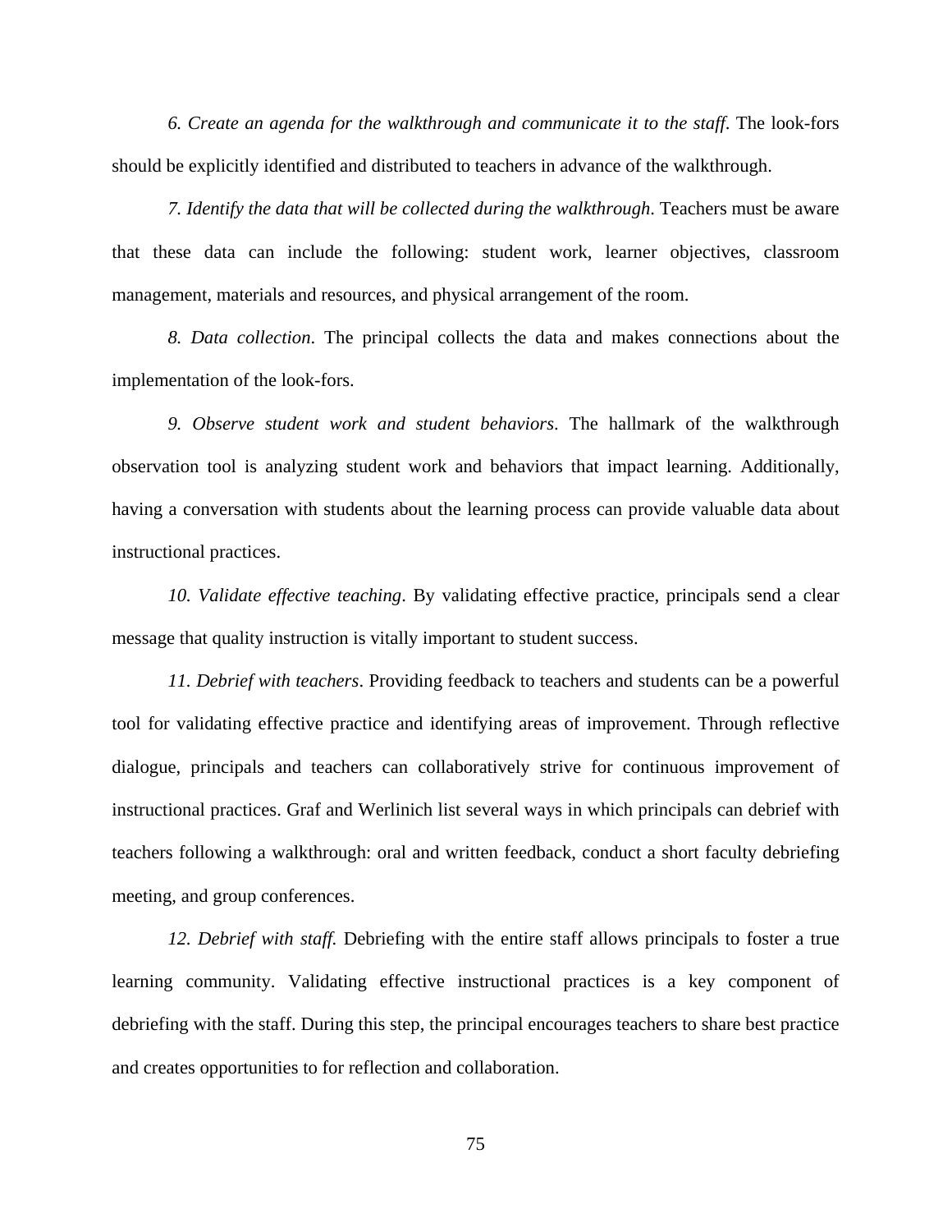*6. Create an agenda for the walkthrough and communicate it to the staff*. The look-fors should be explicitly identified and distributed to teachers in advance of the walkthrough.

*7. Identify the data that will be collected during the walkthrough*. Teachers must be aware that these data can include the following: student work, learner objectives, classroom management, materials and resources, and physical arrangement of the room.

*8. Data collection*. The principal collects the data and makes connections about the implementation of the look-fors.

*9. Observe student work and student behaviors*. The hallmark of the walkthrough observation tool is analyzing student work and behaviors that impact learning. Additionally, having a conversation with students about the learning process can provide valuable data about instructional practices.

*10. Validate effective teaching*. By validating effective practice, principals send a clear message that quality instruction is vitally important to student success.

*11. Debrief with teachers*. Providing feedback to teachers and students can be a powerful tool for validating effective practice and identifying areas of improvement. Through reflective dialogue, principals and teachers can collaboratively strive for continuous improvement of instructional practices. Graf and Werlinich list several ways in which principals can debrief with teachers following a walkthrough: oral and written feedback, conduct a short faculty debriefing meeting, and group conferences.

*12. Debrief with staff.* Debriefing with the entire staff allows principals to foster a true learning community. Validating effective instructional practices is a key component of debriefing with the staff. During this step, the principal encourages teachers to share best practice and creates opportunities to for reflection and collaboration.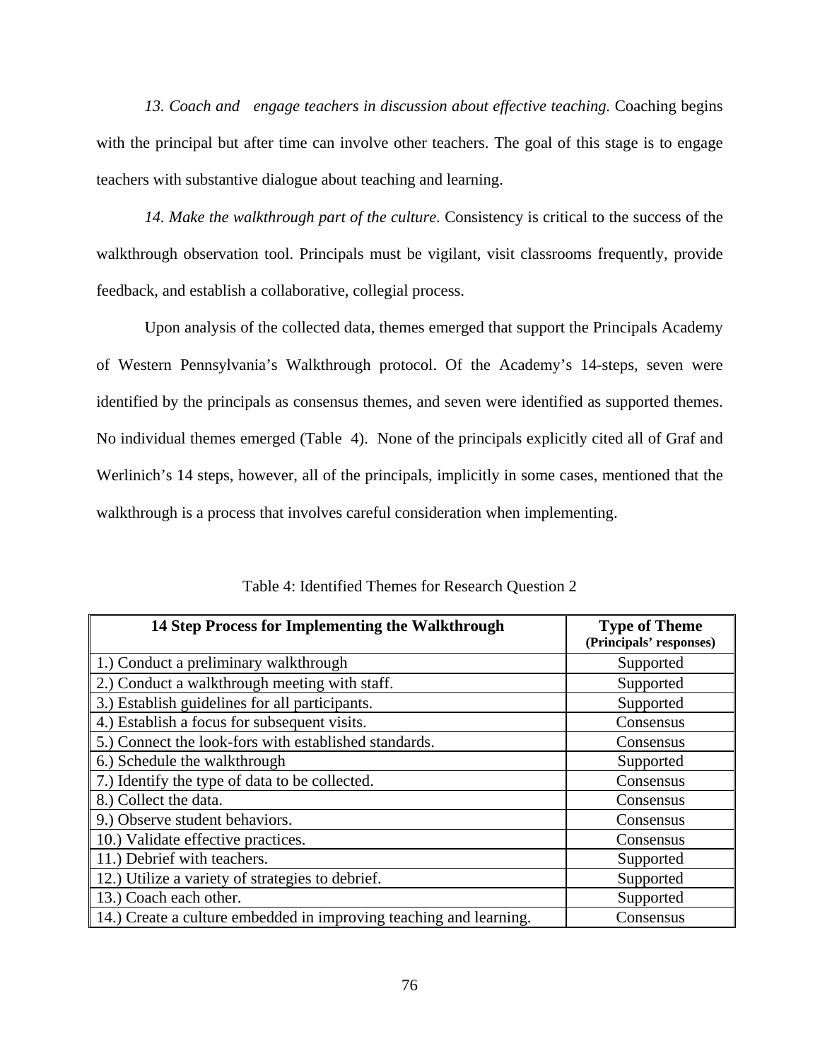*13. Coach and engage teachers in discussion about effective teaching.* Coaching begins with the principal but after time can involve other teachers. The goal of this stage is to engage teachers with substantive dialogue about teaching and learning.

*14. Make the walkthrough part of the culture.* Consistency is critical to the success of the walkthrough observation tool. Principals must be vigilant, visit classrooms frequently, provide feedback, and establish a collaborative, collegial process.

Upon analysis of the collected data, themes emerged that support the Principals Academy of Western Pennsylvania's Walkthrough protocol. Of the Academy's 14-steps, seven were identified by the principals as consensus themes, and seven were identified as supported themes. No individual themes emerged (Table 4). None of the principals explicitly cited all of Graf and Werlinich's 14 steps, however, all of the principals, implicitly in some cases, mentioned that the walkthrough is a process that involves careful consideration when implementing.

Table 4: Identified Themes for Research Question 2

| **14 Step Process for Implementing the Walkthrough** | **Type of Theme** **(Principals' responses)** |
|---|---|
| 1.) Conduct a preliminary walkthrough | Supported |
| 2.) Conduct a walkthrough meeting with staff. | Supported |
| 3.) Establish guidelines for all participants. | Supported |
| 4.) Establish a focus for subsequent visits. | Consensus |
| 5.) Connect the look-fors with established standards. | Consensus |
| 6.) Schedule the walkthrough | Supported |
| 7.) Identify the type of data to be collected. | Consensus |
| 8.) Collect the data. | Consensus |
| 9.) Observe student behaviors. | Consensus |
| 10.) Validate effective practices. | Consensus |
| 11.) Debrief with teachers. | Supported |
| 12.) Utilize a variety of strategies to debrief. | Supported |
| 13.) Coach each other. | Supported |
| 14.) Create a culture embedded in improving teaching and learning. | Consensus |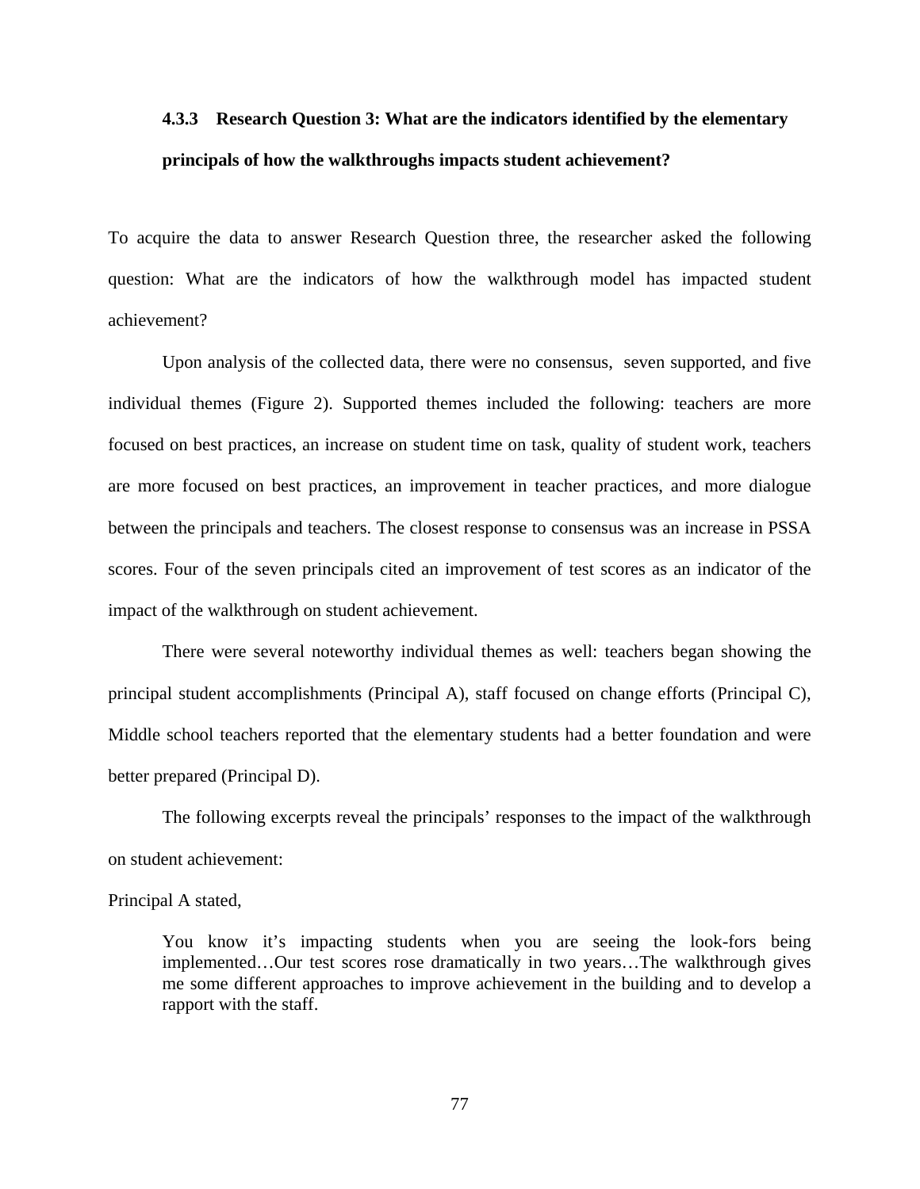### 4.3.3 Research Question 3: What are the indicators identified by the elementary principals of how the walkthroughs impacts student achievement?

To acquire the data to answer Research Question three, the researcher asked the following question: What are the indicators of how the walkthrough model has impacted student achievement?

Upon analysis of the collected data, there were no consensus, seven supported, and five individual themes (Figure 2). Supported themes included the following: teachers are more focused on best practices, an increase on student time on task, quality of student work, teachers are more focused on best practices, an improvement in teacher practices, and more dialogue between the principals and teachers. The closest response to consensus was an increase in PSSA scores. Four of the seven principals cited an improvement of test scores as an indicator of the impact of the walkthrough on student achievement.

There were several noteworthy individual themes as well: teachers began showing the principal student accomplishments (Principal A), staff focused on change efforts (Principal C), Middle school teachers reported that the elementary students had a better foundation and were better prepared (Principal D).

The following excerpts reveal the principals' responses to the impact of the walkthrough on student achievement:

Principal A stated,

> You know it's impacting students when you are seeing the look-fors being implemented…Our test scores rose dramatically in two years…The walkthrough gives me some different approaches to improve achievement in the building and to develop a rapport with the staff.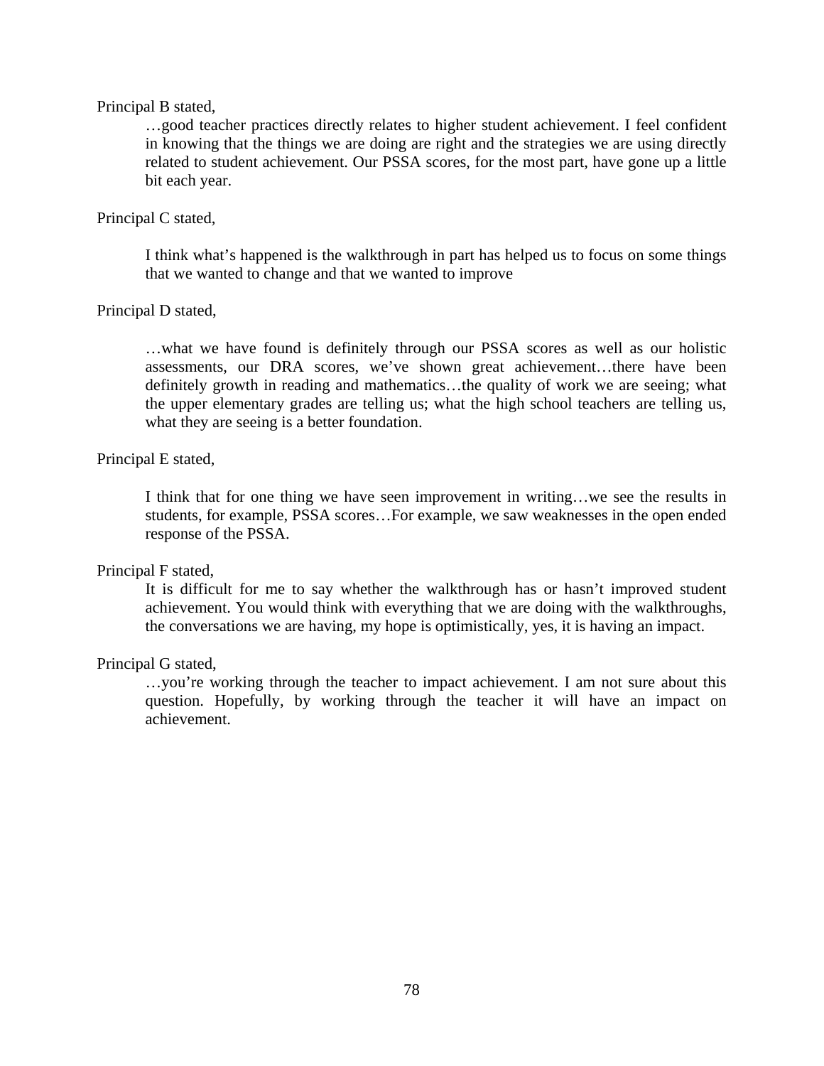Principal B stated,

> …good teacher practices directly relates to higher student achievement. I feel confident in knowing that the things we are doing are right and the strategies we are using directly related to student achievement. Our PSSA scores, for the most part, have gone up a little bit each year.

Principal C stated,

> I think what's happened is the walkthrough in part has helped us to focus on some things that we wanted to change and that we wanted to improve

Principal D stated,

> …what we have found is definitely through our PSSA scores as well as our holistic assessments, our DRA scores, we've shown great achievement…there have been definitely growth in reading and mathematics…the quality of work we are seeing; what the upper elementary grades are telling us; what the high school teachers are telling us, what they are seeing is a better foundation.

Principal E stated,

> I think that for one thing we have seen improvement in writing…we see the results in students, for example, PSSA scores…For example, we saw weaknesses in the open ended response of the PSSA.

Principal F stated,

> It is difficult for me to say whether the walkthrough has or hasn't improved student achievement. You would think with everything that we are doing with the walkthroughs, the conversations we are having, my hope is optimistically, yes, it is having an impact.

Principal G stated,

> …you're working through the teacher to impact achievement. I am not sure about this question. Hopefully, by working through the teacher it will have an impact on achievement.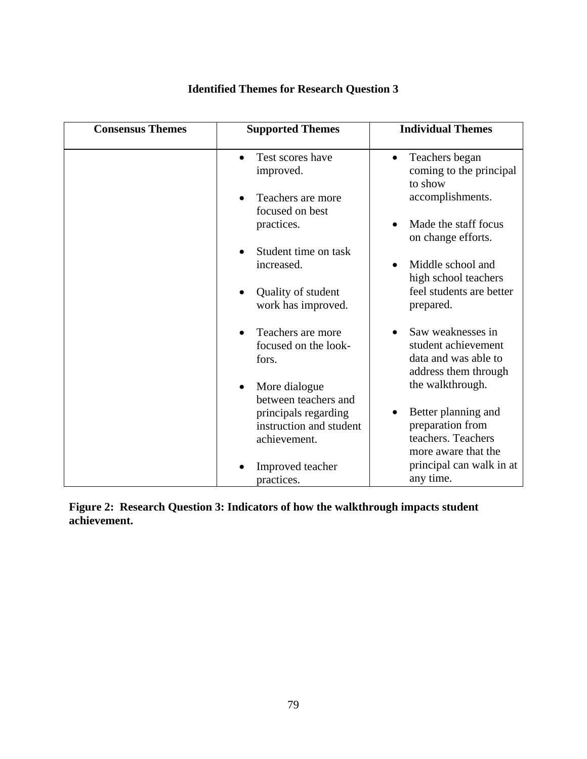**Identified Themes for Research Question 3**

| Consensus Themes | Supported Themes | Individual Themes |
|---|---|---|
| | • Test scores have improved.<br><br>• Teachers are more focused on best practices.<br><br>• Student time on task increased.<br><br>• Quality of student work has improved.<br><br>• Teachers are more focused on the look-fors.<br><br>• More dialogue between teachers and principals regarding instruction and student achievement.<br><br>• Improved teacher practices. | • Teachers began coming to the principal to show accomplishments.<br><br>• Made the staff focus on change efforts.<br><br>• Middle school and high school teachers feel students are better prepared.<br><br>• Saw weaknesses in student achievement data and was able to address them through the walkthrough.<br><br>• Better planning and preparation from teachers. Teachers more aware that the principal can walk in at any time. |

**Figure 2: Research Question 3: Indicators of how the walkthrough impacts student achievement.**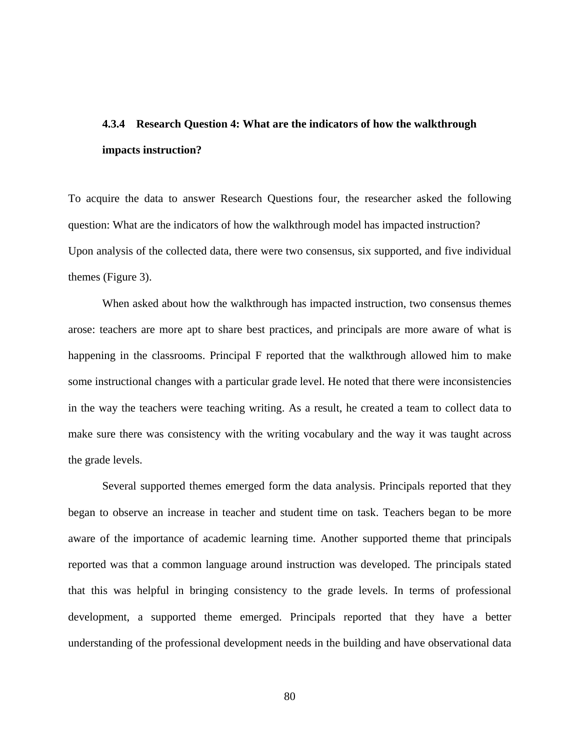### 4.3.4 Research Question 4: What are the indicators of how the walkthrough impacts instruction?

To acquire the data to answer Research Questions four, the researcher asked the following question: What are the indicators of how the walkthrough model has impacted instruction? Upon analysis of the collected data, there were two consensus, six supported, and five individual themes (Figure 3).

When asked about how the walkthrough has impacted instruction, two consensus themes arose: teachers are more apt to share best practices, and principals are more aware of what is happening in the classrooms. Principal F reported that the walkthrough allowed him to make some instructional changes with a particular grade level. He noted that there were inconsistencies in the way the teachers were teaching writing. As a result, he created a team to collect data to make sure there was consistency with the writing vocabulary and the way it was taught across the grade levels.

Several supported themes emerged form the data analysis. Principals reported that they began to observe an increase in teacher and student time on task. Teachers began to be more aware of the importance of academic learning time. Another supported theme that principals reported was that a common language around instruction was developed. The principals stated that this was helpful in bringing consistency to the grade levels. In terms of professional development, a supported theme emerged. Principals reported that they have a better understanding of the professional development needs in the building and have observational data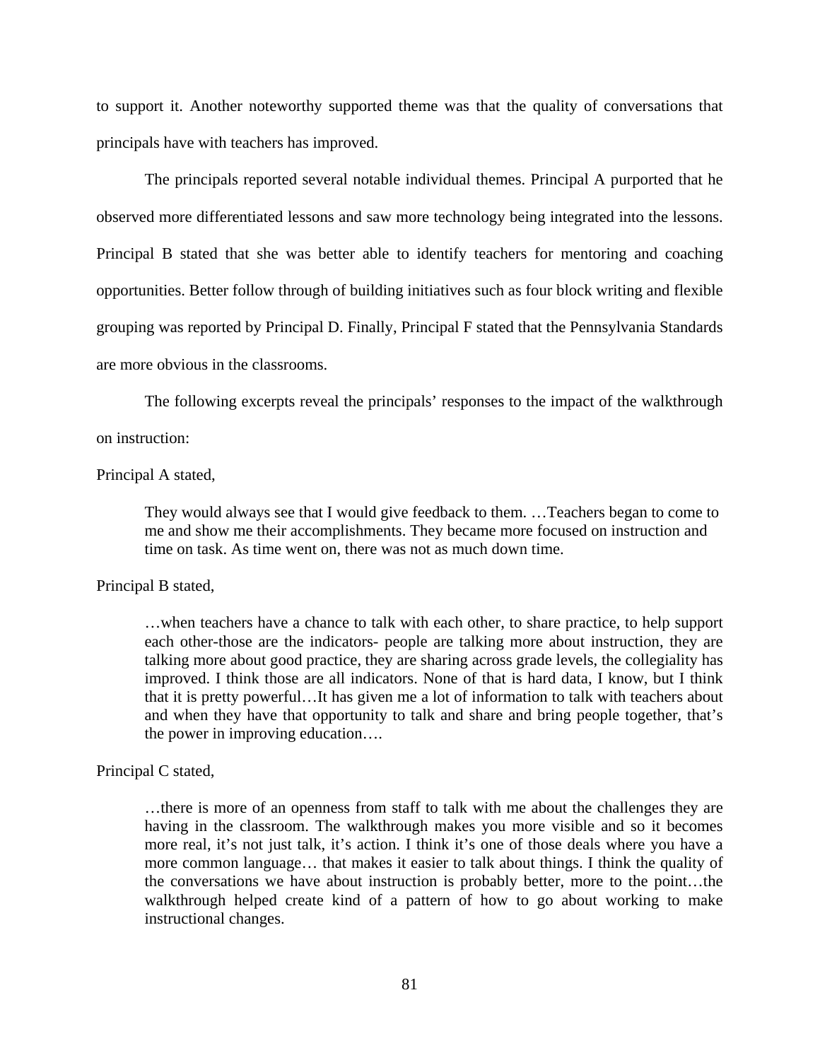to support it. Another noteworthy supported theme was that the quality of conversations that principals have with teachers has improved.

The principals reported several notable individual themes. Principal A purported that he observed more differentiated lessons and saw more technology being integrated into the lessons. Principal B stated that she was better able to identify teachers for mentoring and coaching opportunities. Better follow through of building initiatives such as four block writing and flexible grouping was reported by Principal D. Finally, Principal F stated that the Pennsylvania Standards are more obvious in the classrooms.

The following excerpts reveal the principals' responses to the impact of the walkthrough on instruction:

Principal A stated,

> They would always see that I would give feedback to them. …Teachers began to come to me and show me their accomplishments. They became more focused on instruction and time on task. As time went on, there was not as much down time.

Principal B stated,

> …when teachers have a chance to talk with each other, to share practice, to help support each other-those are the indicators- people are talking more about instruction, they are talking more about good practice, they are sharing across grade levels, the collegiality has improved. I think those are all indicators. None of that is hard data, I know, but I think that it is pretty powerful…It has given me a lot of information to talk with teachers about and when they have that opportunity to talk and share and bring people together, that's the power in improving education….

Principal C stated,

> …there is more of an openness from staff to talk with me about the challenges they are having in the classroom. The walkthrough makes you more visible and so it becomes more real, it's not just talk, it's action. I think it's one of those deals where you have a more common language… that makes it easier to talk about things. I think the quality of the conversations we have about instruction is probably better, more to the point…the walkthrough helped create kind of a pattern of how to go about working to make instructional changes.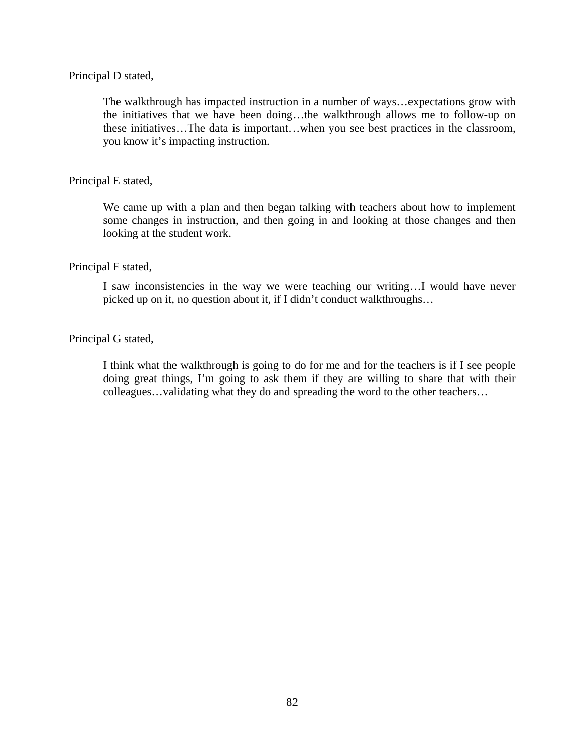Principal D stated,

> The walkthrough has impacted instruction in a number of ways…expectations grow with the initiatives that we have been doing…the walkthrough allows me to follow-up on these initiatives…The data is important…when you see best practices in the classroom, you know it's impacting instruction.

Principal E stated,

> We came up with a plan and then began talking with teachers about how to implement some changes in instruction, and then going in and looking at those changes and then looking at the student work.

Principal F stated,

> I saw inconsistencies in the way we were teaching our writing…I would have never picked up on it, no question about it, if I didn't conduct walkthroughs…

Principal G stated,

> I think what the walkthrough is going to do for me and for the teachers is if I see people doing great things, I'm going to ask them if they are willing to share that with their colleagues…validating what they do and spreading the word to the other teachers…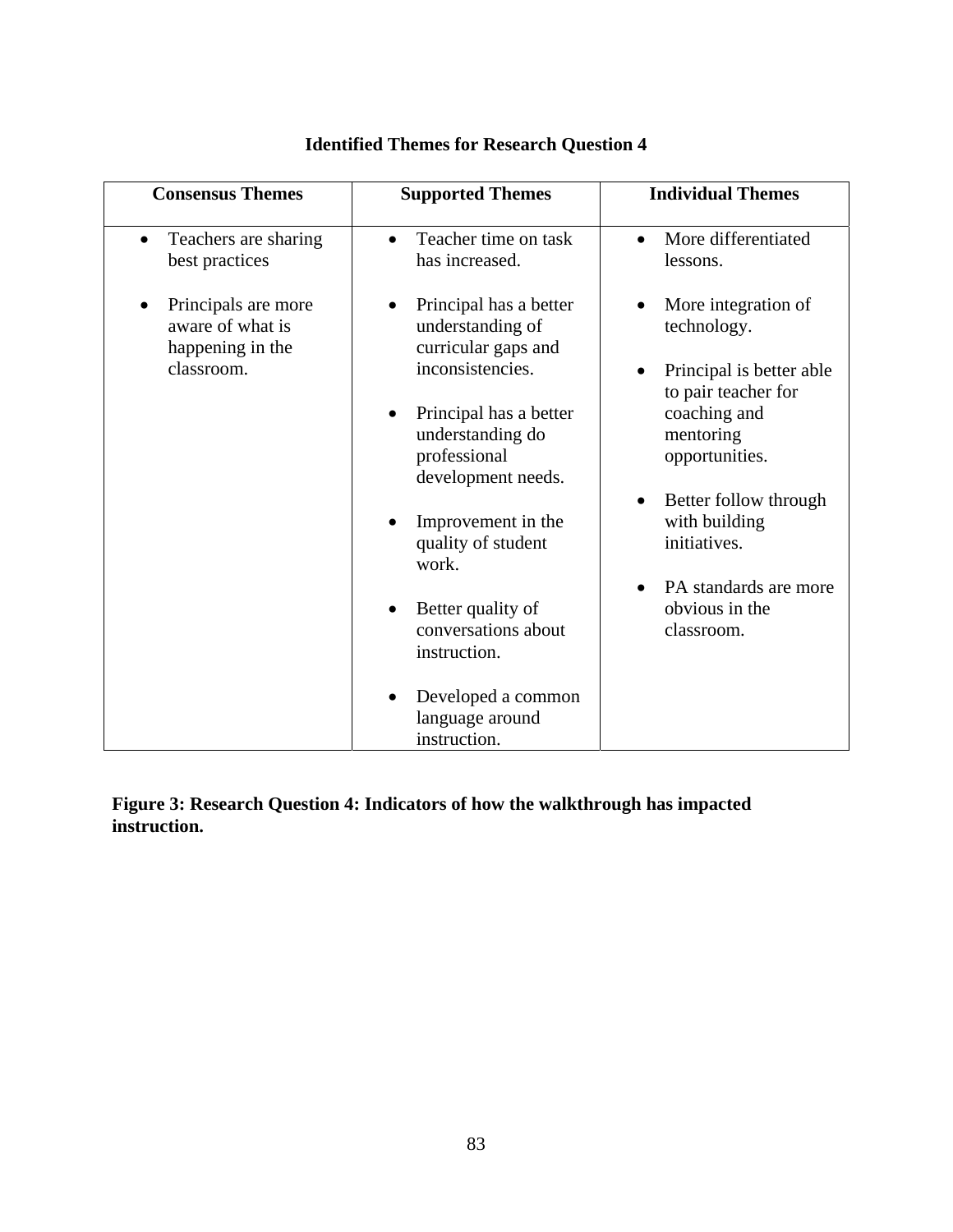**Identified Themes for Research Question 4**

| Consensus Themes | Supported Themes | Individual Themes |
|---|---|---|
| • Teachers are sharing best practices<br><br>• Principals are more aware of what is happening in the classroom. | • Teacher time on task has increased.<br><br>• Principal has a better understanding of curricular gaps and inconsistencies.<br><br>• Principal has a better understanding do professional development needs.<br><br>• Improvement in the quality of student work.<br><br>• Better quality of conversations about instruction.<br><br>• Developed a common language around instruction. | • More differentiated lessons.<br><br>• More integration of technology.<br><br>• Principal is better able to pair teacher for coaching and mentoring opportunities.<br><br>• Better follow through with building initiatives.<br><br>• PA standards are more obvious in the classroom. |

**Figure 3: Research Question 4: Indicators of how the walkthrough has impacted instruction.**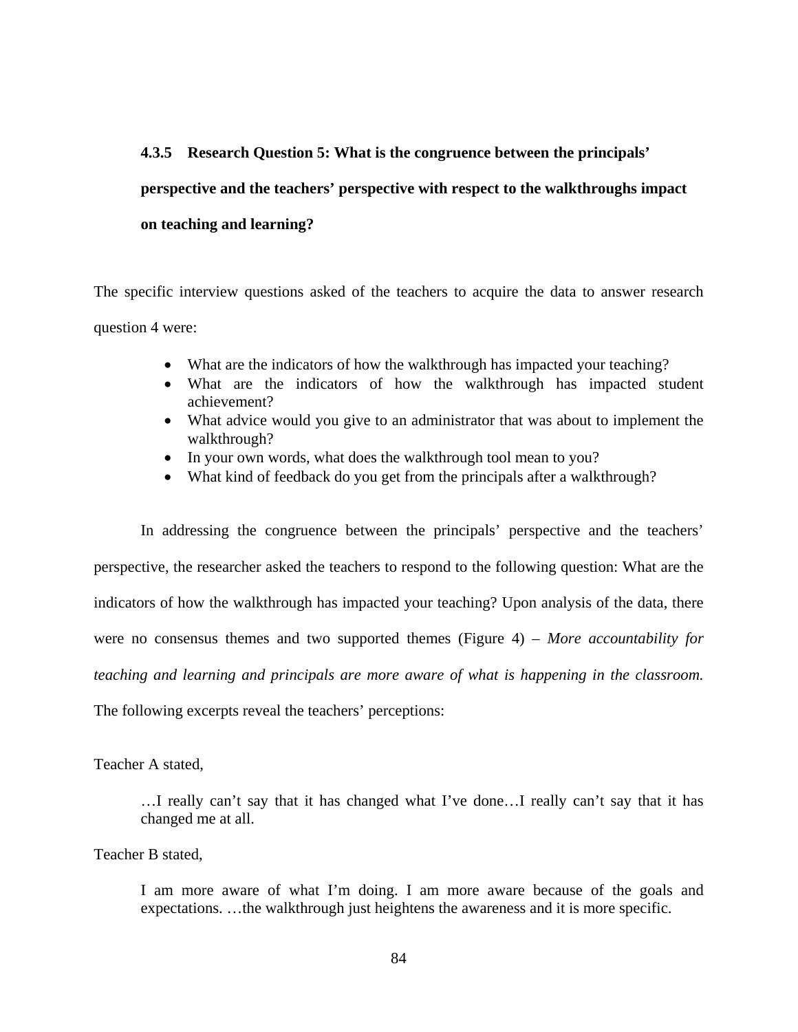### 4.3.5 Research Question 5: What is the congruence between the principals' perspective and the teachers' perspective with respect to the walkthroughs impact on teaching and learning?

The specific interview questions asked of the teachers to acquire the data to answer research question 4 were:

- What are the indicators of how the walkthrough has impacted your teaching?
- What are the indicators of how the walkthrough has impacted student achievement?
- What advice would you give to an administrator that was about to implement the walkthrough?
- In your own words, what does the walkthrough tool mean to you?
- What kind of feedback do you get from the principals after a walkthrough?

In addressing the congruence between the principals' perspective and the teachers' perspective, the researcher asked the teachers to respond to the following question: What are the indicators of how the walkthrough has impacted your teaching? Upon analysis of the data, there were no consensus themes and two supported themes (Figure 4) – *More accountability for teaching and learning and principals are more aware of what is happening in the classroom.* The following excerpts reveal the teachers' perceptions:

Teacher A stated,

> …I really can't say that it has changed what I've done…I really can't say that it has changed me at all.

Teacher B stated,

> I am more aware of what I'm doing. I am more aware because of the goals and expectations. …the walkthrough just heightens the awareness and it is more specific.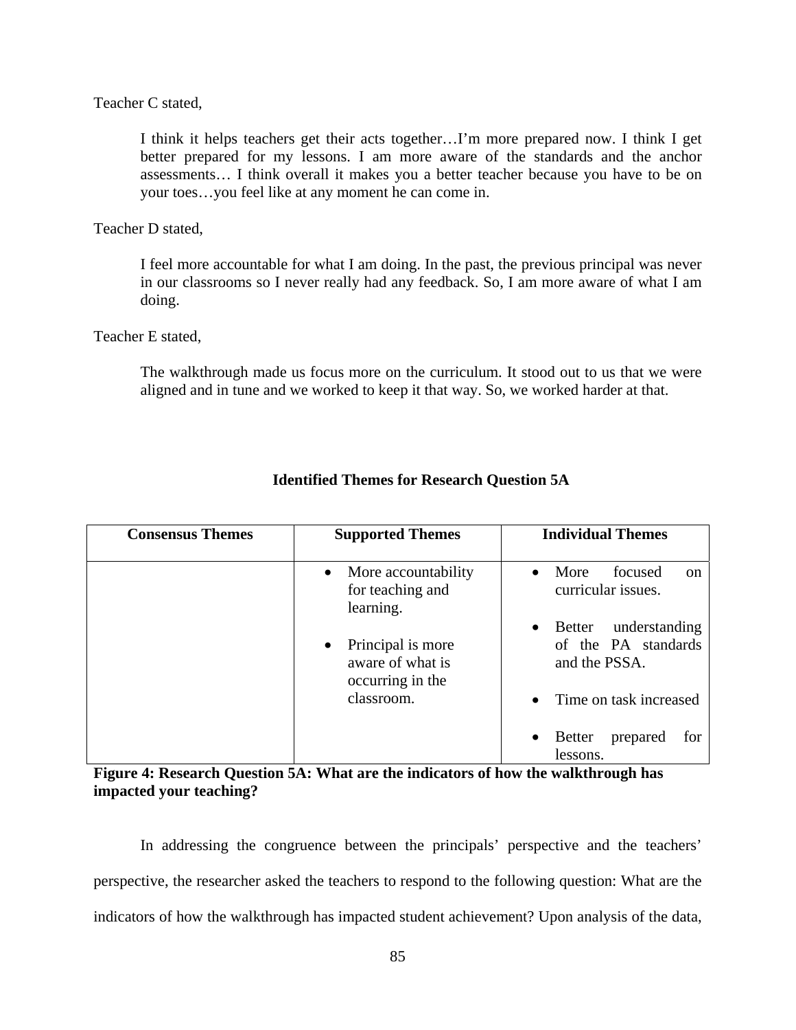Teacher C stated,

> I think it helps teachers get their acts together…I'm more prepared now. I think I get better prepared for my lessons. I am more aware of the standards and the anchor assessments… I think overall it makes you a better teacher because you have to be on your toes…you feel like at any moment he can come in.

Teacher D stated,

> I feel more accountable for what I am doing. In the past, the previous principal was never in our classrooms so I never really had any feedback. So, I am more aware of what I am doing.

Teacher E stated,

> The walkthrough made us focus more on the curriculum. It stood out to us that we were aligned and in tune and we worked to keep it that way. So, we worked harder at that.

**Identified Themes for Research Question 5A**

| Consensus Themes | Supported Themes | Individual Themes |
|---|---|---|
| | • More accountability for teaching and learning.<br>• Principal is more aware of what is occurring in the classroom. | • More focused on curricular issues.<br>• Better understanding of the PA standards and the PSSA.<br>• Time on task increased<br>• Better prepared for lessons. |

**Figure 4: Research Question 5A: What are the indicators of how the walkthrough has impacted your teaching?**

In addressing the congruence between the principals' perspective and the teachers' perspective, the researcher asked the teachers to respond to the following question: What are the indicators of how the walkthrough has impacted student achievement? Upon analysis of the data,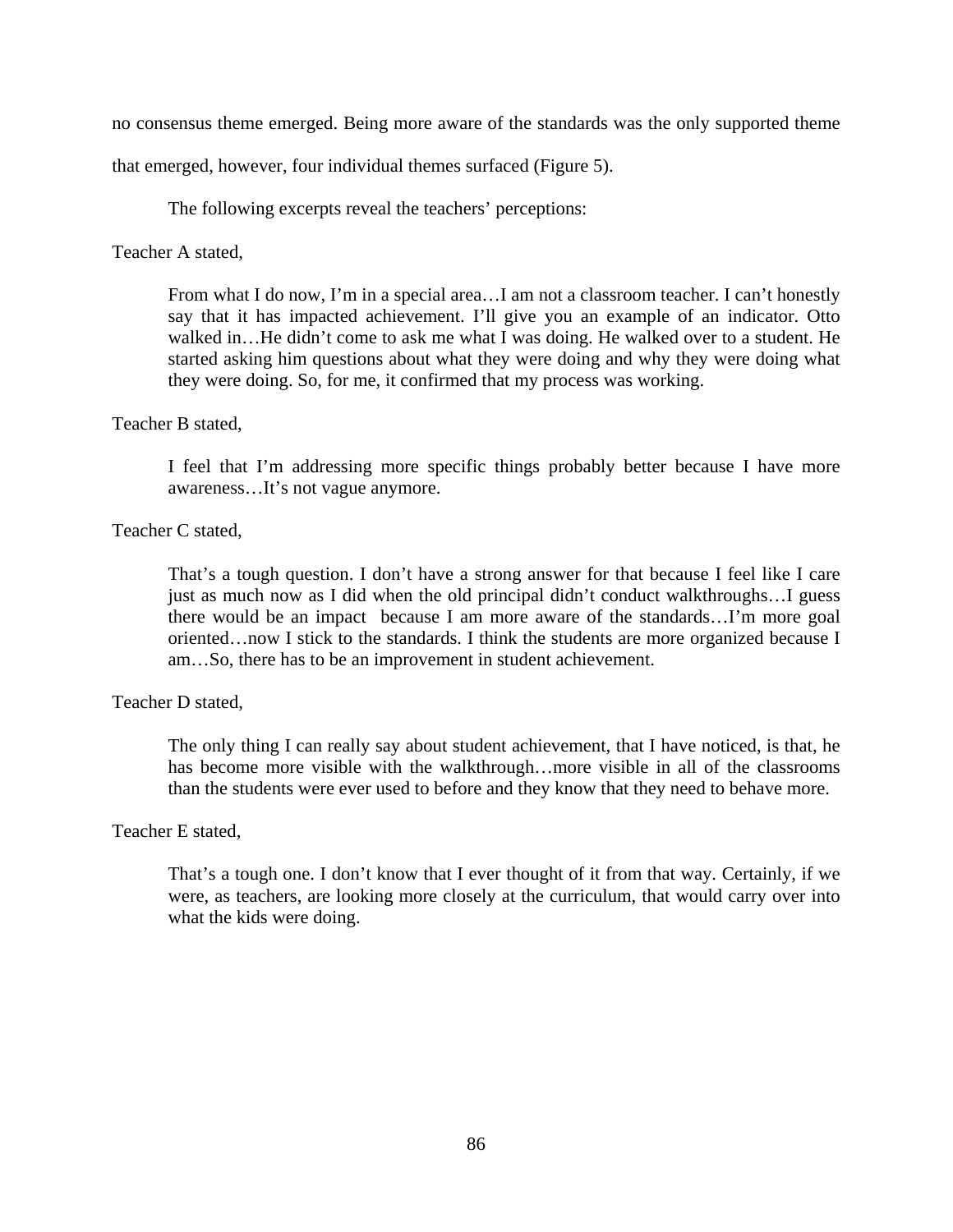no consensus theme emerged. Being more aware of the standards was the only supported theme that emerged, however, four individual themes surfaced (Figure 5).

The following excerpts reveal the teachers' perceptions:

Teacher A stated,

> From what I do now, I'm in a special area…I am not a classroom teacher. I can't honestly say that it has impacted achievement. I'll give you an example of an indicator. Otto walked in…He didn't come to ask me what I was doing. He walked over to a student. He started asking him questions about what they were doing and why they were doing what they were doing. So, for me, it confirmed that my process was working.

Teacher B stated,

> I feel that I'm addressing more specific things probably better because I have more awareness…It's not vague anymore.

Teacher C stated,

> That's a tough question. I don't have a strong answer for that because I feel like I care just as much now as I did when the old principal didn't conduct walkthroughs…I guess there would be an impact because I am more aware of the standards…I'm more goal oriented…now I stick to the standards. I think the students are more organized because I am…So, there has to be an improvement in student achievement.

Teacher D stated,

> The only thing I can really say about student achievement, that I have noticed, is that, he has become more visible with the walkthrough…more visible in all of the classrooms than the students were ever used to before and they know that they need to behave more.

Teacher E stated,

> That's a tough one. I don't know that I ever thought of it from that way. Certainly, if we were, as teachers, are looking more closely at the curriculum, that would carry over into what the kids were doing.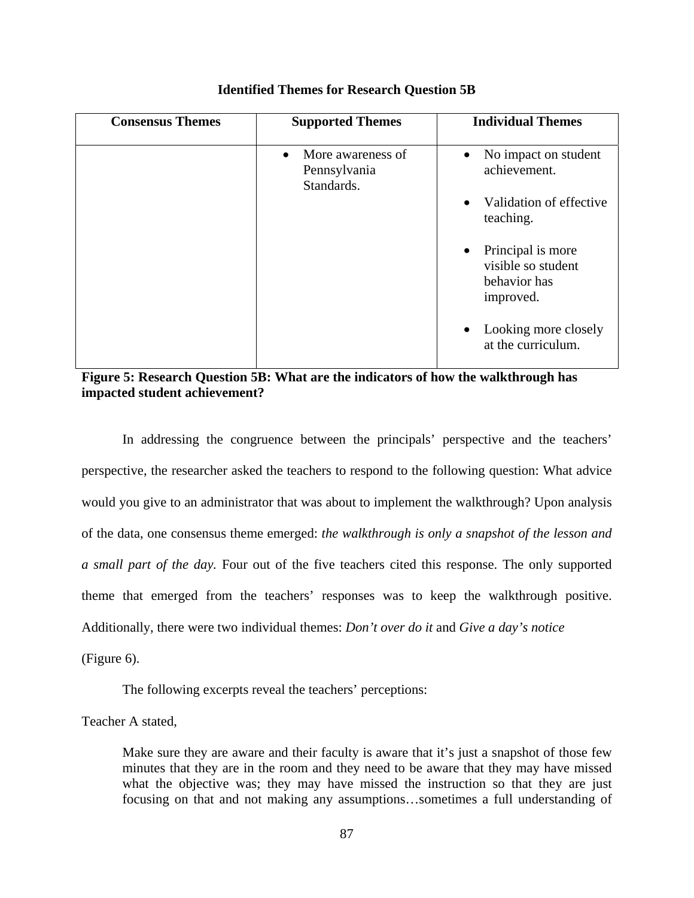**Identified Themes for Research Question 5B**

| Consensus Themes | Supported Themes | Individual Themes |
|---|---|---|
| | • More awareness of Pennsylvania Standards. | • No impact on student achievement.<br>• Validation of effective teaching.<br>• Principal is more visible so student behavior has improved.<br>• Looking more closely at the curriculum. |

**Figure 5: Research Question 5B: What are the indicators of how the walkthrough has impacted student achievement?**

In addressing the congruence between the principals' perspective and the teachers' perspective, the researcher asked the teachers to respond to the following question: What advice would you give to an administrator that was about to implement the walkthrough? Upon analysis of the data, one consensus theme emerged: *the walkthrough is only a snapshot of the lesson and a small part of the day.* Four out of the five teachers cited this response. The only supported theme that emerged from the teachers' responses was to keep the walkthrough positive. Additionally, there were two individual themes: *Don't over do it* and *Give a day's notice* (Figure 6).

The following excerpts reveal the teachers' perceptions:

Teacher A stated,

> Make sure they are aware and their faculty is aware that it's just a snapshot of those few minutes that they are in the room and they need to be aware that they may have missed what the objective was; they may have missed the instruction so that they are just focusing on that and not making any assumptions…sometimes a full understanding of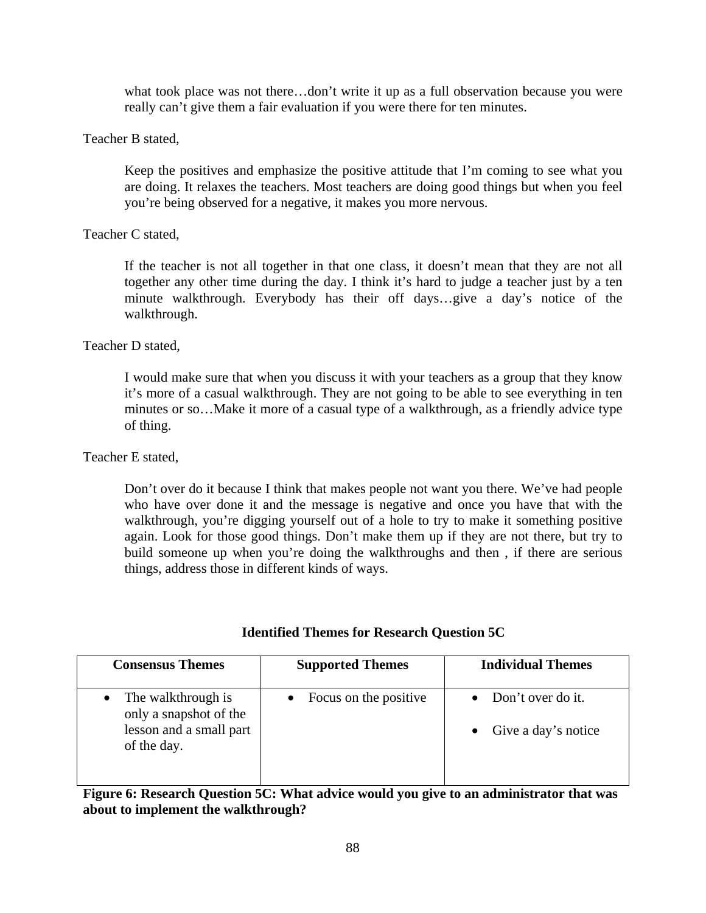> what took place was not there…don't write it up as a full observation because you were really can't give them a fair evaluation if you were there for ten minutes.

Teacher B stated,

> Keep the positives and emphasize the positive attitude that I'm coming to see what you are doing. It relaxes the teachers. Most teachers are doing good things but when you feel you're being observed for a negative, it makes you more nervous.

Teacher C stated,

> If the teacher is not all together in that one class, it doesn't mean that they are not all together any other time during the day. I think it's hard to judge a teacher just by a ten minute walkthrough. Everybody has their off days…give a day's notice of the walkthrough.

Teacher D stated,

> I would make sure that when you discuss it with your teachers as a group that they know it's more of a casual walkthrough. They are not going to be able to see everything in ten minutes or so…Make it more of a casual type of a walkthrough, as a friendly advice type of thing.

Teacher E stated,

> Don't over do it because I think that makes people not want you there. We've had people who have over done it and the message is negative and once you have that with the walkthrough, you're digging yourself out of a hole to try to make it something positive again. Look for those good things. Don't make them up if they are not there, but try to build someone up when you're doing the walkthroughs and then , if there are serious things, address those in different kinds of ways.

**Identified Themes for Research Question 5C**

| Consensus Themes | Supported Themes | Individual Themes |
|---|---|---|
| • The walkthrough is only a snapshot of the lesson and a small part of the day. | • Focus on the positive | • Don't over do it.<br>• Give a day's notice |

**Figure 6: Research Question 5C: What advice would you give to an administrator that was about to implement the walkthrough?**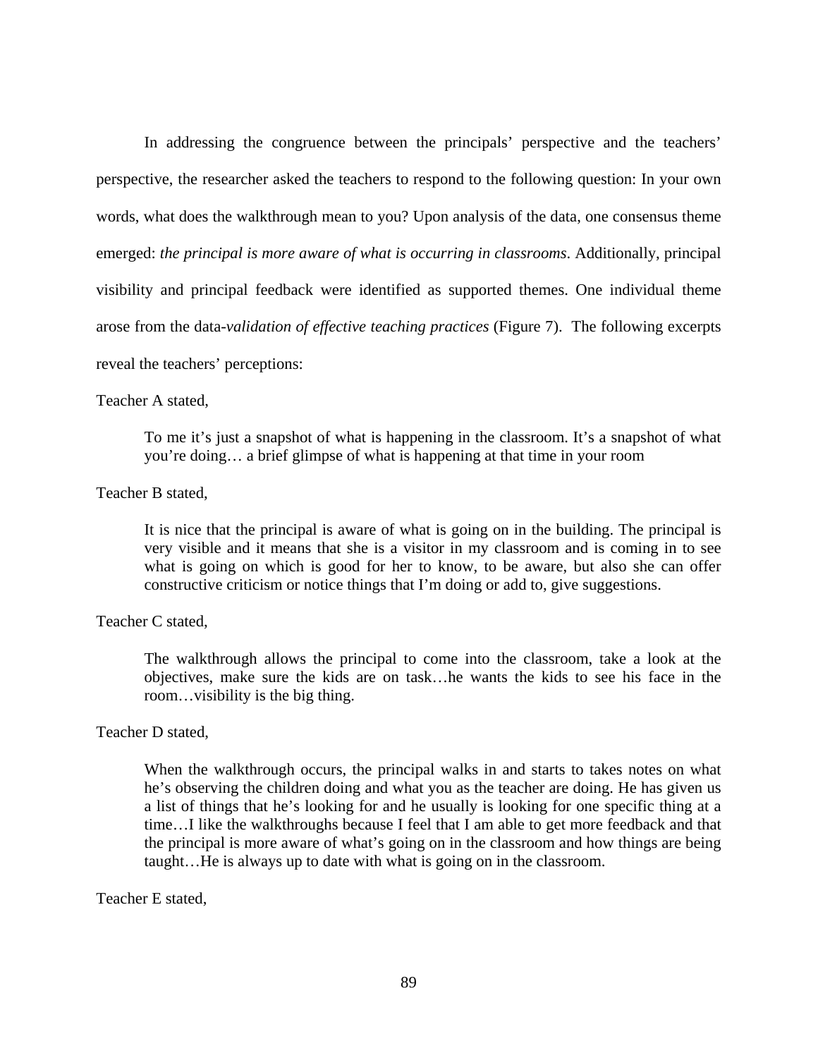In addressing the congruence between the principals' perspective and the teachers' perspective, the researcher asked the teachers to respond to the following question: In your own words, what does the walkthrough mean to you? Upon analysis of the data, one consensus theme emerged: *the principal is more aware of what is occurring in classrooms*. Additionally, principal visibility and principal feedback were identified as supported themes. One individual theme arose from the data-*validation of effective teaching practices* (Figure 7). The following excerpts reveal the teachers' perceptions:

Teacher A stated,

> To me it's just a snapshot of what is happening in the classroom. It's a snapshot of what you're doing… a brief glimpse of what is happening at that time in your room

Teacher B stated,

> It is nice that the principal is aware of what is going on in the building. The principal is very visible and it means that she is a visitor in my classroom and is coming in to see what is going on which is good for her to know, to be aware, but also she can offer constructive criticism or notice things that I'm doing or add to, give suggestions.

Teacher C stated,

> The walkthrough allows the principal to come into the classroom, take a look at the objectives, make sure the kids are on task…he wants the kids to see his face in the room…visibility is the big thing.

Teacher D stated,

> When the walkthrough occurs, the principal walks in and starts to takes notes on what he's observing the children doing and what you as the teacher are doing. He has given us a list of things that he's looking for and he usually is looking for one specific thing at a time…I like the walkthroughs because I feel that I am able to get more feedback and that the principal is more aware of what's going on in the classroom and how things are being taught…He is always up to date with what is going on in the classroom.

Teacher E stated,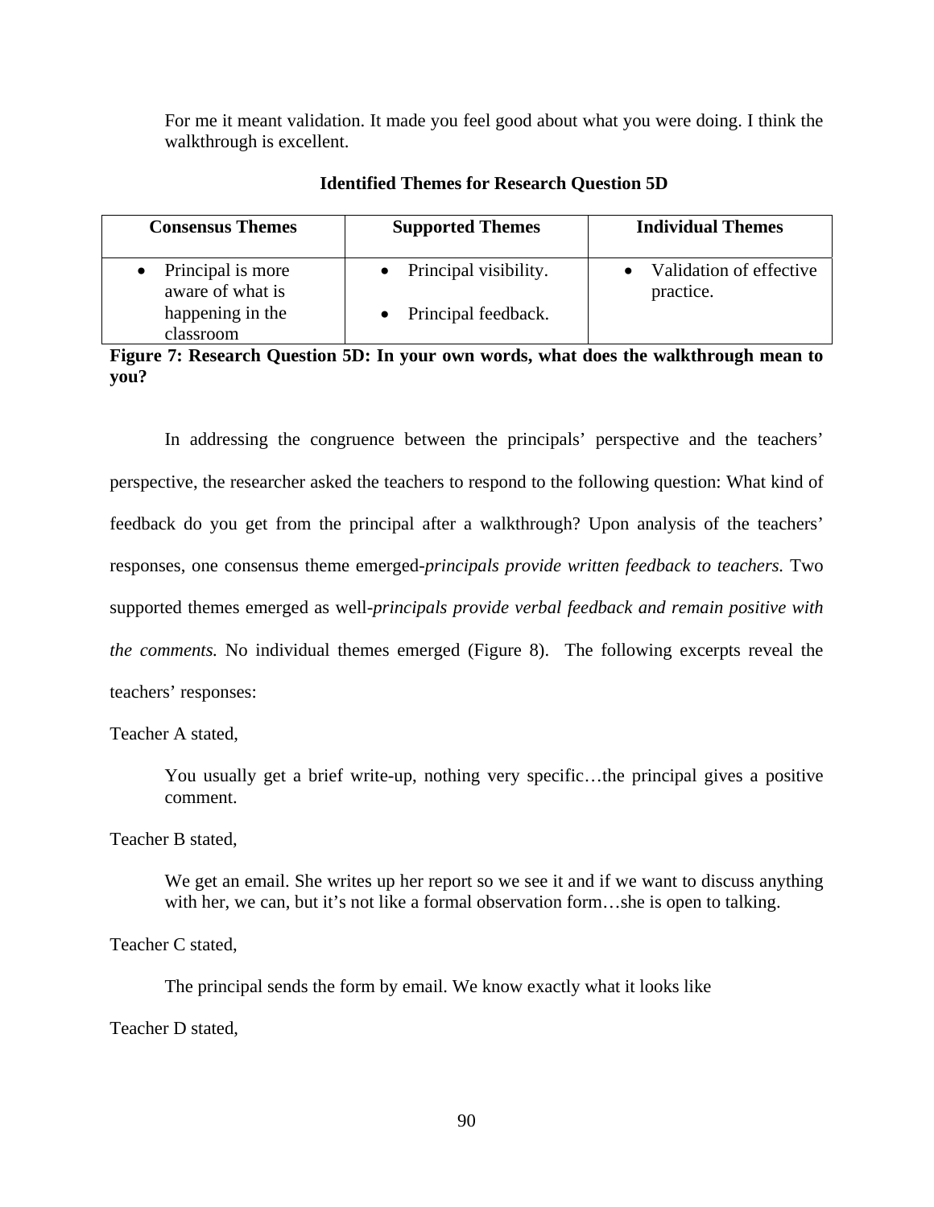> For me it meant validation. It made you feel good about what you were doing. I think the walkthrough is excellent.

**Identified Themes for Research Question 5D**

| Consensus Themes | Supported Themes | Individual Themes |
|---|---|---|
| • Principal is more aware of what is happening in the classroom | • Principal visibility.<br>• Principal feedback. | • Validation of effective practice. |

**Figure 7: Research Question 5D: In your own words, what does the walkthrough mean to you?**

In addressing the congruence between the principals' perspective and the teachers' perspective, the researcher asked the teachers to respond to the following question: What kind of feedback do you get from the principal after a walkthrough? Upon analysis of the teachers' responses, one consensus theme emerged-*principals provide written feedback to teachers.* Two supported themes emerged as well-*principals provide verbal feedback and remain positive with the comments.* No individual themes emerged (Figure 8). The following excerpts reveal the teachers' responses:

Teacher A stated,

> You usually get a brief write-up, nothing very specific…the principal gives a positive comment.

Teacher B stated,

> We get an email. She writes up her report so we see it and if we want to discuss anything with her, we can, but it's not like a formal observation form…she is open to talking.

Teacher C stated,

> The principal sends the form by email. We know exactly what it looks like

Teacher D stated,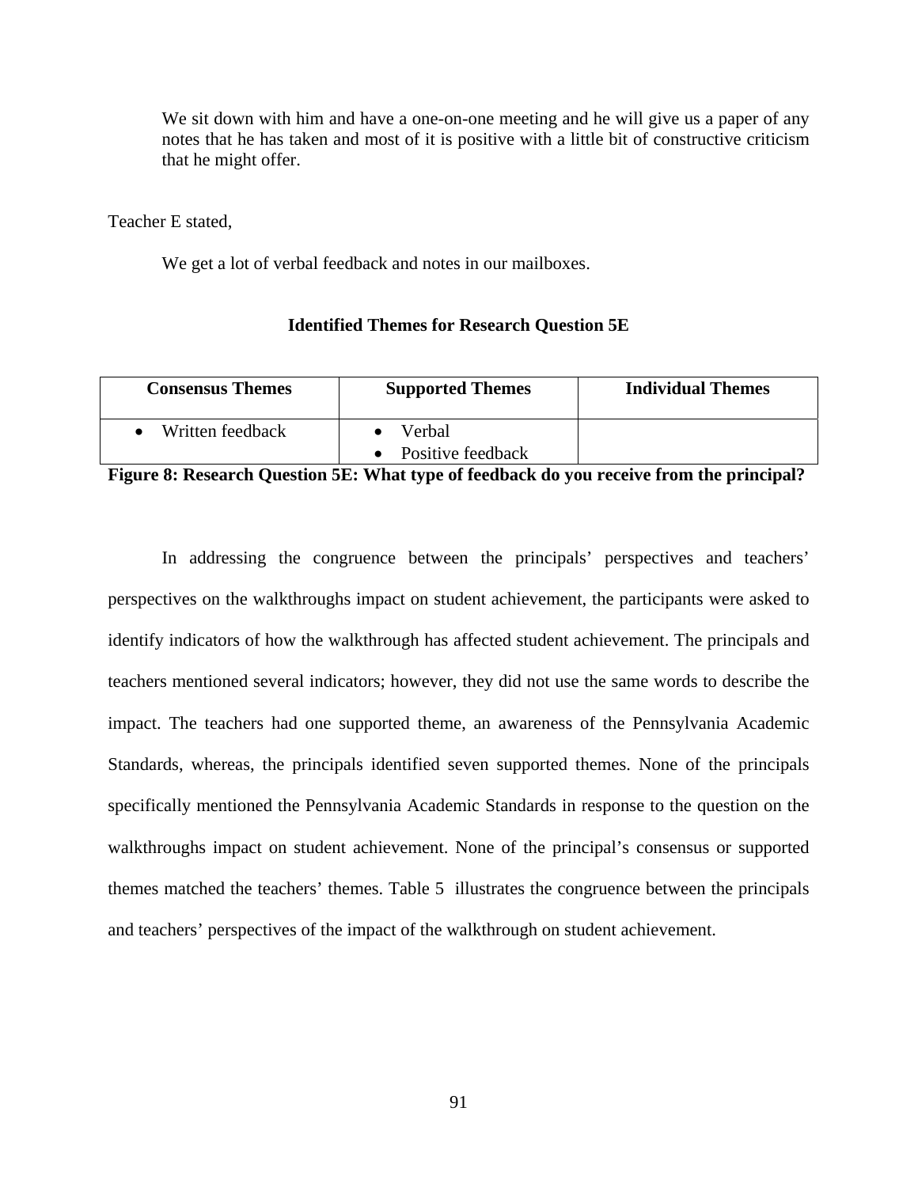> We sit down with him and have a one-on-one meeting and he will give us a paper of any notes that he has taken and most of it is positive with a little bit of constructive criticism that he might offer.

Teacher E stated,

> We get a lot of verbal feedback and notes in our mailboxes.

**Identified Themes for Research Question 5E**

| Consensus Themes | Supported Themes | Individual Themes |
|---|---|---|
| • Written feedback | • Verbal<br>• Positive feedback | |

**Figure 8: Research Question 5E: What type of feedback do you receive from the principal?**

In addressing the congruence between the principals' perspectives and teachers' perspectives on the walkthroughs impact on student achievement, the participants were asked to identify indicators of how the walkthrough has affected student achievement. The principals and teachers mentioned several indicators; however, they did not use the same words to describe the impact. The teachers had one supported theme, an awareness of the Pennsylvania Academic Standards, whereas, the principals identified seven supported themes. None of the principals specifically mentioned the Pennsylvania Academic Standards in response to the question on the walkthroughs impact on student achievement. None of the principal's consensus or supported themes matched the teachers' themes. Table 5 illustrates the congruence between the principals and teachers' perspectives of the impact of the walkthrough on student achievement.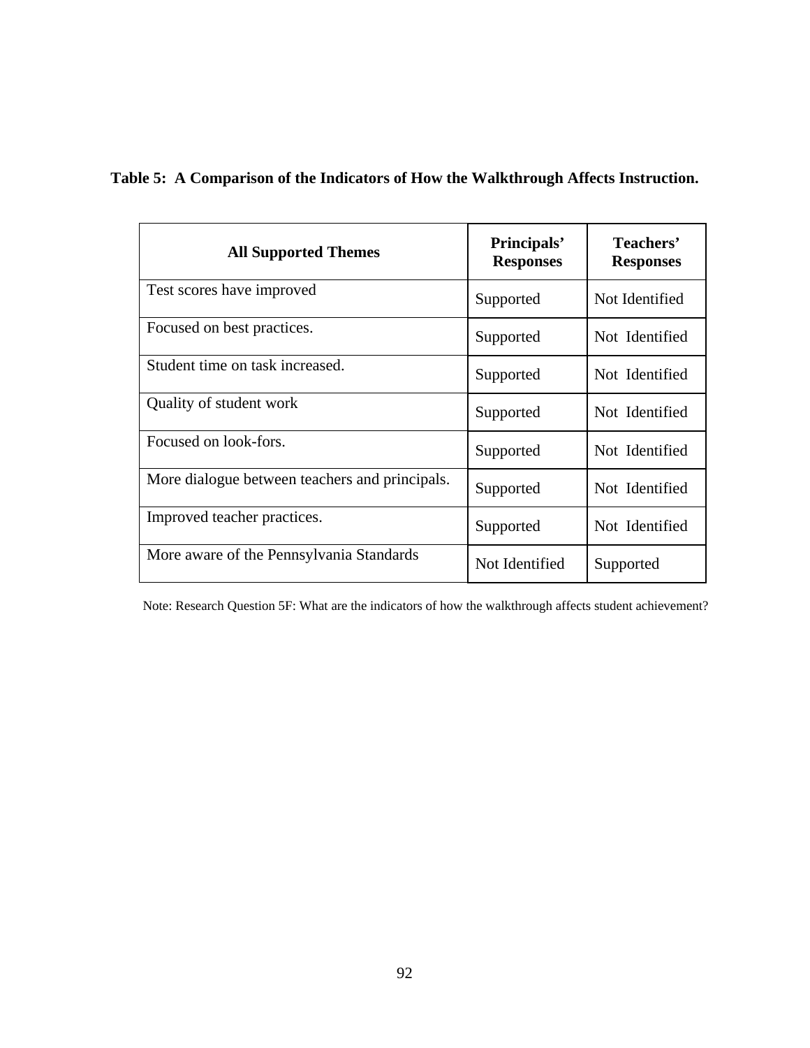**Table 5: A Comparison of the Indicators of How the Walkthrough Affects Instruction.**

| All Supported Themes | Principals' Responses | Teachers' Responses |
|---|---|---|
| Test scores have improved | Supported | Not Identified |
| Focused on best practices. | Supported | Not Identified |
| Student time on task increased. | Supported | Not Identified |
| Quality of student work | Supported | Not Identified |
| Focused on look-fors. | Supported | Not Identified |
| More dialogue between teachers and principals. | Supported | Not Identified |
| Improved teacher practices. | Supported | Not Identified |
| More aware of the Pennsylvania Standards | Not Identified | Supported |

Note: Research Question 5F: What are the indicators of how the walkthrough affects student achievement?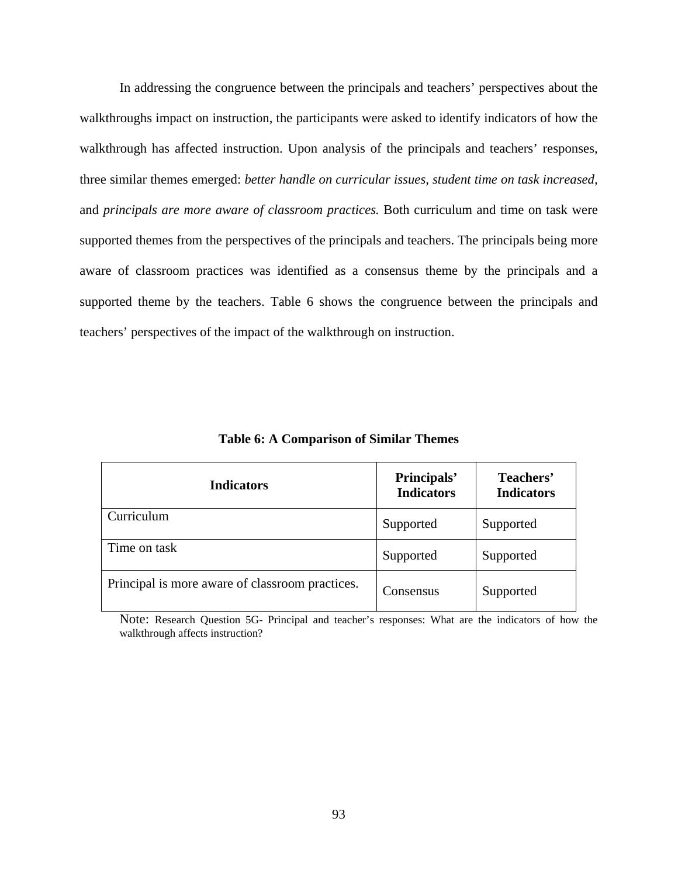In addressing the congruence between the principals and teachers' perspectives about the walkthroughs impact on instruction, the participants were asked to identify indicators of how the walkthrough has affected instruction. Upon analysis of the principals and teachers' responses, three similar themes emerged: *better handle on curricular issues, student time on task increased,* and *principals are more aware of classroom practices.* Both curriculum and time on task were supported themes from the perspectives of the principals and teachers. The principals being more aware of classroom practices was identified as a consensus theme by the principals and a supported theme by the teachers. Table 6 shows the congruence between the principals and teachers' perspectives of the impact of the walkthrough on instruction.

**Table 6: A Comparison of Similar Themes**

| Indicators | Principals' Indicators | Teachers' Indicators |
|---|---|---|
| Curriculum | Supported | Supported |
| Time on task | Supported | Supported |
| Principal is more aware of classroom practices. | Consensus | Supported |

Note: Research Question 5G- Principal and teacher's responses: What are the indicators of how the walkthrough affects instruction?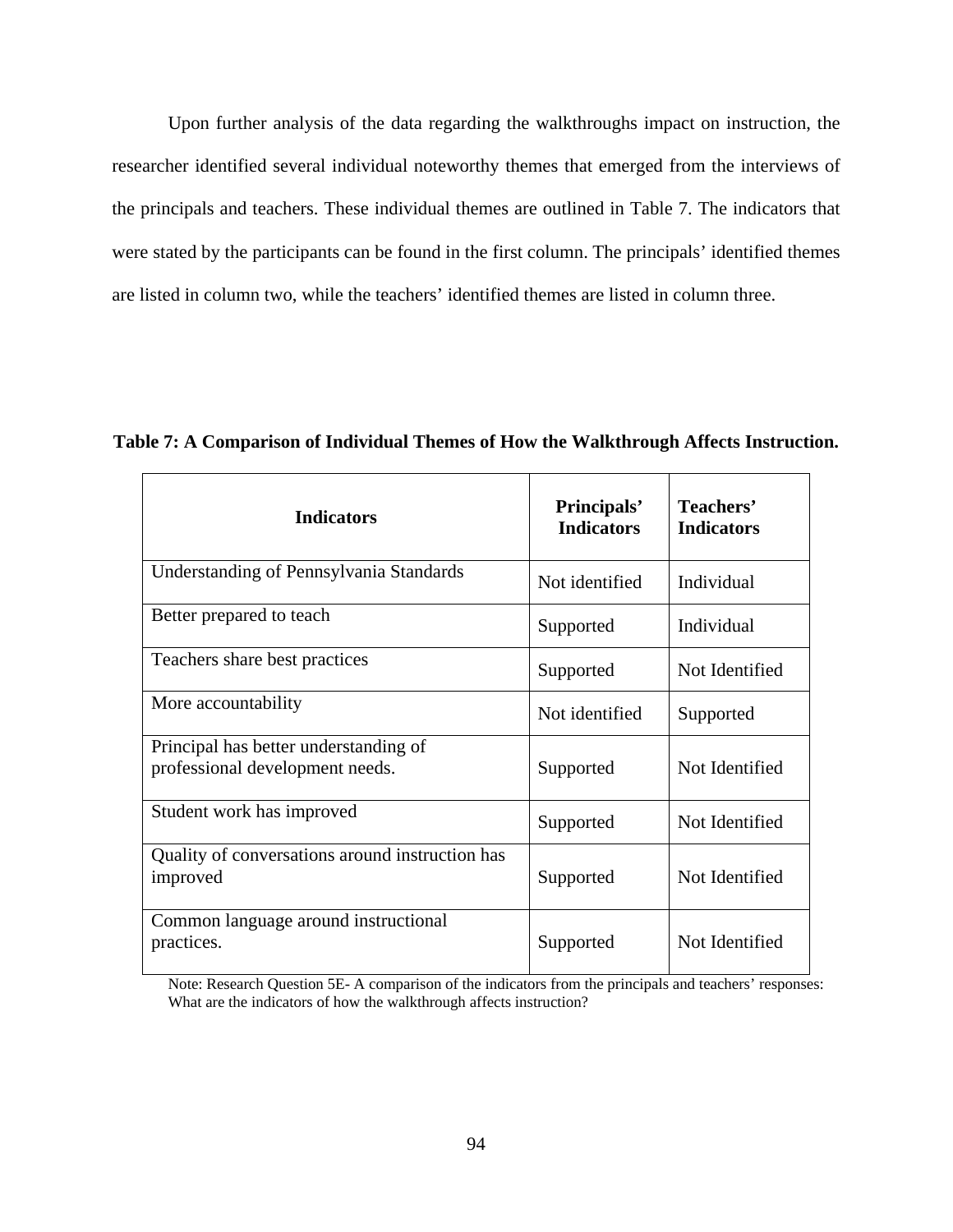Upon further analysis of the data regarding the walkthroughs impact on instruction, the researcher identified several individual noteworthy themes that emerged from the interviews of the principals and teachers. These individual themes are outlined in Table 7. The indicators that were stated by the participants can be found in the first column. The principals' identified themes are listed in column two, while the teachers' identified themes are listed in column three.

**Table 7: A Comparison of Individual Themes of How the Walkthrough Affects Instruction.**

| Indicators | Principals' Indicators | Teachers' Indicators |
|---|---|---|
| Understanding of Pennsylvania Standards | Not identified | Individual |
| Better prepared to teach | Supported | Individual |
| Teachers share best practices | Supported | Not Identified |
| More accountability | Not identified | Supported |
| Principal has better understanding of professional development needs. | Supported | Not Identified |
| Student work has improved | Supported | Not Identified |
| Quality of conversations around instruction has improved | Supported | Not Identified |
| Common language around instructional practices. | Supported | Not Identified |

Note: Research Question 5E- A comparison of the indicators from the principals and teachers' responses: What are the indicators of how the walkthrough affects instruction?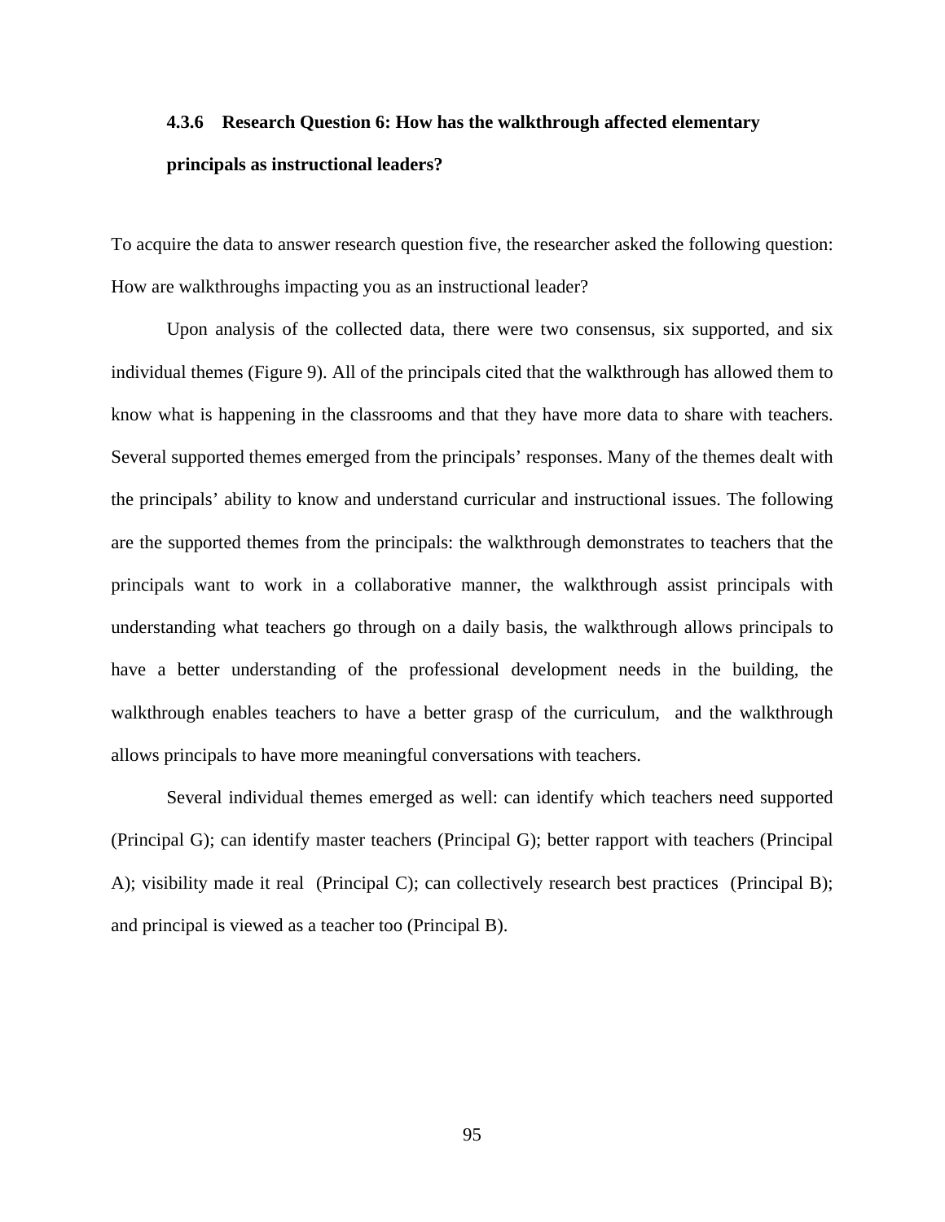### 4.3.6 Research Question 6: How has the walkthrough affected elementary principals as instructional leaders?

To acquire the data to answer research question five, the researcher asked the following question: How are walkthroughs impacting you as an instructional leader?

Upon analysis of the collected data, there were two consensus, six supported, and six individual themes (Figure 9). All of the principals cited that the walkthrough has allowed them to know what is happening in the classrooms and that they have more data to share with teachers. Several supported themes emerged from the principals' responses. Many of the themes dealt with the principals' ability to know and understand curricular and instructional issues. The following are the supported themes from the principals: the walkthrough demonstrates to teachers that the principals want to work in a collaborative manner, the walkthrough assist principals with understanding what teachers go through on a daily basis, the walkthrough allows principals to have a better understanding of the professional development needs in the building, the walkthrough enables teachers to have a better grasp of the curriculum, and the walkthrough allows principals to have more meaningful conversations with teachers.

Several individual themes emerged as well: can identify which teachers need supported (Principal G); can identify master teachers (Principal G); better rapport with teachers (Principal A); visibility made it real (Principal C); can collectively research best practices (Principal B); and principal is viewed as a teacher too (Principal B).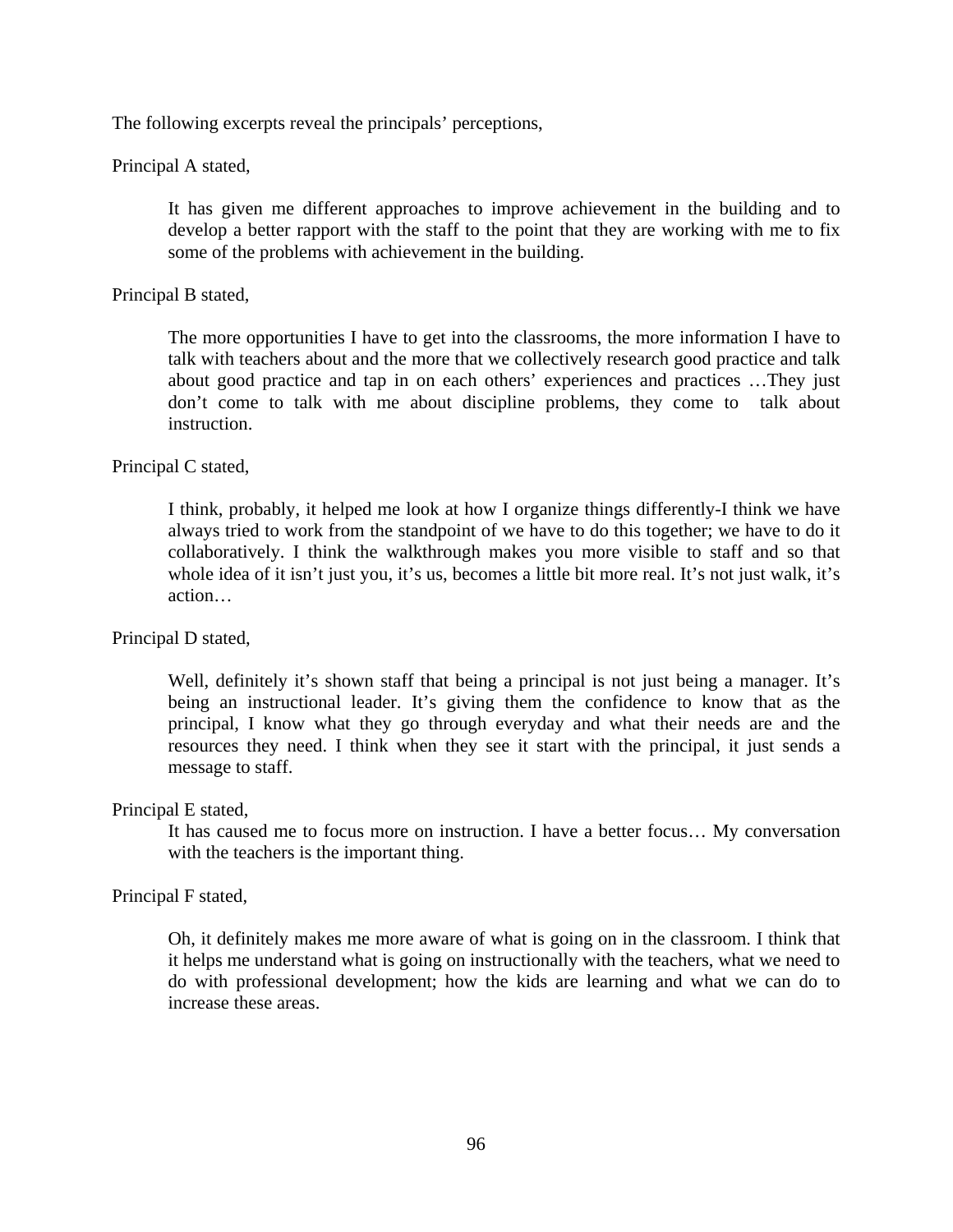The following excerpts reveal the principals' perceptions,

Principal A stated,

> It has given me different approaches to improve achievement in the building and to develop a better rapport with the staff to the point that they are working with me to fix some of the problems with achievement in the building.

Principal B stated,

> The more opportunities I have to get into the classrooms, the more information I have to talk with teachers about and the more that we collectively research good practice and talk about good practice and tap in on each others' experiences and practices …They just don't come to talk with me about discipline problems, they come to talk about instruction.

Principal C stated,

> I think, probably, it helped me look at how I organize things differently-I think we have always tried to work from the standpoint of we have to do this together; we have to do it collaboratively. I think the walkthrough makes you more visible to staff and so that whole idea of it isn't just you, it's us, becomes a little bit more real. It's not just walk, it's action…

Principal D stated,

> Well, definitely it's shown staff that being a principal is not just being a manager. It's being an instructional leader. It's giving them the confidence to know that as the principal, I know what they go through everyday and what their needs are and the resources they need. I think when they see it start with the principal, it just sends a message to staff.

Principal E stated,

> It has caused me to focus more on instruction. I have a better focus… My conversation with the teachers is the important thing.

Principal F stated,

> Oh, it definitely makes me more aware of what is going on in the classroom. I think that it helps me understand what is going on instructionally with the teachers, what we need to do with professional development; how the kids are learning and what we can do to increase these areas.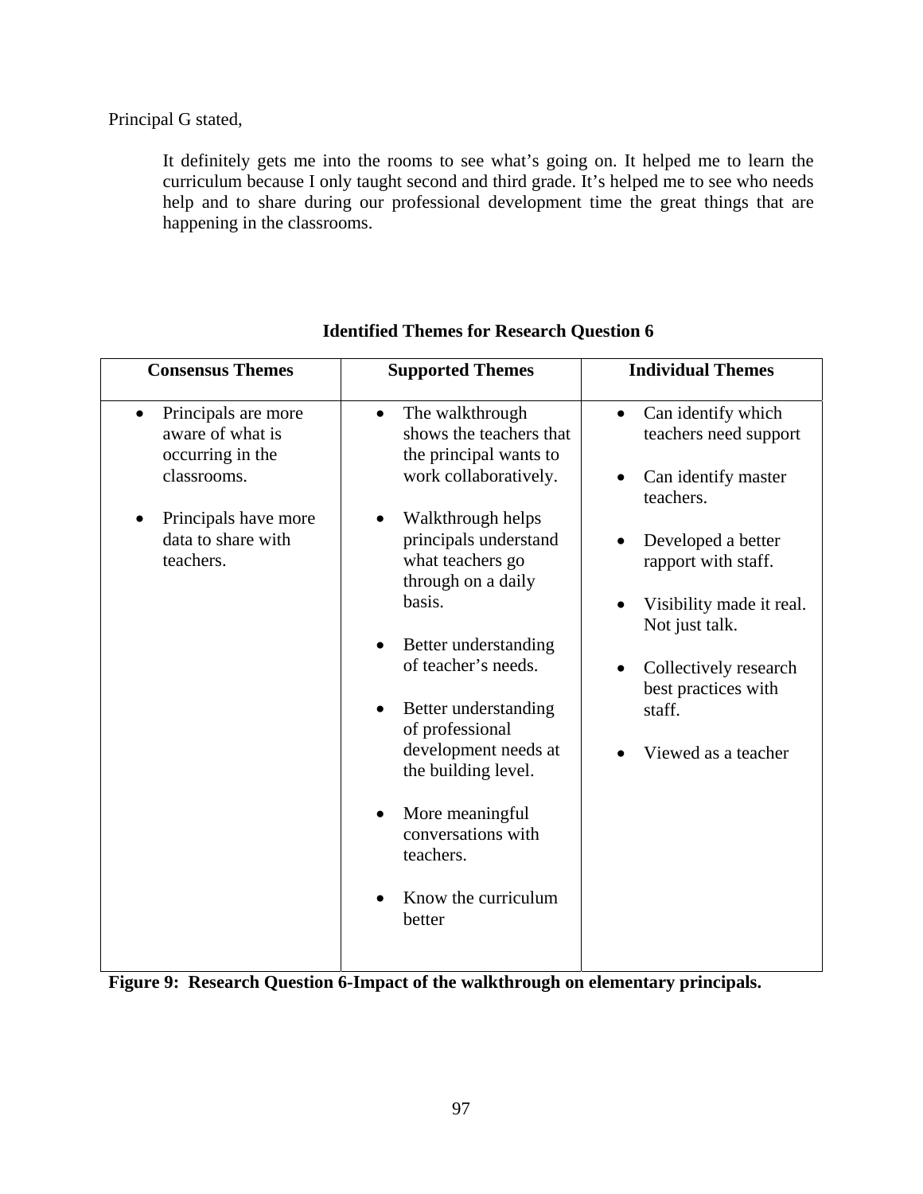Principal G stated,

> It definitely gets me into the rooms to see what's going on. It helped me to learn the curriculum because I only taught second and third grade. It's helped me to see who needs help and to share during our professional development time the great things that are happening in the classrooms.

**Identified Themes for Research Question 6**

| Consensus Themes | Supported Themes | Individual Themes |
|---|---|---|
| • Principals are more aware of what is occurring in the classrooms.<br><br>• Principals have more data to share with teachers. | • The walkthrough shows the teachers that the principal wants to work collaboratively.<br><br>• Walkthrough helps principals understand what teachers go through on a daily basis.<br><br>• Better understanding of teacher's needs.<br><br>• Better understanding of professional development needs at the building level.<br><br>• More meaningful conversations with teachers.<br><br>• Know the curriculum better | • Can identify which teachers need support<br><br>• Can identify master teachers.<br><br>• Developed a better rapport with staff.<br><br>• Visibility made it real. Not just talk.<br><br>• Collectively research best practices with staff.<br><br>• Viewed as a teacher |

**Figure 9: Research Question 6-Impact of the walkthrough on elementary principals.**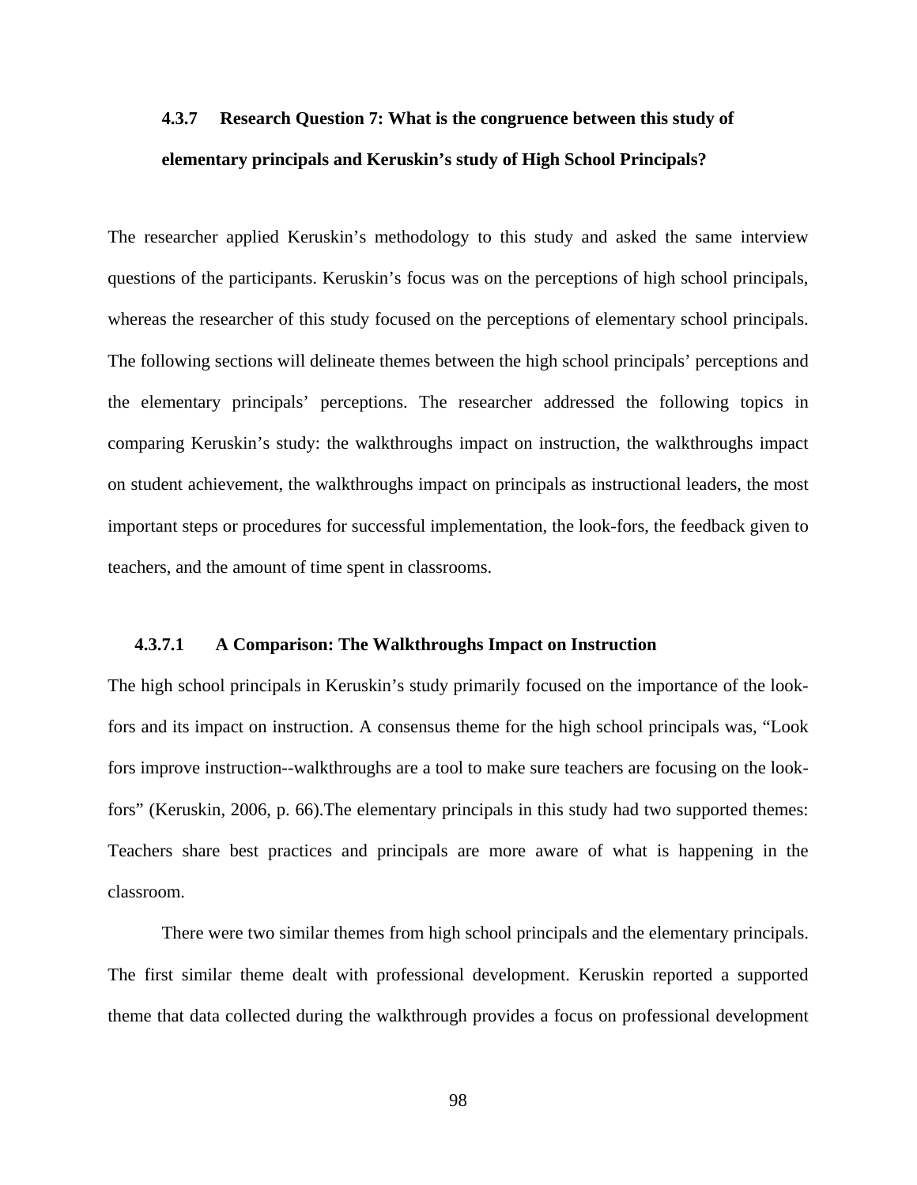### 4.3.7 Research Question 7: What is the congruence between this study of elementary principals and Keruskin's study of High School Principals?

The researcher applied Keruskin's methodology to this study and asked the same interview questions of the participants. Keruskin's focus was on the perceptions of high school principals, whereas the researcher of this study focused on the perceptions of elementary school principals. The following sections will delineate themes between the high school principals' perceptions and the elementary principals' perceptions. The researcher addressed the following topics in comparing Keruskin's study: the walkthroughs impact on instruction, the walkthroughs impact on student achievement, the walkthroughs impact on principals as instructional leaders, the most important steps or procedures for successful implementation, the look-fors, the feedback given to teachers, and the amount of time spent in classrooms.

#### 4.3.7.1 A Comparison: The Walkthroughs Impact on Instruction

The high school principals in Keruskin's study primarily focused on the importance of the look-fors and its impact on instruction. A consensus theme for the high school principals was, "Look fors improve instruction--walkthroughs are a tool to make sure teachers are focusing on the look-fors" (Keruskin, 2006, p. 66).The elementary principals in this study had two supported themes: Teachers share best practices and principals are more aware of what is happening in the classroom.

There were two similar themes from high school principals and the elementary principals. The first similar theme dealt with professional development. Keruskin reported a supported theme that data collected during the walkthrough provides a focus on professional development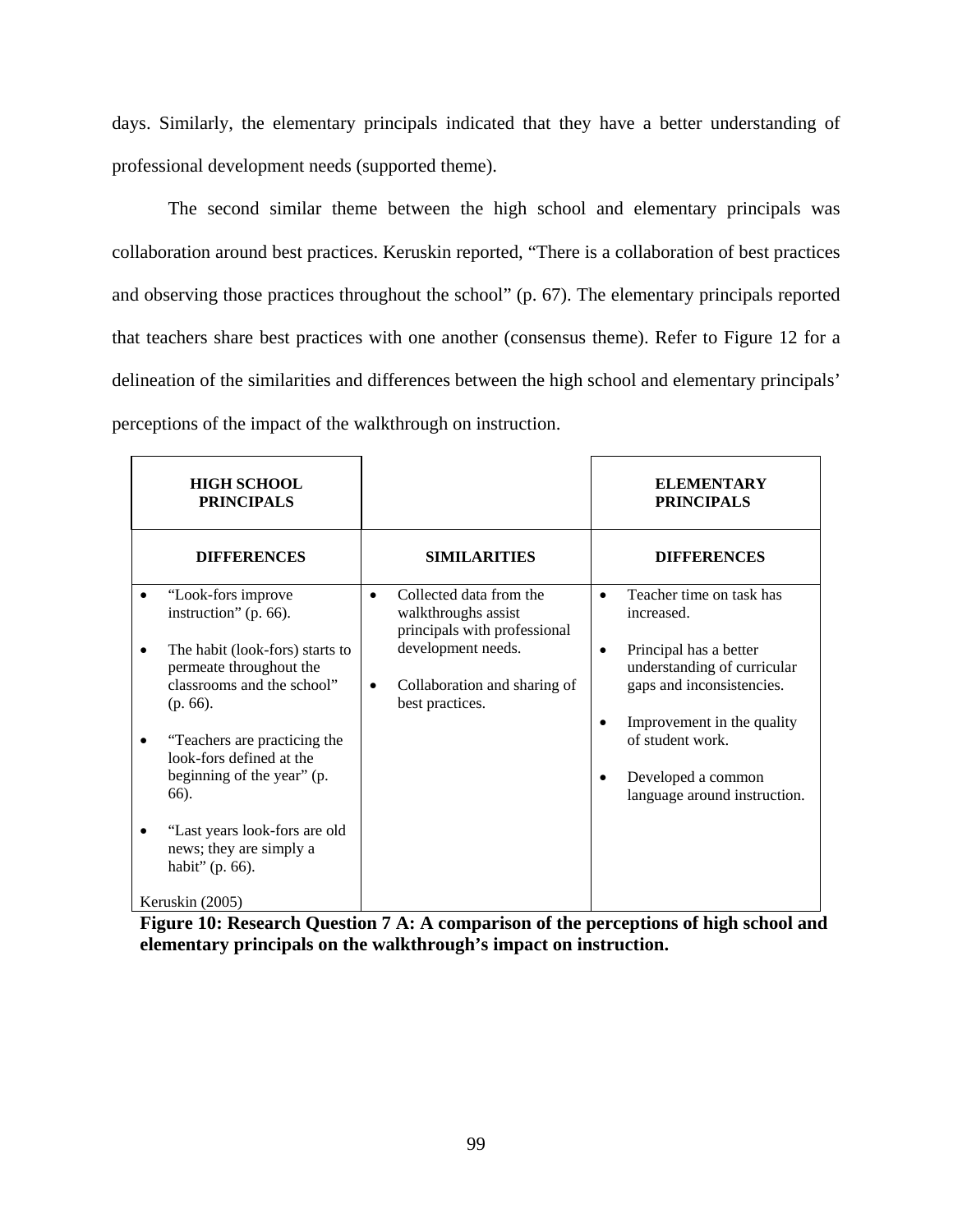days. Similarly, the elementary principals indicated that they have a better understanding of professional development needs (supported theme).

The second similar theme between the high school and elementary principals was collaboration around best practices. Keruskin reported, "There is a collaboration of best practices and observing those practices throughout the school" (p. 67). The elementary principals reported that teachers share best practices with one another (consensus theme). Refer to Figure 12 for a delineation of the similarities and differences between the high school and elementary principals' perceptions of the impact of the walkthrough on instruction.

| HIGH SCHOOL PRINCIPALS | | ELEMENTARY PRINCIPALS |
|---|---|---|
| **DIFFERENCES** | **SIMILARITIES** | **DIFFERENCES** |
| • "Look-fors improve instruction" (p. 66).<br><br>• The habit (look-fors) starts to permeate throughout the classrooms and the school" (p. 66).<br><br>• "Teachers are practicing the look-fors defined at the beginning of the year" (p. 66).<br><br>• "Last years look-fors are old news; they are simply a habit" (p. 66).<br><br>Keruskin (2005) | • Collected data from the walkthroughs assist principals with professional development needs.<br><br>• Collaboration and sharing of best practices. | • Teacher time on task has increased.<br><br>• Principal has a better understanding of curricular gaps and inconsistencies.<br><br>• Improvement in the quality of student work.<br><br>• Developed a common language around instruction. |

**Figure 10: Research Question 7 A: A comparison of the perceptions of high school and elementary principals on the walkthrough's impact on instruction.**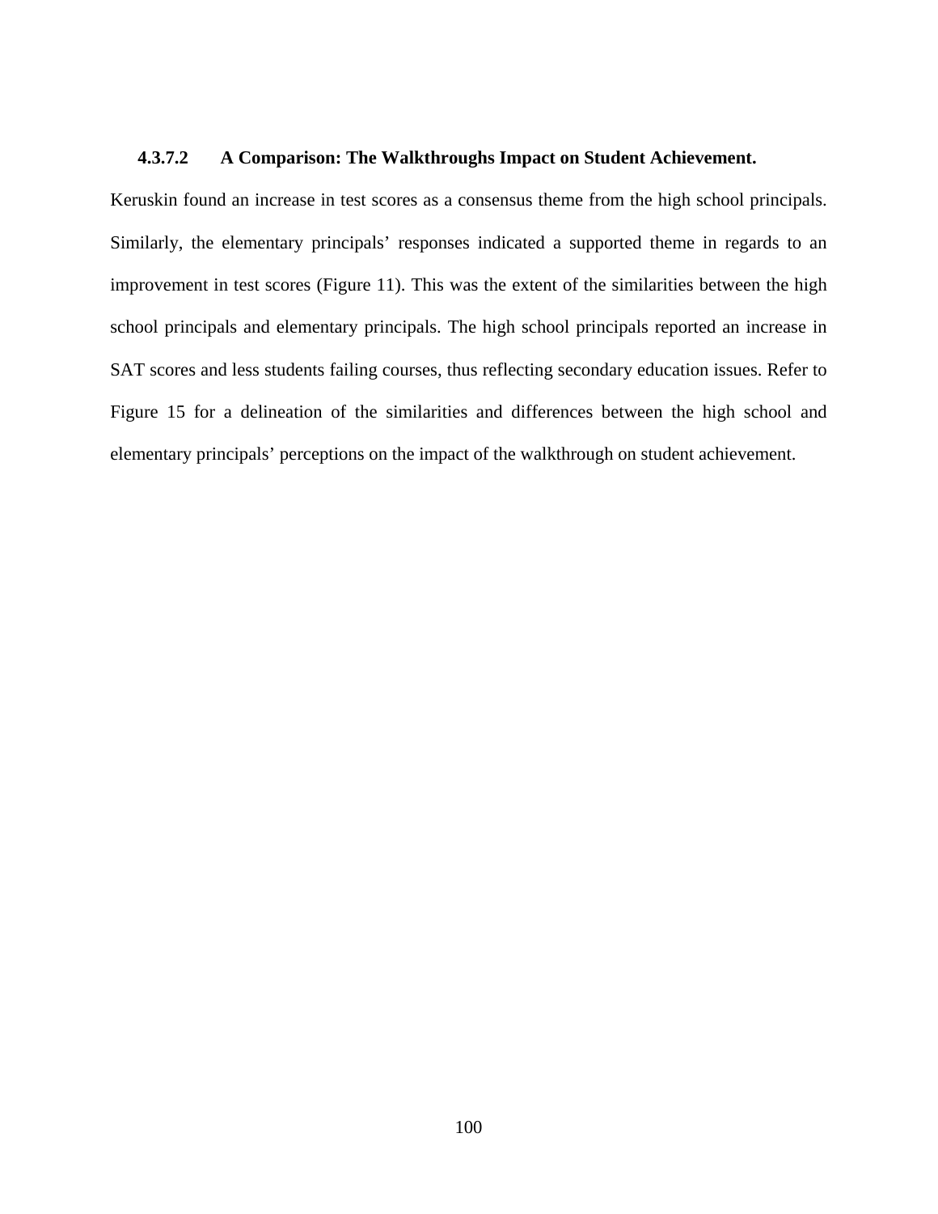#### 4.3.7.2 A Comparison: The Walkthroughs Impact on Student Achievement.

Keruskin found an increase in test scores as a consensus theme from the high school principals. Similarly, the elementary principals' responses indicated a supported theme in regards to an improvement in test scores (Figure 11). This was the extent of the similarities between the high school principals and elementary principals. The high school principals reported an increase in SAT scores and less students failing courses, thus reflecting secondary education issues. Refer to Figure 15 for a delineation of the similarities and differences between the high school and elementary principals' perceptions on the impact of the walkthrough on student achievement.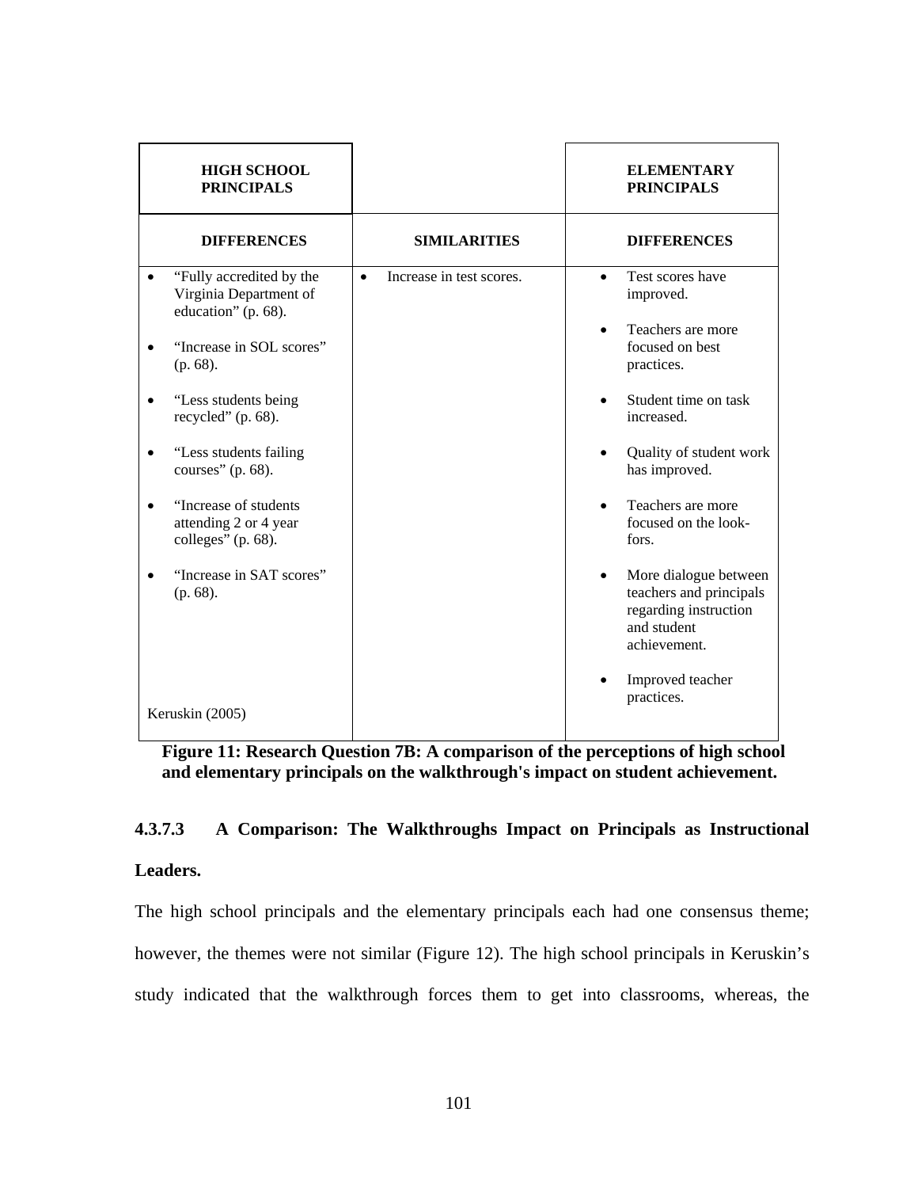| HIGH SCHOOL PRINCIPALS | | ELEMENTARY PRINCIPALS |
|---|---|---|
| **DIFFERENCES** | **SIMILARITIES** | **DIFFERENCES** |
| • "Fully accredited by the Virginia Department of education" (p. 68).<br><br>• "Increase in SOL scores" (p. 68).<br><br>• "Less students being recycled" (p. 68).<br><br>• "Less students failing courses" (p. 68).<br><br>• "Increase of students attending 2 or 4 year colleges" (p. 68).<br><br>• "Increase in SAT scores" (p. 68).<br><br>Keruskin (2005) | • Increase in test scores. | • Test scores have improved.<br><br>• Teachers are more focused on best practices.<br><br>• Student time on task increased.<br><br>• Quality of student work has improved.<br><br>• Teachers are more focused on the look-fors.<br><br>• More dialogue between teachers and principals regarding instruction and student achievement.<br><br>• Improved teacher practices. |

**Figure 11: Research Question 7B: A comparison of the perceptions of high school and elementary principals on the walkthrough's impact on student achievement.**

#### 4.3.7.3 A Comparison: The Walkthroughs Impact on Principals as Instructional Leaders.

The high school principals and the elementary principals each had one consensus theme; however, the themes were not similar (Figure 12). The high school principals in Keruskin's study indicated that the walkthrough forces them to get into classrooms, whereas, the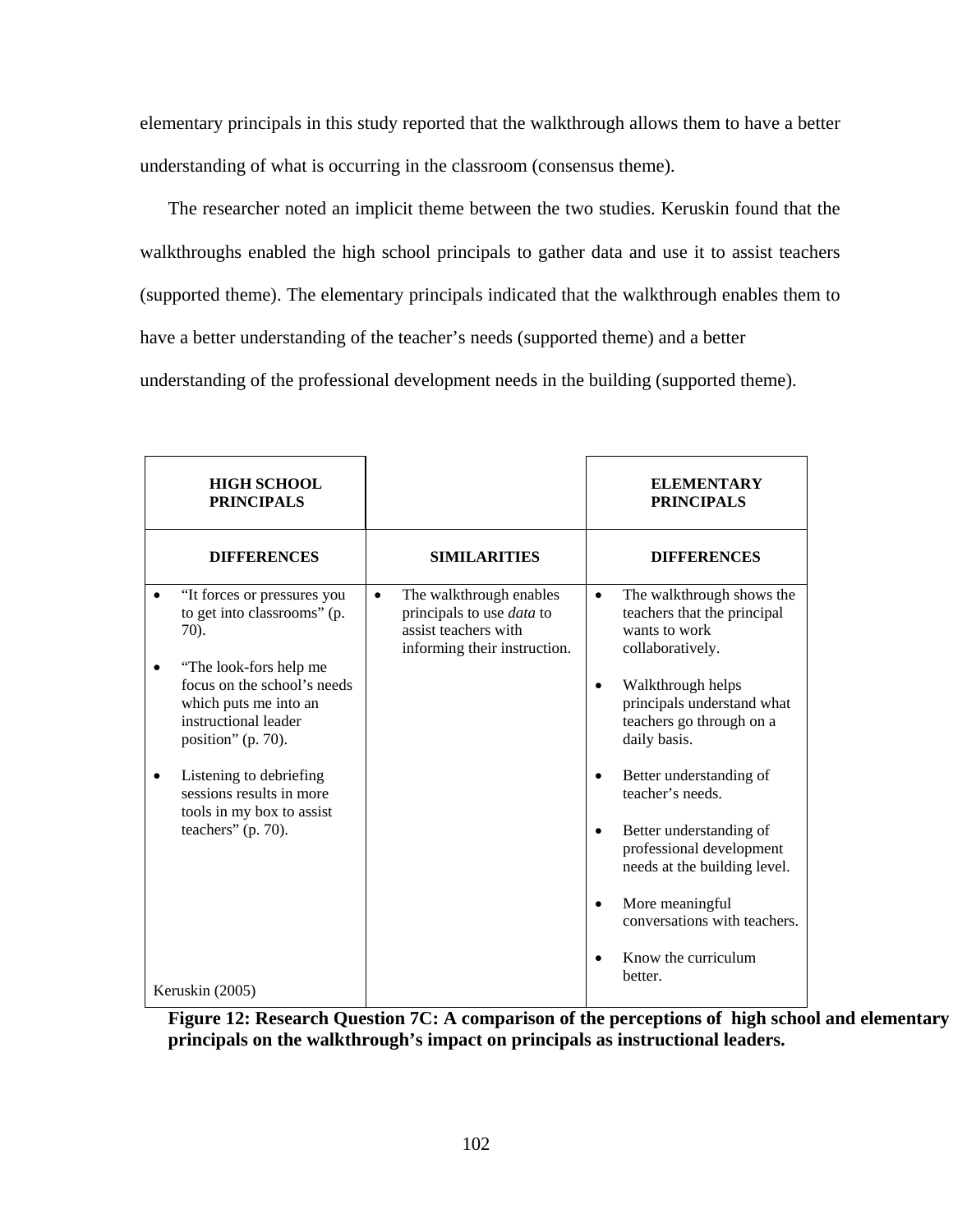elementary principals in this study reported that the walkthrough allows them to have a better understanding of what is occurring in the classroom (consensus theme).

The researcher noted an implicit theme between the two studies. Keruskin found that the walkthroughs enabled the high school principals to gather data and use it to assist teachers (supported theme). The elementary principals indicated that the walkthrough enables them to have a better understanding of the teacher's needs (supported theme) and a better understanding of the professional development needs in the building (supported theme).

| **HIGH SCHOOL PRINCIPALS** | | **ELEMENTARY PRINCIPALS** |
|---|---|---|
| **DIFFERENCES** | **SIMILARITIES** | **DIFFERENCES** |
| • "It forces or pressures you to get into classrooms" (p. 70).<br><br>• "The look-fors help me focus on the school's needs which puts me into an instructional leader position" (p. 70).<br><br>• Listening to debriefing sessions results in more tools in my box to assist teachers" (p. 70).<br><br>Keruskin (2005) | • The walkthrough enables principals to use *data* to assist teachers with informing their instruction. | • The walkthrough shows the teachers that the principal wants to work collaboratively.<br><br>• Walkthrough helps principals understand what teachers go through on a daily basis.<br><br>• Better understanding of teacher's needs.<br><br>• Better understanding of professional development needs at the building level.<br><br>• More meaningful conversations with teachers.<br><br>• Know the curriculum better. |

**Figure 12: Research Question 7C: A comparison of the perceptions of high school and elementary principals on the walkthrough's impact on principals as instructional leaders.**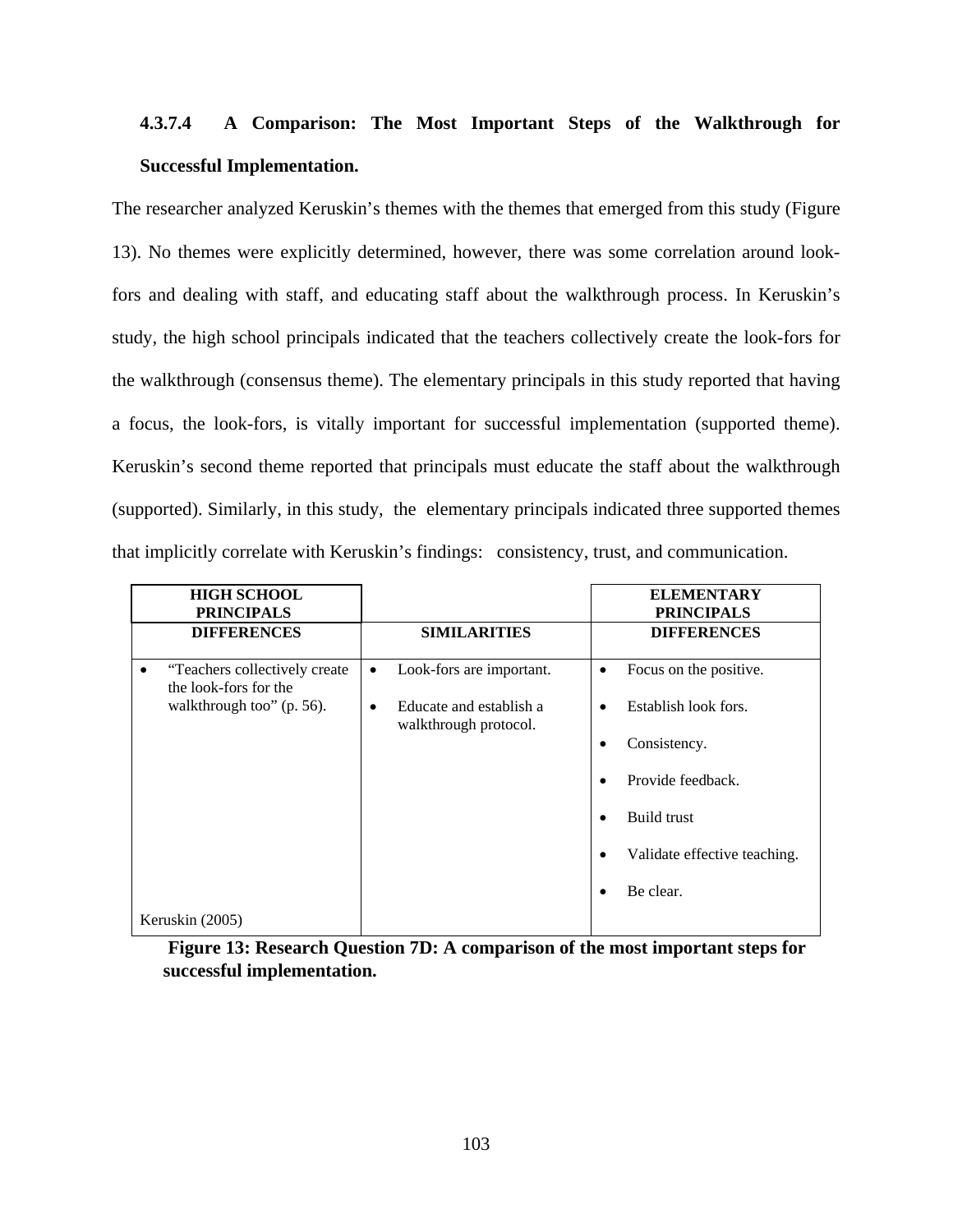#### 4.3.7.4 A Comparison: The Most Important Steps of the Walkthrough for Successful Implementation.

The researcher analyzed Keruskin's themes with the themes that emerged from this study (Figure 13). No themes were explicitly determined, however, there was some correlation around look-fors and dealing with staff, and educating staff about the walkthrough process. In Keruskin's study, the high school principals indicated that the teachers collectively create the look-fors for the walkthrough (consensus theme). The elementary principals in this study reported that having a focus, the look-fors, is vitally important for successful implementation (supported theme). Keruskin's second theme reported that principals must educate the staff about the walkthrough (supported). Similarly, in this study, the elementary principals indicated three supported themes that implicitly correlate with Keruskin's findings: consistency, trust, and communication.

| HIGH SCHOOL PRINCIPALS | | ELEMENTARY PRINCIPALS |
|---|---|---|
| **DIFFERENCES** | **SIMILARITIES** | **DIFFERENCES** |
| • "Teachers collectively create the look-fors for the walkthrough too" (p. 56).<br><br>Keruskin (2005) | • Look-fors are important.<br>• Educate and establish a walkthrough protocol. | • Focus on the positive.<br>• Establish look fors.<br>• Consistency.<br>• Provide feedback.<br>• Build trust<br>• Validate effective teaching.<br>• Be clear. |

**Figure 13: Research Question 7D: A comparison of the most important steps for successful implementation.**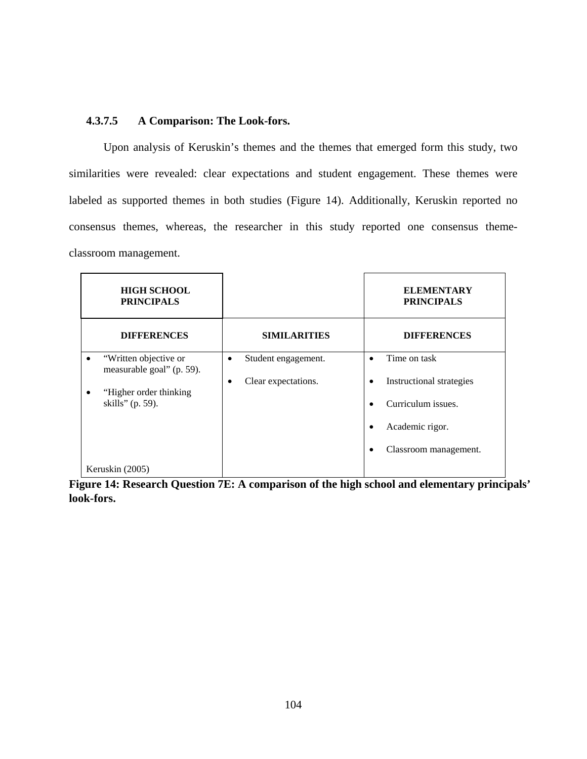#### 4.3.7.5 A Comparison: The Look-fors.

Upon analysis of Keruskin's themes and the themes that emerged form this study, two similarities were revealed: clear expectations and student engagement. These themes were labeled as supported themes in both studies (Figure 14). Additionally, Keruskin reported no consensus themes, whereas, the researcher in this study reported one consensus theme-classroom management.

| HIGH SCHOOL PRINCIPALS | | ELEMENTARY PRINCIPALS |
|---|---|---|
| **DIFFERENCES** | **SIMILARITIES** | **DIFFERENCES** |
| • "Written objective or measurable goal" (p. 59).<br>• "Higher order thinking skills" (p. 59).<br><br>Keruskin (2005) | • Student engagement.<br>• Clear expectations. | • Time on task<br>• Instructional strategies<br>• Curriculum issues.<br>• Academic rigor.<br>• Classroom management. |

**Figure 14: Research Question 7E: A comparison of the high school and elementary principals' look-fors.**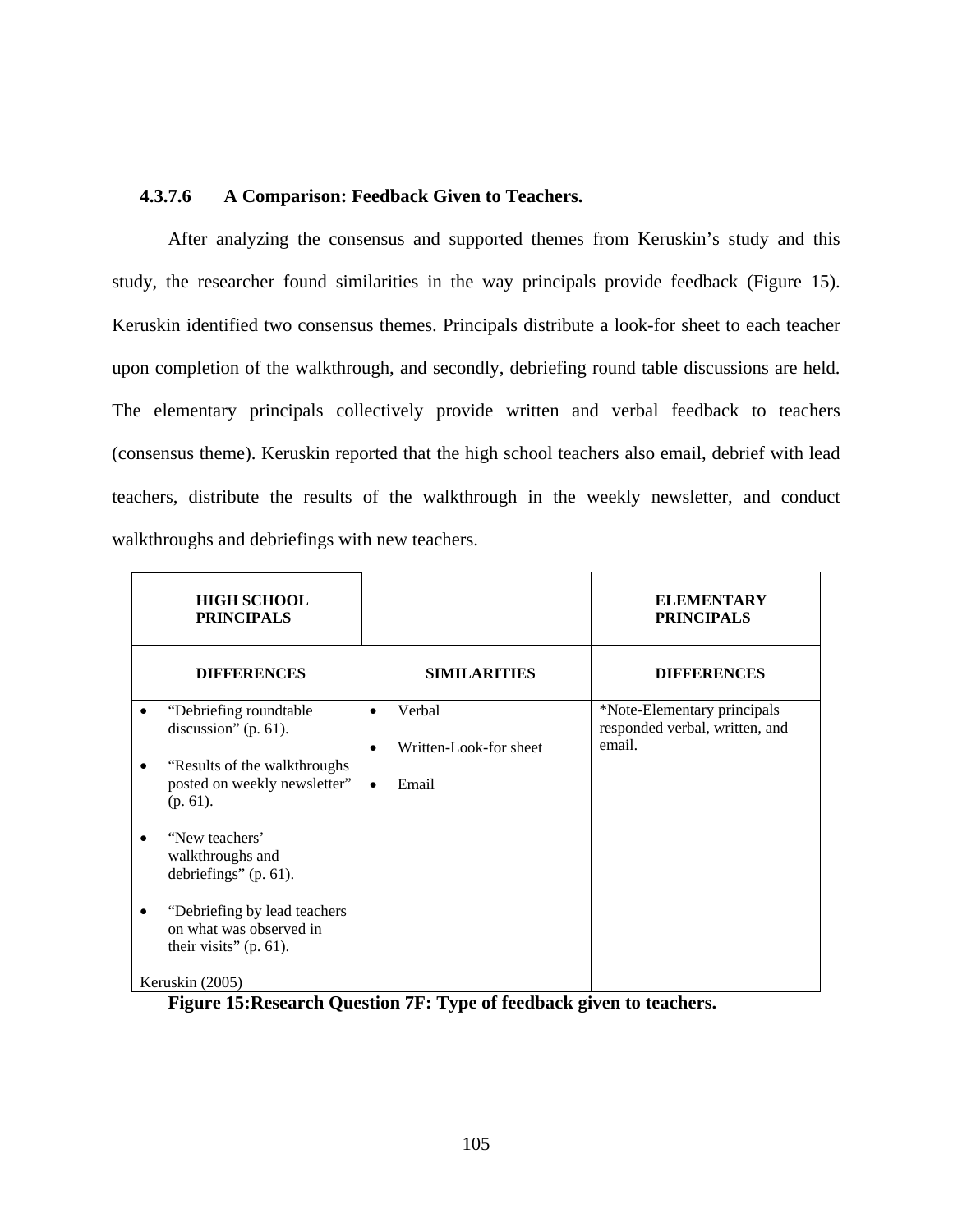#### 4.3.7.6 A Comparison: Feedback Given to Teachers.

After analyzing the consensus and supported themes from Keruskin's study and this study, the researcher found similarities in the way principals provide feedback (Figure 15). Keruskin identified two consensus themes. Principals distribute a look-for sheet to each teacher upon completion of the walkthrough, and secondly, debriefing round table discussions are held. The elementary principals collectively provide written and verbal feedback to teachers (consensus theme). Keruskin reported that the high school teachers also email, debrief with lead teachers, distribute the results of the walkthrough in the weekly newsletter, and conduct walkthroughs and debriefings with new teachers.

| HIGH SCHOOL PRINCIPALS | | ELEMENTARY PRINCIPALS |
|---|---|---|
| **DIFFERENCES** | **SIMILARITIES** | **DIFFERENCES** |
| • "Debriefing roundtable discussion" (p. 61).<br>• "Results of the walkthroughs posted on weekly newsletter" (p. 61).<br>• "New teachers' walkthroughs and debriefings" (p. 61).<br>• "Debriefing by lead teachers on what was observed in their visits" (p. 61).<br>Keruskin (2005) | • Verbal<br>• Written-Look-for sheet<br>• Email | *Note-Elementary principals responded verbal, written, and email. |

**Figure 15:Research Question 7F: Type of feedback given to teachers.**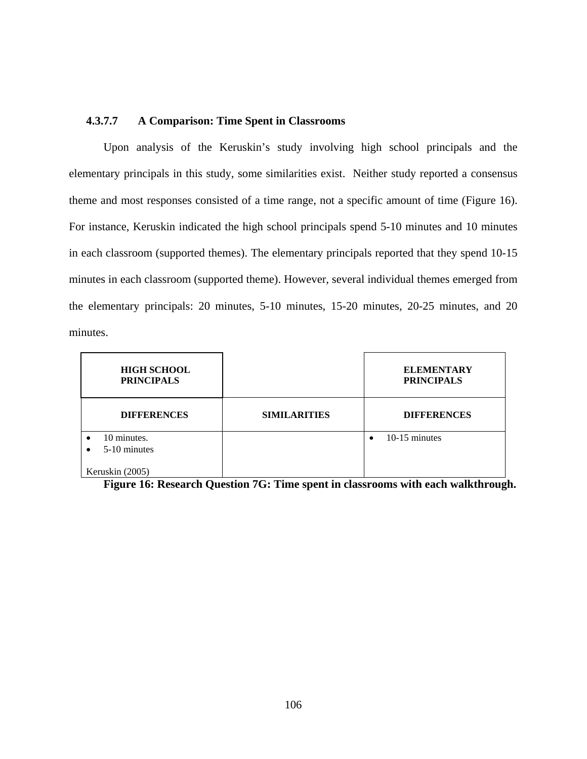#### 4.3.7.7 A Comparison: Time Spent in Classrooms

Upon analysis of the Keruskin's study involving high school principals and the elementary principals in this study, some similarities exist. Neither study reported a consensus theme and most responses consisted of a time range, not a specific amount of time (Figure 16). For instance, Keruskin indicated the high school principals spend 5-10 minutes and 10 minutes in each classroom (supported themes). The elementary principals reported that they spend 10-15 minutes in each classroom (supported theme). However, several individual themes emerged from the elementary principals: 20 minutes, 5-10 minutes, 15-20 minutes, 20-25 minutes, and 20 minutes.

| HIGH SCHOOL PRINCIPALS | | ELEMENTARY PRINCIPALS |
|---|---|---|
| **DIFFERENCES** | **SIMILARITIES** | **DIFFERENCES** |
| • 10 minutes.<br>• 5-10 minutes<br><br>Keruskin (2005) | | • 10-15 minutes |

**Figure 16: Research Question 7G: Time spent in classrooms with each walkthrough.**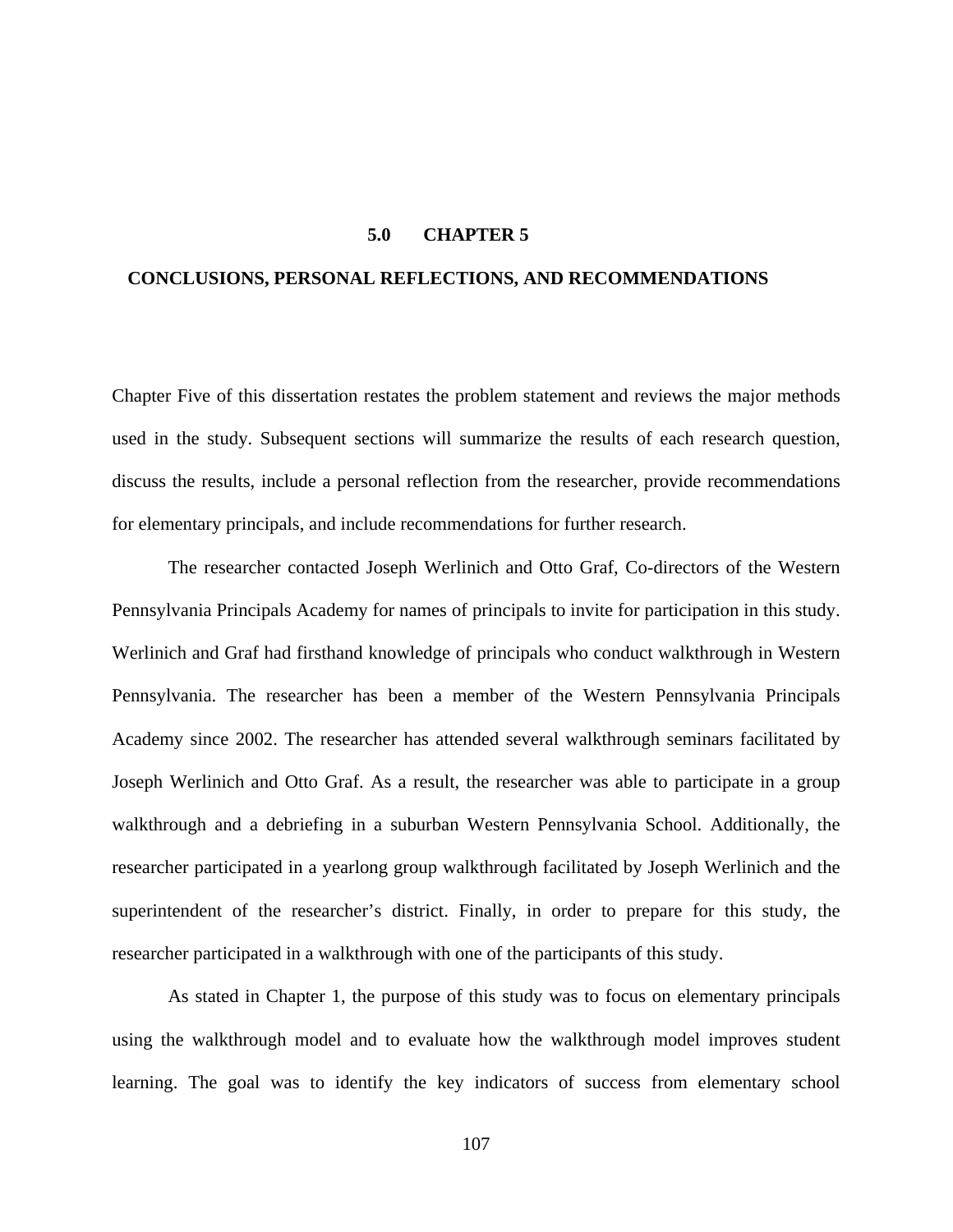# 5.0 CHAPTER 5

## CONCLUSIONS, PERSONAL REFLECTIONS, AND RECOMMENDATIONS

Chapter Five of this dissertation restates the problem statement and reviews the major methods used in the study. Subsequent sections will summarize the results of each research question, discuss the results, include a personal reflection from the researcher, provide recommendations for elementary principals, and include recommendations for further research.

The researcher contacted Joseph Werlinich and Otto Graf, Co-directors of the Western Pennsylvania Principals Academy for names of principals to invite for participation in this study. Werlinich and Graf had firsthand knowledge of principals who conduct walkthrough in Western Pennsylvania. The researcher has been a member of the Western Pennsylvania Principals Academy since 2002. The researcher has attended several walkthrough seminars facilitated by Joseph Werlinich and Otto Graf. As a result, the researcher was able to participate in a group walkthrough and a debriefing in a suburban Western Pennsylvania School. Additionally, the researcher participated in a yearlong group walkthrough facilitated by Joseph Werlinich and the superintendent of the researcher's district. Finally, in order to prepare for this study, the researcher participated in a walkthrough with one of the participants of this study.

As stated in Chapter 1, the purpose of this study was to focus on elementary principals using the walkthrough model and to evaluate how the walkthrough model improves student learning. The goal was to identify the key indicators of success from elementary school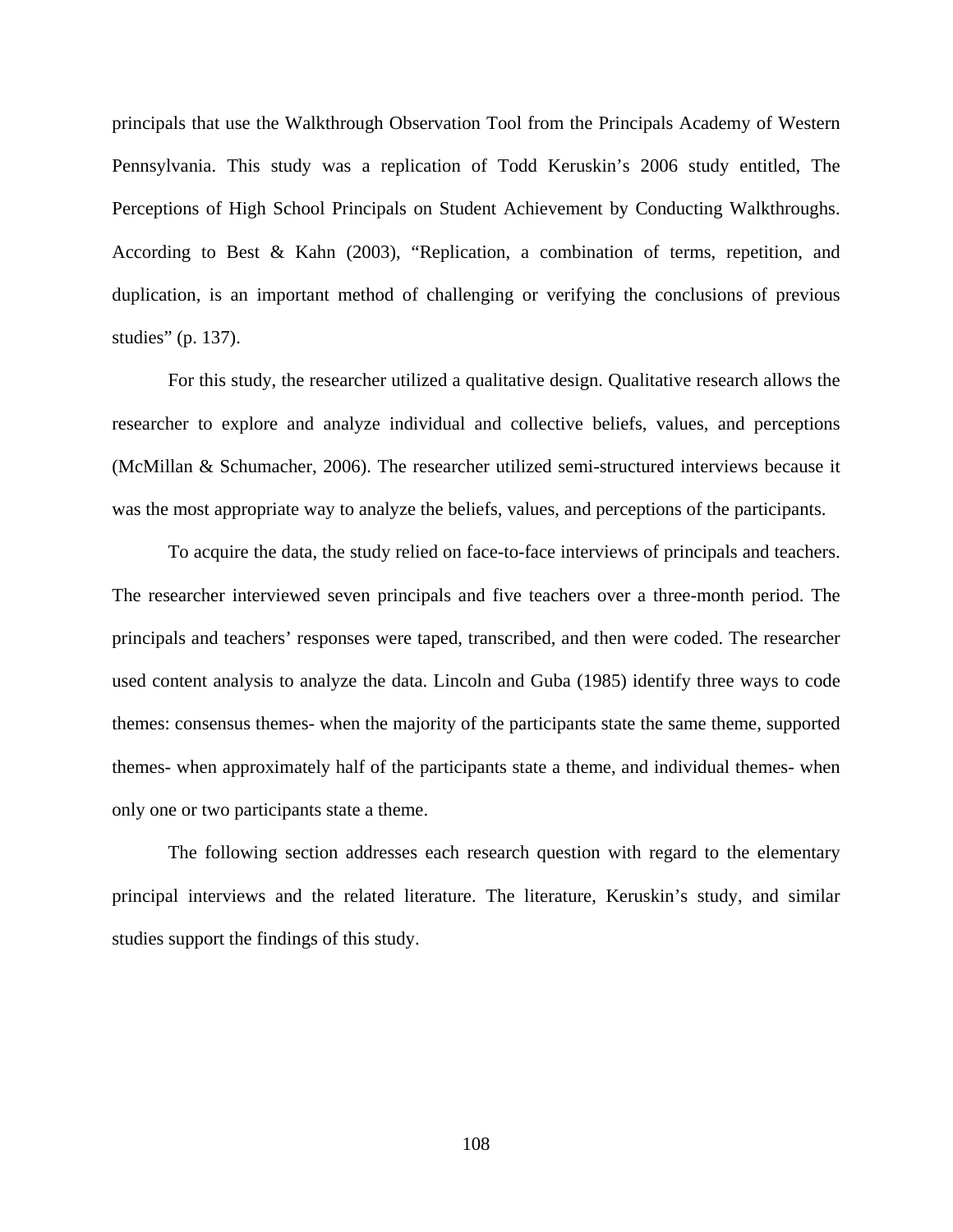principals that use the Walkthrough Observation Tool from the Principals Academy of Western Pennsylvania. This study was a replication of Todd Keruskin's 2006 study entitled, The Perceptions of High School Principals on Student Achievement by Conducting Walkthroughs. According to Best & Kahn (2003), "Replication, a combination of terms, repetition, and duplication, is an important method of challenging or verifying the conclusions of previous studies" (p. 137).

For this study, the researcher utilized a qualitative design. Qualitative research allows the researcher to explore and analyze individual and collective beliefs, values, and perceptions (McMillan & Schumacher, 2006). The researcher utilized semi-structured interviews because it was the most appropriate way to analyze the beliefs, values, and perceptions of the participants.

To acquire the data, the study relied on face-to-face interviews of principals and teachers. The researcher interviewed seven principals and five teachers over a three-month period. The principals and teachers' responses were taped, transcribed, and then were coded. The researcher used content analysis to analyze the data. Lincoln and Guba (1985) identify three ways to code themes: consensus themes- when the majority of the participants state the same theme, supported themes- when approximately half of the participants state a theme, and individual themes- when only one or two participants state a theme.

The following section addresses each research question with regard to the elementary principal interviews and the related literature. The literature, Keruskin's study, and similar studies support the findings of this study.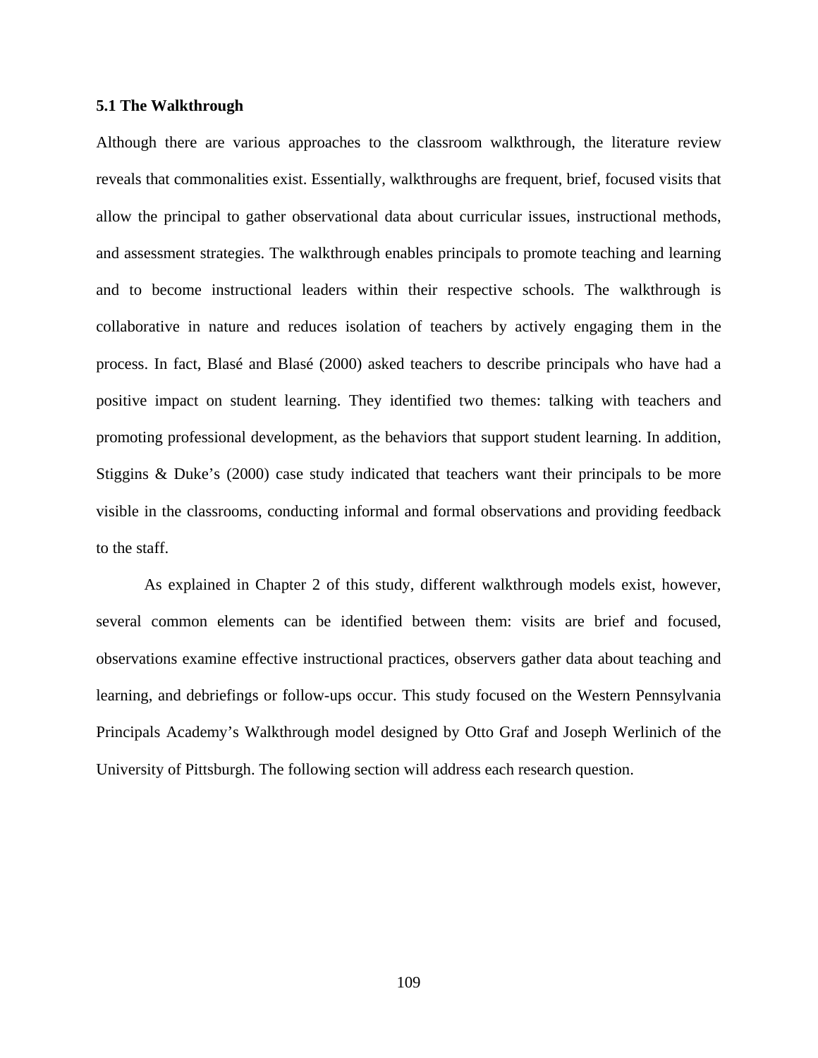## 5.1 The Walkthrough

Although there are various approaches to the classroom walkthrough, the literature review reveals that commonalities exist. Essentially, walkthroughs are frequent, brief, focused visits that allow the principal to gather observational data about curricular issues, instructional methods, and assessment strategies. The walkthrough enables principals to promote teaching and learning and to become instructional leaders within their respective schools. The walkthrough is collaborative in nature and reduces isolation of teachers by actively engaging them in the process. In fact, Blasé and Blasé (2000) asked teachers to describe principals who have had a positive impact on student learning. They identified two themes: talking with teachers and promoting professional development, as the behaviors that support student learning. In addition, Stiggins & Duke's (2000) case study indicated that teachers want their principals to be more visible in the classrooms, conducting informal and formal observations and providing feedback to the staff.

As explained in Chapter 2 of this study, different walkthrough models exist, however, several common elements can be identified between them: visits are brief and focused, observations examine effective instructional practices, observers gather data about teaching and learning, and debriefings or follow-ups occur. This study focused on the Western Pennsylvania Principals Academy's Walkthrough model designed by Otto Graf and Joseph Werlinich of the University of Pittsburgh. The following section will address each research question.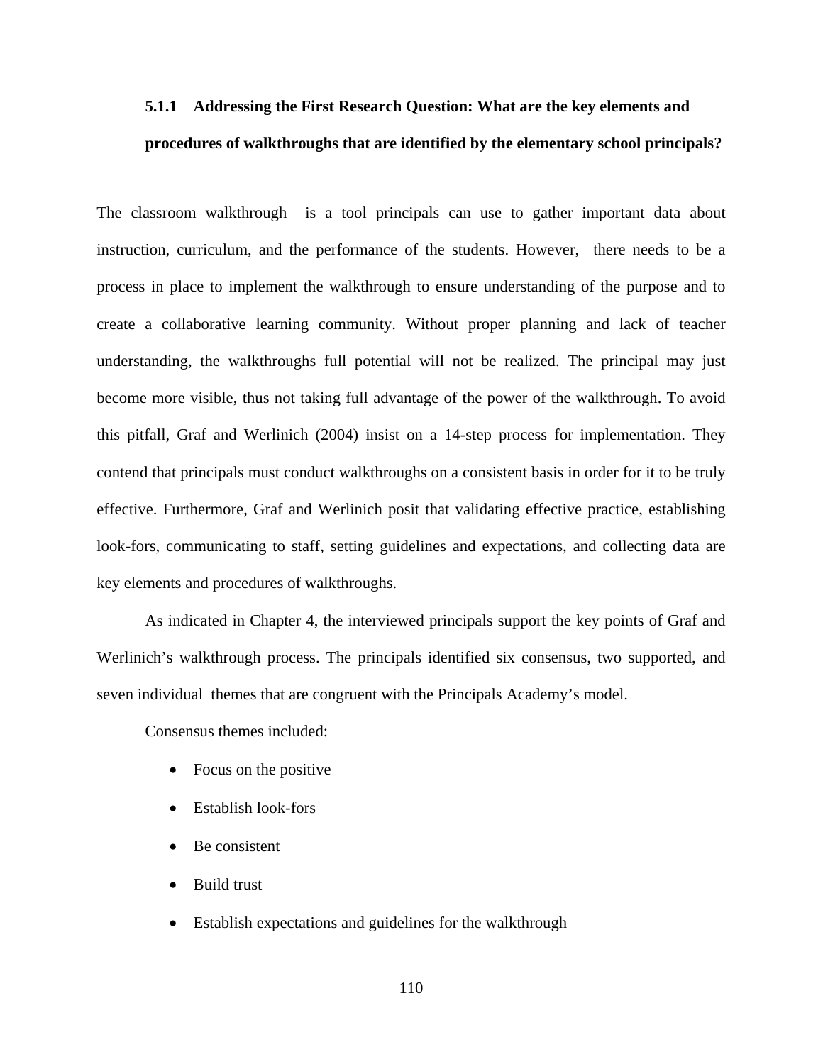### 5.1.1 Addressing the First Research Question: What are the key elements and procedures of walkthroughs that are identified by the elementary school principals?

The classroom walkthrough is a tool principals can use to gather important data about instruction, curriculum, and the performance of the students. However, there needs to be a process in place to implement the walkthrough to ensure understanding of the purpose and to create a collaborative learning community. Without proper planning and lack of teacher understanding, the walkthroughs full potential will not be realized. The principal may just become more visible, thus not taking full advantage of the power of the walkthrough. To avoid this pitfall, Graf and Werlinich (2004) insist on a 14-step process for implementation. They contend that principals must conduct walkthroughs on a consistent basis in order for it to be truly effective. Furthermore, Graf and Werlinich posit that validating effective practice, establishing look-fors, communicating to staff, setting guidelines and expectations, and collecting data are key elements and procedures of walkthroughs.

As indicated in Chapter 4, the interviewed principals support the key points of Graf and Werlinich's walkthrough process. The principals identified six consensus, two supported, and seven individual themes that are congruent with the Principals Academy's model.

Consensus themes included:

- Focus on the positive
- Establish look-fors
- Be consistent
- Build trust
- Establish expectations and guidelines for the walkthrough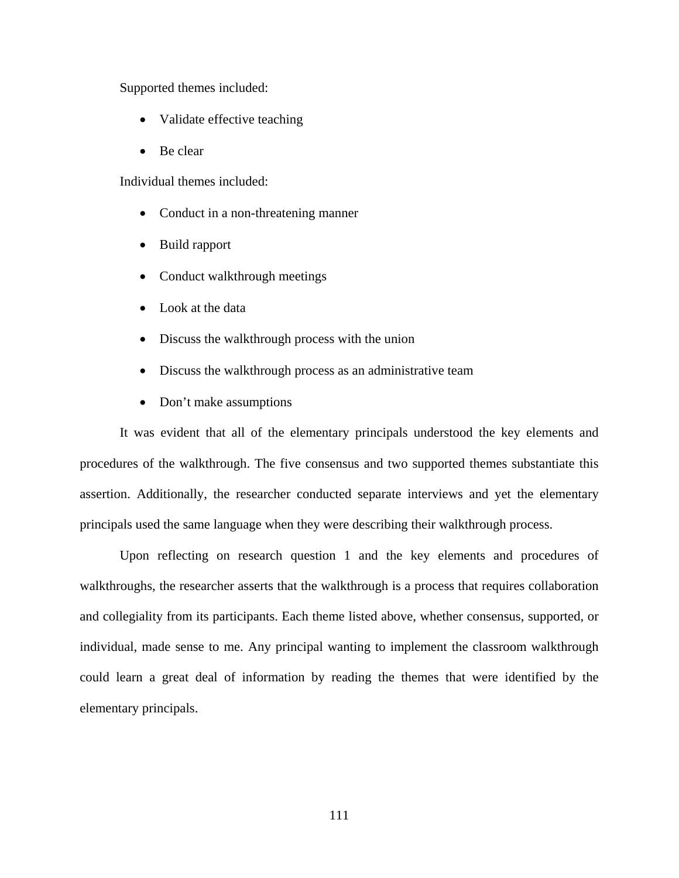Supported themes included:

- Validate effective teaching
- Be clear

Individual themes included:

- Conduct in a non-threatening manner
- Build rapport
- Conduct walkthrough meetings
- Look at the data
- Discuss the walkthrough process with the union
- Discuss the walkthrough process as an administrative team
- Don't make assumptions

It was evident that all of the elementary principals understood the key elements and procedures of the walkthrough. The five consensus and two supported themes substantiate this assertion. Additionally, the researcher conducted separate interviews and yet the elementary principals used the same language when they were describing their walkthrough process.

Upon reflecting on research question 1 and the key elements and procedures of walkthroughs, the researcher asserts that the walkthrough is a process that requires collaboration and collegiality from its participants. Each theme listed above, whether consensus, supported, or individual, made sense to me. Any principal wanting to implement the classroom walkthrough could learn a great deal of information by reading the themes that were identified by the elementary principals.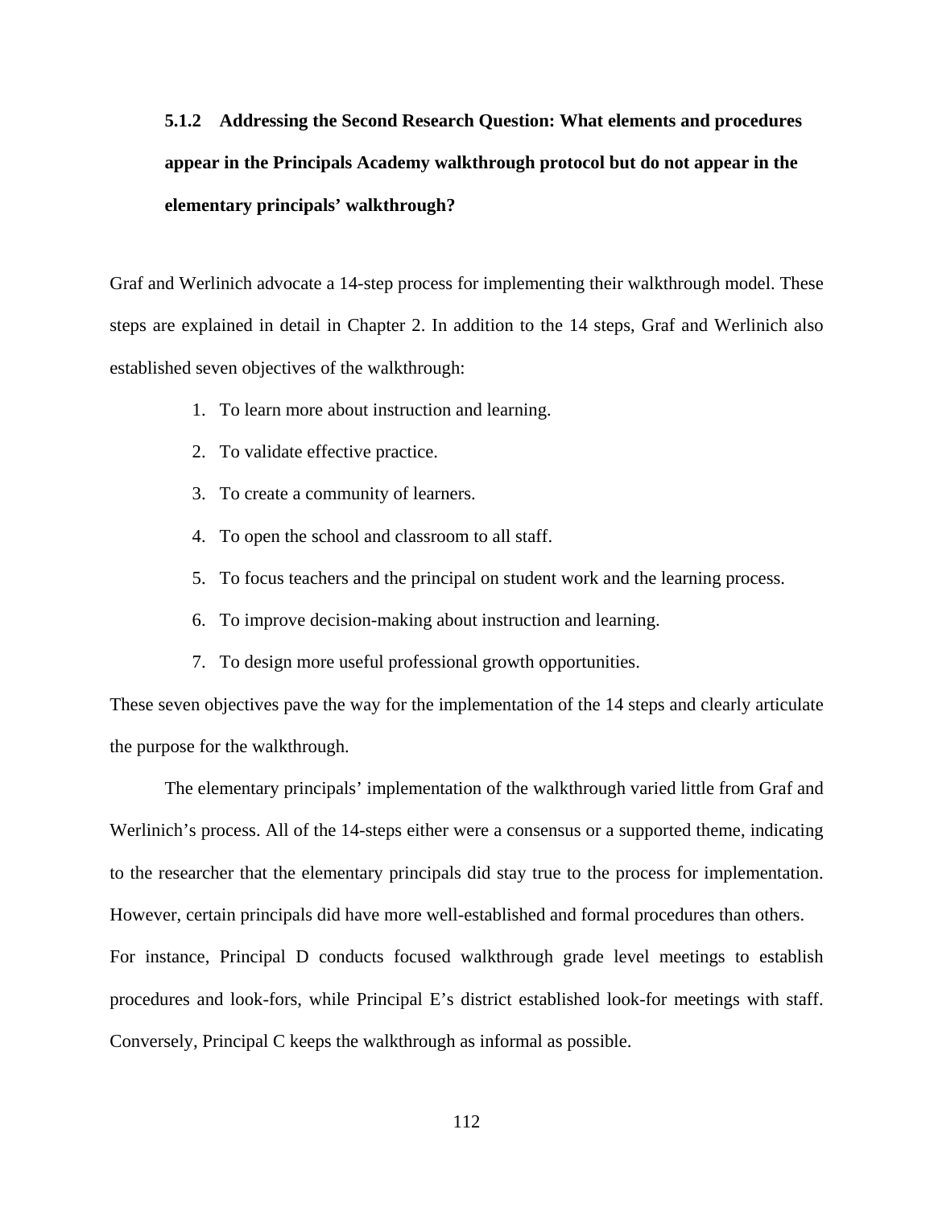### 5.1.2 Addressing the Second Research Question: What elements and procedures appear in the Principals Academy walkthrough protocol but do not appear in the elementary principals' walkthrough?

Graf and Werlinich advocate a 14-step process for implementing their walkthrough model. These steps are explained in detail in Chapter 2. In addition to the 14 steps, Graf and Werlinich also established seven objectives of the walkthrough:

1. To learn more about instruction and learning.
2. To validate effective practice.
3. To create a community of learners.
4. To open the school and classroom to all staff.
5. To focus teachers and the principal on student work and the learning process.
6. To improve decision-making about instruction and learning.
7. To design more useful professional growth opportunities.

These seven objectives pave the way for the implementation of the 14 steps and clearly articulate the purpose for the walkthrough.

The elementary principals' implementation of the walkthrough varied little from Graf and Werlinich's process. All of the 14-steps either were a consensus or a supported theme, indicating to the researcher that the elementary principals did stay true to the process for implementation. However, certain principals did have more well-established and formal procedures than others. For instance, Principal D conducts focused walkthrough grade level meetings to establish procedures and look-fors, while Principal E's district established look-for meetings with staff. Conversely, Principal C keeps the walkthrough as informal as possible.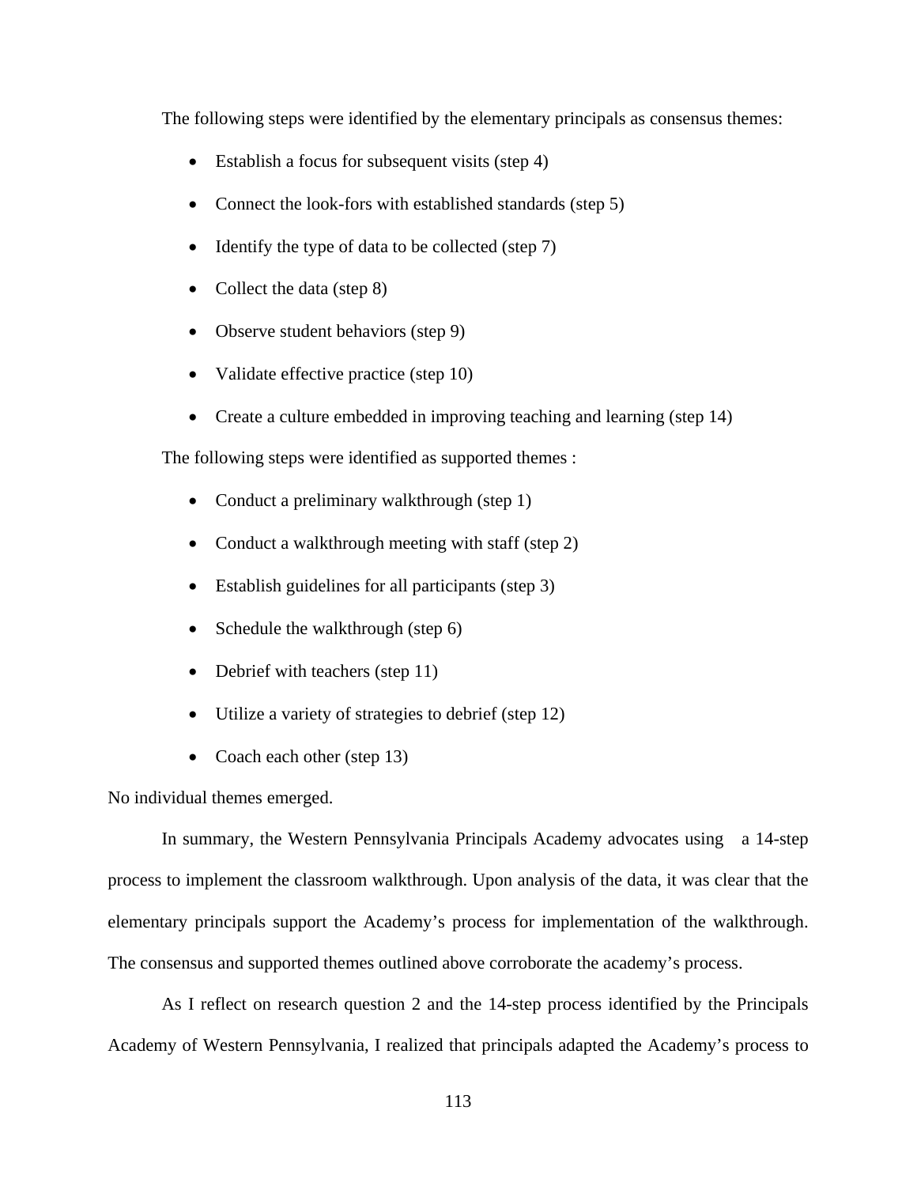The following steps were identified by the elementary principals as consensus themes:

- Establish a focus for subsequent visits (step 4)
- Connect the look-fors with established standards (step 5)
- Identify the type of data to be collected (step 7)
- Collect the data (step 8)
- Observe student behaviors (step 9)
- Validate effective practice (step 10)
- Create a culture embedded in improving teaching and learning (step 14)

The following steps were identified as supported themes :

- Conduct a preliminary walkthrough (step 1)
- Conduct a walkthrough meeting with staff (step 2)
- Establish guidelines for all participants (step 3)
- Schedule the walkthrough (step 6)
- Debrief with teachers (step 11)
- Utilize a variety of strategies to debrief (step 12)
- Coach each other (step 13)

No individual themes emerged.

In summary, the Western Pennsylvania Principals Academy advocates using a 14-step process to implement the classroom walkthrough. Upon analysis of the data, it was clear that the elementary principals support the Academy's process for implementation of the walkthrough. The consensus and supported themes outlined above corroborate the academy's process.

As I reflect on research question 2 and the 14-step process identified by the Principals Academy of Western Pennsylvania, I realized that principals adapted the Academy's process to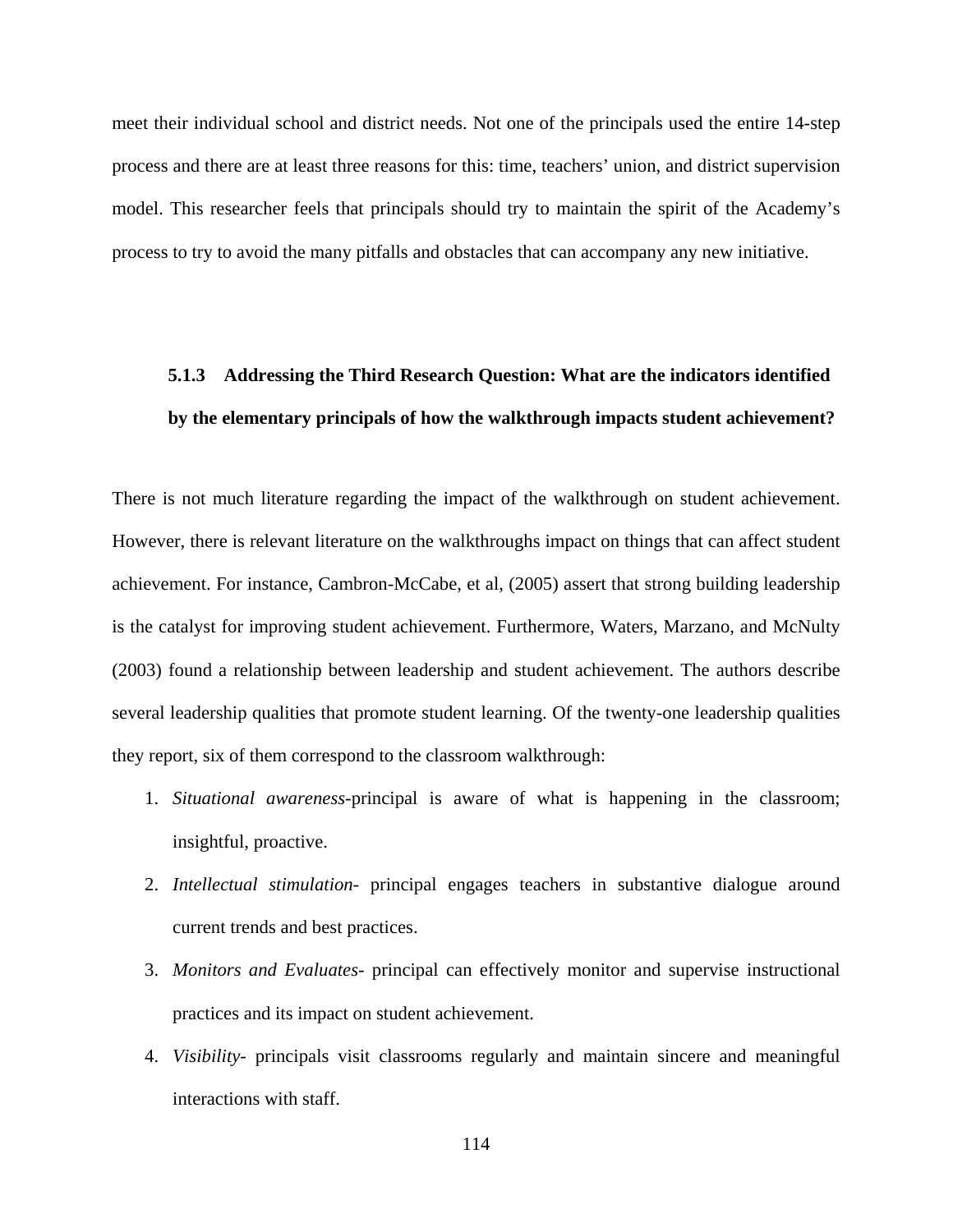meet their individual school and district needs. Not one of the principals used the entire 14-step process and there are at least three reasons for this: time, teachers' union, and district supervision model. This researcher feels that principals should try to maintain the spirit of the Academy's process to try to avoid the many pitfalls and obstacles that can accompany any new initiative.

### 5.1.3 Addressing the Third Research Question: What are the indicators identified by the elementary principals of how the walkthrough impacts student achievement?

There is not much literature regarding the impact of the walkthrough on student achievement. However, there is relevant literature on the walkthroughs impact on things that can affect student achievement. For instance, Cambron-McCabe, et al, (2005) assert that strong building leadership is the catalyst for improving student achievement. Furthermore, Waters, Marzano, and McNulty (2003) found a relationship between leadership and student achievement. The authors describe several leadership qualities that promote student learning. Of the twenty-one leadership qualities they report, six of them correspond to the classroom walkthrough:

1. *Situational awareness*-principal is aware of what is happening in the classroom; insightful, proactive.
2. *Intellectual stimulation*- principal engages teachers in substantive dialogue around current trends and best practices.
3. *Monitors and Evaluates*- principal can effectively monitor and supervise instructional practices and its impact on student achievement.
4. *Visibility*- principals visit classrooms regularly and maintain sincere and meaningful interactions with staff.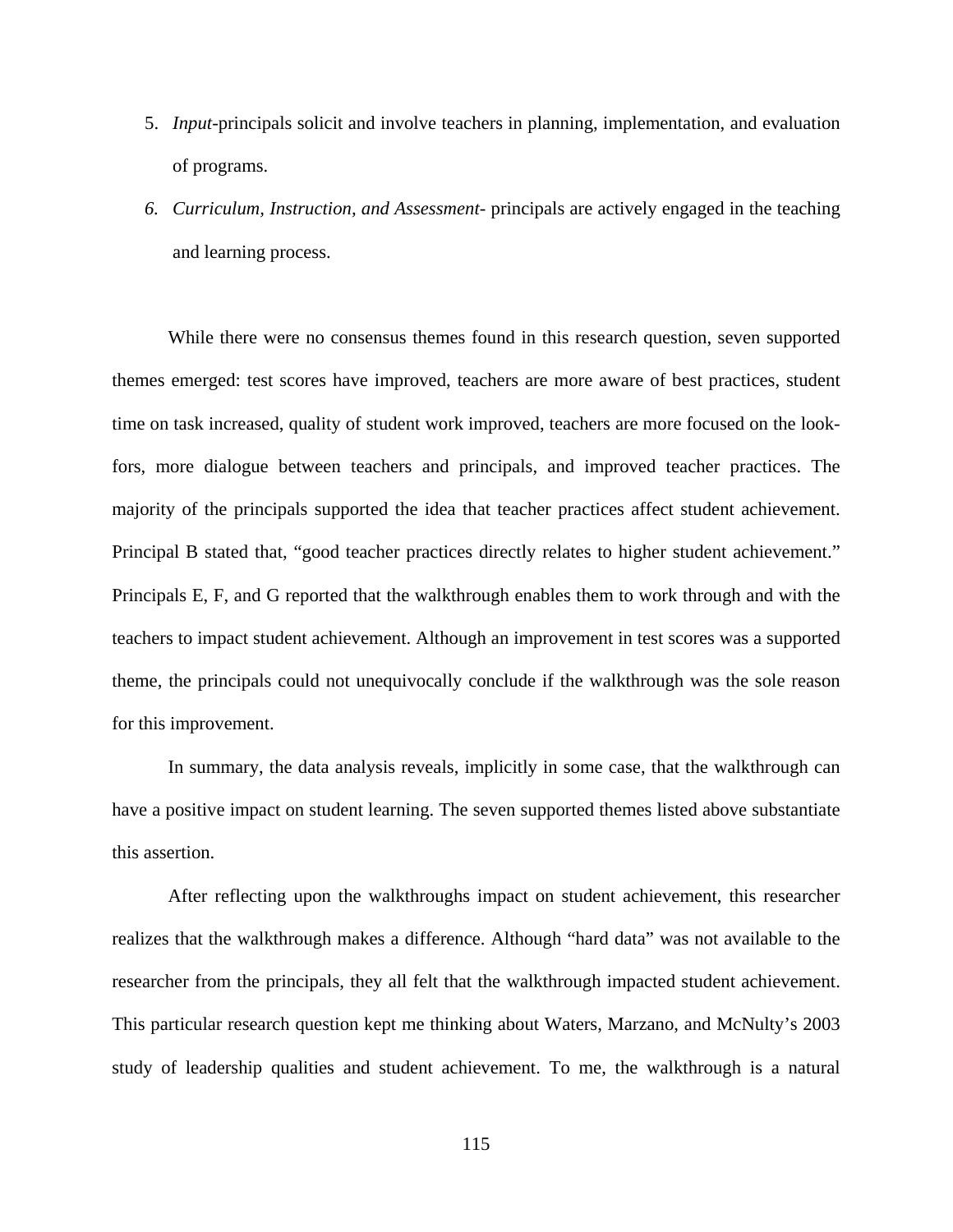5. *Input*-principals solicit and involve teachers in planning, implementation, and evaluation of programs.
6. *Curriculum, Instruction, and Assessment*- principals are actively engaged in the teaching and learning process.

While there were no consensus themes found in this research question, seven supported themes emerged: test scores have improved, teachers are more aware of best practices, student time on task increased, quality of student work improved, teachers are more focused on the look-fors, more dialogue between teachers and principals, and improved teacher practices. The majority of the principals supported the idea that teacher practices affect student achievement. Principal B stated that, "good teacher practices directly relates to higher student achievement." Principals E, F, and G reported that the walkthrough enables them to work through and with the teachers to impact student achievement. Although an improvement in test scores was a supported theme, the principals could not unequivocally conclude if the walkthrough was the sole reason for this improvement.

In summary, the data analysis reveals, implicitly in some case, that the walkthrough can have a positive impact on student learning. The seven supported themes listed above substantiate this assertion.

After reflecting upon the walkthroughs impact on student achievement, this researcher realizes that the walkthrough makes a difference. Although "hard data" was not available to the researcher from the principals, they all felt that the walkthrough impacted student achievement. This particular research question kept me thinking about Waters, Marzano, and McNulty's 2003 study of leadership qualities and student achievement. To me, the walkthrough is a natural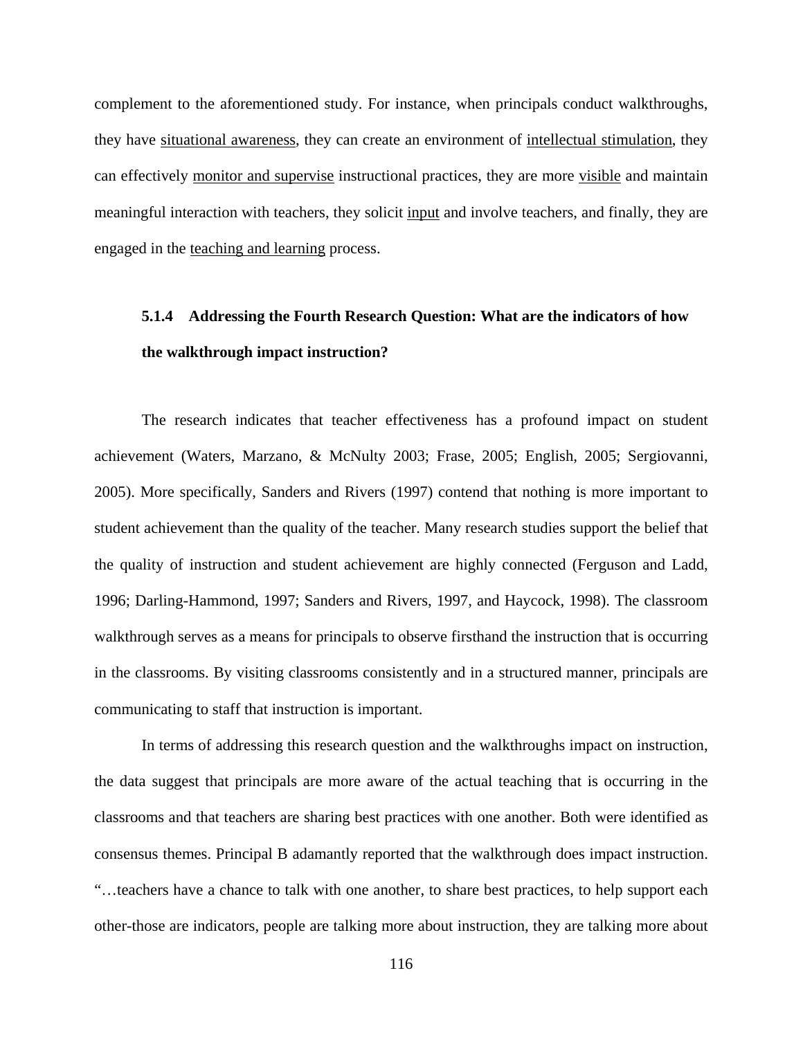complement to the aforementioned study. For instance, when principals conduct walkthroughs, they have <u>situational awareness</u>, they can create an environment of <u>intellectual stimulation</u>, they can effectively <u>monitor and supervise</u> instructional practices, they are more <u>visible</u> and maintain meaningful interaction with teachers, they solicit <u>input</u> and involve teachers, and finally, they are engaged in the <u>teaching and learning</u> process.

### 5.1.4 Addressing the Fourth Research Question: What are the indicators of how the walkthrough impact instruction?

The research indicates that teacher effectiveness has a profound impact on student achievement (Waters, Marzano, & McNulty 2003; Frase, 2005; English, 2005; Sergiovanni, 2005). More specifically, Sanders and Rivers (1997) contend that nothing is more important to student achievement than the quality of the teacher. Many research studies support the belief that the quality of instruction and student achievement are highly connected (Ferguson and Ladd, 1996; Darling-Hammond, 1997; Sanders and Rivers, 1997, and Haycock, 1998). The classroom walkthrough serves as a means for principals to observe firsthand the instruction that is occurring in the classrooms. By visiting classrooms consistently and in a structured manner, principals are communicating to staff that instruction is important.

In terms of addressing this research question and the walkthroughs impact on instruction, the data suggest that principals are more aware of the actual teaching that is occurring in the classrooms and that teachers are sharing best practices with one another. Both were identified as consensus themes. Principal B adamantly reported that the walkthrough does impact instruction. "…teachers have a chance to talk with one another, to share best practices, to help support each other-those are indicators, people are talking more about instruction, they are talking more about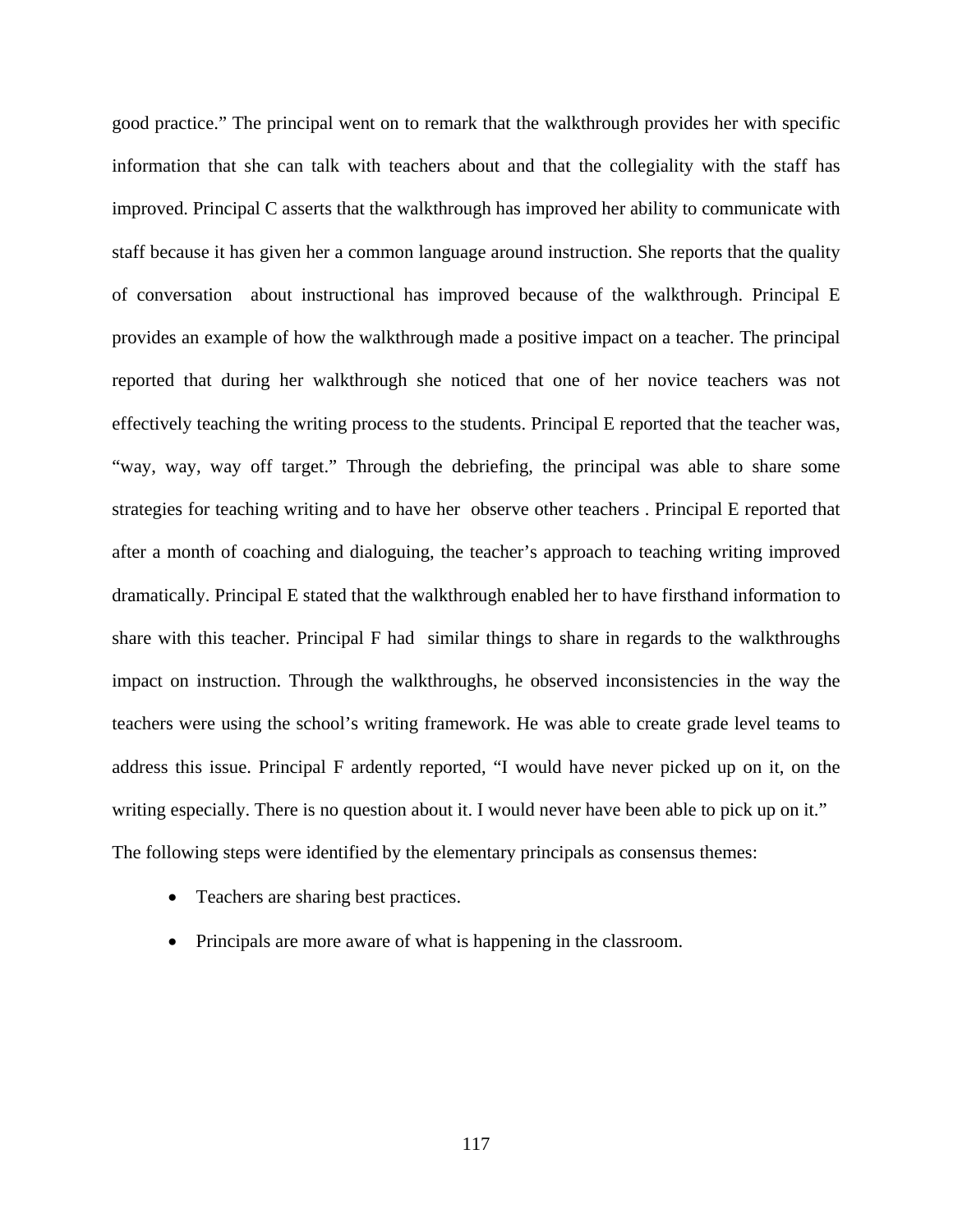good practice." The principal went on to remark that the walkthrough provides her with specific information that she can talk with teachers about and that the collegiality with the staff has improved. Principal C asserts that the walkthrough has improved her ability to communicate with staff because it has given her a common language around instruction. She reports that the quality of conversation about instructional has improved because of the walkthrough. Principal E provides an example of how the walkthrough made a positive impact on a teacher. The principal reported that during her walkthrough she noticed that one of her novice teachers was not effectively teaching the writing process to the students. Principal E reported that the teacher was, "way, way, way off target." Through the debriefing, the principal was able to share some strategies for teaching writing and to have her observe other teachers . Principal E reported that after a month of coaching and dialoguing, the teacher's approach to teaching writing improved dramatically. Principal E stated that the walkthrough enabled her to have firsthand information to share with this teacher. Principal F had similar things to share in regards to the walkthroughs impact on instruction. Through the walkthroughs, he observed inconsistencies in the way the teachers were using the school's writing framework. He was able to create grade level teams to address this issue. Principal F ardently reported, "I would have never picked up on it, on the writing especially. There is no question about it. I would never have been able to pick up on it."

The following steps were identified by the elementary principals as consensus themes:

- Teachers are sharing best practices.
- Principals are more aware of what is happening in the classroom.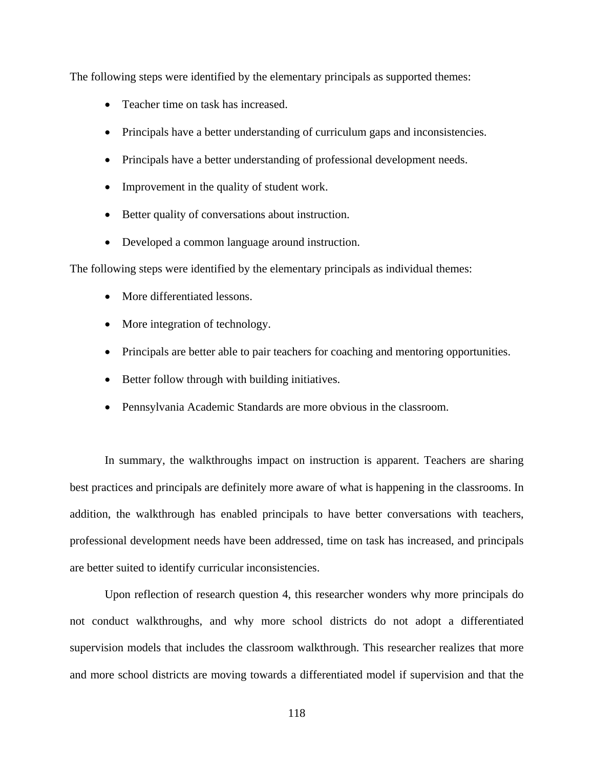The following steps were identified by the elementary principals as supported themes:

- Teacher time on task has increased.
- Principals have a better understanding of curriculum gaps and inconsistencies.
- Principals have a better understanding of professional development needs.
- Improvement in the quality of student work.
- Better quality of conversations about instruction.
- Developed a common language around instruction.

The following steps were identified by the elementary principals as individual themes:

- More differentiated lessons.
- More integration of technology.
- Principals are better able to pair teachers for coaching and mentoring opportunities.
- Better follow through with building initiatives.
- Pennsylvania Academic Standards are more obvious in the classroom.

In summary, the walkthroughs impact on instruction is apparent. Teachers are sharing best practices and principals are definitely more aware of what is happening in the classrooms. In addition, the walkthrough has enabled principals to have better conversations with teachers, professional development needs have been addressed, time on task has increased, and principals are better suited to identify curricular inconsistencies.

Upon reflection of research question 4, this researcher wonders why more principals do not conduct walkthroughs, and why more school districts do not adopt a differentiated supervision models that includes the classroom walkthrough. This researcher realizes that more and more school districts are moving towards a differentiated model if supervision and that the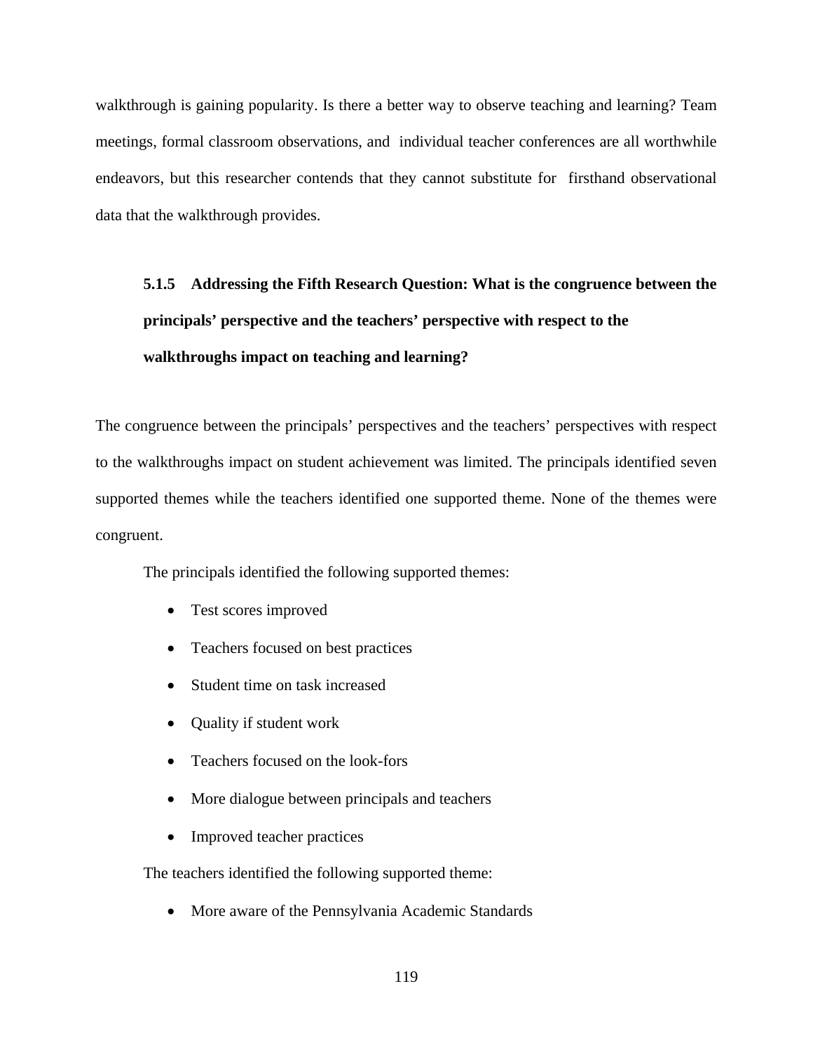walkthrough is gaining popularity. Is there a better way to observe teaching and learning? Team meetings, formal classroom observations, and individual teacher conferences are all worthwhile endeavors, but this researcher contends that they cannot substitute for firsthand observational data that the walkthrough provides.

### 5.1.5 Addressing the Fifth Research Question: What is the congruence between the principals' perspective and the teachers' perspective with respect to the walkthroughs impact on teaching and learning?

The congruence between the principals' perspectives and the teachers' perspectives with respect to the walkthroughs impact on student achievement was limited. The principals identified seven supported themes while the teachers identified one supported theme. None of the themes were congruent.

The principals identified the following supported themes:

- Test scores improved
- Teachers focused on best practices
- Student time on task increased
- Quality if student work
- Teachers focused on the look-fors
- More dialogue between principals and teachers
- Improved teacher practices

The teachers identified the following supported theme:

- More aware of the Pennsylvania Academic Standards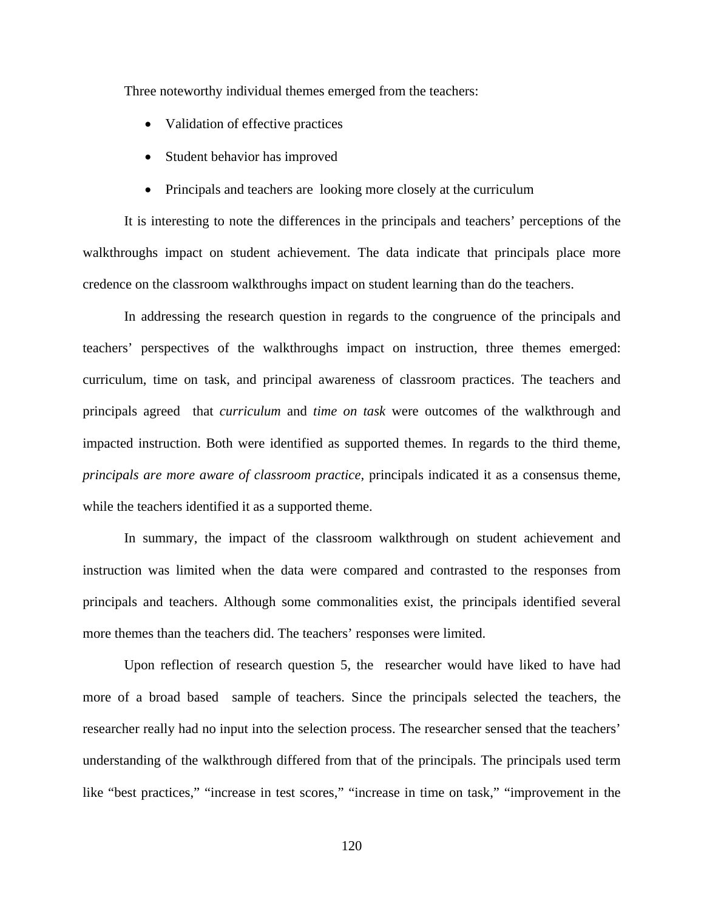Three noteworthy individual themes emerged from the teachers:

- Validation of effective practices
- Student behavior has improved
- Principals and teachers are looking more closely at the curriculum

It is interesting to note the differences in the principals and teachers' perceptions of the walkthroughs impact on student achievement. The data indicate that principals place more credence on the classroom walkthroughs impact on student learning than do the teachers.

In addressing the research question in regards to the congruence of the principals and teachers' perspectives of the walkthroughs impact on instruction, three themes emerged: curriculum, time on task, and principal awareness of classroom practices. The teachers and principals agreed that *curriculum* and *time on task* were outcomes of the walkthrough and impacted instruction. Both were identified as supported themes. In regards to the third theme, *principals are more aware of classroom practice,* principals indicated it as a consensus theme, while the teachers identified it as a supported theme.

In summary, the impact of the classroom walkthrough on student achievement and instruction was limited when the data were compared and contrasted to the responses from principals and teachers. Although some commonalities exist, the principals identified several more themes than the teachers did. The teachers' responses were limited.

Upon reflection of research question 5, the researcher would have liked to have had more of a broad based sample of teachers. Since the principals selected the teachers, the researcher really had no input into the selection process. The researcher sensed that the teachers' understanding of the walkthrough differed from that of the principals. The principals used term like "best practices," "increase in test scores," "increase in time on task," "improvement in the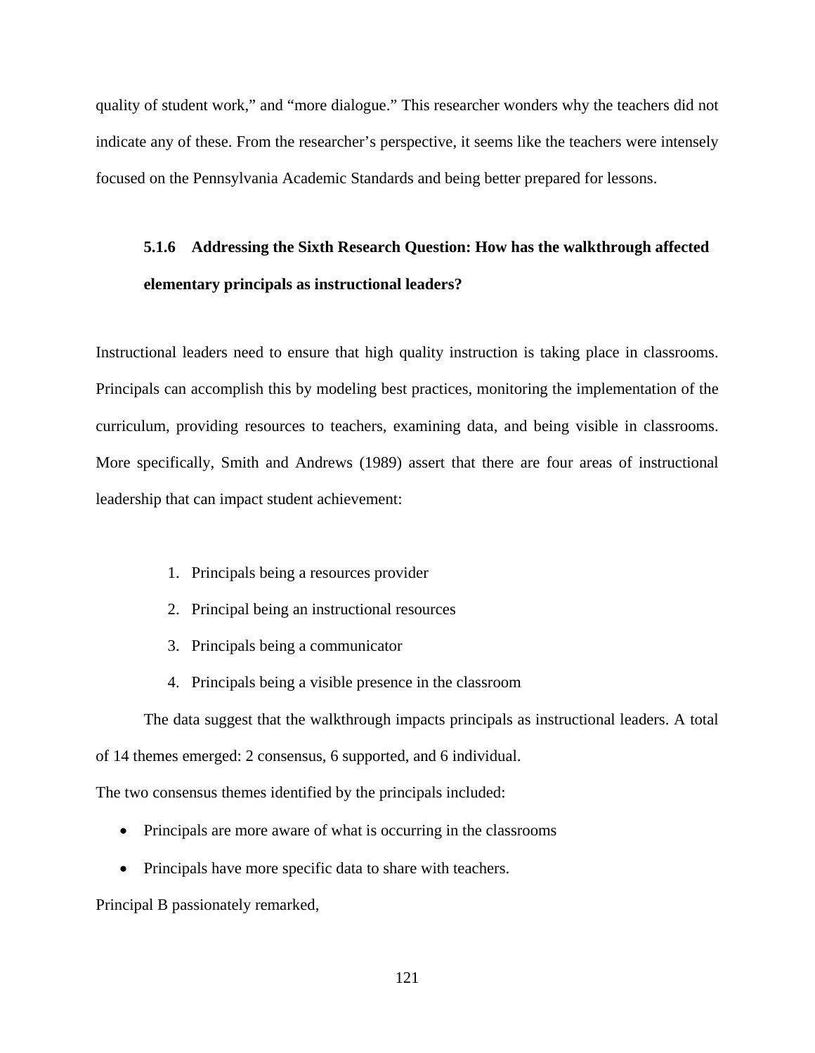quality of student work," and "more dialogue." This researcher wonders why the teachers did not indicate any of these. From the researcher's perspective, it seems like the teachers were intensely focused on the Pennsylvania Academic Standards and being better prepared for lessons.

### 5.1.6 Addressing the Sixth Research Question: How has the walkthrough affected elementary principals as instructional leaders?

Instructional leaders need to ensure that high quality instruction is taking place in classrooms. Principals can accomplish this by modeling best practices, monitoring the implementation of the curriculum, providing resources to teachers, examining data, and being visible in classrooms. More specifically, Smith and Andrews (1989) assert that there are four areas of instructional leadership that can impact student achievement:

1. Principals being a resources provider
2. Principal being an instructional resources
3. Principals being a communicator
4. Principals being a visible presence in the classroom

The data suggest that the walkthrough impacts principals as instructional leaders. A total of 14 themes emerged: 2 consensus, 6 supported, and 6 individual.

The two consensus themes identified by the principals included:

- Principals are more aware of what is occurring in the classrooms
- Principals have more specific data to share with teachers.

Principal B passionately remarked,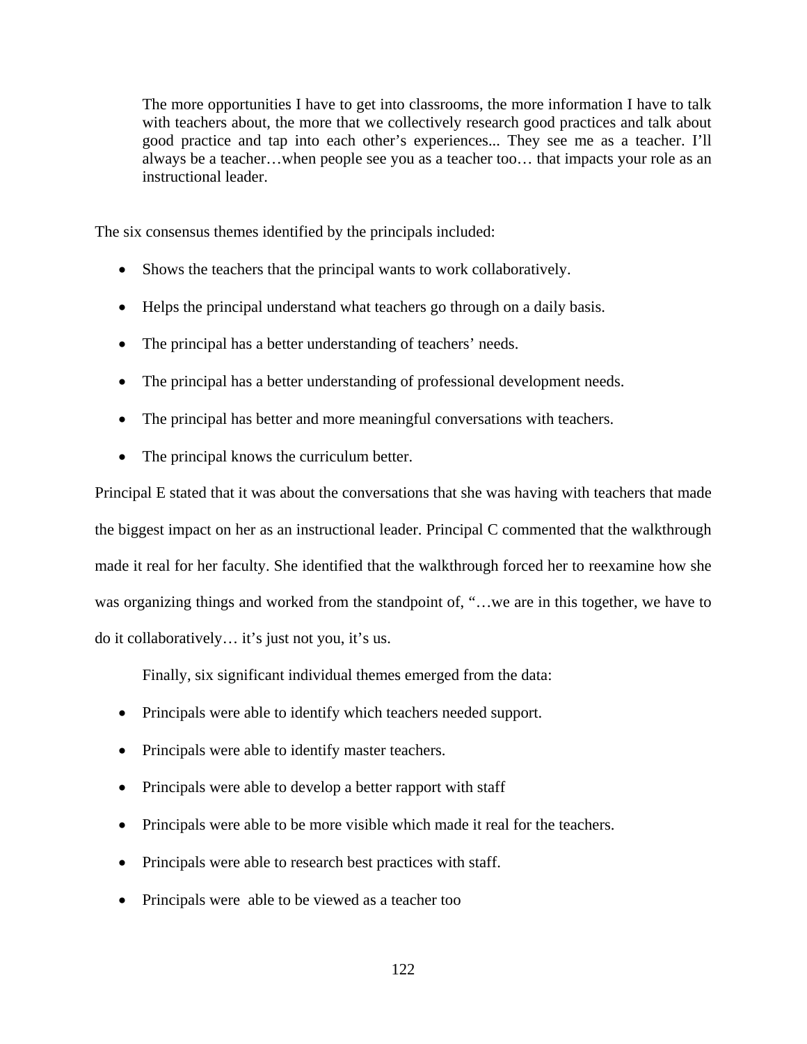> The more opportunities I have to get into classrooms, the more information I have to talk with teachers about, the more that we collectively research good practices and talk about good practice and tap into each other's experiences... They see me as a teacher. I'll always be a teacher…when people see you as a teacher too… that impacts your role as an instructional leader.

The six consensus themes identified by the principals included:

- Shows the teachers that the principal wants to work collaboratively.
- Helps the principal understand what teachers go through on a daily basis.
- The principal has a better understanding of teachers' needs.
- The principal has a better understanding of professional development needs.
- The principal has better and more meaningful conversations with teachers.
- The principal knows the curriculum better.

Principal E stated that it was about the conversations that she was having with teachers that made the biggest impact on her as an instructional leader. Principal C commented that the walkthrough made it real for her faculty. She identified that the walkthrough forced her to reexamine how she was organizing things and worked from the standpoint of, "…we are in this together, we have to do it collaboratively… it's just not you, it's us.

Finally, six significant individual themes emerged from the data:

- Principals were able to identify which teachers needed support.
- Principals were able to identify master teachers.
- Principals were able to develop a better rapport with staff
- Principals were able to be more visible which made it real for the teachers.
- Principals were able to research best practices with staff.
- Principals were able to be viewed as a teacher too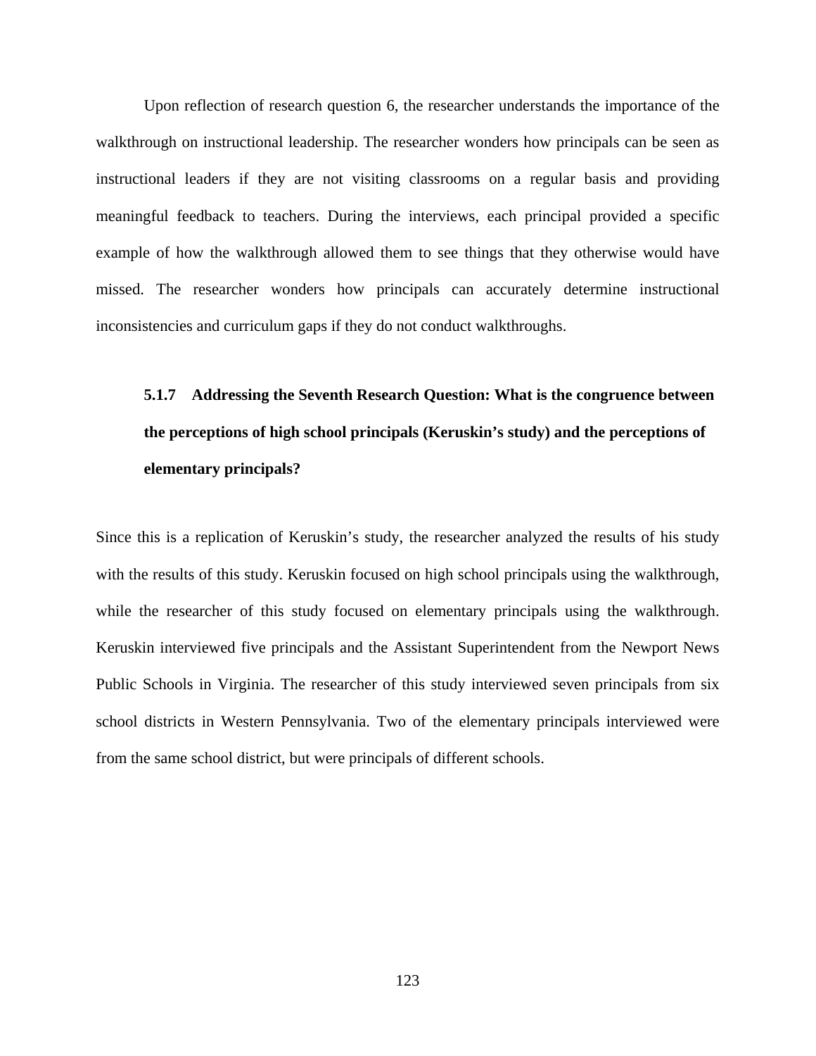Upon reflection of research question 6, the researcher understands the importance of the walkthrough on instructional leadership. The researcher wonders how principals can be seen as instructional leaders if they are not visiting classrooms on a regular basis and providing meaningful feedback to teachers. During the interviews, each principal provided a specific example of how the walkthrough allowed them to see things that they otherwise would have missed. The researcher wonders how principals can accurately determine instructional inconsistencies and curriculum gaps if they do not conduct walkthroughs.

### 5.1.7 Addressing the Seventh Research Question: What is the congruence between the perceptions of high school principals (Keruskin's study) and the perceptions of elementary principals?

Since this is a replication of Keruskin's study, the researcher analyzed the results of his study with the results of this study. Keruskin focused on high school principals using the walkthrough, while the researcher of this study focused on elementary principals using the walkthrough. Keruskin interviewed five principals and the Assistant Superintendent from the Newport News Public Schools in Virginia. The researcher of this study interviewed seven principals from six school districts in Western Pennsylvania. Two of the elementary principals interviewed were from the same school district, but were principals of different schools.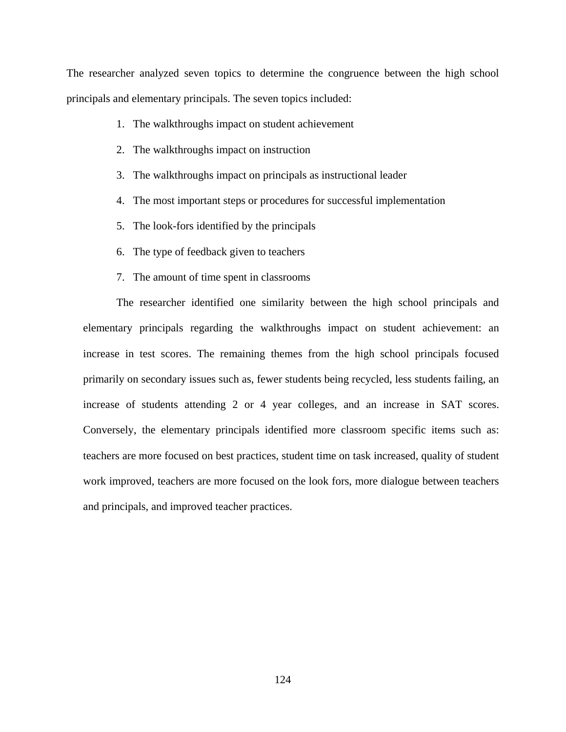The researcher analyzed seven topics to determine the congruence between the high school principals and elementary principals. The seven topics included:

1. The walkthroughs impact on student achievement
2. The walkthroughs impact on instruction
3. The walkthroughs impact on principals as instructional leader
4. The most important steps or procedures for successful implementation
5. The look-fors identified by the principals
6. The type of feedback given to teachers
7. The amount of time spent in classrooms

The researcher identified one similarity between the high school principals and elementary principals regarding the walkthroughs impact on student achievement: an increase in test scores. The remaining themes from the high school principals focused primarily on secondary issues such as, fewer students being recycled, less students failing, an increase of students attending 2 or 4 year colleges, and an increase in SAT scores. Conversely, the elementary principals identified more classroom specific items such as: teachers are more focused on best practices, student time on task increased, quality of student work improved, teachers are more focused on the look fors, more dialogue between teachers and principals, and improved teacher practices.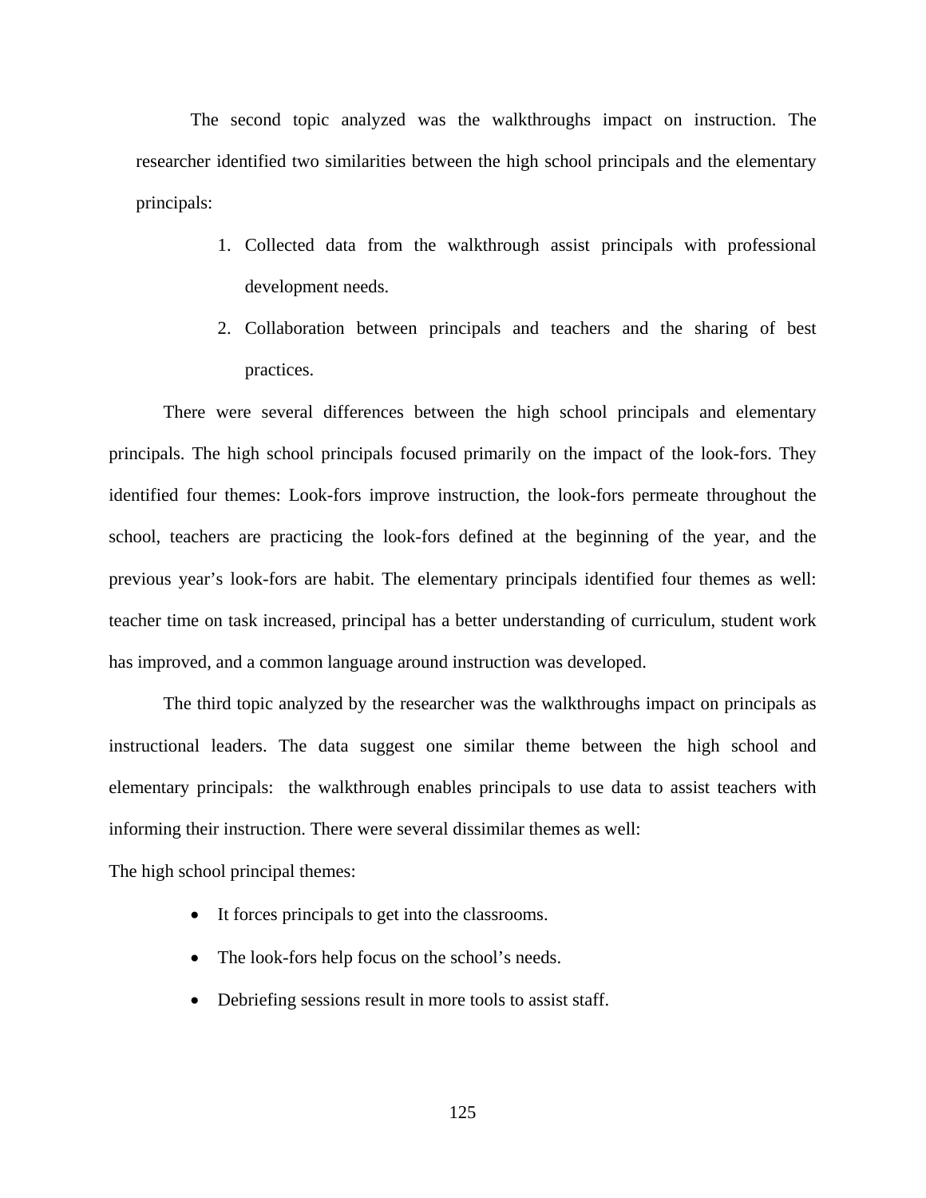The second topic analyzed was the walkthroughs impact on instruction. The researcher identified two similarities between the high school principals and the elementary principals:

1. Collected data from the walkthrough assist principals with professional development needs.
2. Collaboration between principals and teachers and the sharing of best practices.

There were several differences between the high school principals and elementary principals. The high school principals focused primarily on the impact of the look-fors. They identified four themes: Look-fors improve instruction, the look-fors permeate throughout the school, teachers are practicing the look-fors defined at the beginning of the year, and the previous year's look-fors are habit. The elementary principals identified four themes as well: teacher time on task increased, principal has a better understanding of curriculum, student work has improved, and a common language around instruction was developed.

The third topic analyzed by the researcher was the walkthroughs impact on principals as instructional leaders. The data suggest one similar theme between the high school and elementary principals: the walkthrough enables principals to use data to assist teachers with informing their instruction. There were several dissimilar themes as well:

The high school principal themes:

- It forces principals to get into the classrooms.
- The look-fors help focus on the school's needs.
- Debriefing sessions result in more tools to assist staff.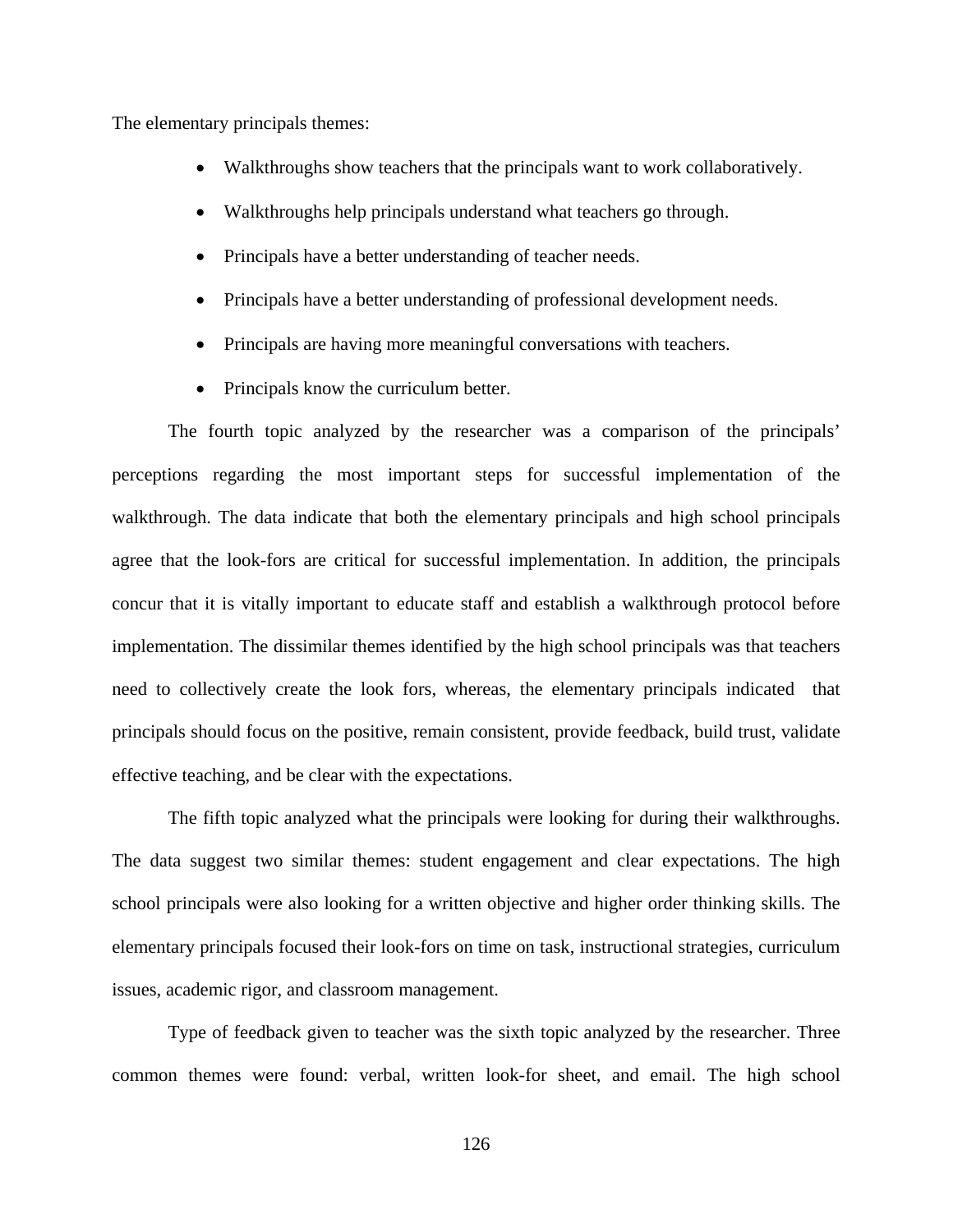The elementary principals themes:

- Walkthroughs show teachers that the principals want to work collaboratively.
- Walkthroughs help principals understand what teachers go through.
- Principals have a better understanding of teacher needs.
- Principals have a better understanding of professional development needs.
- Principals are having more meaningful conversations with teachers.
- Principals know the curriculum better.

The fourth topic analyzed by the researcher was a comparison of the principals' perceptions regarding the most important steps for successful implementation of the walkthrough. The data indicate that both the elementary principals and high school principals agree that the look-fors are critical for successful implementation. In addition, the principals concur that it is vitally important to educate staff and establish a walkthrough protocol before implementation. The dissimilar themes identified by the high school principals was that teachers need to collectively create the look fors, whereas, the elementary principals indicated that principals should focus on the positive, remain consistent, provide feedback, build trust, validate effective teaching, and be clear with the expectations.

The fifth topic analyzed what the principals were looking for during their walkthroughs. The data suggest two similar themes: student engagement and clear expectations. The high school principals were also looking for a written objective and higher order thinking skills. The elementary principals focused their look-fors on time on task, instructional strategies, curriculum issues, academic rigor, and classroom management.

Type of feedback given to teacher was the sixth topic analyzed by the researcher. Three common themes were found: verbal, written look-for sheet, and email. The high school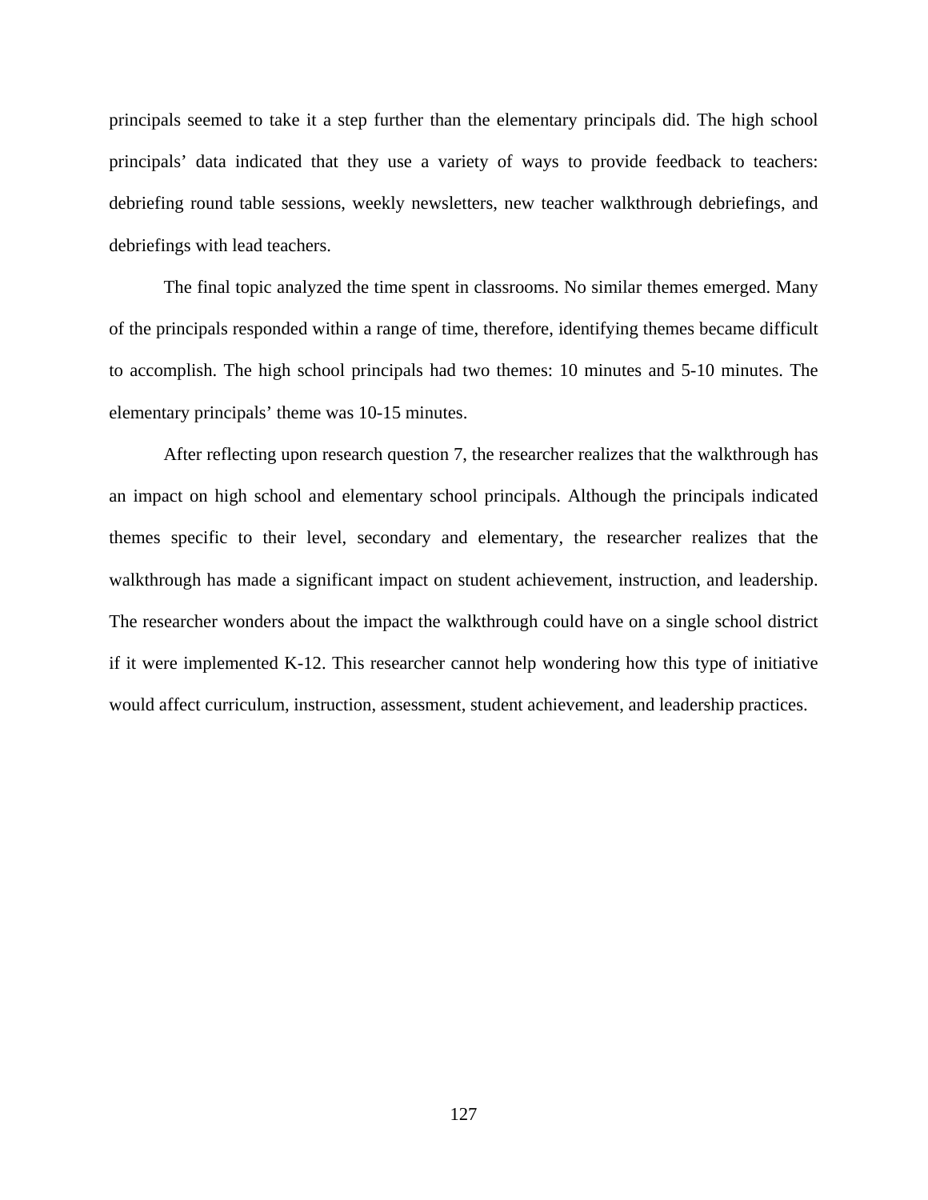principals seemed to take it a step further than the elementary principals did. The high school principals' data indicated that they use a variety of ways to provide feedback to teachers: debriefing round table sessions, weekly newsletters, new teacher walkthrough debriefings, and debriefings with lead teachers.

The final topic analyzed the time spent in classrooms. No similar themes emerged. Many of the principals responded within a range of time, therefore, identifying themes became difficult to accomplish. The high school principals had two themes: 10 minutes and 5-10 minutes. The elementary principals' theme was 10-15 minutes.

After reflecting upon research question 7, the researcher realizes that the walkthrough has an impact on high school and elementary school principals. Although the principals indicated themes specific to their level, secondary and elementary, the researcher realizes that the walkthrough has made a significant impact on student achievement, instruction, and leadership. The researcher wonders about the impact the walkthrough could have on a single school district if it were implemented K-12. This researcher cannot help wondering how this type of initiative would affect curriculum, instruction, assessment, student achievement, and leadership practices.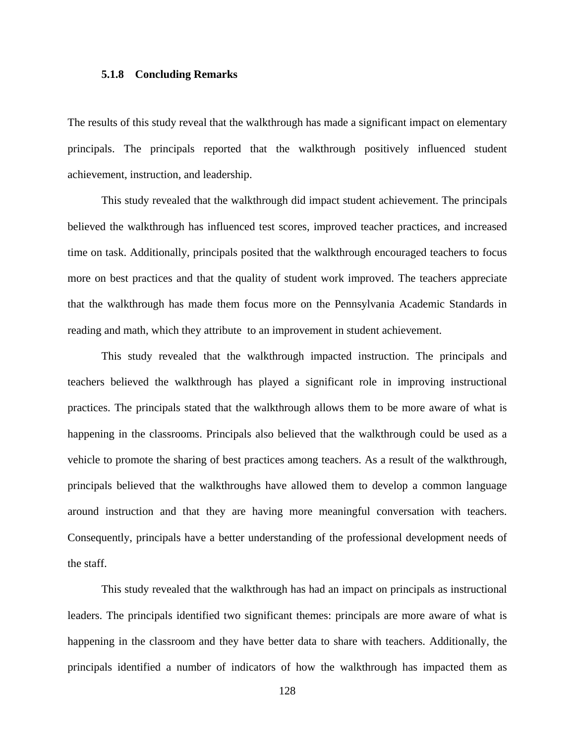### 5.1.8 Concluding Remarks

The results of this study reveal that the walkthrough has made a significant impact on elementary principals. The principals reported that the walkthrough positively influenced student achievement, instruction, and leadership.

This study revealed that the walkthrough did impact student achievement. The principals believed the walkthrough has influenced test scores, improved teacher practices, and increased time on task. Additionally, principals posited that the walkthrough encouraged teachers to focus more on best practices and that the quality of student work improved. The teachers appreciate that the walkthrough has made them focus more on the Pennsylvania Academic Standards in reading and math, which they attribute to an improvement in student achievement.

This study revealed that the walkthrough impacted instruction. The principals and teachers believed the walkthrough has played a significant role in improving instructional practices. The principals stated that the walkthrough allows them to be more aware of what is happening in the classrooms. Principals also believed that the walkthrough could be used as a vehicle to promote the sharing of best practices among teachers. As a result of the walkthrough, principals believed that the walkthroughs have allowed them to develop a common language around instruction and that they are having more meaningful conversation with teachers. Consequently, principals have a better understanding of the professional development needs of the staff.

This study revealed that the walkthrough has had an impact on principals as instructional leaders. The principals identified two significant themes: principals are more aware of what is happening in the classroom and they have better data to share with teachers. Additionally, the principals identified a number of indicators of how the walkthrough has impacted them as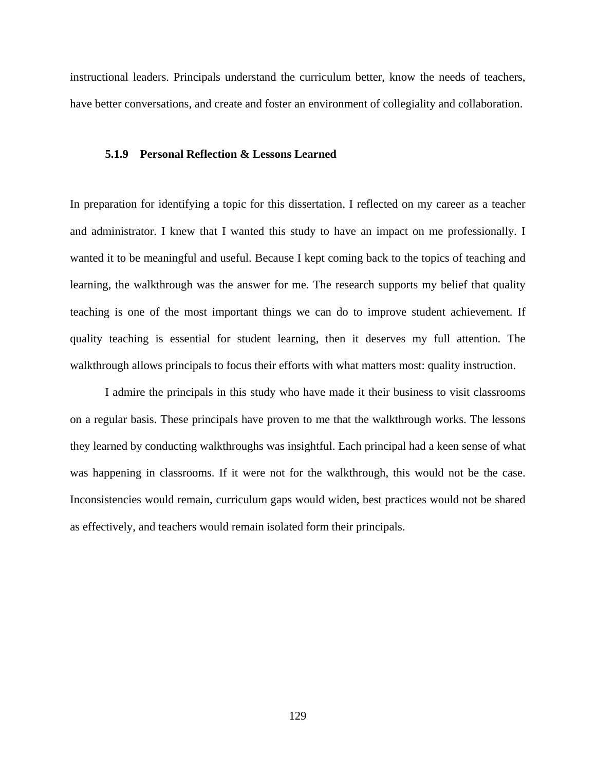instructional leaders. Principals understand the curriculum better, know the needs of teachers, have better conversations, and create and foster an environment of collegiality and collaboration.

### 5.1.9 Personal Reflection & Lessons Learned

In preparation for identifying a topic for this dissertation, I reflected on my career as a teacher and administrator. I knew that I wanted this study to have an impact on me professionally. I wanted it to be meaningful and useful. Because I kept coming back to the topics of teaching and learning, the walkthrough was the answer for me. The research supports my belief that quality teaching is one of the most important things we can do to improve student achievement. If quality teaching is essential for student learning, then it deserves my full attention. The walkthrough allows principals to focus their efforts with what matters most: quality instruction.

I admire the principals in this study who have made it their business to visit classrooms on a regular basis. These principals have proven to me that the walkthrough works. The lessons they learned by conducting walkthroughs was insightful. Each principal had a keen sense of what was happening in classrooms. If it were not for the walkthrough, this would not be the case. Inconsistencies would remain, curriculum gaps would widen, best practices would not be shared as effectively, and teachers would remain isolated form their principals.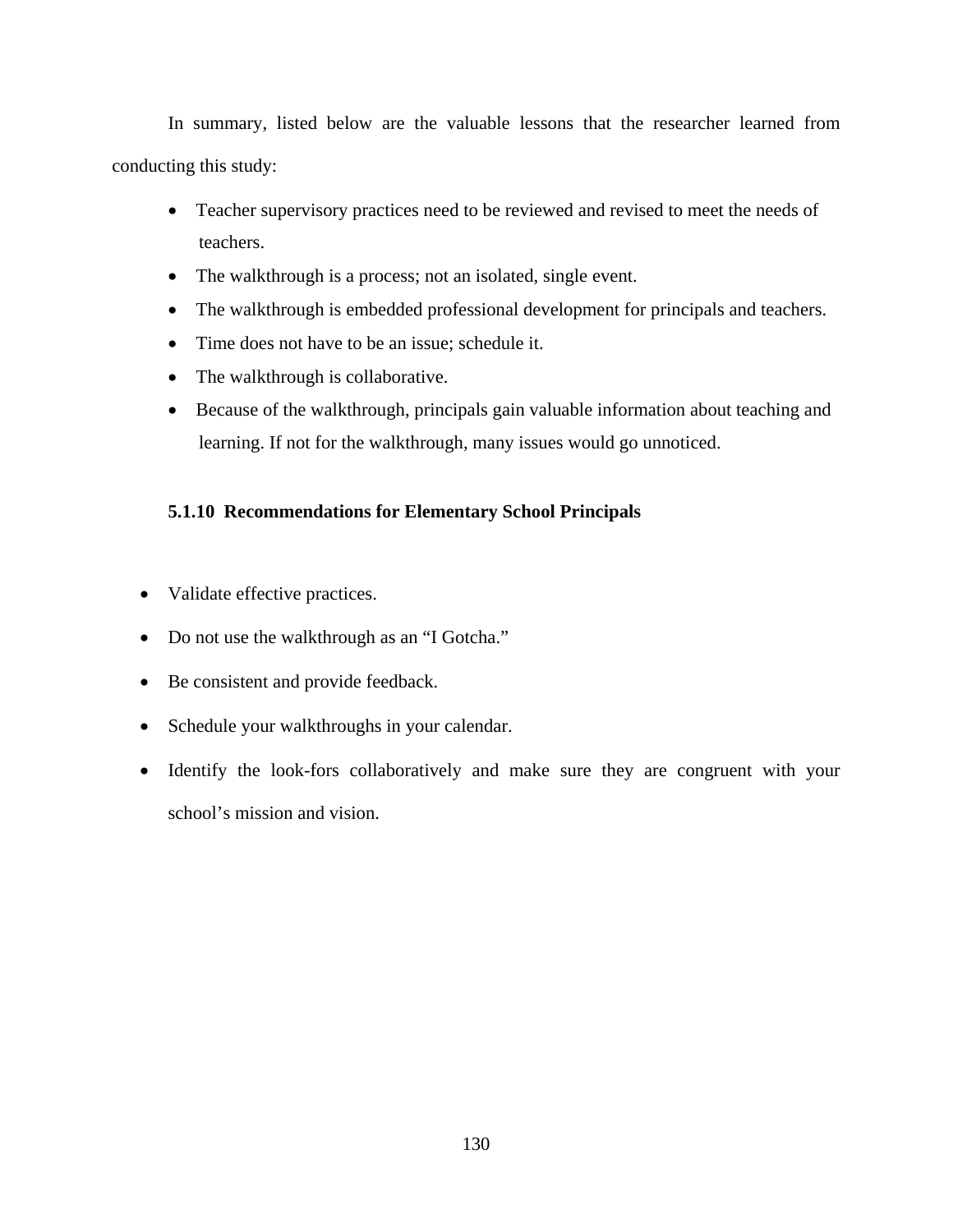In summary, listed below are the valuable lessons that the researcher learned from conducting this study:

- Teacher supervisory practices need to be reviewed and revised to meet the needs of teachers.
- The walkthrough is a process; not an isolated, single event.
- The walkthrough is embedded professional development for principals and teachers.
- Time does not have to be an issue; schedule it.
- The walkthrough is collaborative.
- Because of the walkthrough, principals gain valuable information about teaching and learning. If not for the walkthrough, many issues would go unnoticed.

### 5.1.10 Recommendations for Elementary School Principals

- Validate effective practices.
- Do not use the walkthrough as an "I Gotcha."
- Be consistent and provide feedback.
- Schedule your walkthroughs in your calendar.
- Identify the look-fors collaboratively and make sure they are congruent with your school's mission and vision.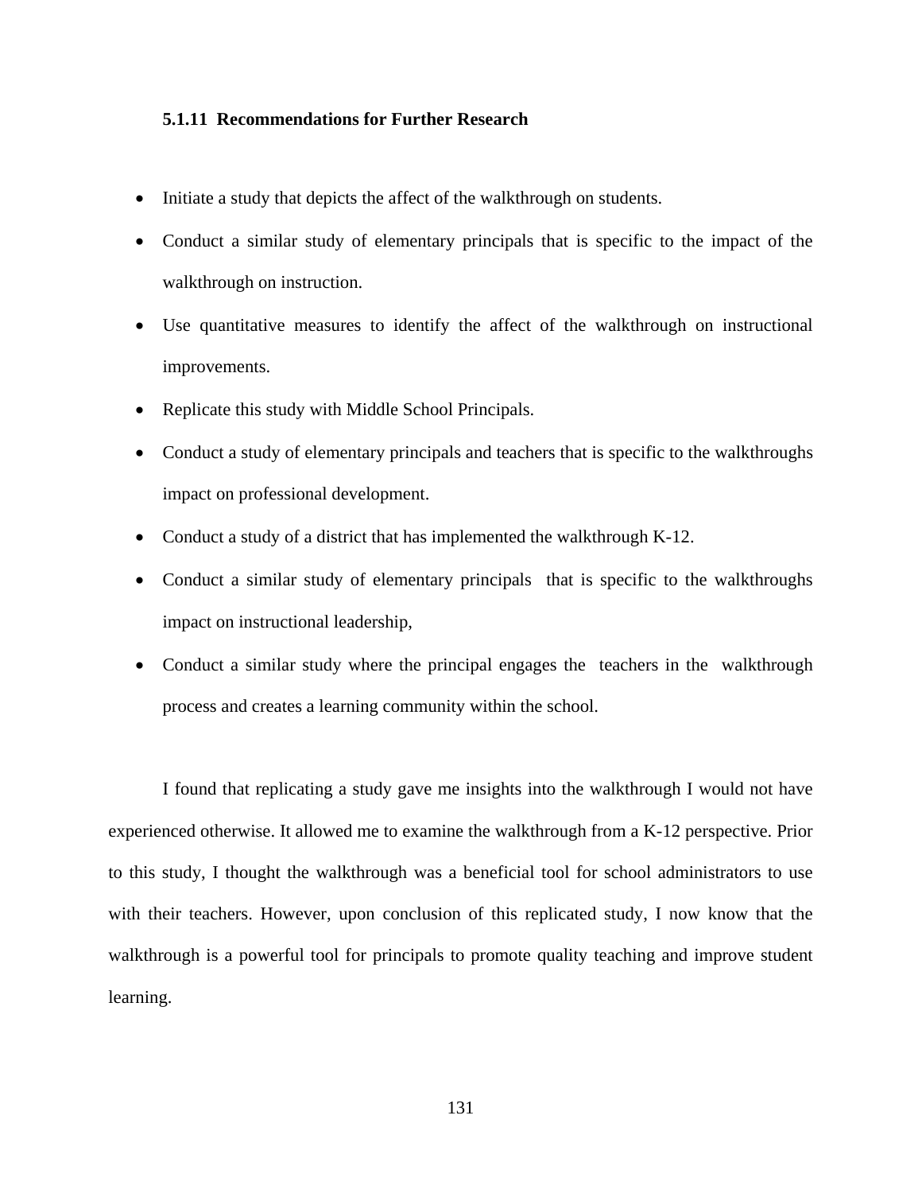### 5.1.11 Recommendations for Further Research

- Initiate a study that depicts the affect of the walkthrough on students.
- Conduct a similar study of elementary principals that is specific to the impact of the walkthrough on instruction.
- Use quantitative measures to identify the affect of the walkthrough on instructional improvements.
- Replicate this study with Middle School Principals.
- Conduct a study of elementary principals and teachers that is specific to the walkthroughs impact on professional development.
- Conduct a study of a district that has implemented the walkthrough K-12.
- Conduct a similar study of elementary principals that is specific to the walkthroughs impact on instructional leadership,
- Conduct a similar study where the principal engages the teachers in the walkthrough process and creates a learning community within the school.

I found that replicating a study gave me insights into the walkthrough I would not have experienced otherwise. It allowed me to examine the walkthrough from a K-12 perspective. Prior to this study, I thought the walkthrough was a beneficial tool for school administrators to use with their teachers. However, upon conclusion of this replicated study, I now know that the walkthrough is a powerful tool for principals to promote quality teaching and improve student learning.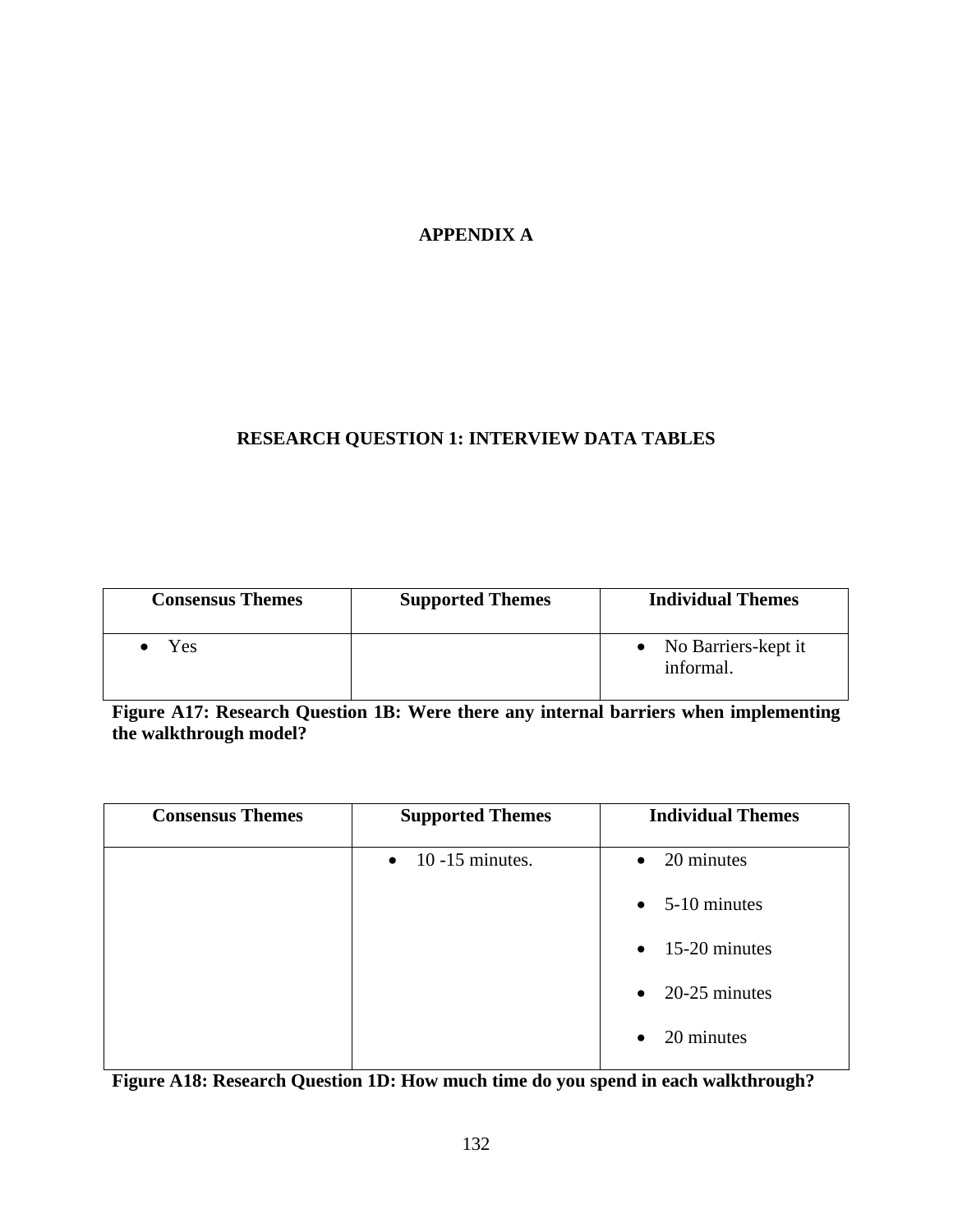# APPENDIX A

## RESEARCH QUESTION 1: INTERVIEW DATA TABLES

| Consensus Themes | Supported Themes | Individual Themes |
|---|---|---|
| • Yes | | • No Barriers-kept it informal. |

**Figure A17: Research Question 1B: Were there any internal barriers when implementing the walkthrough model?**

| Consensus Themes | Supported Themes | Individual Themes |
|---|---|---|
| | • 10 -15 minutes. | • 20 minutes<br>• 5-10 minutes<br>• 15-20 minutes<br>• 20-25 minutes<br>• 20 minutes |

**Figure A18: Research Question 1D: How much time do you spend in each walkthrough?**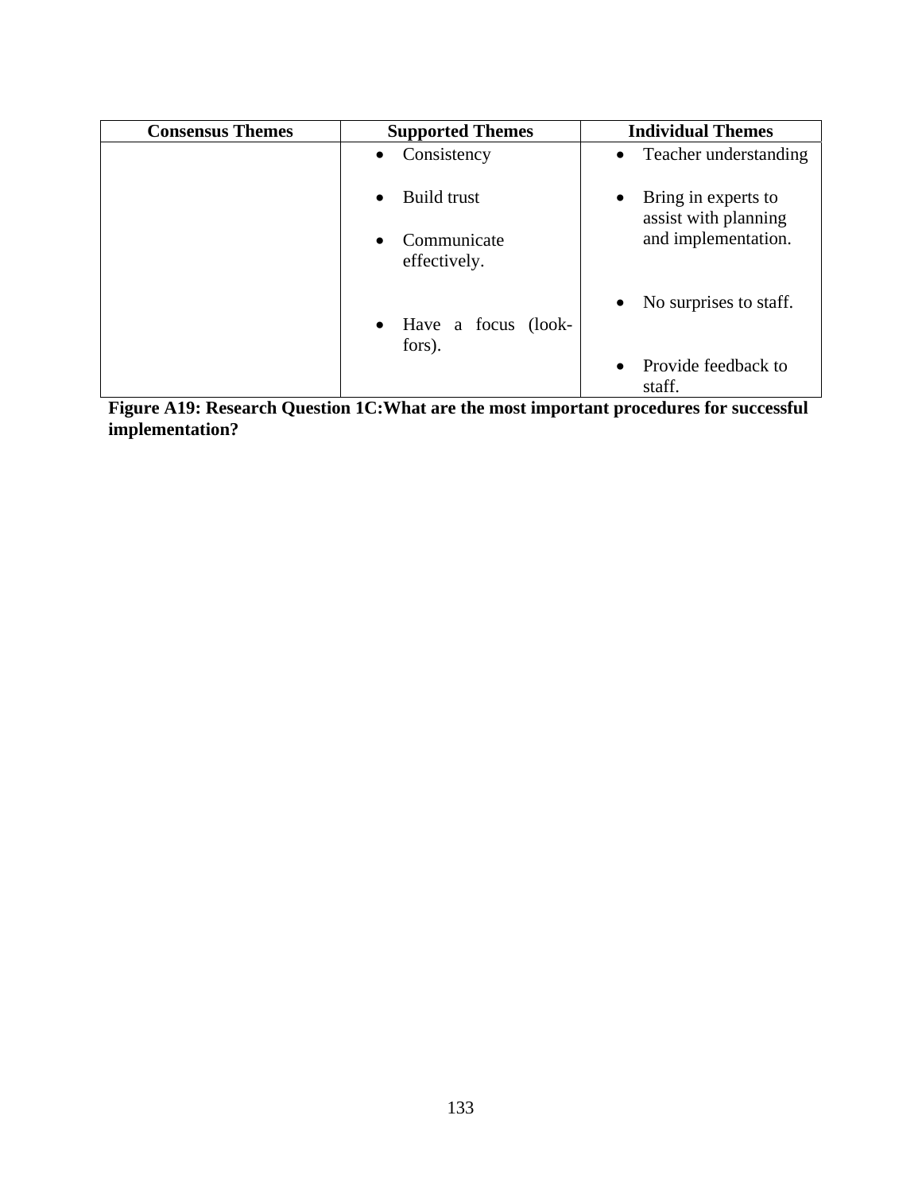| Consensus Themes | Supported Themes | Individual Themes |
|---|---|---|
| | • Consistency<br>• Build trust<br>• Communicate effectively.<br>• Have a focus (look-fors). | • Teacher understanding<br>• Bring in experts to assist with planning and implementation.<br>• No surprises to staff.<br>• Provide feedback to staff. |

**Figure A19: Research Question 1C:What are the most important procedures for successful implementation?**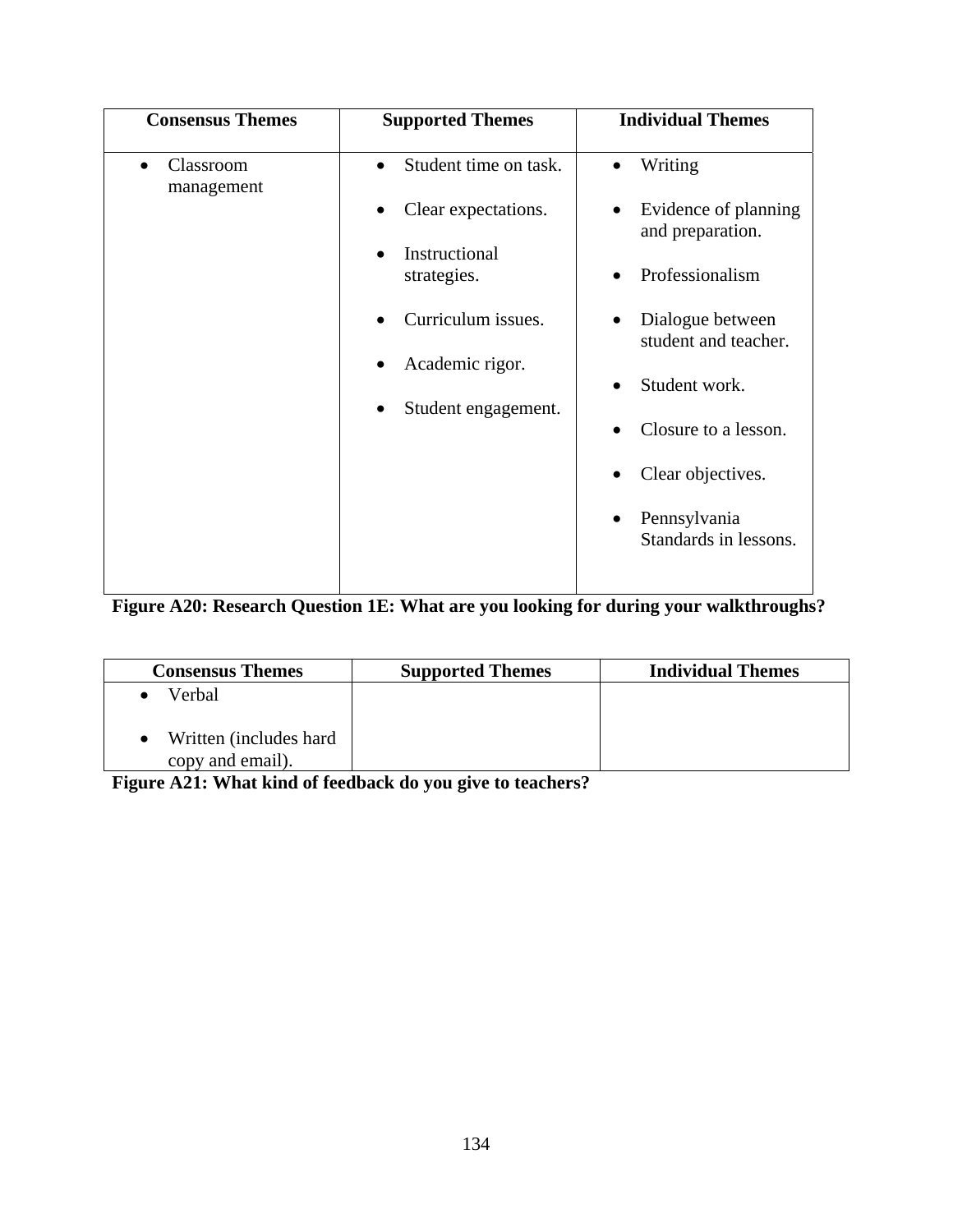| Consensus Themes | Supported Themes | Individual Themes |
| --- | --- | --- |
| • Classroom management | • Student time on task.<br>• Clear expectations.<br>• Instructional strategies.<br>• Curriculum issues.<br>• Academic rigor.<br>• Student engagement. | • Writing<br>• Evidence of planning and preparation.<br>• Professionalism<br>• Dialogue between student and teacher.<br>• Student work.<br>• Closure to a lesson.<br>• Clear objectives.<br>• Pennsylvania Standards in lessons. |

**Figure A20: Research Question 1E: What are you looking for during your walkthroughs?**

| Consensus Themes | Supported Themes | Individual Themes |
| --- | --- | --- |
| • Verbal<br>• Written (includes hard copy and email). | | |

**Figure A21: What kind of feedback do you give to teachers?**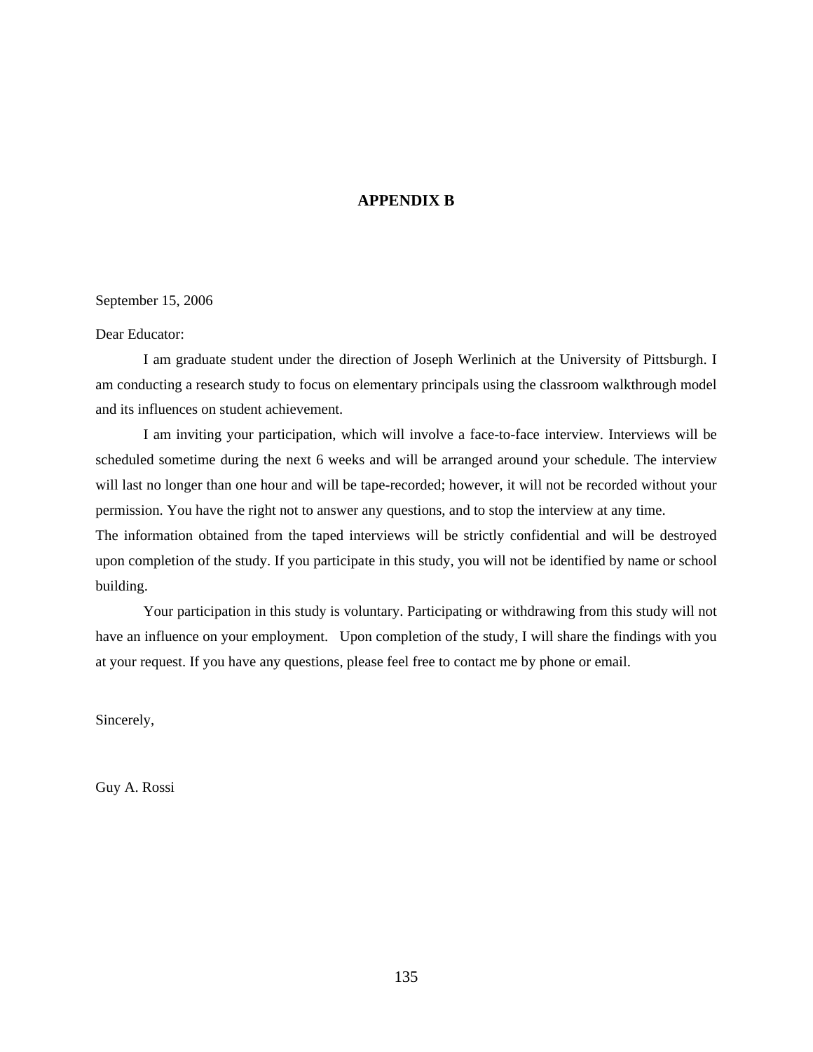# APPENDIX B

September 15, 2006

Dear Educator:

I am graduate student under the direction of Joseph Werlinich at the University of Pittsburgh. I am conducting a research study to focus on elementary principals using the classroom walkthrough model and its influences on student achievement.

I am inviting your participation, which will involve a face-to-face interview. Interviews will be scheduled sometime during the next 6 weeks and will be arranged around your schedule. The interview will last no longer than one hour and will be tape-recorded; however, it will not be recorded without your permission. You have the right not to answer any questions, and to stop the interview at any time.

The information obtained from the taped interviews will be strictly confidential and will be destroyed upon completion of the study. If you participate in this study, you will not be identified by name or school building.

Your participation in this study is voluntary. Participating or withdrawing from this study will not have an influence on your employment. Upon completion of the study, I will share the findings with you at your request. If you have any questions, please feel free to contact me by phone or email.

Sincerely,

Guy A. Rossi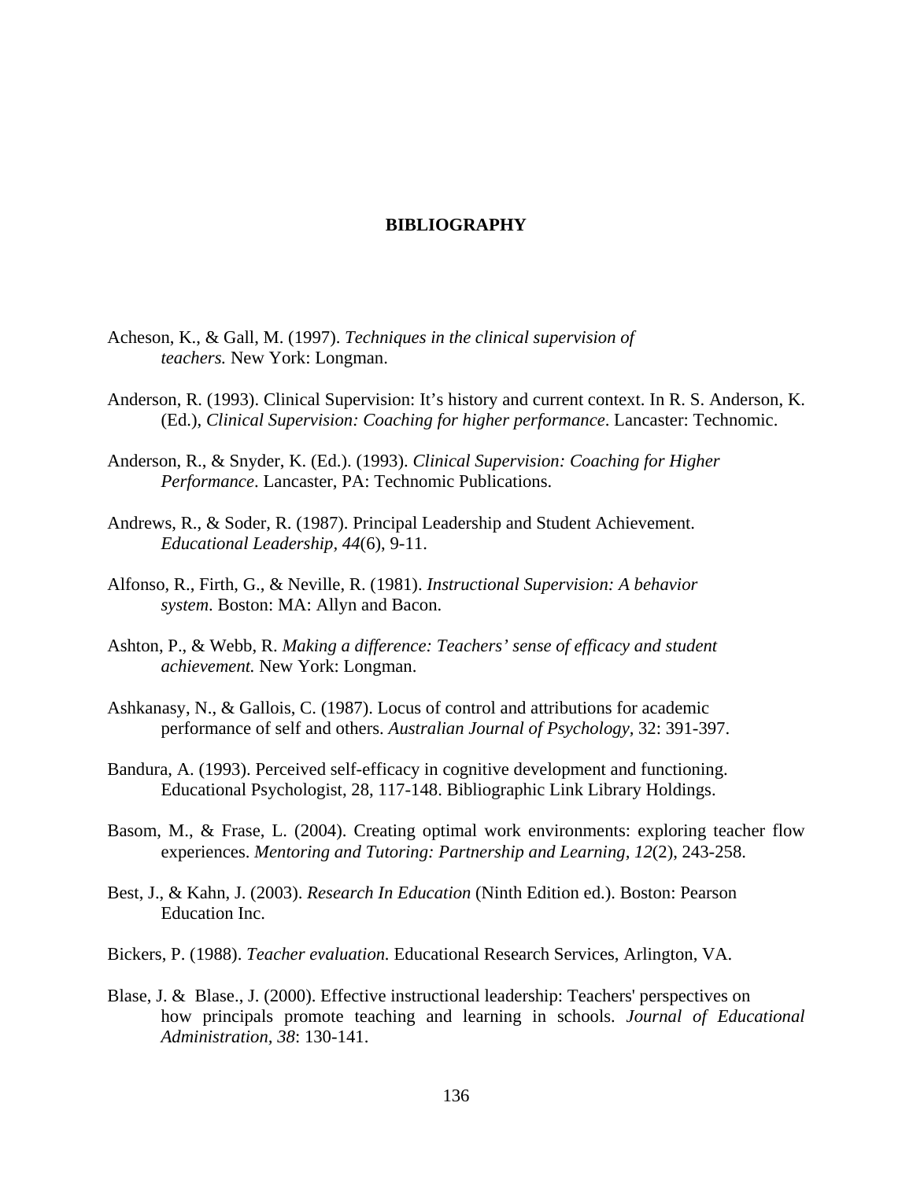# BIBLIOGRAPHY

Acheson, K., & Gall, M. (1997). *Techniques in the clinical supervision of teachers.* New York: Longman.

Anderson, R. (1993). Clinical Supervision: It's history and current context. In R. S. Anderson, K. (Ed.), *Clinical Supervision: Coaching for higher performance*. Lancaster: Technomic.

Anderson, R., & Snyder, K. (Ed.). (1993). *Clinical Supervision: Coaching for Higher Performance*. Lancaster, PA: Technomic Publications.

Andrews, R., & Soder, R. (1987). Principal Leadership and Student Achievement. *Educational Leadership, 44*(6), 9-11.

Alfonso, R., Firth, G., & Neville, R. (1981). *Instructional Supervision: A behavior system*. Boston: MA: Allyn and Bacon.

Ashton, P., & Webb, R. *Making a difference: Teachers' sense of efficacy and student achievement.* New York: Longman.

Ashkanasy, N., & Gallois, C. (1987). Locus of control and attributions for academic performance of self and others. *Australian Journal of Psychology,* 32: 391-397.

Bandura, A. (1993). Perceived self-efficacy in cognitive development and functioning. Educational Psychologist, 28, 117-148. Bibliographic Link Library Holdings.

Basom, M., & Frase, L. (2004). Creating optimal work environments: exploring teacher flow experiences. *Mentoring and Tutoring: Partnership and Learning, 12*(2), 243-258.

Best, J., & Kahn, J. (2003). *Research In Education* (Ninth Edition ed.). Boston: Pearson Education Inc.

Bickers, P. (1988). *Teacher evaluation.* Educational Research Services, Arlington, VA.

Blase, J. & Blase., J. (2000). Effective instructional leadership: Teachers' perspectives on how principals promote teaching and learning in schools. *Journal of Educational Administration, 38*: 130-141.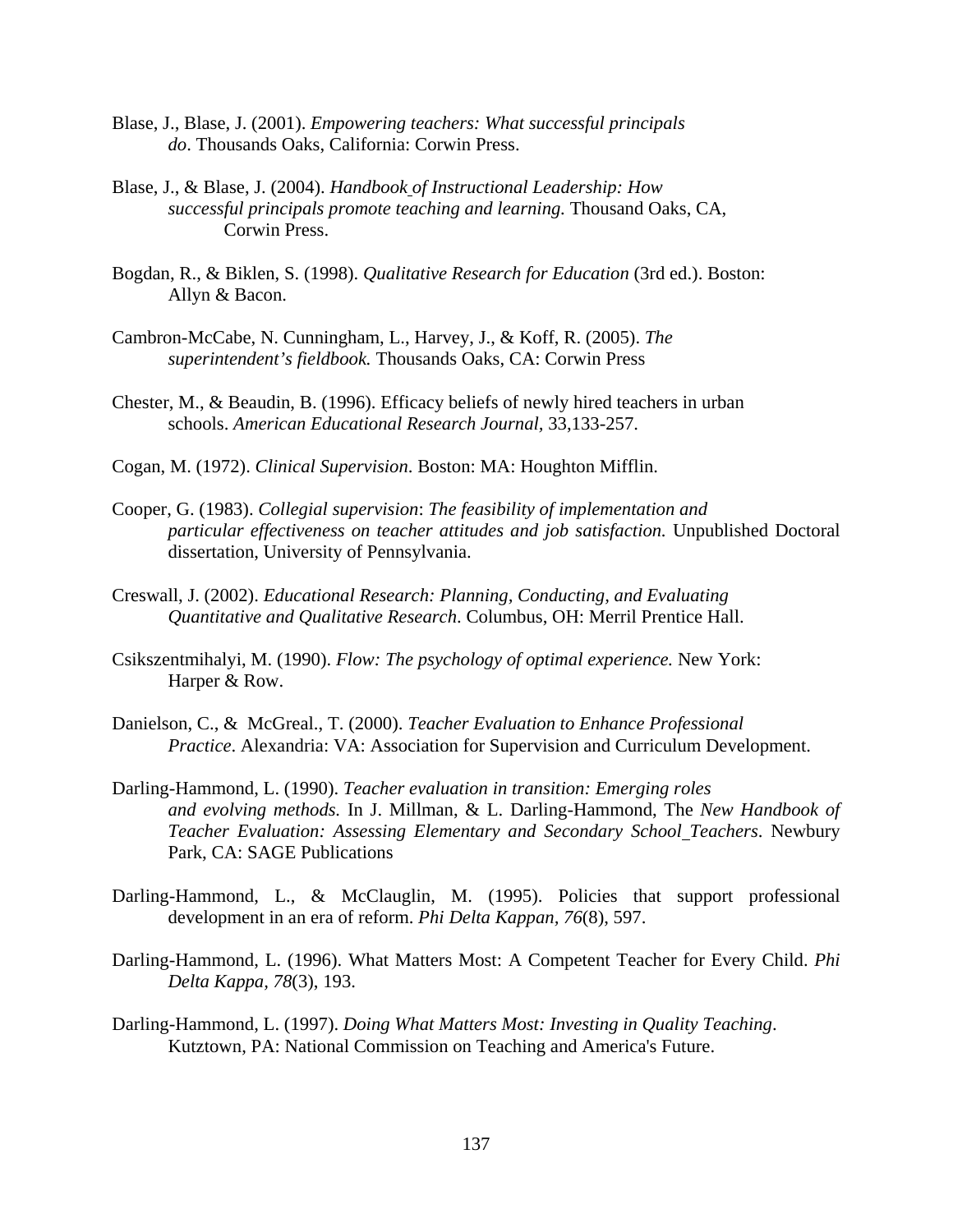Blase, J., Blase, J. (2001). *Empowering teachers: What successful principals do*. Thousands Oaks, California: Corwin Press.

Blase, J., & Blase, J. (2004). *Handbook of Instructional Leadership: How successful principals promote teaching and learning.* Thousand Oaks, CA, Corwin Press.

Bogdan, R., & Biklen, S. (1998). *Qualitative Research for Education* (3rd ed.). Boston: Allyn & Bacon.

Cambron-McCabe, N. Cunningham, L., Harvey, J., & Koff, R. (2005). *The superintendent's fieldbook.* Thousands Oaks, CA: Corwin Press

Chester, M., & Beaudin, B. (1996). Efficacy beliefs of newly hired teachers in urban schools. *American Educational Research Journal,* 33,133-257.

Cogan, M. (1972). *Clinical Supervision*. Boston: MA: Houghton Mifflin.

Cooper, G. (1983). *Collegial supervision*: *The feasibility of implementation and particular effectiveness on teacher attitudes and job satisfaction.* Unpublished Doctoral dissertation, University of Pennsylvania.

Creswall, J. (2002). *Educational Research: Planning, Conducting, and Evaluating Quantitative and Qualitative Research*. Columbus, OH: Merril Prentice Hall.

Csikszentmihalyi, M. (1990). *Flow: The psychology of optimal experience.* New York: Harper & Row.

Danielson, C., & McGreal., T. (2000). *Teacher Evaluation to Enhance Professional Practice*. Alexandria: VA: Association for Supervision and Curriculum Development.

Darling-Hammond, L. (1990). *Teacher evaluation in transition: Emerging roles and evolving methods.* In J. Millman, & L. Darling-Hammond, The *New Handbook of Teacher Evaluation: Assessing Elementary and Secondary School Teachers*. Newbury Park, CA: SAGE Publications

Darling-Hammond, L., & McClauglin, M. (1995). Policies that support professional development in an era of reform. *Phi Delta Kappan, 76*(8), 597.

Darling-Hammond, L. (1996). What Matters Most: A Competent Teacher for Every Child. *Phi Delta Kappa, 78*(3), 193.

Darling-Hammond, L. (1997). *Doing What Matters Most: Investing in Quality Teaching*. Kutztown, PA: National Commission on Teaching and America's Future.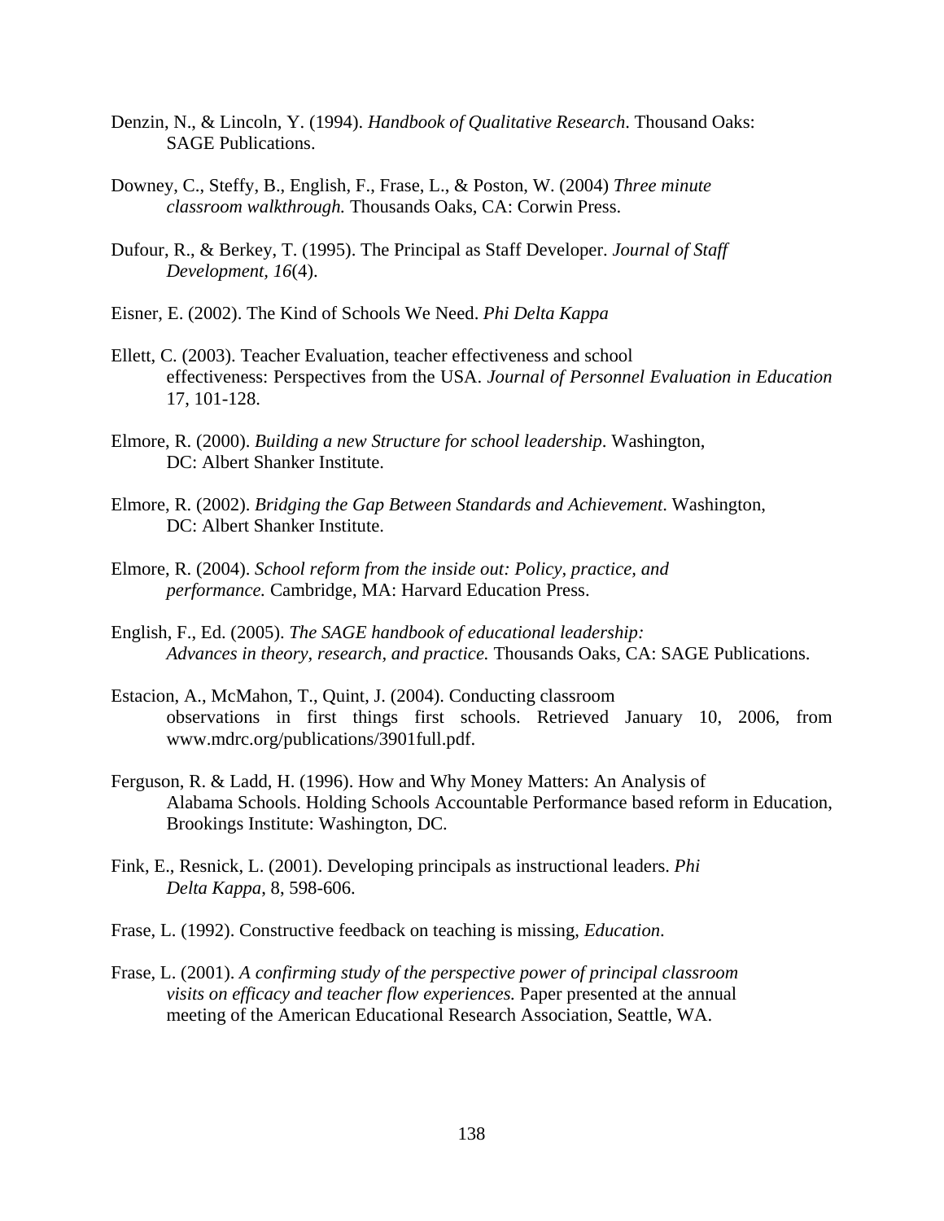Denzin, N., & Lincoln, Y. (1994). *Handbook of Qualitative Research*. Thousand Oaks: SAGE Publications.

Downey, C., Steffy, B., English, F., Frase, L., & Poston, W. (2004) *Three minute classroom walkthrough.* Thousands Oaks, CA: Corwin Press.

Dufour, R., & Berkey, T. (1995). The Principal as Staff Developer. *Journal of Staff Development, 16*(4).

Eisner, E. (2002). The Kind of Schools We Need. *Phi Delta Kappa*

Ellett, C. (2003). Teacher Evaluation, teacher effectiveness and school effectiveness: Perspectives from the USA. *Journal of Personnel Evaluation in Education* 17, 101-128.

Elmore, R. (2000). *Building a new Structure for school leadership*. Washington, DC: Albert Shanker Institute.

Elmore, R. (2002). *Bridging the Gap Between Standards and Achievement*. Washington, DC: Albert Shanker Institute.

Elmore, R. (2004). *School reform from the inside out: Policy, practice, and performance.* Cambridge, MA: Harvard Education Press.

English, F., Ed. (2005). *The SAGE handbook of educational leadership: Advances in theory, research, and practice.* Thousands Oaks, CA: SAGE Publications.

Estacion, A., McMahon, T., Quint, J. (2004). Conducting classroom observations in first things first schools. Retrieved January 10, 2006, from www.mdrc.org/publications/3901full.pdf.

Ferguson, R. & Ladd, H. (1996). How and Why Money Matters: An Analysis of Alabama Schools. Holding Schools Accountable Performance based reform in Education, Brookings Institute: Washington, DC.

Fink, E., Resnick, L. (2001). Developing principals as instructional leaders. *Phi Delta Kappa*, 8, 598-606.

Frase, L. (1992). Constructive feedback on teaching is missing, *Education*.

Frase, L. (2001). *A confirming study of the perspective power of principal classroom visits on efficacy and teacher flow experiences.* Paper presented at the annual meeting of the American Educational Research Association, Seattle, WA.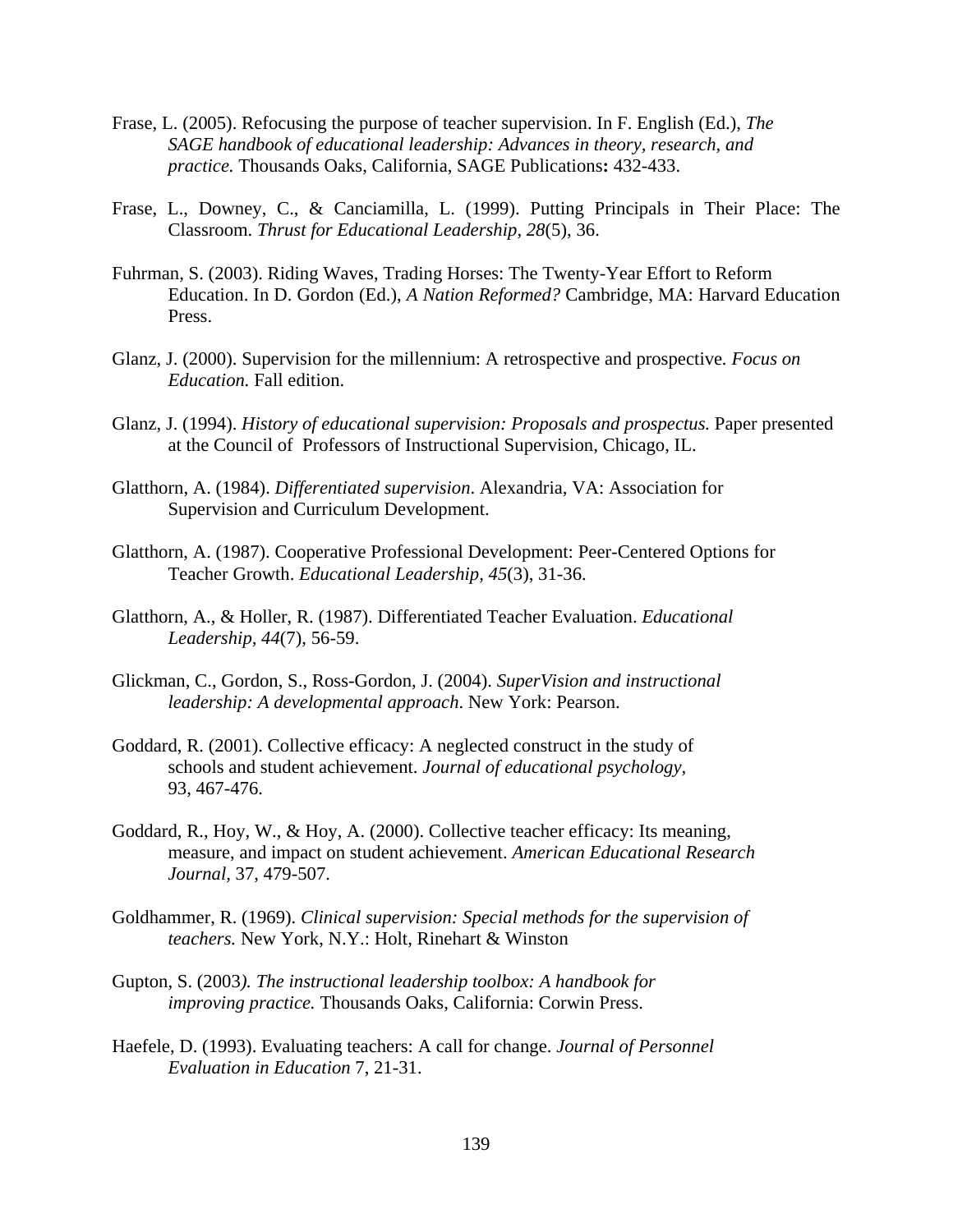Frase, L. (2005). Refocusing the purpose of teacher supervision. In F. English (Ed.), *The SAGE handbook of educational leadership: Advances in theory, research, and practice.* Thousands Oaks, California, SAGE Publications**:** 432-433.

Frase, L., Downey, C., & Canciamilla, L. (1999). Putting Principals in Their Place: The Classroom. *Thrust for Educational Leadership, 28*(5), 36.

Fuhrman, S. (2003). Riding Waves, Trading Horses: The Twenty-Year Effort to Reform Education. In D. Gordon (Ed.), *A Nation Reformed?* Cambridge, MA: Harvard Education Press.

Glanz, J. (2000). Supervision for the millennium: A retrospective and prospective. *Focus on Education.* Fall edition.

Glanz, J. (1994). *History of educational supervision: Proposals and prospectus.* Paper presented at the Council of Professors of Instructional Supervision, Chicago, IL.

Glatthorn, A. (1984). *Differentiated supervision.* Alexandria, VA: Association for Supervision and Curriculum Development.

Glatthorn, A. (1987). Cooperative Professional Development: Peer-Centered Options for Teacher Growth. *Educational Leadership, 45*(3), 31-36.

Glatthorn, A., & Holler, R. (1987). Differentiated Teacher Evaluation. *Educational Leadership, 44*(7), 56-59.

Glickman, C., Gordon, S., Ross-Gordon, J. (2004). *SuperVision and instructional leadership: A developmental approach*. New York: Pearson.

Goddard, R. (2001). Collective efficacy: A neglected construct in the study of schools and student achievement. *Journal of educational psychology,* 93, 467-476.

Goddard, R., Hoy, W., & Hoy, A. (2000). Collective teacher efficacy: Its meaning, measure, and impact on student achievement. *American Educational Research Journal,* 37, 479-507.

Goldhammer, R. (1969). *Clinical supervision: Special methods for the supervision of teachers.* New York, N.Y.: Holt, Rinehart & Winston

Gupton, S. (2003*). The instructional leadership toolbox: A handbook for improving practice.* Thousands Oaks, California: Corwin Press.

Haefele, D. (1993). Evaluating teachers: A call for change. *Journal of Personnel Evaluation in Education* 7, 21-31.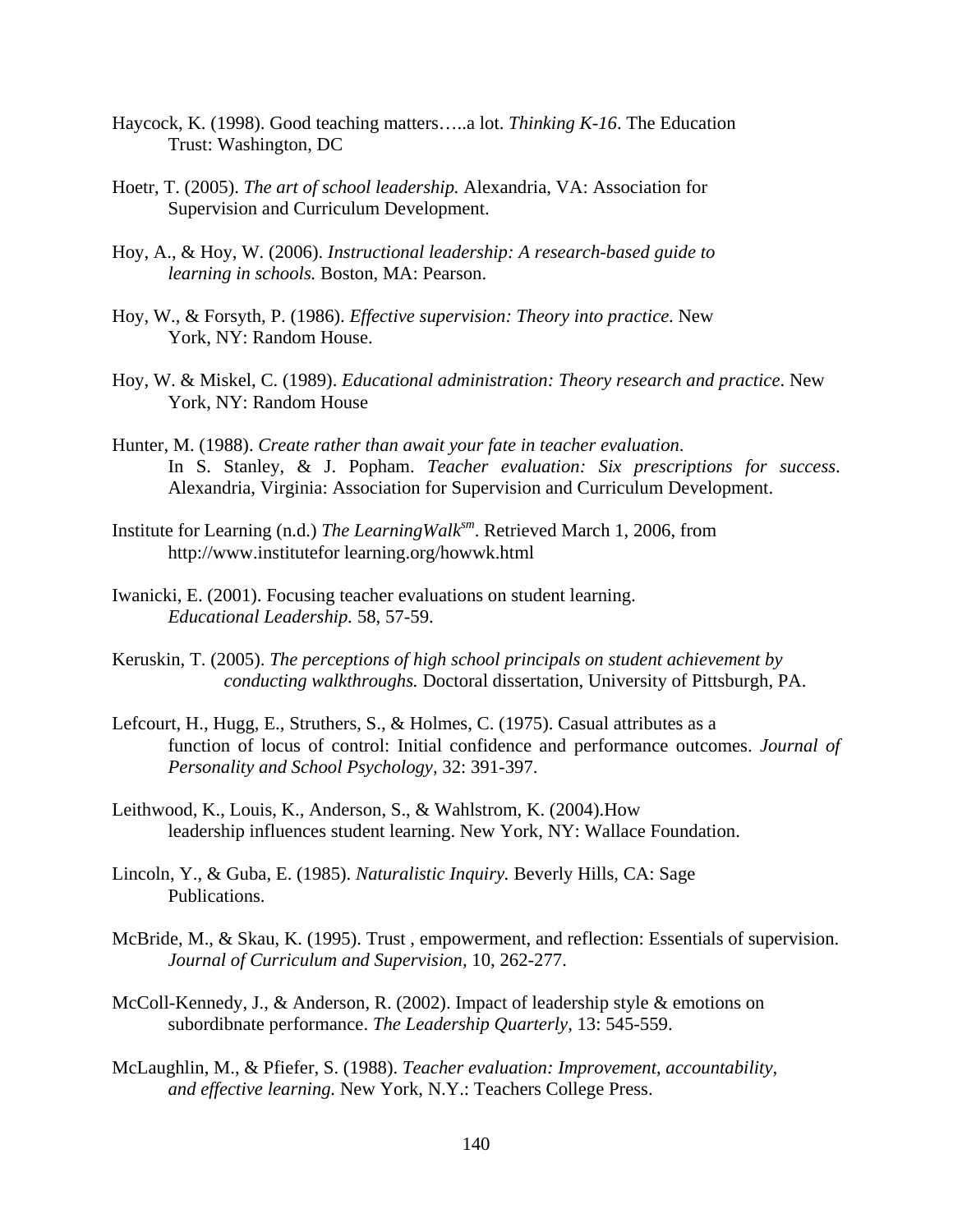Haycock, K. (1998). Good teaching matters…..a lot. *Thinking K-16*. The Education Trust: Washington, DC

Hoetr, T. (2005). *The art of school leadership.* Alexandria, VA: Association for Supervision and Curriculum Development.

Hoy, A., & Hoy, W. (2006). *Instructional leadership: A research-based guide to learning in schools.* Boston, MA: Pearson.

Hoy, W., & Forsyth, P. (1986). *Effective supervision: Theory into practice.* New York, NY: Random House.

Hoy, W. & Miskel, C. (1989). *Educational administration: Theory research and practice*. New York, NY: Random House

Hunter, M. (1988). *Create rather than await your fate in teacher evaluation*. In S. Stanley, & J. Popham. *Teacher evaluation: Six prescriptions for success*. Alexandria, Virginia: Association for Supervision and Curriculum Development.

Institute for Learning (n.d.) *The LearningWalk[sm]*. Retrieved March 1, 2006, from http://www.institutefor learning.org/howwk.html

Iwanicki, E. (2001). Focusing teacher evaluations on student learning. *Educational Leadership.* 58, 57-59.

Keruskin, T. (2005). *The perceptions of high school principals on student achievement by conducting walkthroughs.* Doctoral dissertation, University of Pittsburgh, PA.

Lefcourt, H., Hugg, E., Struthers, S., & Holmes, C. (1975). Casual attributes as a function of locus of control: Initial confidence and performance outcomes. *Journal of Personality and School Psychology,* 32: 391-397.

Leithwood, K., Louis, K., Anderson, S., & Wahlstrom, K. (2004).How leadership influences student learning. New York, NY: Wallace Foundation.

Lincoln, Y., & Guba, E. (1985). *Naturalistic Inquiry.* Beverly Hills, CA: Sage Publications.

McBride, M., & Skau, K. (1995). Trust , empowerment, and reflection: Essentials of supervision. *Journal of Curriculum and Supervision,* 10, 262-277.

McColl-Kennedy, J., & Anderson, R. (2002). Impact of leadership style & emotions on subordibnate performance. *The Leadership Quarterly,* 13: 545-559.

McLaughlin, M., & Pfiefer, S. (1988). *Teacher evaluation: Improvement, accountability, and effective learning.* New York, N.Y.: Teachers College Press.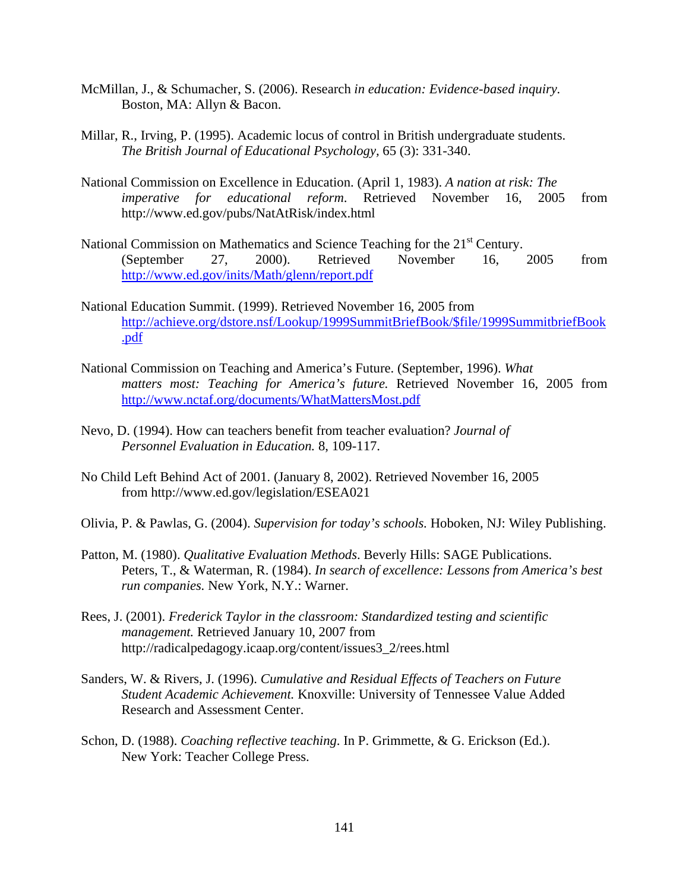McMillan, J., & Schumacher, S. (2006). Research *in education: Evidence-based inquiry.* Boston, MA: Allyn & Bacon.

Millar, R., Irving, P. (1995). Academic locus of control in British undergraduate students. *The British Journal of Educational Psychology,* 65 (3): 331-340.

National Commission on Excellence in Education. (April 1, 1983). *A nation at risk: The imperative for educational reform*. Retrieved November 16, 2005 from http://www.ed.gov/pubs/NatAtRisk/index.html

National Commission on Mathematics and Science Teaching for the 21st Century. (September 27, 2000). Retrieved November 16, 2005 from http://www.ed.gov/inits/Math/glenn/report.pdf

National Education Summit. (1999). Retrieved November 16, 2005 from http://achieve.org/dstore.nsf/Lookup/1999SummitBriefBook/$file/1999SummitbriefBook.pdf

National Commission on Teaching and America's Future. (September, 1996). *What matters most: Teaching for America's future.* Retrieved November 16, 2005 from http://www.nctaf.org/documents/WhatMattersMost.pdf

Nevo, D. (1994). How can teachers benefit from teacher evaluation? *Journal of Personnel Evaluation in Education.* 8, 109-117.

No Child Left Behind Act of 2001. (January 8, 2002). Retrieved November 16, 2005 from http://www.ed.gov/legislation/ESEA021

Olivia, P. & Pawlas, G. (2004). *Supervision for today's schools.* Hoboken, NJ: Wiley Publishing.

Patton, M. (1980). *Qualitative Evaluation Methods*. Beverly Hills: SAGE Publications.
Peters, T., & Waterman, R. (1984). *In search of excellence: Lessons from America's best run companies.* New York, N.Y.: Warner.

Rees, J. (2001). *Frederick Taylor in the classroom: Standardized testing and scientific management.* Retrieved January 10, 2007 from http://radicalpedagogy.icaap.org/content/issues3_2/rees.html

Sanders, W. & Rivers, J. (1996). *Cumulative and Residual Effects of Teachers on Future Student Academic Achievement.* Knoxville: University of Tennessee Value Added Research and Assessment Center.

Schon, D. (1988). *Coaching reflective teaching*. In P. Grimmette, & G. Erickson (Ed.). New York: Teacher College Press.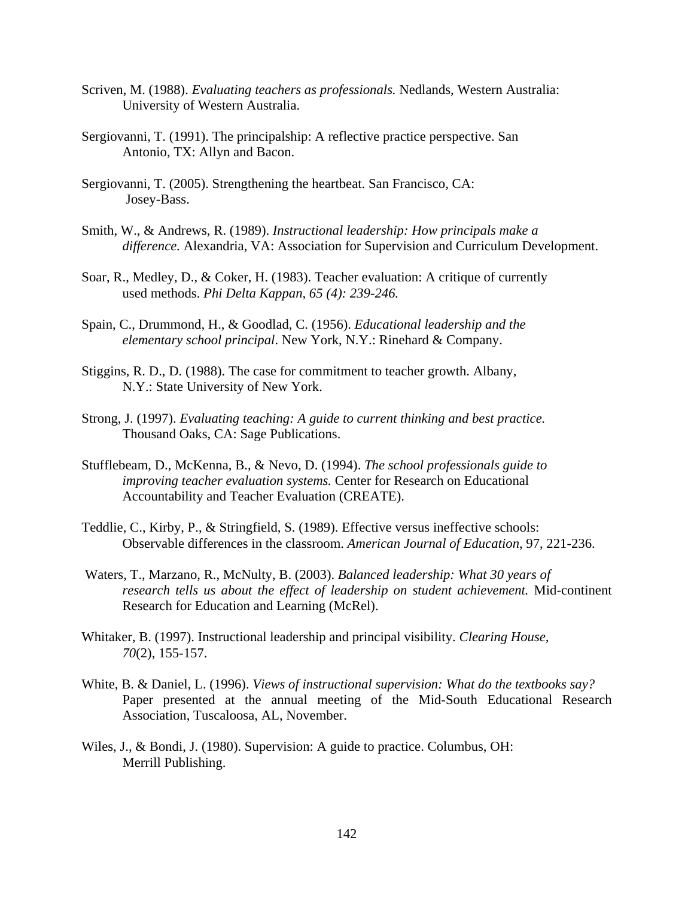Scriven, M. (1988). *Evaluating teachers as professionals.* Nedlands, Western Australia: University of Western Australia.

Sergiovanni, T. (1991). The principalship: A reflective practice perspective. San Antonio, TX: Allyn and Bacon.

Sergiovanni, T. (2005). Strengthening the heartbeat. San Francisco, CA: Josey-Bass.

Smith, W., & Andrews, R. (1989). *Instructional leadership: How principals make a difference.* Alexandria, VA: Association for Supervision and Curriculum Development.

Soar, R., Medley, D., & Coker, H. (1983). Teacher evaluation: A critique of currently used methods. *Phi Delta Kappan, 65 (4): 239-246.*

Spain, C., Drummond, H., & Goodlad, C. (1956). *Educational leadership and the elementary school principal*. New York, N.Y.: Rinehard & Company.

Stiggins, R. D., D. (1988). The case for commitment to teacher growth. Albany, N.Y.: State University of New York.

Strong, J. (1997). *Evaluating teaching: A guide to current thinking and best practice.* Thousand Oaks, CA: Sage Publications.

Stufflebeam, D., McKenna, B., & Nevo, D. (1994). *The school professionals guide to improving teacher evaluation systems.* Center for Research on Educational Accountability and Teacher Evaluation (CREATE).

Teddlie, C., Kirby, P., & Stringfield, S. (1989). Effective versus ineffective schools: Observable differences in the classroom. *American Journal of Education*, 97, 221-236.

Waters, T., Marzano, R., McNulty, B. (2003). *Balanced leadership: What 30 years of research tells us about the effect of leadership on student achievement.* Mid-continent Research for Education and Learning (McRel).

Whitaker, B. (1997). Instructional leadership and principal visibility. *Clearing House*, *70*(2), 155-157.

White, B. & Daniel, L. (1996). *Views of instructional supervision: What do the textbooks say?* Paper presented at the annual meeting of the Mid-South Educational Research Association, Tuscaloosa, AL, November.

Wiles, J., & Bondi, J. (1980). Supervision: A guide to practice. Columbus, OH: Merrill Publishing.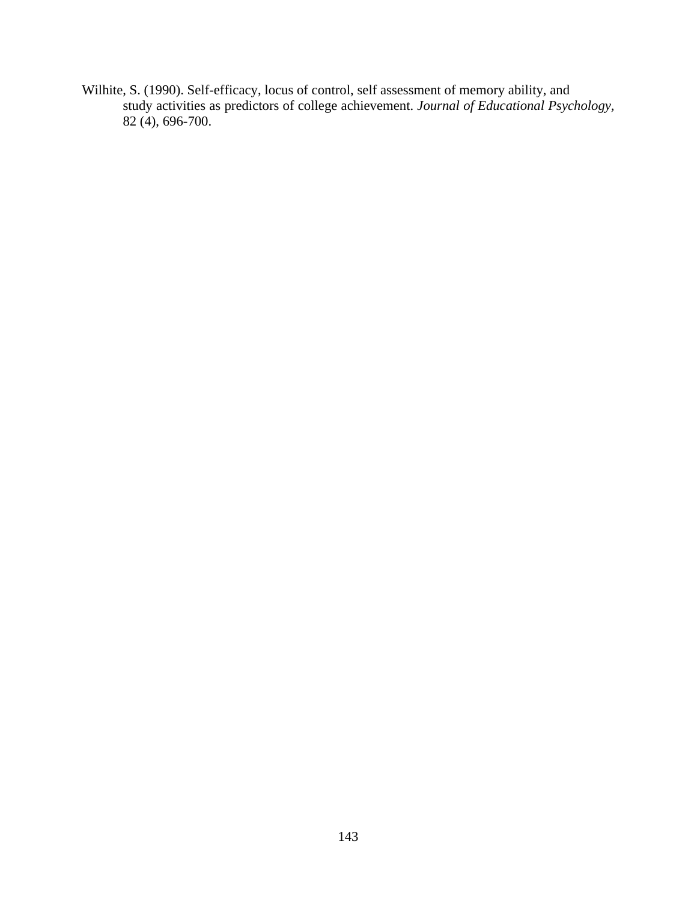Wilhite, S. (1990). Self-efficacy, locus of control, self assessment of memory ability, and study activities as predictors of college achievement. *Journal of Educational Psychology*, 82 (4), 696-700.